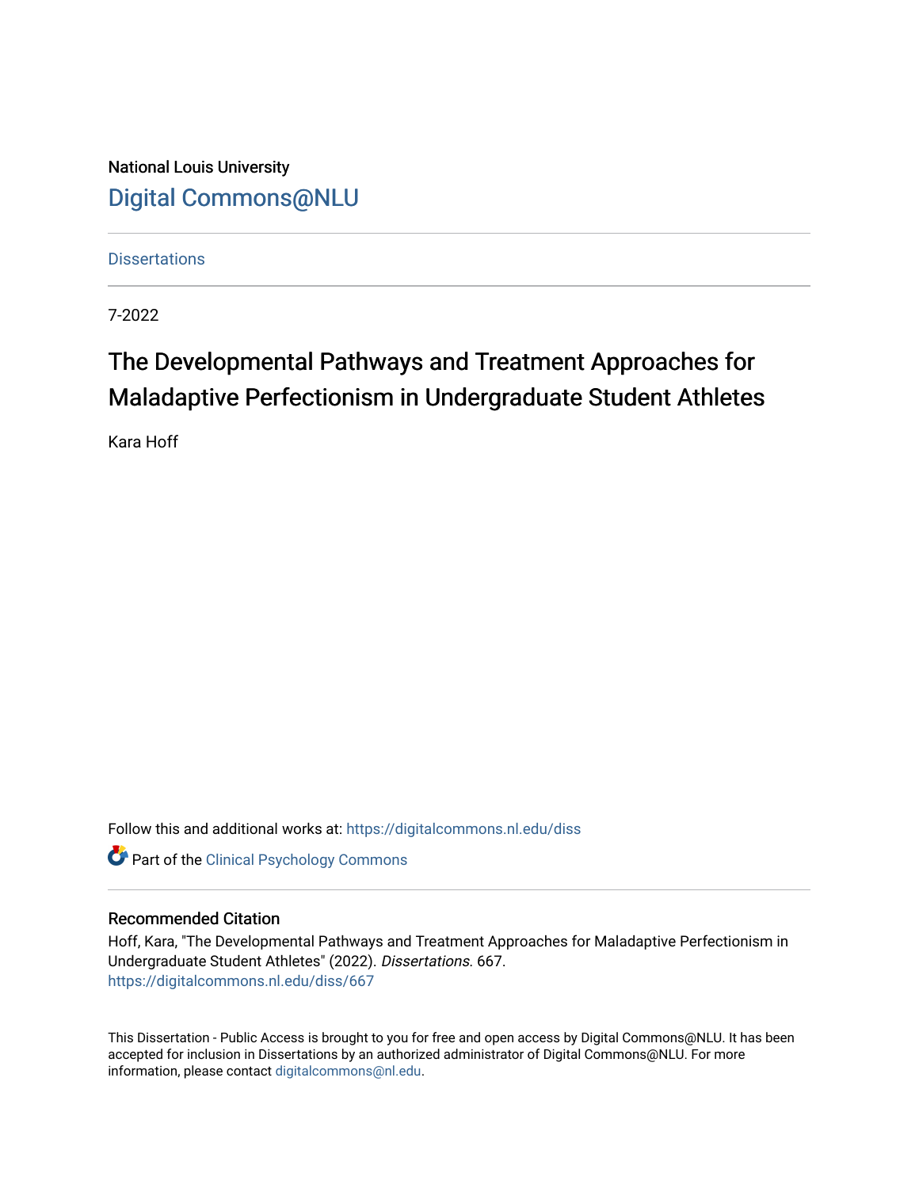National Louis University

Digital Commons@NLU

Dissertations

7-2022

# The Developmental Pathways and Treatment Approaches for Maladaptive Perfectionism in Undergraduate Student Athletes

Kara Hoff

Follow this and additional works at: https://digitalcommons.nl.edu/diss

Part of the Clinical Psychology Commons

## Recommended Citation

Hoff, Kara, "The Developmental Pathways and Treatment Approaches for Maladaptive Perfectionism in Undergraduate Student Athletes" (2022). *Dissertations*. 667.
https://digitalcommons.nl.edu/diss/667

This Dissertation - Public Access is brought to you for free and open access by Digital Commons@NLU. It has been accepted for inclusion in Dissertations by an authorized administrator of Digital Commons@NLU. For more information, please contact digitalcommons@nl.edu.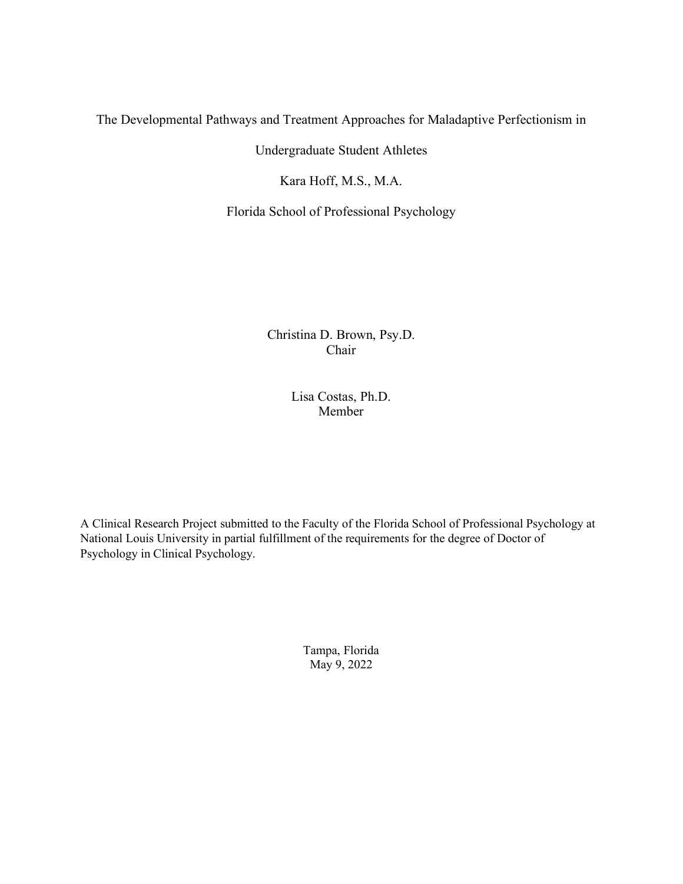The Developmental Pathways and Treatment Approaches for Maladaptive Perfectionism in Undergraduate Student Athletes

Kara Hoff, M.S., M.A.

Florida School of Professional Psychology

Christina D. Brown, Psy.D.
Chair

Lisa Costas, Ph.D.
Member

A Clinical Research Project submitted to the Faculty of the Florida School of Professional Psychology at National Louis University in partial fulfillment of the requirements for the degree of Doctor of Psychology in Clinical Psychology.

Tampa, Florida
May 9, 2022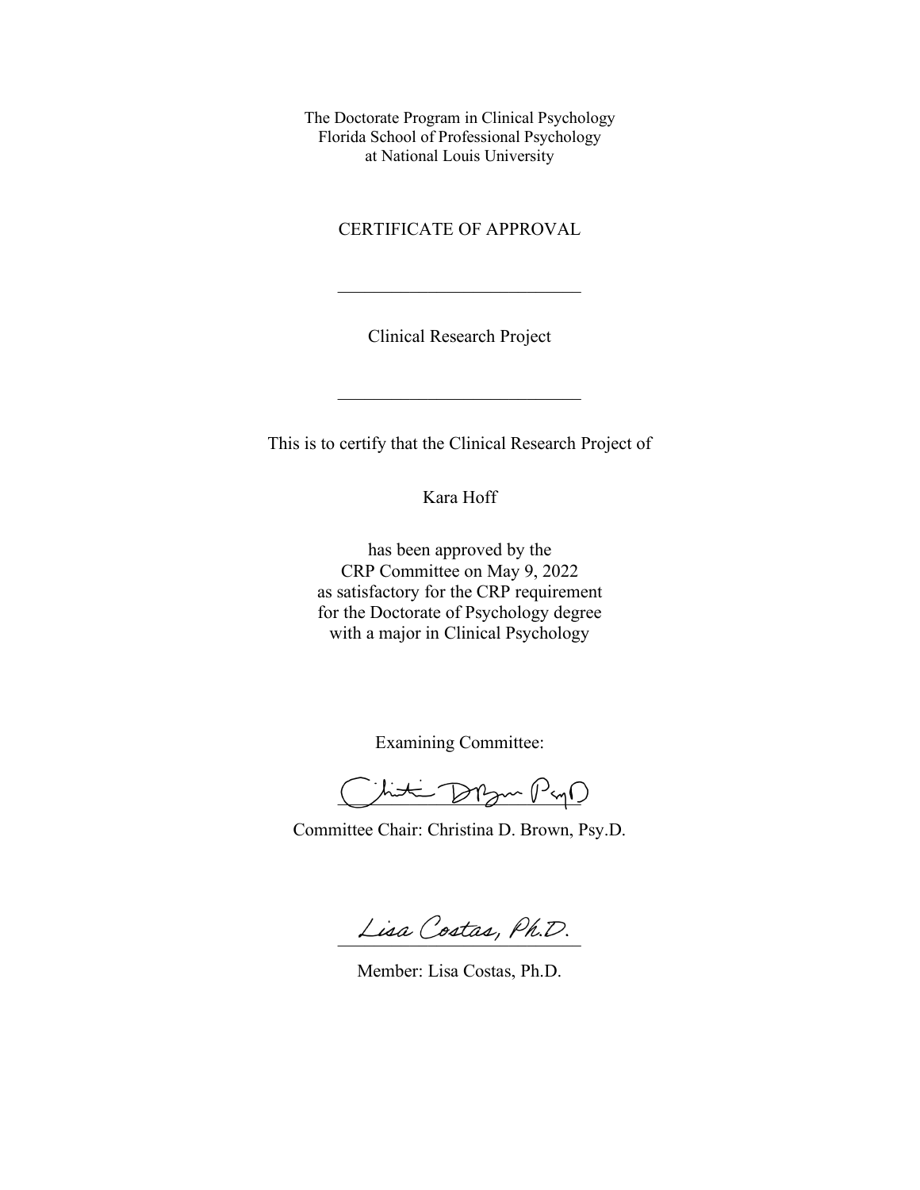The Doctorate Program in Clinical Psychology
Florida School of Professional Psychology
at National Louis University

CERTIFICATE OF APPROVAL

---

Clinical Research Project

---

This is to certify that the Clinical Research Project of

Kara Hoff

has been approved by the
CRP Committee on May 9, 2022
as satisfactory for the CRP requirement
for the Doctorate of Psychology degree
with a major in Clinical Psychology

Examining Committee:

Christina D. Brown, Psy.D.

Committee Chair: Christina D. Brown, Psy.D.

Lisa Costas, Ph.D.

Member: Lisa Costas, Ph.D.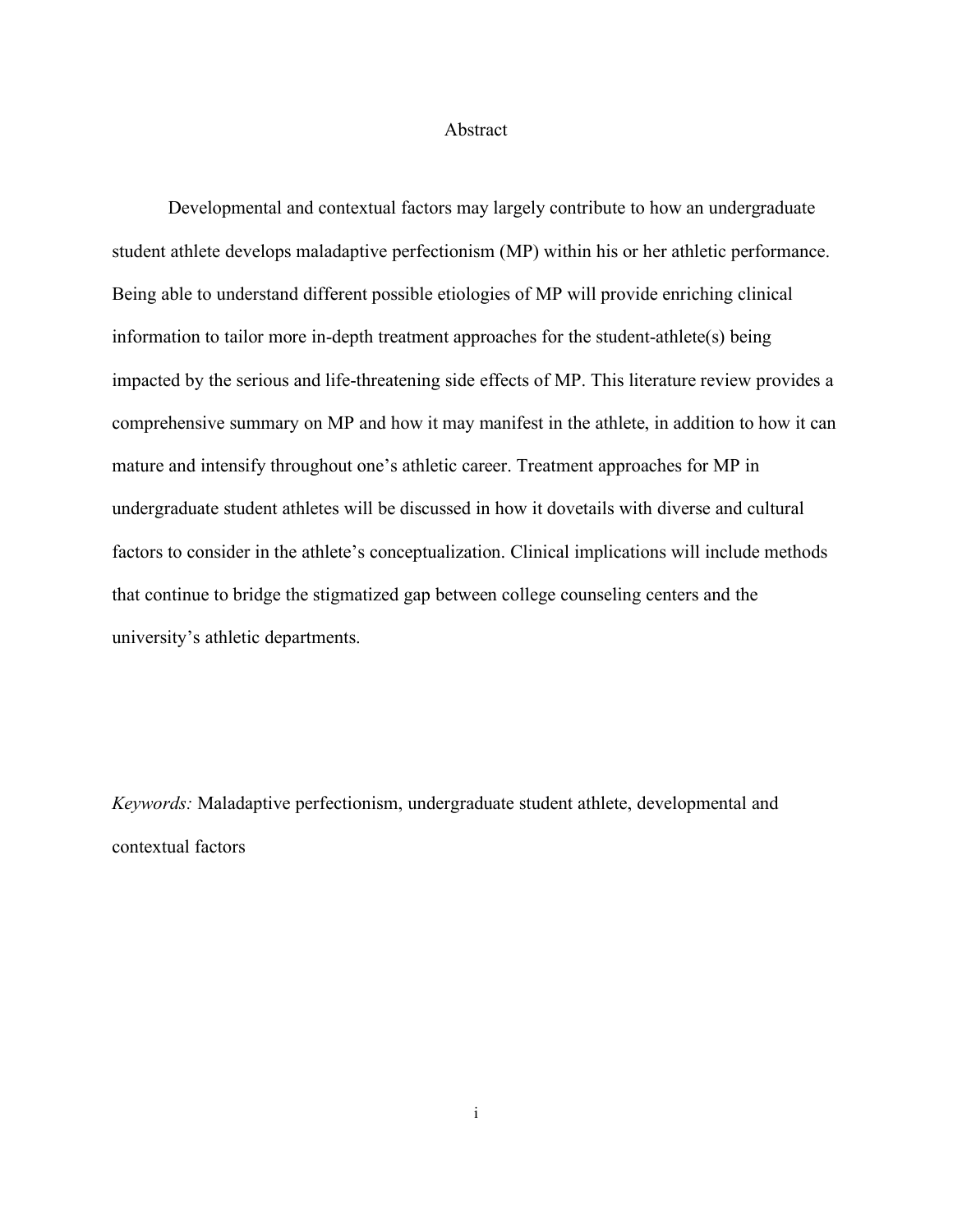# Abstract

Developmental and contextual factors may largely contribute to how an undergraduate student athlete develops maladaptive perfectionism (MP) within his or her athletic performance. Being able to understand different possible etiologies of MP will provide enriching clinical information to tailor more in-depth treatment approaches for the student-athlete(s) being impacted by the serious and life-threatening side effects of MP. This literature review provides a comprehensive summary on MP and how it may manifest in the athlete, in addition to how it can mature and intensify throughout one's athletic career. Treatment approaches for MP in undergraduate student athletes will be discussed in how it dovetails with diverse and cultural factors to consider in the athlete's conceptualization. Clinical implications will include methods that continue to bridge the stigmatized gap between college counseling centers and the university's athletic departments.

*Keywords:* Maladaptive perfectionism, undergraduate student athlete, developmental and contextual factors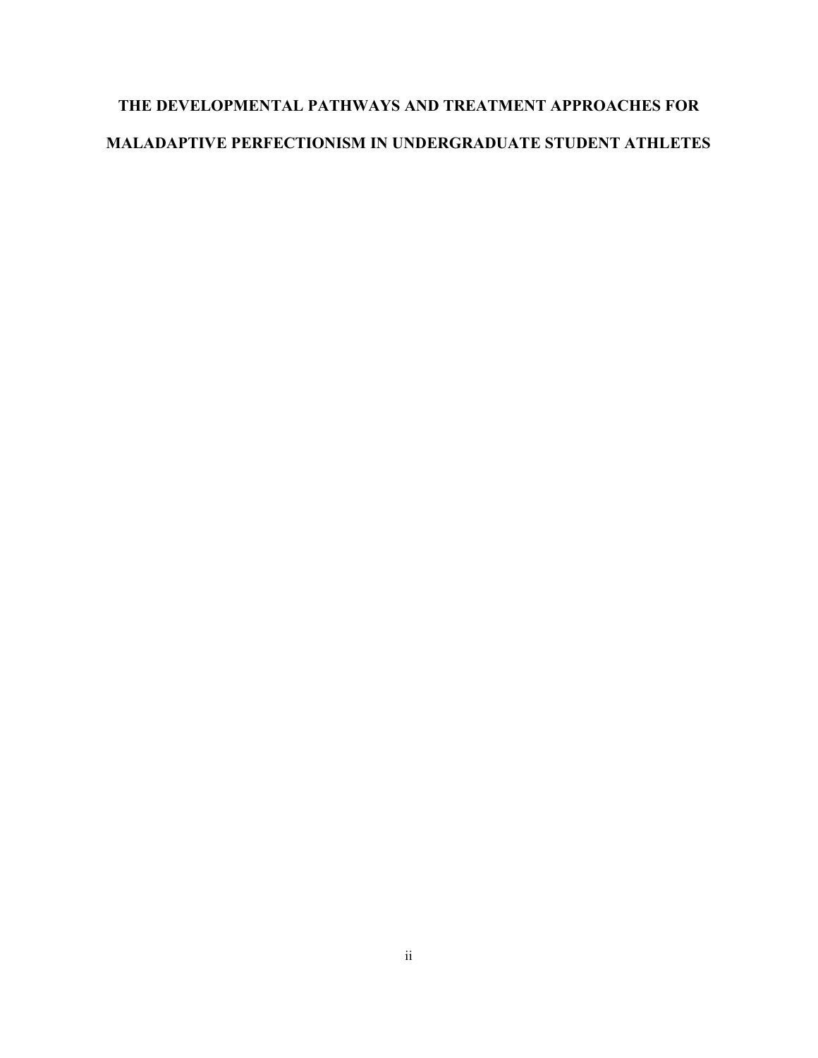# THE DEVELOPMENTAL PATHWAYS AND TREATMENT APPROACHES FOR MALADAPTIVE PERFECTIONISM IN UNDERGRADUATE STUDENT ATHLETES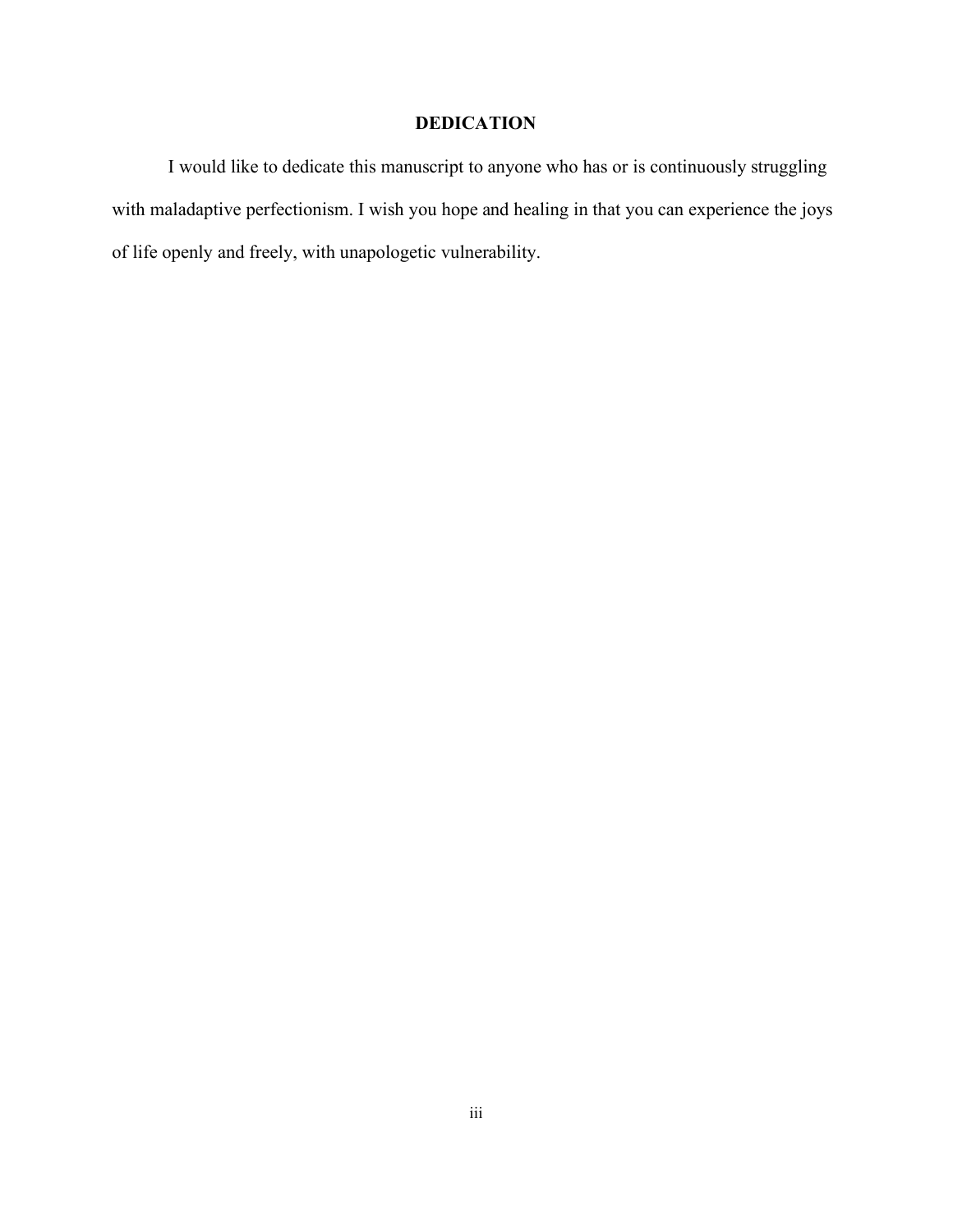# DEDICATION

I would like to dedicate this manuscript to anyone who has or is continuously struggling with maladaptive perfectionism. I wish you hope and healing in that you can experience the joys of life openly and freely, with unapologetic vulnerability.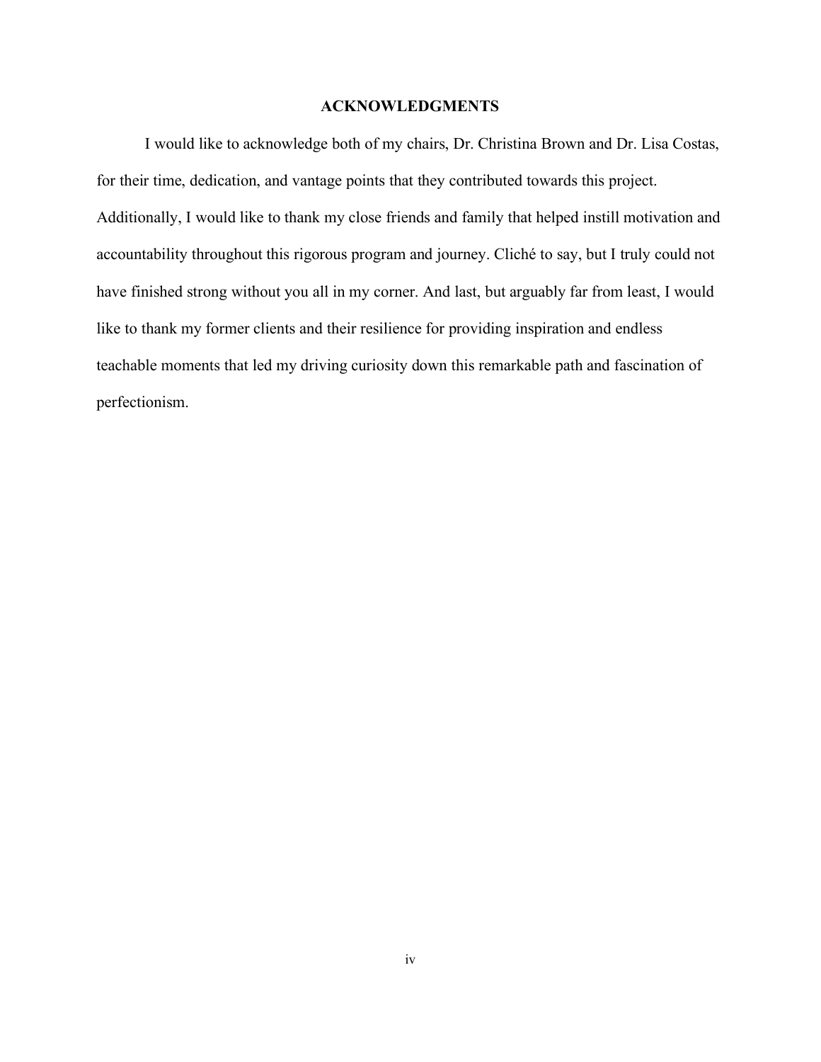## ACKNOWLEDGMENTS

I would like to acknowledge both of my chairs, Dr. Christina Brown and Dr. Lisa Costas, for their time, dedication, and vantage points that they contributed towards this project. Additionally, I would like to thank my close friends and family that helped instill motivation and accountability throughout this rigorous program and journey. Cliché to say, but I truly could not have finished strong without you all in my corner. And last, but arguably far from least, I would like to thank my former clients and their resilience for providing inspiration and endless teachable moments that led my driving curiosity down this remarkable path and fascination of perfectionism.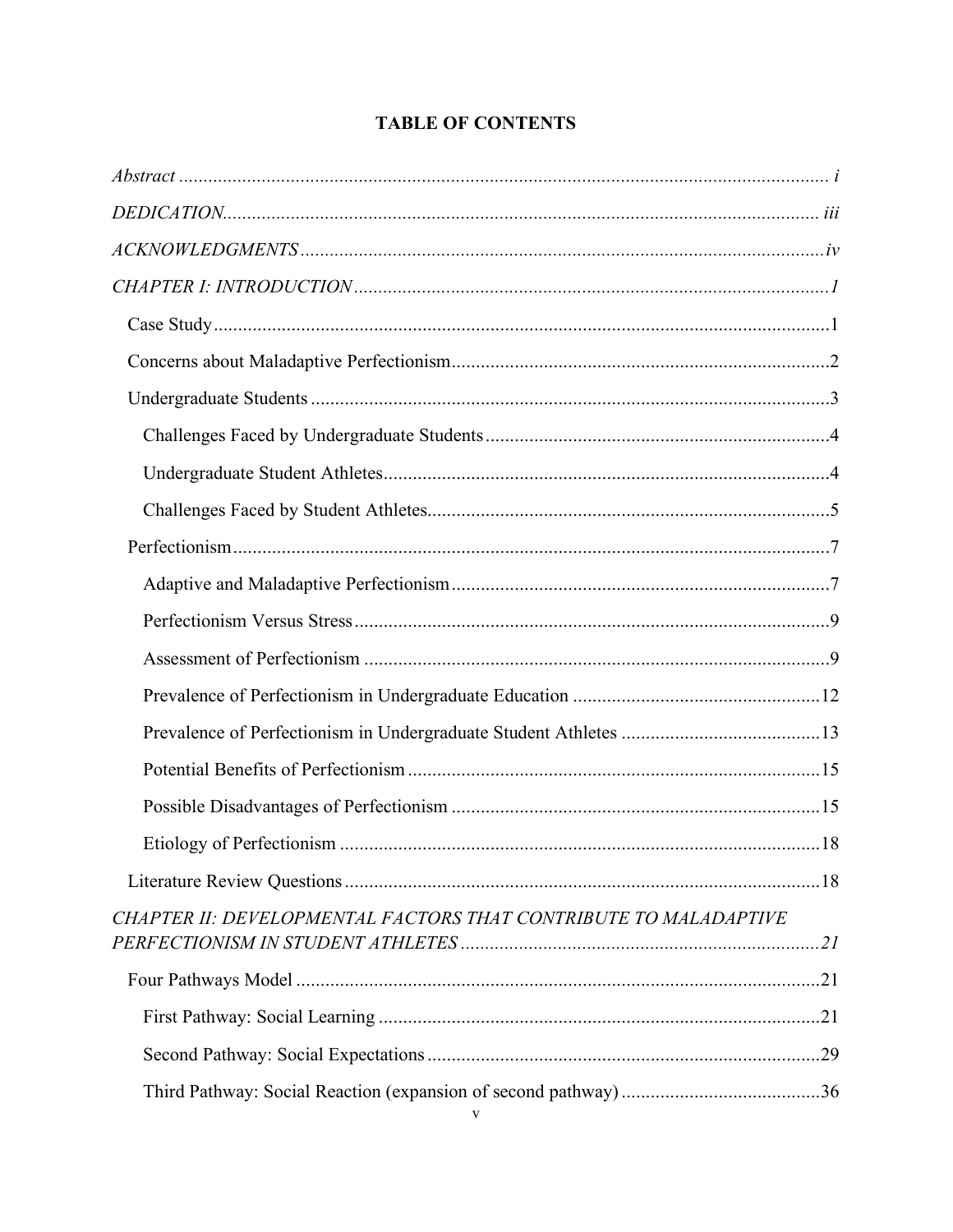# TABLE OF CONTENTS

*Abstract* ....... *i*

*DEDICATION* ....... *iii*

*ACKNOWLEDGMENTS* ....... *iv*

*CHAPTER I: INTRODUCTION* ....... *1*

- Case Study ....... 1
- Concerns about Maladaptive Perfectionism ....... 2
- Undergraduate Students ....... 3
  - Challenges Faced by Undergraduate Students ....... 4
  - Undergraduate Student Athletes ....... 4
  - Challenges Faced by Student Athletes ....... 5
- Perfectionism ....... 7
  - Adaptive and Maladaptive Perfectionism ....... 7
  - Perfectionism Versus Stress ....... 9
  - Assessment of Perfectionism ....... 9
  - Prevalence of Perfectionism in Undergraduate Education ....... 12
  - Prevalence of Perfectionism in Undergraduate Student Athletes ....... 13
  - Potential Benefits of Perfectionism ....... 15
  - Possible Disadvantages of Perfectionism ....... 15
  - Etiology of Perfectionism ....... 18
- Literature Review Questions ....... 18

*CHAPTER II: DEVELOPMENTAL FACTORS THAT CONTRIBUTE TO MALADAPTIVE PERFECTIONISM IN STUDENT ATHLETES* ....... *21*

- Four Pathways Model ....... 21
  - First Pathway: Social Learning ....... 21
  - Second Pathway: Social Expectations ....... 29
  - Third Pathway: Social Reaction (expansion of second pathway) ....... 36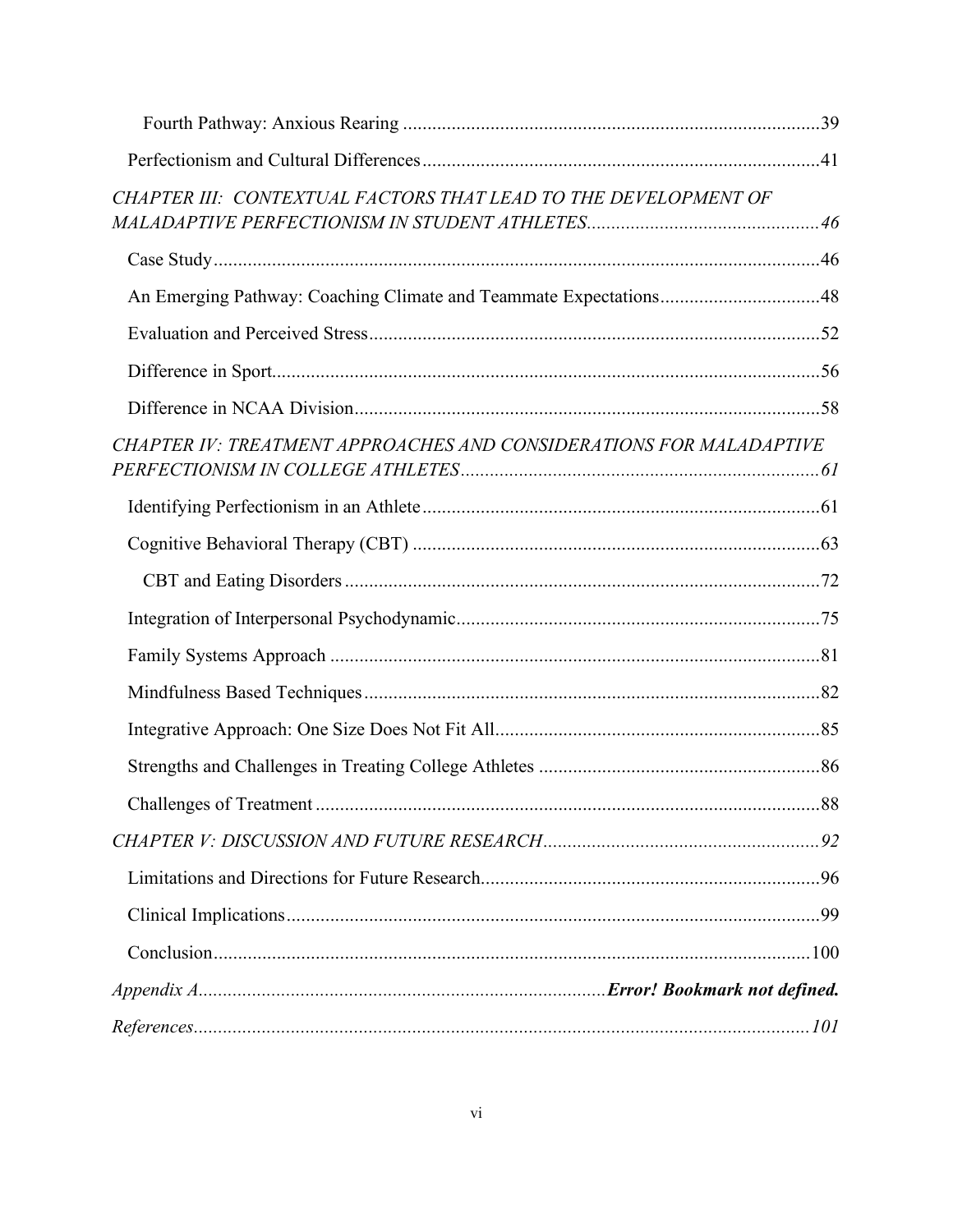Fourth Pathway: Anxious Rearing ....................................................................................39

Perfectionism and Cultural Differences ...............................................................................41

*CHAPTER III: CONTEXTUAL FACTORS THAT LEAD TO THE DEVELOPMENT OF MALADAPTIVE PERFECTIONISM IN STUDENT ATHLETES* ..............................................46

Case Study ............................................................................................................................46

An Emerging Pathway: Coaching Climate and Teammate Expectations ................................48

Evaluation and Perceived Stress ............................................................................................52

Difference in Sport ................................................................................................................56

Difference in NCAA Division ................................................................................................58

*CHAPTER IV: TREATMENT APPROACHES AND CONSIDERATIONS FOR MALADAPTIVE PERFECTIONISM IN COLLEGE ATHLETES* ........................................................................61

Identifying Perfectionism in an Athlete .................................................................................61

Cognitive Behavioral Therapy (CBT) ...................................................................................63

CBT and Eating Disorders .................................................................................................72

Integration of Interpersonal Psychodynamic ..........................................................................75

Family Systems Approach ....................................................................................................81

Mindfulness Based Techniques .............................................................................................82

Integrative Approach: One Size Does Not Fit All ..................................................................85

Strengths and Challenges in Treating College Athletes .........................................................86

Challenges of Treatment .......................................................................................................88

*CHAPTER V: DISCUSSION AND FUTURE RESEARCH* ........................................................92

Limitations and Directions for Future Research .....................................................................96

Clinical Implications .............................................................................................................99

Conclusion ..........................................................................................................................100

*Appendix A* .................................................................................. ***Error! Bookmark not defined.***

*References* ..............................................................................................................................*101*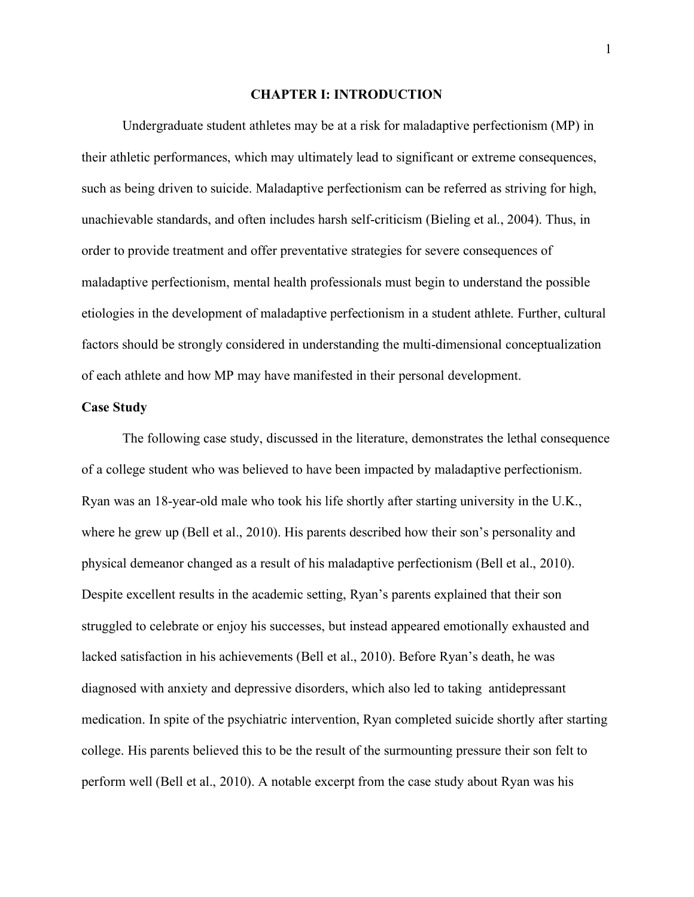# CHAPTER I: INTRODUCTION

Undergraduate student athletes may be at a risk for maladaptive perfectionism (MP) in their athletic performances, which may ultimately lead to significant or extreme consequences, such as being driven to suicide. Maladaptive perfectionism can be referred as striving for high, unachievable standards, and often includes harsh self-criticism (Bieling et al., 2004). Thus, in order to provide treatment and offer preventative strategies for severe consequences of maladaptive perfectionism, mental health professionals must begin to understand the possible etiologies in the development of maladaptive perfectionism in a student athlete. Further, cultural factors should be strongly considered in understanding the multi-dimensional conceptualization of each athlete and how MP may have manifested in their personal development.

## Case Study

The following case study, discussed in the literature, demonstrates the lethal consequence of a college student who was believed to have been impacted by maladaptive perfectionism. Ryan was an 18-year-old male who took his life shortly after starting university in the U.K., where he grew up (Bell et al., 2010). His parents described how their son's personality and physical demeanor changed as a result of his maladaptive perfectionism (Bell et al., 2010). Despite excellent results in the academic setting, Ryan's parents explained that their son struggled to celebrate or enjoy his successes, but instead appeared emotionally exhausted and lacked satisfaction in his achievements (Bell et al., 2010). Before Ryan's death, he was diagnosed with anxiety and depressive disorders, which also led to taking antidepressant medication. In spite of the psychiatric intervention, Ryan completed suicide shortly after starting college. His parents believed this to be the result of the surmounting pressure their son felt to perform well (Bell et al., 2010). A notable excerpt from the case study about Ryan was his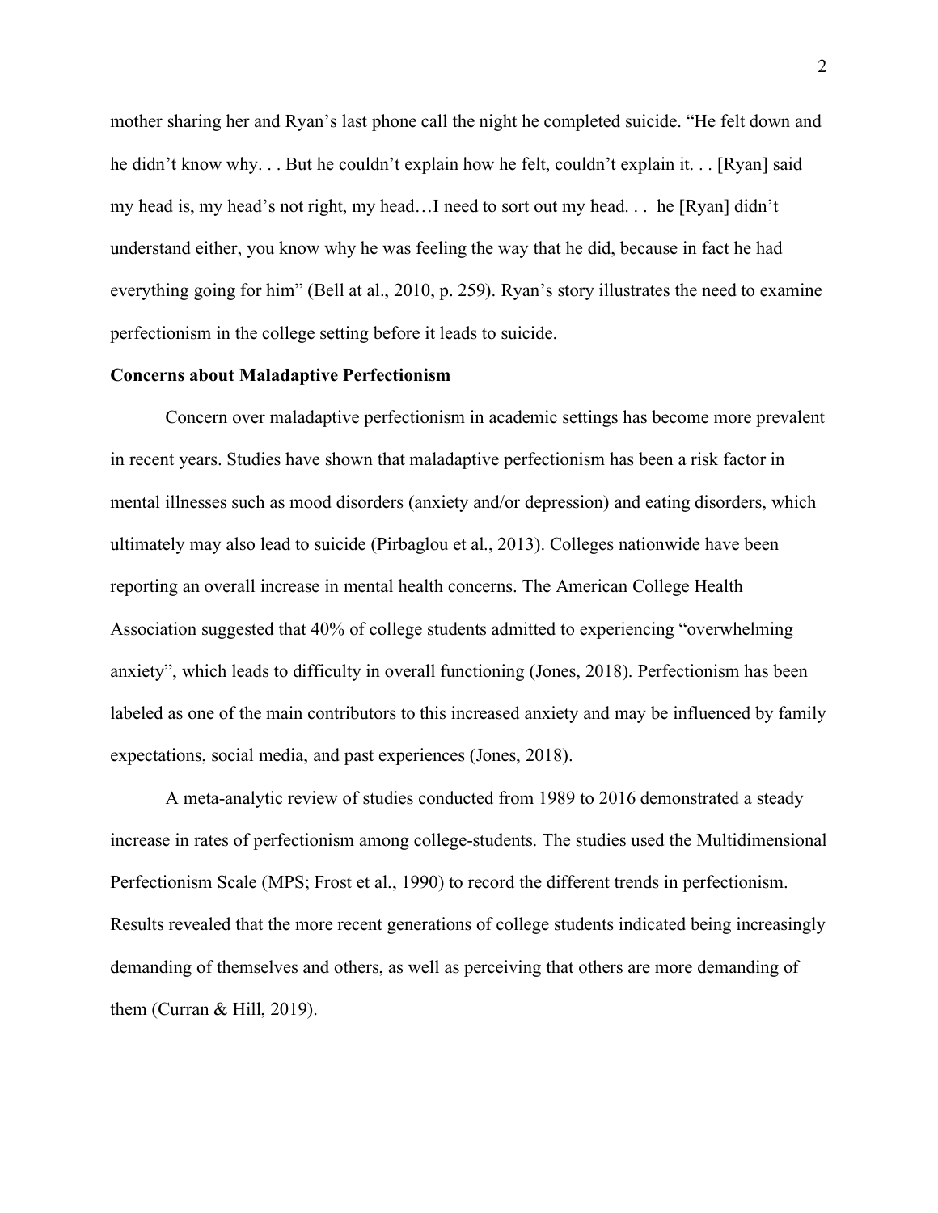mother sharing her and Ryan's last phone call the night he completed suicide. "He felt down and he didn't know why. . . But he couldn't explain how he felt, couldn't explain it. . . [Ryan] said my head is, my head's not right, my head…I need to sort out my head. . . he [Ryan] didn't understand either, you know why he was feeling the way that he did, because in fact he had everything going for him" (Bell at al., 2010, p. 259). Ryan's story illustrates the need to examine perfectionism in the college setting before it leads to suicide.

**Concerns about Maladaptive Perfectionism**

Concern over maladaptive perfectionism in academic settings has become more prevalent in recent years. Studies have shown that maladaptive perfectionism has been a risk factor in mental illnesses such as mood disorders (anxiety and/or depression) and eating disorders, which ultimately may also lead to suicide (Pirbaglou et al., 2013). Colleges nationwide have been reporting an overall increase in mental health concerns. The American College Health Association suggested that 40% of college students admitted to experiencing "overwhelming anxiety", which leads to difficulty in overall functioning (Jones, 2018). Perfectionism has been labeled as one of the main contributors to this increased anxiety and may be influenced by family expectations, social media, and past experiences (Jones, 2018).

A meta-analytic review of studies conducted from 1989 to 2016 demonstrated a steady increase in rates of perfectionism among college-students. The studies used the Multidimensional Perfectionism Scale (MPS; Frost et al., 1990) to record the different trends in perfectionism. Results revealed that the more recent generations of college students indicated being increasingly demanding of themselves and others, as well as perceiving that others are more demanding of them (Curran & Hill, 2019).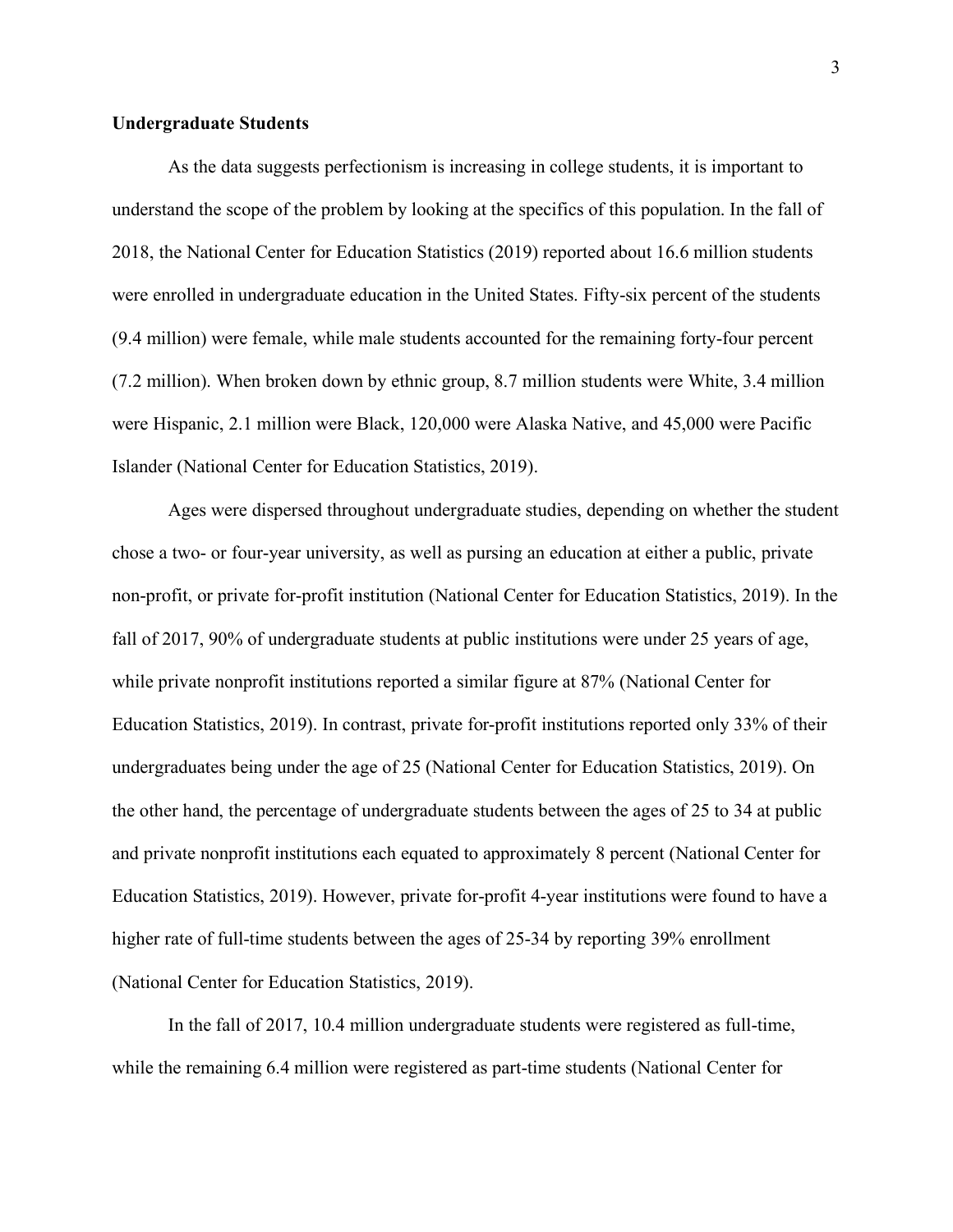**Undergraduate Students**

As the data suggests perfectionism is increasing in college students, it is important to understand the scope of the problem by looking at the specifics of this population. In the fall of 2018, the National Center for Education Statistics (2019) reported about 16.6 million students were enrolled in undergraduate education in the United States. Fifty-six percent of the students (9.4 million) were female, while male students accounted for the remaining forty-four percent (7.2 million). When broken down by ethnic group, 8.7 million students were White, 3.4 million were Hispanic, 2.1 million were Black, 120,000 were Alaska Native, and 45,000 were Pacific Islander (National Center for Education Statistics, 2019).

Ages were dispersed throughout undergraduate studies, depending on whether the student chose a two- or four-year university, as well as pursing an education at either a public, private non-profit, or private for-profit institution (National Center for Education Statistics, 2019). In the fall of 2017, 90% of undergraduate students at public institutions were under 25 years of age, while private nonprofit institutions reported a similar figure at 87% (National Center for Education Statistics, 2019). In contrast, private for-profit institutions reported only 33% of their undergraduates being under the age of 25 (National Center for Education Statistics, 2019). On the other hand, the percentage of undergraduate students between the ages of 25 to 34 at public and private nonprofit institutions each equated to approximately 8 percent (National Center for Education Statistics, 2019). However, private for-profit 4-year institutions were found to have a higher rate of full-time students between the ages of 25-34 by reporting 39% enrollment (National Center for Education Statistics, 2019).

In the fall of 2017, 10.4 million undergraduate students were registered as full-time, while the remaining 6.4 million were registered as part-time students (National Center for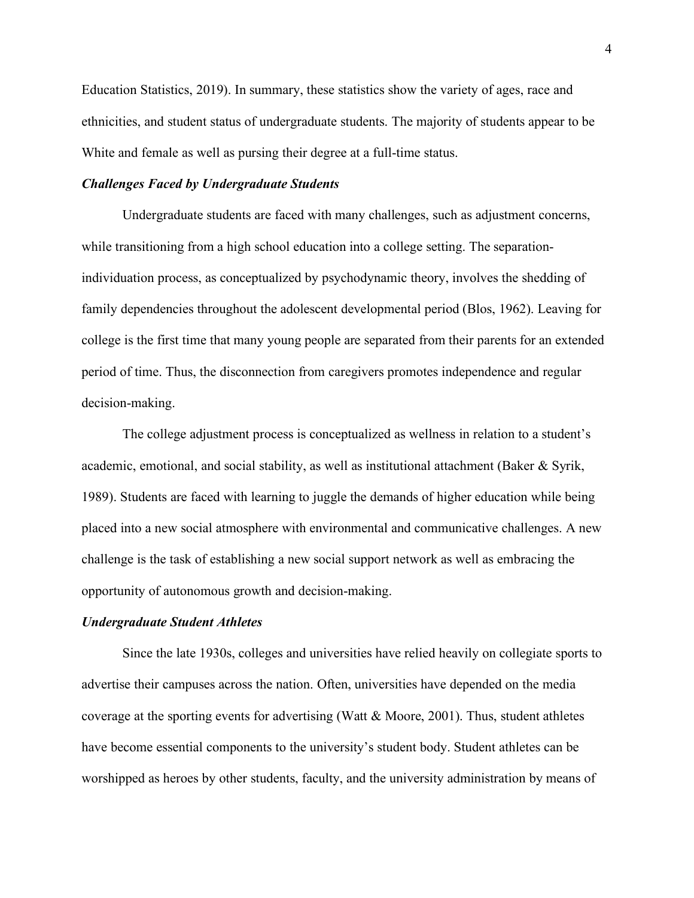Education Statistics, 2019). In summary, these statistics show the variety of ages, race and ethnicities, and student status of undergraduate students. The majority of students appear to be White and female as well as pursing their degree at a full-time status.

### *Challenges Faced by Undergraduate Students*

Undergraduate students are faced with many challenges, such as adjustment concerns, while transitioning from a high school education into a college setting. The separation-individuation process, as conceptualized by psychodynamic theory, involves the shedding of family dependencies throughout the adolescent developmental period (Blos, 1962). Leaving for college is the first time that many young people are separated from their parents for an extended period of time. Thus, the disconnection from caregivers promotes independence and regular decision-making.

The college adjustment process is conceptualized as wellness in relation to a student's academic, emotional, and social stability, as well as institutional attachment (Baker & Syrik, 1989). Students are faced with learning to juggle the demands of higher education while being placed into a new social atmosphere with environmental and communicative challenges. A new challenge is the task of establishing a new social support network as well as embracing the opportunity of autonomous growth and decision-making.

### *Undergraduate Student Athletes*

Since the late 1930s, colleges and universities have relied heavily on collegiate sports to advertise their campuses across the nation. Often, universities have depended on the media coverage at the sporting events for advertising (Watt & Moore, 2001). Thus, student athletes have become essential components to the university's student body. Student athletes can be worshipped as heroes by other students, faculty, and the university administration by means of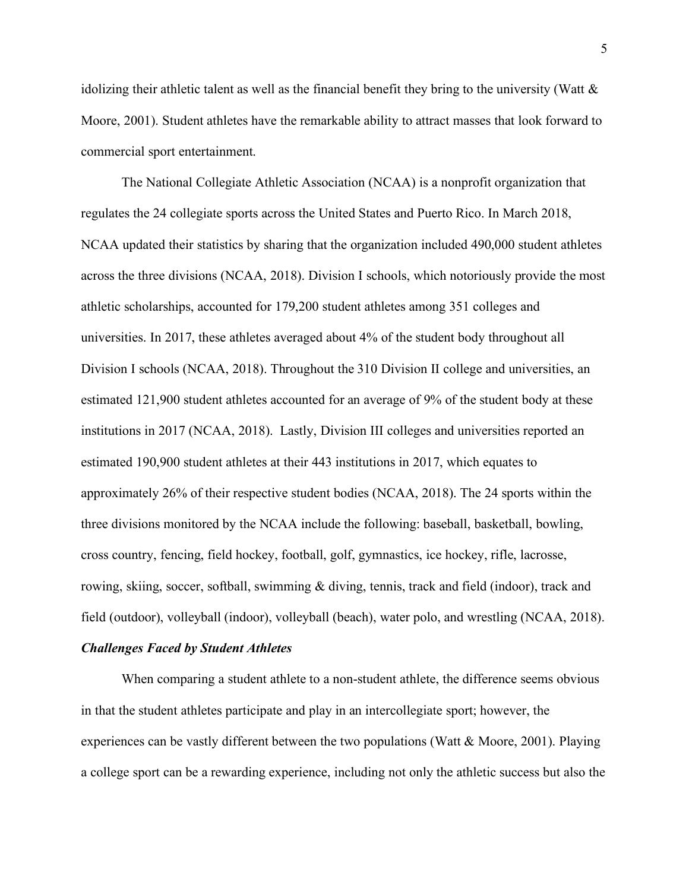idolizing their athletic talent as well as the financial benefit they bring to the university (Watt & Moore, 2001). Student athletes have the remarkable ability to attract masses that look forward to commercial sport entertainment.

The National Collegiate Athletic Association (NCAA) is a nonprofit organization that regulates the 24 collegiate sports across the United States and Puerto Rico. In March 2018, NCAA updated their statistics by sharing that the organization included 490,000 student athletes across the three divisions (NCAA, 2018). Division I schools, which notoriously provide the most athletic scholarships, accounted for 179,200 student athletes among 351 colleges and universities. In 2017, these athletes averaged about 4% of the student body throughout all Division I schools (NCAA, 2018). Throughout the 310 Division II college and universities, an estimated 121,900 student athletes accounted for an average of 9% of the student body at these institutions in 2017 (NCAA, 2018). Lastly, Division III colleges and universities reported an estimated 190,900 student athletes at their 443 institutions in 2017, which equates to approximately 26% of their respective student bodies (NCAA, 2018). The 24 sports within the three divisions monitored by the NCAA include the following: baseball, basketball, bowling, cross country, fencing, field hockey, football, golf, gymnastics, ice hockey, rifle, lacrosse, rowing, skiing, soccer, softball, swimming & diving, tennis, track and field (indoor), track and field (outdoor), volleyball (indoor), volleyball (beach), water polo, and wrestling (NCAA, 2018).

### ***Challenges Faced by Student Athletes***

When comparing a student athlete to a non-student athlete, the difference seems obvious in that the student athletes participate and play in an intercollegiate sport; however, the experiences can be vastly different between the two populations (Watt & Moore, 2001). Playing a college sport can be a rewarding experience, including not only the athletic success but also the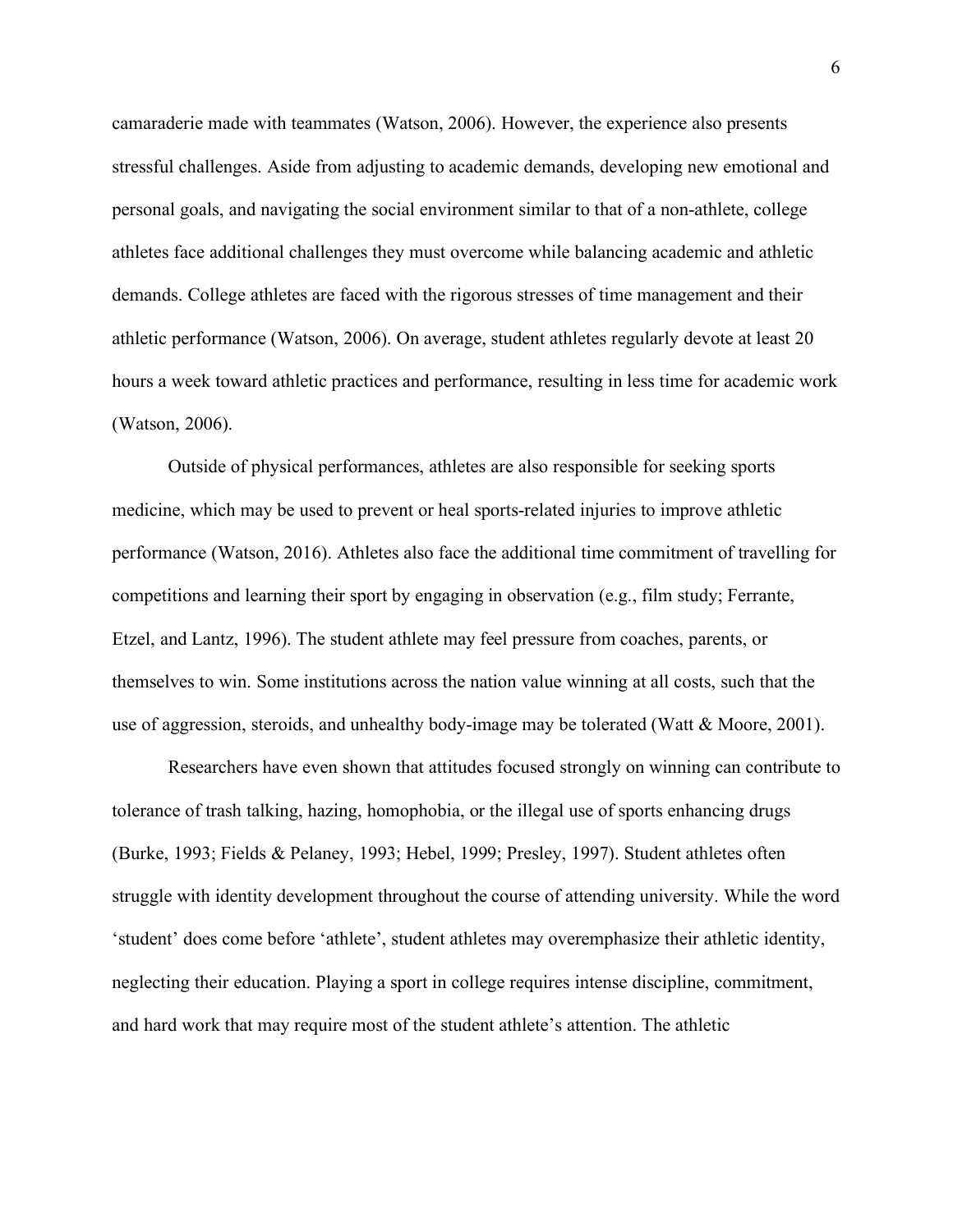camaraderie made with teammates (Watson, 2006). However, the experience also presents stressful challenges. Aside from adjusting to academic demands, developing new emotional and personal goals, and navigating the social environment similar to that of a non-athlete, college athletes face additional challenges they must overcome while balancing academic and athletic demands. College athletes are faced with the rigorous stresses of time management and their athletic performance (Watson, 2006). On average, student athletes regularly devote at least 20 hours a week toward athletic practices and performance, resulting in less time for academic work (Watson, 2006).

Outside of physical performances, athletes are also responsible for seeking sports medicine, which may be used to prevent or heal sports-related injuries to improve athletic performance (Watson, 2016). Athletes also face the additional time commitment of travelling for competitions and learning their sport by engaging in observation (e.g., film study; Ferrante, Etzel, and Lantz, 1996). The student athlete may feel pressure from coaches, parents, or themselves to win. Some institutions across the nation value winning at all costs, such that the use of aggression, steroids, and unhealthy body-image may be tolerated (Watt & Moore, 2001).

Researchers have even shown that attitudes focused strongly on winning can contribute to tolerance of trash talking, hazing, homophobia, or the illegal use of sports enhancing drugs (Burke, 1993; Fields & Pelaney, 1993; Hebel, 1999; Presley, 1997). Student athletes often struggle with identity development throughout the course of attending university. While the word 'student' does come before 'athlete', student athletes may overemphasize their athletic identity, neglecting their education. Playing a sport in college requires intense discipline, commitment, and hard work that may require most of the student athlete's attention. The athletic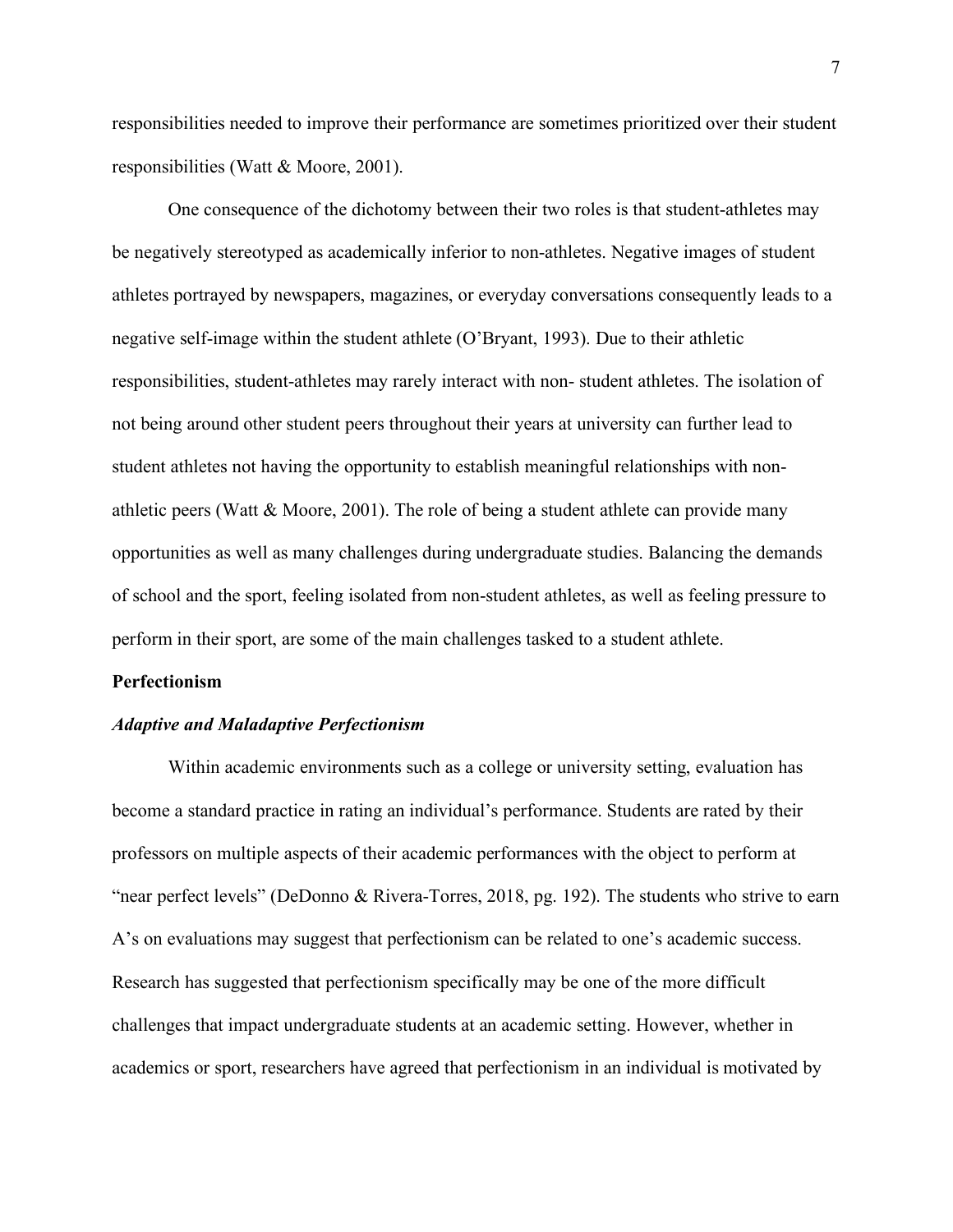responsibilities needed to improve their performance are sometimes prioritized over their student responsibilities (Watt & Moore, 2001).

One consequence of the dichotomy between their two roles is that student-athletes may be negatively stereotyped as academically inferior to non-athletes. Negative images of student athletes portrayed by newspapers, magazines, or everyday conversations consequently leads to a negative self-image within the student athlete (O'Bryant, 1993). Due to their athletic responsibilities, student-athletes may rarely interact with non- student athletes. The isolation of not being around other student peers throughout their years at university can further lead to student athletes not having the opportunity to establish meaningful relationships with non-athletic peers (Watt & Moore, 2001). The role of being a student athlete can provide many opportunities as well as many challenges during undergraduate studies. Balancing the demands of school and the sport, feeling isolated from non-student athletes, as well as feeling pressure to perform in their sport, are some of the main challenges tasked to a student athlete.

## Perfectionism

### *Adaptive and Maladaptive Perfectionism*

Within academic environments such as a college or university setting, evaluation has become a standard practice in rating an individual's performance. Students are rated by their professors on multiple aspects of their academic performances with the object to perform at "near perfect levels" (DeDonno & Rivera-Torres, 2018, pg. 192). The students who strive to earn A's on evaluations may suggest that perfectionism can be related to one's academic success. Research has suggested that perfectionism specifically may be one of the more difficult challenges that impact undergraduate students at an academic setting. However, whether in academics or sport, researchers have agreed that perfectionism in an individual is motivated by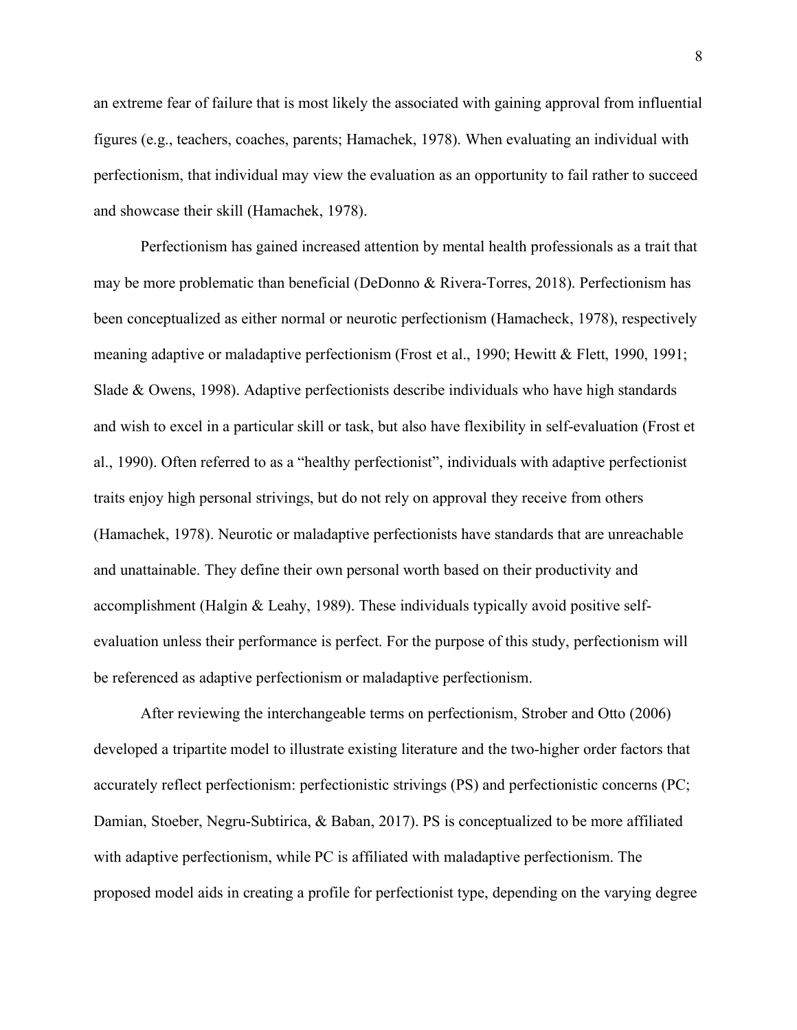an extreme fear of failure that is most likely the associated with gaining approval from influential figures (e.g., teachers, coaches, parents; Hamachek, 1978). When evaluating an individual with perfectionism, that individual may view the evaluation as an opportunity to fail rather to succeed and showcase their skill (Hamachek, 1978).

Perfectionism has gained increased attention by mental health professionals as a trait that may be more problematic than beneficial (DeDonno & Rivera-Torres, 2018). Perfectionism has been conceptualized as either normal or neurotic perfectionism (Hamacheck, 1978), respectively meaning adaptive or maladaptive perfectionism (Frost et al., 1990; Hewitt & Flett, 1990, 1991; Slade & Owens, 1998). Adaptive perfectionists describe individuals who have high standards and wish to excel in a particular skill or task, but also have flexibility in self-evaluation (Frost et al., 1990). Often referred to as a "healthy perfectionist", individuals with adaptive perfectionist traits enjoy high personal strivings, but do not rely on approval they receive from others (Hamachek, 1978). Neurotic or maladaptive perfectionists have standards that are unreachable and unattainable. They define their own personal worth based on their productivity and accomplishment (Halgin & Leahy, 1989). These individuals typically avoid positive self-evaluation unless their performance is perfect. For the purpose of this study, perfectionism will be referenced as adaptive perfectionism or maladaptive perfectionism.

After reviewing the interchangeable terms on perfectionism, Strober and Otto (2006) developed a tripartite model to illustrate existing literature and the two-higher order factors that accurately reflect perfectionism: perfectionistic strivings (PS) and perfectionistic concerns (PC; Damian, Stoeber, Negru-Subtirica, & Baban, 2017). PS is conceptualized to be more affiliated with adaptive perfectionism, while PC is affiliated with maladaptive perfectionism. The proposed model aids in creating a profile for perfectionist type, depending on the varying degree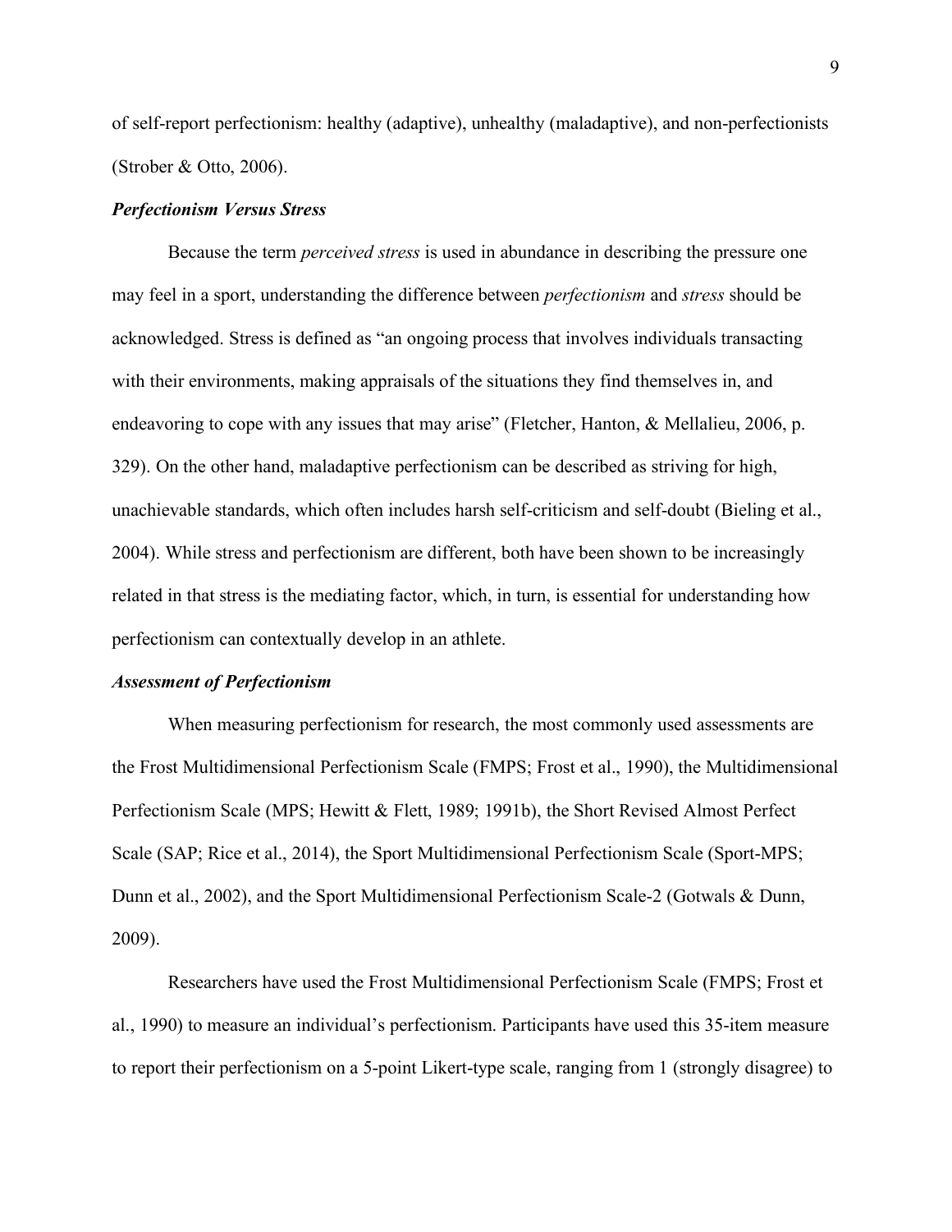of self-report perfectionism: healthy (adaptive), unhealthy (maladaptive), and non-perfectionists (Strober & Otto, 2006).

### ***Perfectionism Versus Stress***

Because the term *perceived stress* is used in abundance in describing the pressure one may feel in a sport, understanding the difference between *perfectionism* and *stress* should be acknowledged. Stress is defined as "an ongoing process that involves individuals transacting with their environments, making appraisals of the situations they find themselves in, and endeavoring to cope with any issues that may arise" (Fletcher, Hanton, & Mellalieu, 2006, p. 329). On the other hand, maladaptive perfectionism can be described as striving for high, unachievable standards, which often includes harsh self-criticism and self-doubt (Bieling et al., 2004). While stress and perfectionism are different, both have been shown to be increasingly related in that stress is the mediating factor, which, in turn, is essential for understanding how perfectionism can contextually develop in an athlete.

### ***Assessment of Perfectionism***

When measuring perfectionism for research, the most commonly used assessments are the Frost Multidimensional Perfectionism Scale (FMPS; Frost et al., 1990), the Multidimensional Perfectionism Scale (MPS; Hewitt & Flett, 1989; 1991b), the Short Revised Almost Perfect Scale (SAP; Rice et al., 2014), the Sport Multidimensional Perfectionism Scale (Sport-MPS; Dunn et al., 2002), and the Sport Multidimensional Perfectionism Scale-2 (Gotwals & Dunn, 2009).

Researchers have used the Frost Multidimensional Perfectionism Scale (FMPS; Frost et al., 1990) to measure an individual's perfectionism. Participants have used this 35-item measure to report their perfectionism on a 5-point Likert-type scale, ranging from 1 (strongly disagree) to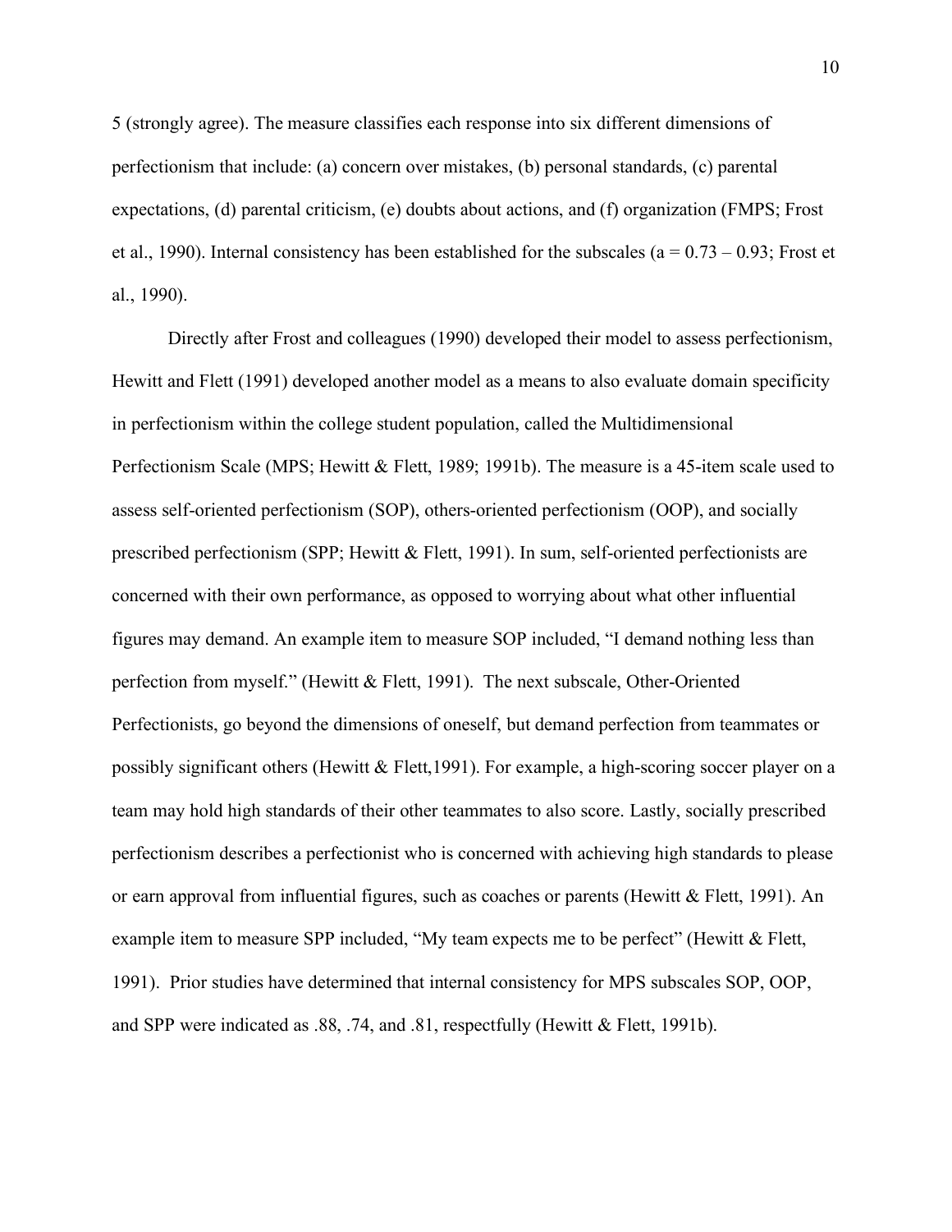5 (strongly agree). The measure classifies each response into six different dimensions of perfectionism that include: (a) concern over mistakes, (b) personal standards, (c) parental expectations, (d) parental criticism, (e) doubts about actions, and (f) organization (FMPS; Frost et al., 1990). Internal consistency has been established for the subscales (a = 0.73 – 0.93; Frost et al., 1990).

Directly after Frost and colleagues (1990) developed their model to assess perfectionism, Hewitt and Flett (1991) developed another model as a means to also evaluate domain specificity in perfectionism within the college student population, called the Multidimensional Perfectionism Scale (MPS; Hewitt & Flett, 1989; 1991b). The measure is a 45-item scale used to assess self-oriented perfectionism (SOP), others-oriented perfectionism (OOP), and socially prescribed perfectionism (SPP; Hewitt & Flett, 1991). In sum, self-oriented perfectionists are concerned with their own performance, as opposed to worrying about what other influential figures may demand. An example item to measure SOP included, "I demand nothing less than perfection from myself." (Hewitt & Flett, 1991). The next subscale, Other-Oriented Perfectionists, go beyond the dimensions of oneself, but demand perfection from teammates or possibly significant others (Hewitt & Flett,1991). For example, a high-scoring soccer player on a team may hold high standards of their other teammates to also score. Lastly, socially prescribed perfectionism describes a perfectionist who is concerned with achieving high standards to please or earn approval from influential figures, such as coaches or parents (Hewitt & Flett, 1991). An example item to measure SPP included, "My team expects me to be perfect" (Hewitt & Flett, 1991). Prior studies have determined that internal consistency for MPS subscales SOP, OOP, and SPP were indicated as .88, .74, and .81, respectfully (Hewitt & Flett, 1991b).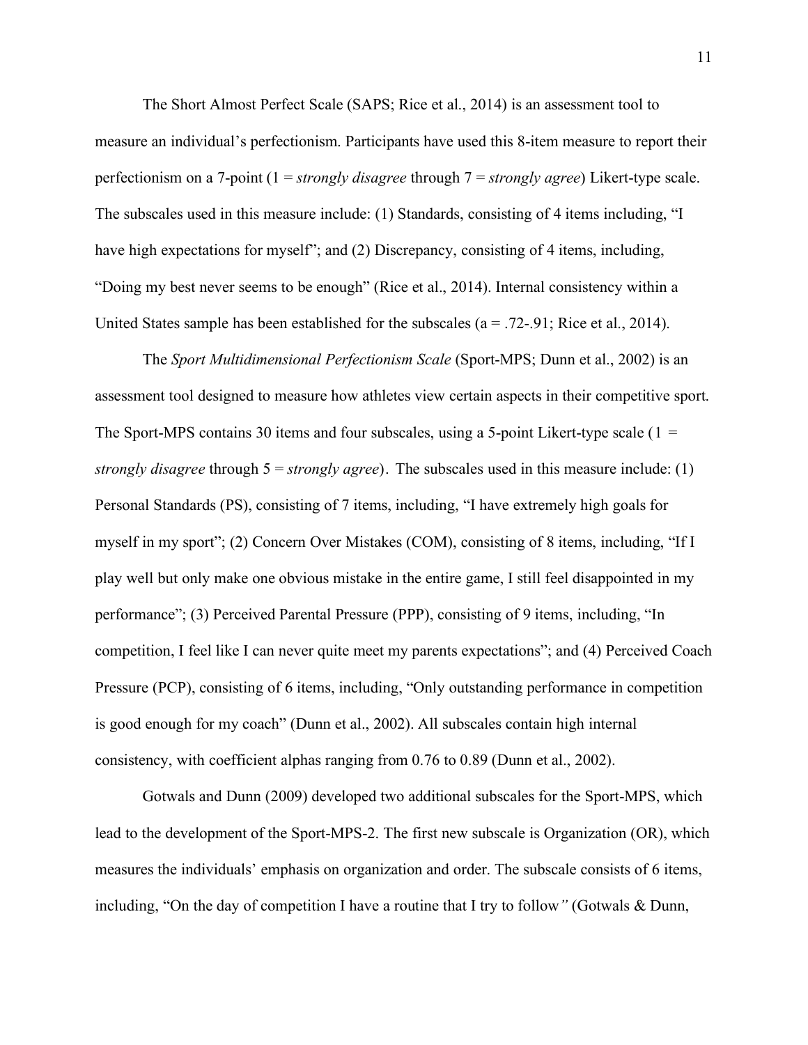The Short Almost Perfect Scale (SAPS; Rice et al., 2014) is an assessment tool to measure an individual's perfectionism. Participants have used this 8-item measure to report their perfectionism on a 7-point (1 = *strongly disagree* through 7 = *strongly agree*) Likert-type scale. The subscales used in this measure include: (1) Standards, consisting of 4 items including, "I have high expectations for myself"; and (2) Discrepancy, consisting of 4 items, including, "Doing my best never seems to be enough" (Rice et al., 2014). Internal consistency within a United States sample has been established for the subscales (a = .72-.91; Rice et al., 2014).

The *Sport Multidimensional Perfectionism Scale* (Sport-MPS; Dunn et al., 2002) is an assessment tool designed to measure how athletes view certain aspects in their competitive sport. The Sport-MPS contains 30 items and four subscales, using a 5-point Likert-type scale (1 = *strongly disagree* through 5 = *strongly agree*). The subscales used in this measure include: (1) Personal Standards (PS), consisting of 7 items, including, "I have extremely high goals for myself in my sport"; (2) Concern Over Mistakes (COM), consisting of 8 items, including, "If I play well but only make one obvious mistake in the entire game, I still feel disappointed in my performance"; (3) Perceived Parental Pressure (PPP), consisting of 9 items, including, "In competition, I feel like I can never quite meet my parents expectations"; and (4) Perceived Coach Pressure (PCP), consisting of 6 items, including, "Only outstanding performance in competition is good enough for my coach" (Dunn et al., 2002). All subscales contain high internal consistency, with coefficient alphas ranging from 0.76 to 0.89 (Dunn et al., 2002).

Gotwals and Dunn (2009) developed two additional subscales for the Sport-MPS, which lead to the development of the Sport-MPS-2. The first new subscale is Organization (OR), which measures the individuals' emphasis on organization and order. The subscale consists of 6 items, including, "On the day of competition I have a routine that I try to follow" (Gotwals & Dunn,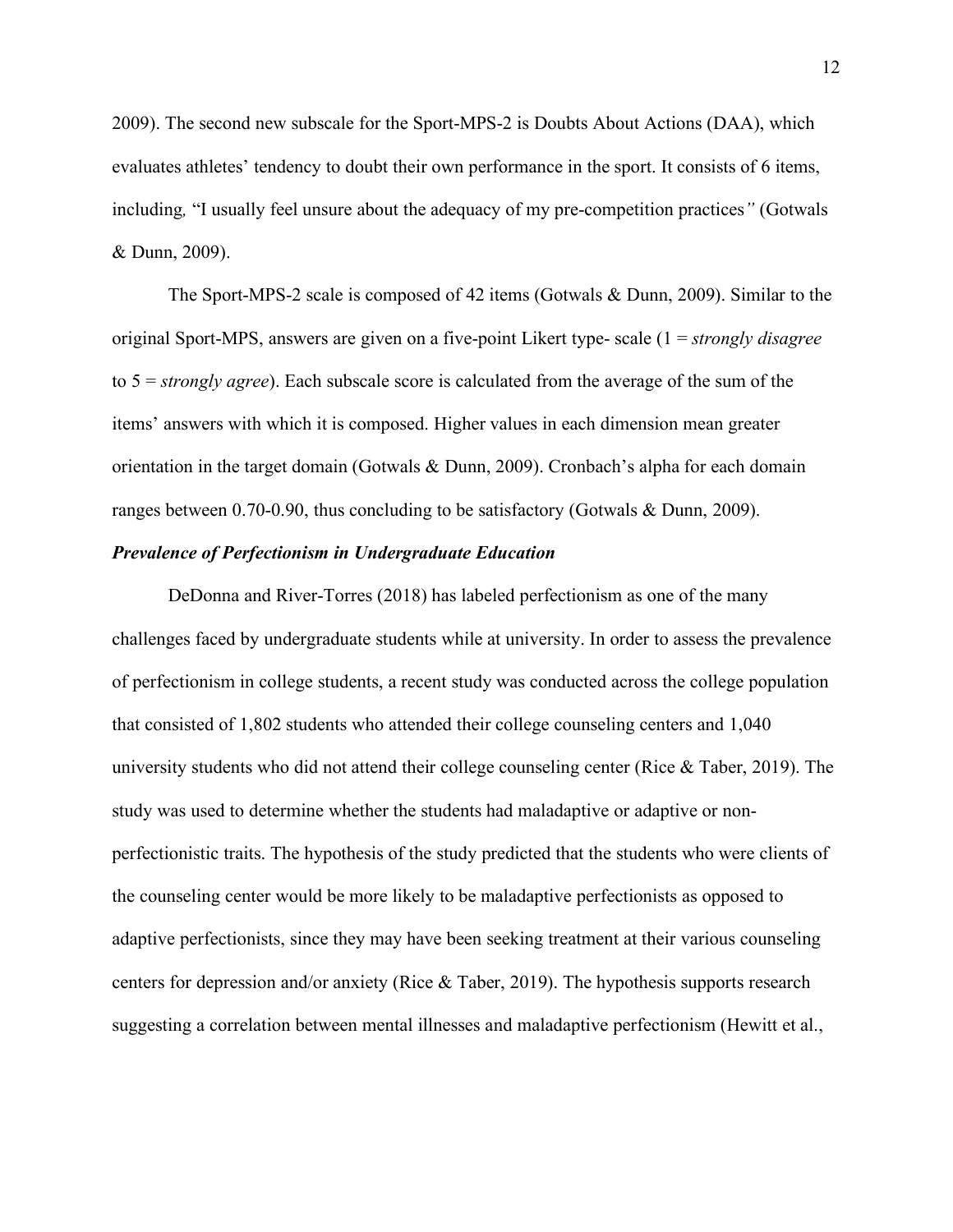2009). The second new subscale for the Sport-MPS-2 is Doubts About Actions (DAA), which evaluates athletes' tendency to doubt their own performance in the sport. It consists of 6 items, including, "I usually feel unsure about the adequacy of my pre-competition practices" (Gotwals & Dunn, 2009).

The Sport-MPS-2 scale is composed of 42 items (Gotwals & Dunn, 2009). Similar to the original Sport-MPS, answers are given on a five-point Likert type- scale (1 = *strongly disagree* to 5 = *strongly agree*). Each subscale score is calculated from the average of the sum of the items' answers with which it is composed. Higher values in each dimension mean greater orientation in the target domain (Gotwals & Dunn, 2009). Cronbach's alpha for each domain ranges between 0.70-0.90, thus concluding to be satisfactory (Gotwals & Dunn, 2009).

### ***Prevalence of Perfectionism in Undergraduate Education***

DeDonna and River-Torres (2018) has labeled perfectionism as one of the many challenges faced by undergraduate students while at university. In order to assess the prevalence of perfectionism in college students, a recent study was conducted across the college population that consisted of 1,802 students who attended their college counseling centers and 1,040 university students who did not attend their college counseling center (Rice & Taber, 2019). The study was used to determine whether the students had maladaptive or adaptive or non-perfectionistic traits. The hypothesis of the study predicted that the students who were clients of the counseling center would be more likely to be maladaptive perfectionists as opposed to adaptive perfectionists, since they may have been seeking treatment at their various counseling centers for depression and/or anxiety (Rice & Taber, 2019). The hypothesis supports research suggesting a correlation between mental illnesses and maladaptive perfectionism (Hewitt et al.,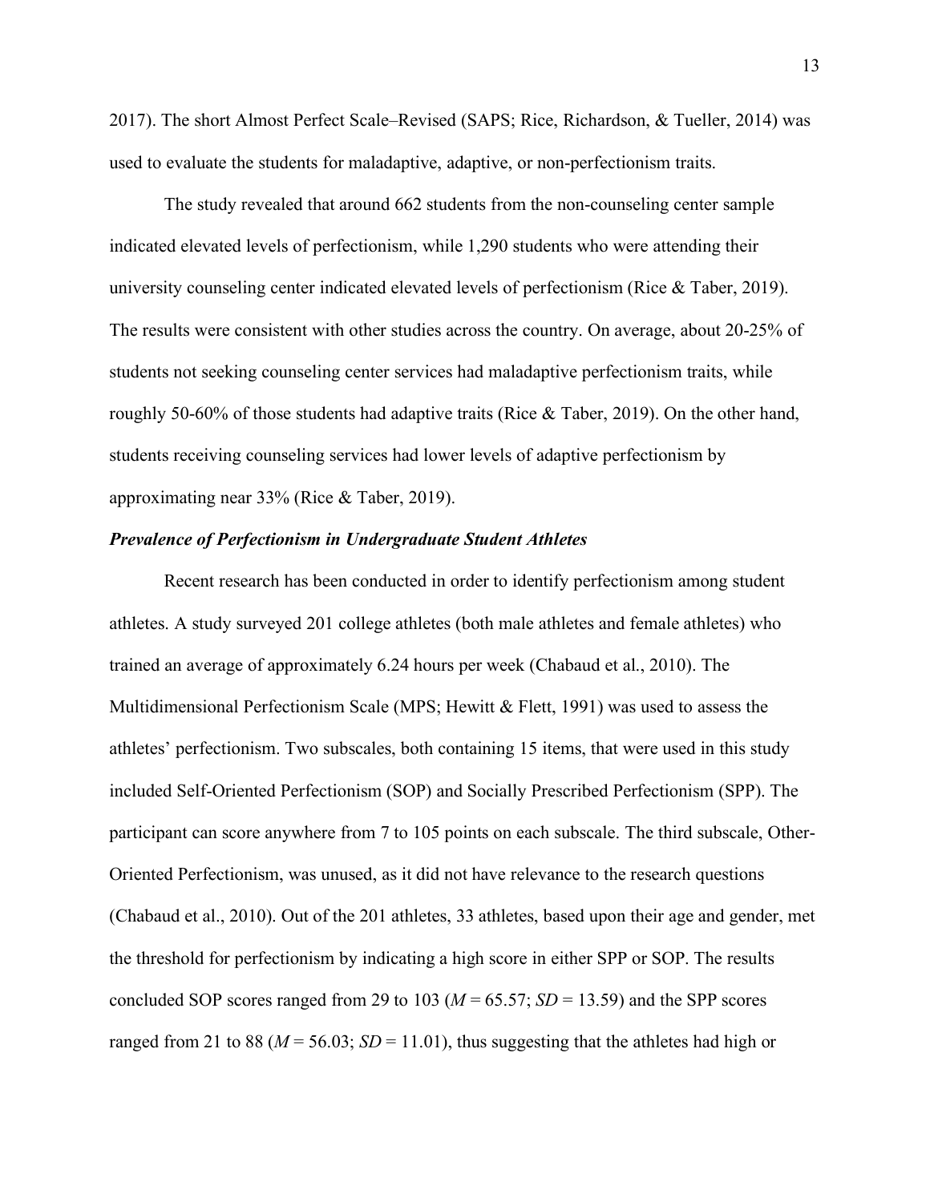2017). The short Almost Perfect Scale–Revised (SAPS; Rice, Richardson, & Tueller, 2014) was used to evaluate the students for maladaptive, adaptive, or non-perfectionism traits.

The study revealed that around 662 students from the non-counseling center sample indicated elevated levels of perfectionism, while 1,290 students who were attending their university counseling center indicated elevated levels of perfectionism (Rice & Taber, 2019). The results were consistent with other studies across the country. On average, about 20-25% of students not seeking counseling center services had maladaptive perfectionism traits, while roughly 50-60% of those students had adaptive traits (Rice & Taber, 2019). On the other hand, students receiving counseling services had lower levels of adaptive perfectionism by approximating near 33% (Rice & Taber, 2019).

### *Prevalence of Perfectionism in Undergraduate Student Athletes*

Recent research has been conducted in order to identify perfectionism among student athletes. A study surveyed 201 college athletes (both male athletes and female athletes) who trained an average of approximately 6.24 hours per week (Chabaud et al., 2010). The Multidimensional Perfectionism Scale (MPS; Hewitt & Flett, 1991) was used to assess the athletes' perfectionism. Two subscales, both containing 15 items, that were used in this study included Self-Oriented Perfectionism (SOP) and Socially Prescribed Perfectionism (SPP). The participant can score anywhere from 7 to 105 points on each subscale. The third subscale, Other-Oriented Perfectionism, was unused, as it did not have relevance to the research questions (Chabaud et al., 2010). Out of the 201 athletes, 33 athletes, based upon their age and gender, met the threshold for perfectionism by indicating a high score in either SPP or SOP. The results concluded SOP scores ranged from 29 to 103 ($M$ = 65.57; $SD$ = 13.59) and the SPP scores ranged from 21 to 88 ($M$ = 56.03; $SD$ = 11.01), thus suggesting that the athletes had high or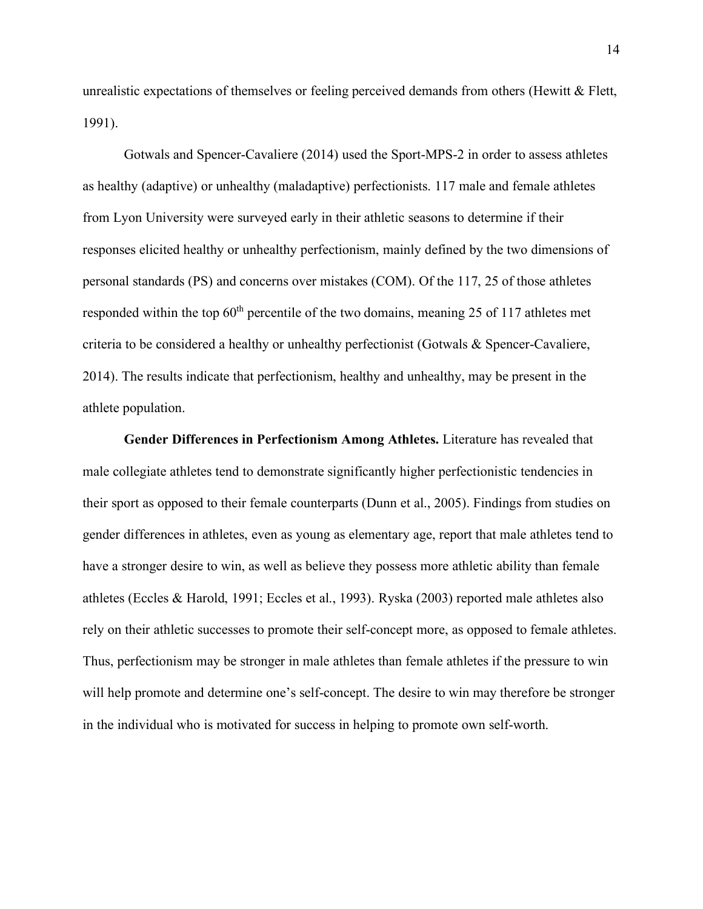unrealistic expectations of themselves or feeling perceived demands from others (Hewitt & Flett, 1991).

Gotwals and Spencer-Cavaliere (2014) used the Sport-MPS-2 in order to assess athletes as healthy (adaptive) or unhealthy (maladaptive) perfectionists. 117 male and female athletes from Lyon University were surveyed early in their athletic seasons to determine if their responses elicited healthy or unhealthy perfectionism, mainly defined by the two dimensions of personal standards (PS) and concerns over mistakes (COM). Of the 117, 25 of those athletes responded within the top 60th percentile of the two domains, meaning 25 of 117 athletes met criteria to be considered a healthy or unhealthy perfectionist (Gotwals & Spencer-Cavaliere, 2014). The results indicate that perfectionism, healthy and unhealthy, may be present in the athlete population.

**Gender Differences in Perfectionism Among Athletes.** Literature has revealed that male collegiate athletes tend to demonstrate significantly higher perfectionistic tendencies in their sport as opposed to their female counterparts (Dunn et al., 2005). Findings from studies on gender differences in athletes, even as young as elementary age, report that male athletes tend to have a stronger desire to win, as well as believe they possess more athletic ability than female athletes (Eccles & Harold, 1991; Eccles et al., 1993). Ryska (2003) reported male athletes also rely on their athletic successes to promote their self-concept more, as opposed to female athletes. Thus, perfectionism may be stronger in male athletes than female athletes if the pressure to win will help promote and determine one's self-concept. The desire to win may therefore be stronger in the individual who is motivated for success in helping to promote own self-worth.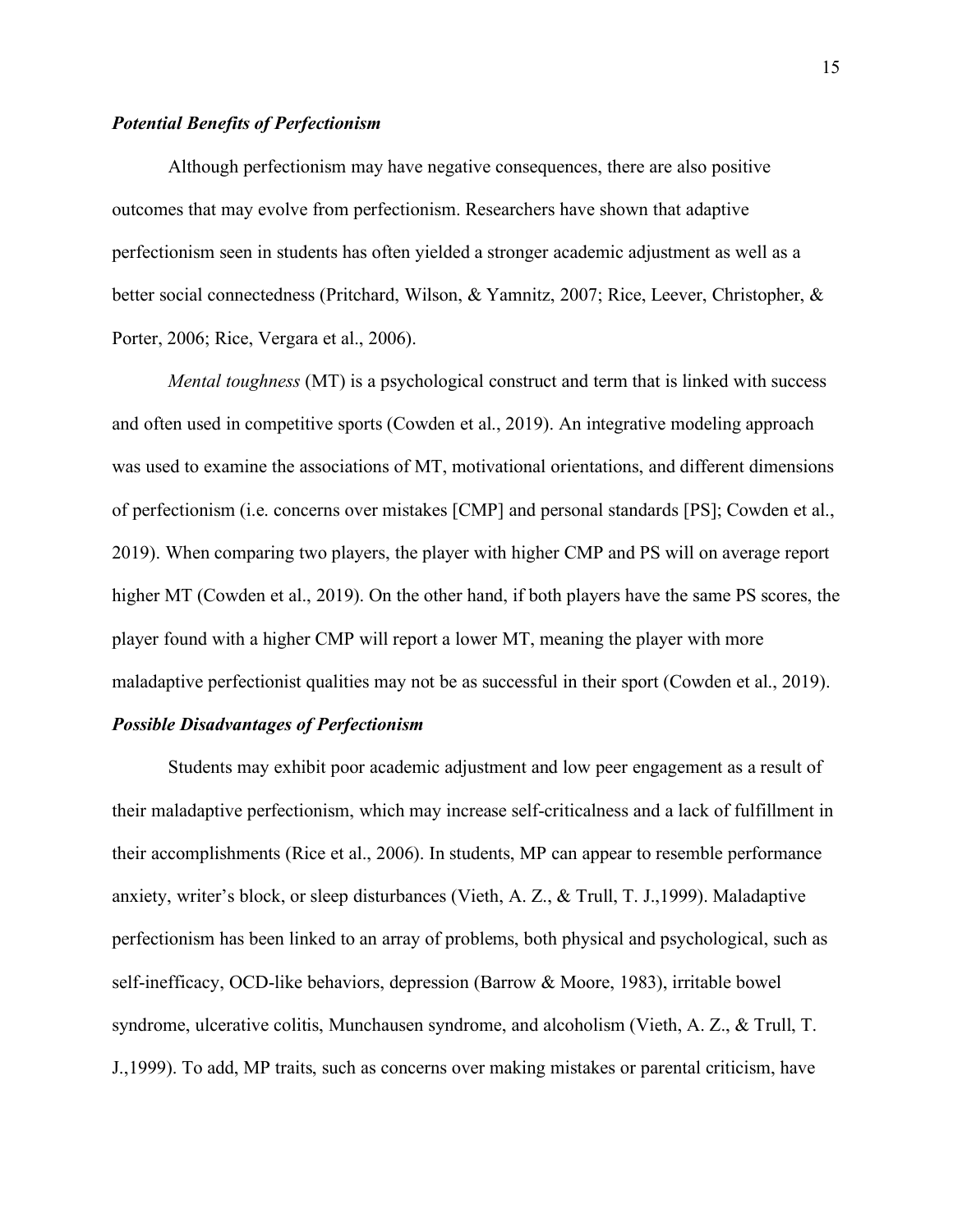### ***Potential Benefits of Perfectionism***

Although perfectionism may have negative consequences, there are also positive outcomes that may evolve from perfectionism. Researchers have shown that adaptive perfectionism seen in students has often yielded a stronger academic adjustment as well as a better social connectedness (Pritchard, Wilson, & Yamnitz, 2007; Rice, Leever, Christopher, & Porter, 2006; Rice, Vergara et al., 2006).

*Mental toughness* (MT) is a psychological construct and term that is linked with success and often used in competitive sports (Cowden et al., 2019). An integrative modeling approach was used to examine the associations of MT, motivational orientations, and different dimensions of perfectionism (i.e. concerns over mistakes [CMP] and personal standards [PS]; Cowden et al., 2019). When comparing two players, the player with higher CMP and PS will on average report higher MT (Cowden et al., 2019). On the other hand, if both players have the same PS scores, the player found with a higher CMP will report a lower MT, meaning the player with more maladaptive perfectionist qualities may not be as successful in their sport (Cowden et al., 2019).

### ***Possible Disadvantages of Perfectionism***

Students may exhibit poor academic adjustment and low peer engagement as a result of their maladaptive perfectionism, which may increase self-criticalness and a lack of fulfillment in their accomplishments (Rice et al., 2006). In students, MP can appear to resemble performance anxiety, writer's block, or sleep disturbances (Vieth, A. Z., & Trull, T. J.,1999). Maladaptive perfectionism has been linked to an array of problems, both physical and psychological, such as self-inefficacy, OCD-like behaviors, depression (Barrow & Moore, 1983), irritable bowel syndrome, ulcerative colitis, Munchausen syndrome, and alcoholism (Vieth, A. Z., & Trull, T. J.,1999). To add, MP traits, such as concerns over making mistakes or parental criticism, have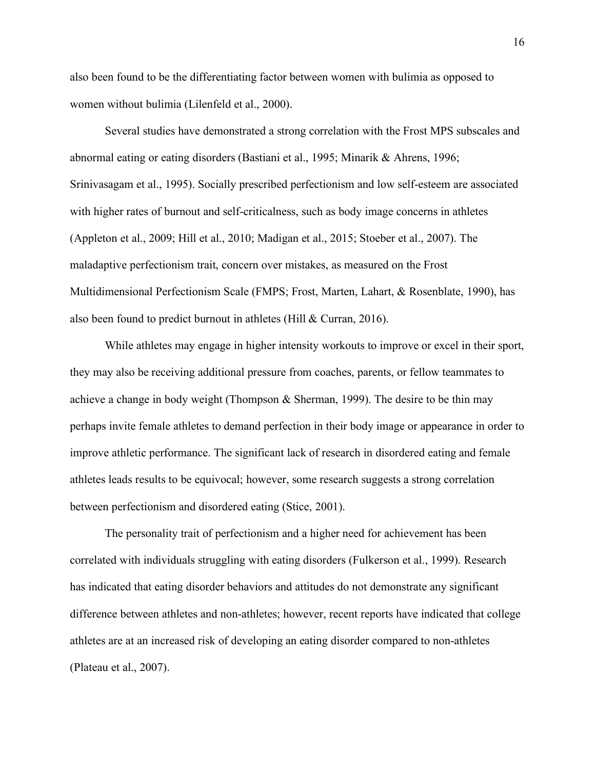also been found to be the differentiating factor between women with bulimia as opposed to women without bulimia (Lilenfeld et al., 2000).

Several studies have demonstrated a strong correlation with the Frost MPS subscales and abnormal eating or eating disorders (Bastiani et al., 1995; Minarik & Ahrens, 1996; Srinivasagam et al., 1995). Socially prescribed perfectionism and low self-esteem are associated with higher rates of burnout and self-criticalness, such as body image concerns in athletes (Appleton et al., 2009; Hill et al., 2010; Madigan et al., 2015; Stoeber et al., 2007). The maladaptive perfectionism trait, concern over mistakes, as measured on the Frost Multidimensional Perfectionism Scale (FMPS; Frost, Marten, Lahart, & Rosenblate, 1990), has also been found to predict burnout in athletes (Hill & Curran, 2016).

While athletes may engage in higher intensity workouts to improve or excel in their sport, they may also be receiving additional pressure from coaches, parents, or fellow teammates to achieve a change in body weight (Thompson & Sherman, 1999). The desire to be thin may perhaps invite female athletes to demand perfection in their body image or appearance in order to improve athletic performance. The significant lack of research in disordered eating and female athletes leads results to be equivocal; however, some research suggests a strong correlation between perfectionism and disordered eating (Stice, 2001).

The personality trait of perfectionism and a higher need for achievement has been correlated with individuals struggling with eating disorders (Fulkerson et al., 1999). Research has indicated that eating disorder behaviors and attitudes do not demonstrate any significant difference between athletes and non-athletes; however, recent reports have indicated that college athletes are at an increased risk of developing an eating disorder compared to non-athletes (Plateau et al., 2007).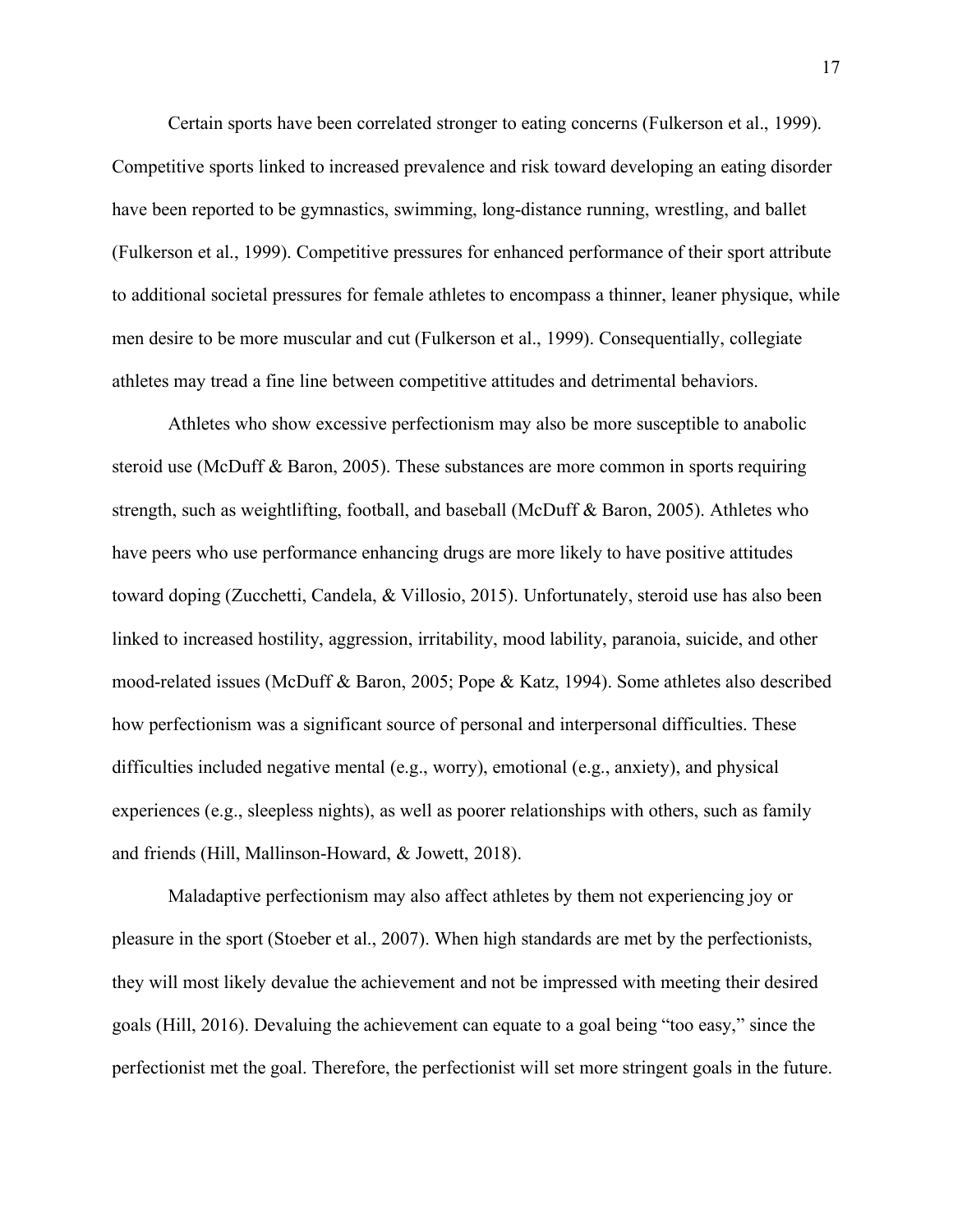Certain sports have been correlated stronger to eating concerns (Fulkerson et al., 1999). Competitive sports linked to increased prevalence and risk toward developing an eating disorder have been reported to be gymnastics, swimming, long-distance running, wrestling, and ballet (Fulkerson et al., 1999). Competitive pressures for enhanced performance of their sport attribute to additional societal pressures for female athletes to encompass a thinner, leaner physique, while men desire to be more muscular and cut (Fulkerson et al., 1999). Consequentially, collegiate athletes may tread a fine line between competitive attitudes and detrimental behaviors.

Athletes who show excessive perfectionism may also be more susceptible to anabolic steroid use (McDuff & Baron, 2005). These substances are more common in sports requiring strength, such as weightlifting, football, and baseball (McDuff & Baron, 2005). Athletes who have peers who use performance enhancing drugs are more likely to have positive attitudes toward doping (Zucchetti, Candela, & Villosio, 2015). Unfortunately, steroid use has also been linked to increased hostility, aggression, irritability, mood lability, paranoia, suicide, and other mood-related issues (McDuff & Baron, 2005; Pope & Katz, 1994). Some athletes also described how perfectionism was a significant source of personal and interpersonal difficulties. These difficulties included negative mental (e.g., worry), emotional (e.g., anxiety), and physical experiences (e.g., sleepless nights), as well as poorer relationships with others, such as family and friends (Hill, Mallinson-Howard, & Jowett, 2018).

Maladaptive perfectionism may also affect athletes by them not experiencing joy or pleasure in the sport (Stoeber et al., 2007). When high standards are met by the perfectionists, they will most likely devalue the achievement and not be impressed with meeting their desired goals (Hill, 2016). Devaluing the achievement can equate to a goal being "too easy," since the perfectionist met the goal. Therefore, the perfectionist will set more stringent goals in the future.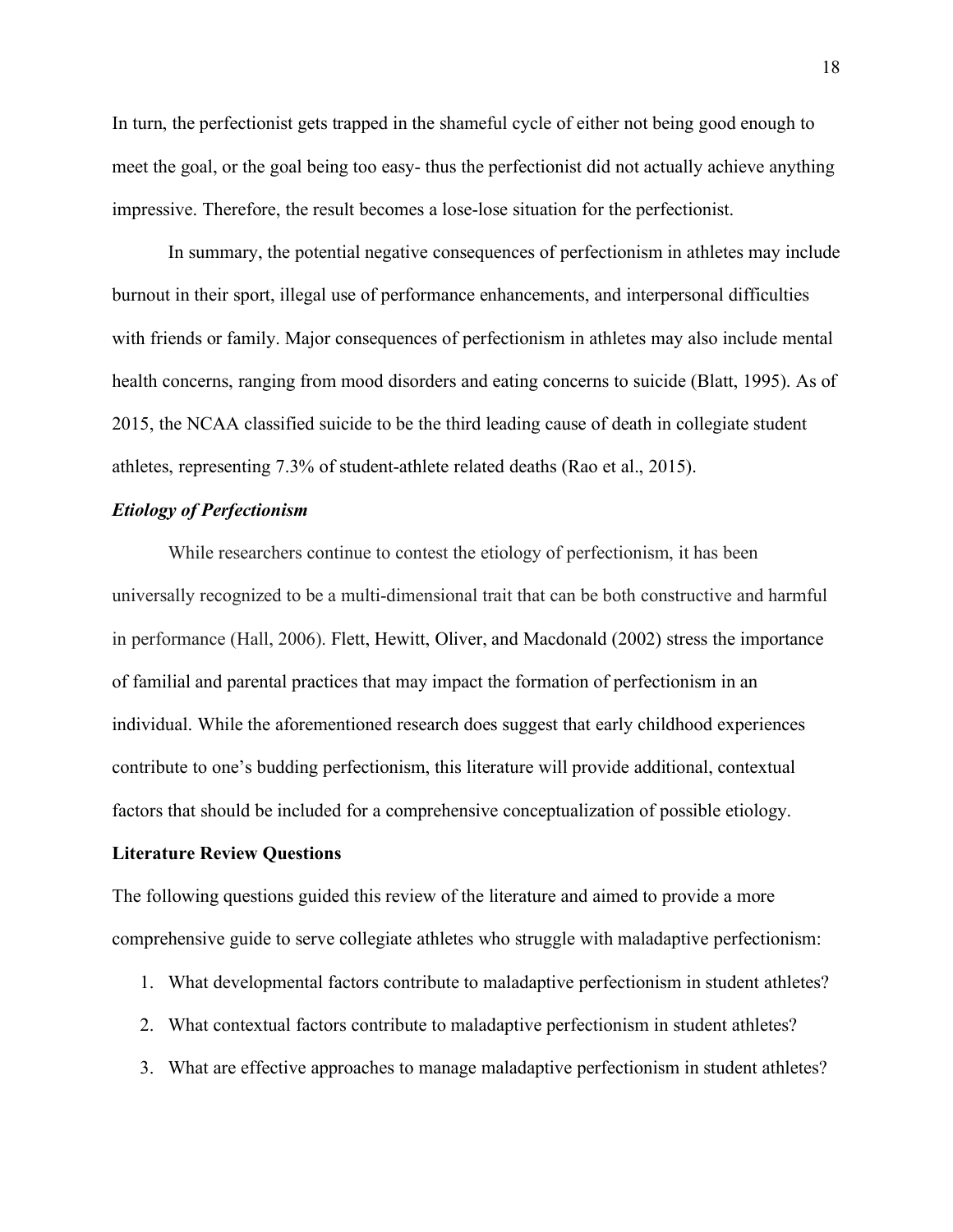In turn, the perfectionist gets trapped in the shameful cycle of either not being good enough to meet the goal, or the goal being too easy- thus the perfectionist did not actually achieve anything impressive. Therefore, the result becomes a lose-lose situation for the perfectionist.

In summary, the potential negative consequences of perfectionism in athletes may include burnout in their sport, illegal use of performance enhancements, and interpersonal difficulties with friends or family. Major consequences of perfectionism in athletes may also include mental health concerns, ranging from mood disorders and eating concerns to suicide (Blatt, 1995). As of 2015, the NCAA classified suicide to be the third leading cause of death in collegiate student athletes, representing 7.3% of student-athlete related deaths (Rao et al., 2015).

### *Etiology of Perfectionism*

While researchers continue to contest the etiology of perfectionism, it has been universally recognized to be a multi-dimensional trait that can be both constructive and harmful in performance (Hall, 2006). Flett, Hewitt, Oliver, and Macdonald (2002) stress the importance of familial and parental practices that may impact the formation of perfectionism in an individual. While the aforementioned research does suggest that early childhood experiences contribute to one's budding perfectionism, this literature will provide additional, contextual factors that should be included for a comprehensive conceptualization of possible etiology.

## **Literature Review Questions**

The following questions guided this review of the literature and aimed to provide a more comprehensive guide to serve collegiate athletes who struggle with maladaptive perfectionism:

1. What developmental factors contribute to maladaptive perfectionism in student athletes?
2. What contextual factors contribute to maladaptive perfectionism in student athletes?
3. What are effective approaches to manage maladaptive perfectionism in student athletes?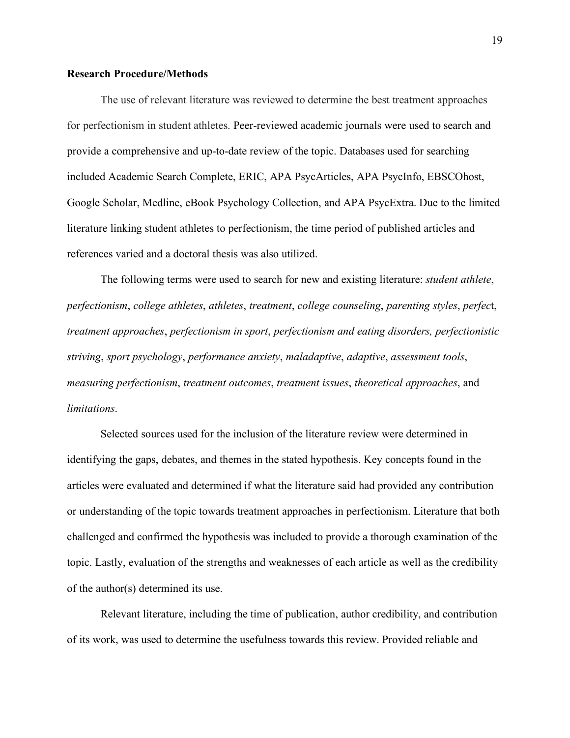**Research Procedure/Methods**

The use of relevant literature was reviewed to determine the best treatment approaches for perfectionism in student athletes. Peer-reviewed academic journals were used to search and provide a comprehensive and up-to-date review of the topic. Databases used for searching included Academic Search Complete, ERIC, APA PsycArticles, APA PsycInfo, EBSCOhost, Google Scholar, Medline, eBook Psychology Collection, and APA PsycExtra. Due to the limited literature linking student athletes to perfectionism, the time period of published articles and references varied and a doctoral thesis was also utilized.

The following terms were used to search for new and existing literature: *student athlete*, *perfectionism*, *college athletes*, *athletes*, *treatment*, *college counseling*, *parenting styles*, *perfec*t, *treatment approaches*, *perfectionism in sport*, *perfectionism and eating disorders, perfectionistic striving*, *sport psychology*, *performance anxiety*, *maladaptive*, *adaptive*, *assessment tools*, *measuring perfectionism*, *treatment outcomes*, *treatment issues*, *theoretical approaches*, and *limitations*.

Selected sources used for the inclusion of the literature review were determined in identifying the gaps, debates, and themes in the stated hypothesis. Key concepts found in the articles were evaluated and determined if what the literature said had provided any contribution or understanding of the topic towards treatment approaches in perfectionism. Literature that both challenged and confirmed the hypothesis was included to provide a thorough examination of the topic. Lastly, evaluation of the strengths and weaknesses of each article as well as the credibility of the author(s) determined its use.

Relevant literature, including the time of publication, author credibility, and contribution of its work, was used to determine the usefulness towards this review. Provided reliable and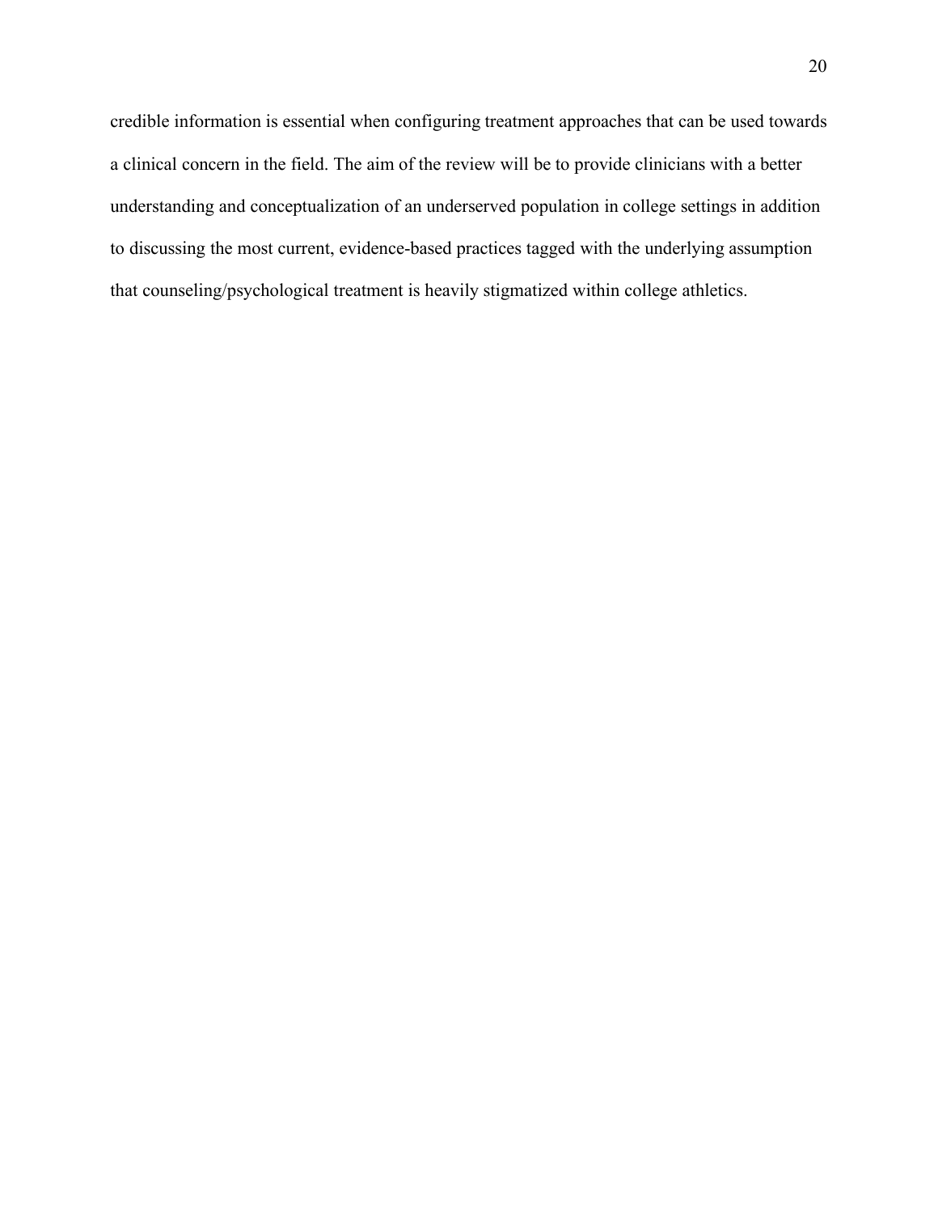credible information is essential when configuring treatment approaches that can be used towards a clinical concern in the field. The aim of the review will be to provide clinicians with a better understanding and conceptualization of an underserved population in college settings in addition to discussing the most current, evidence-based practices tagged with the underlying assumption that counseling/psychological treatment is heavily stigmatized within college athletics.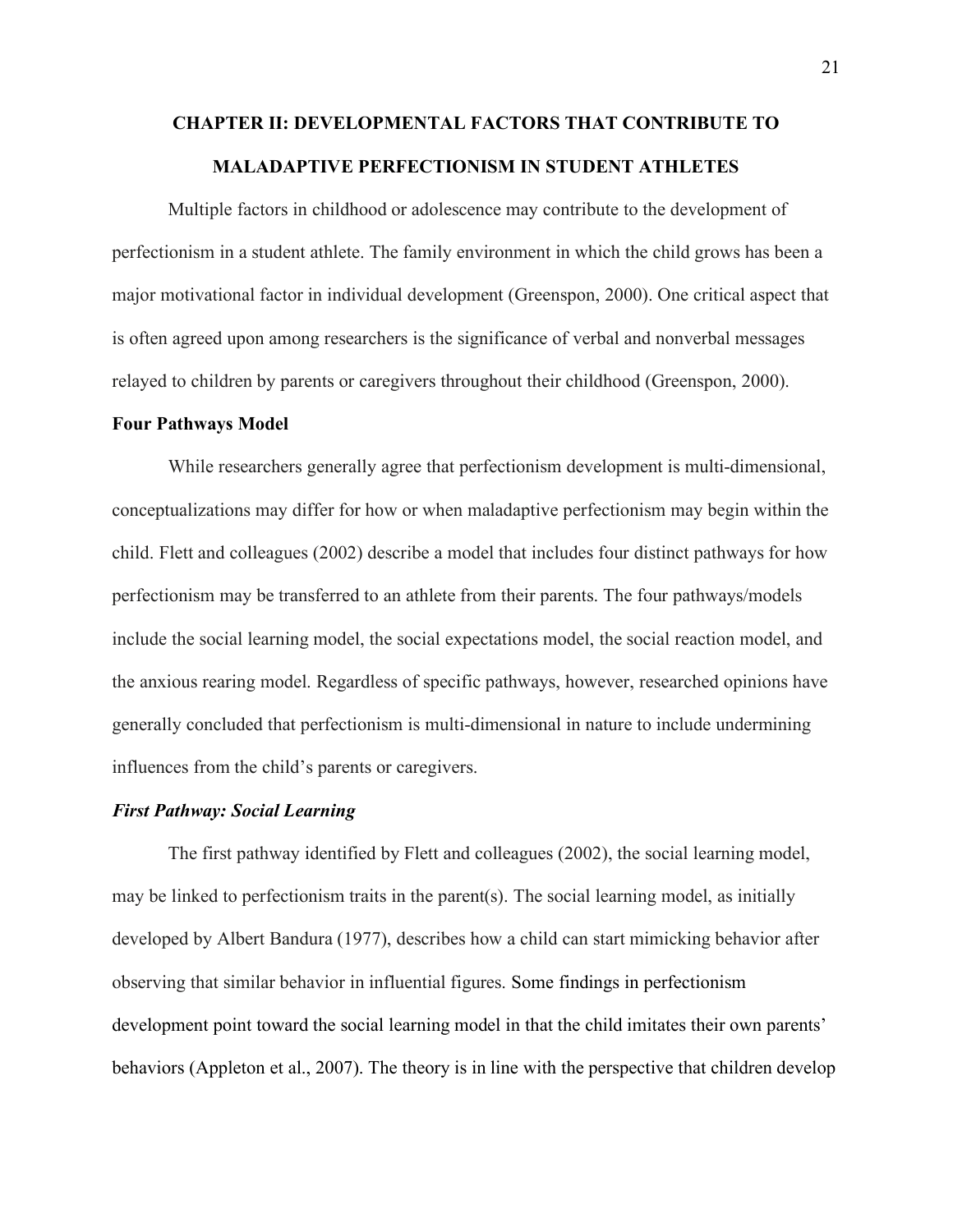# CHAPTER II: DEVELOPMENTAL FACTORS THAT CONTRIBUTE TO MALADAPTIVE PERFECTIONISM IN STUDENT ATHLETES

Multiple factors in childhood or adolescence may contribute to the development of perfectionism in a student athlete. The family environment in which the child grows has been a major motivational factor in individual development (Greenspon, 2000). One critical aspect that is often agreed upon among researchers is the significance of verbal and nonverbal messages relayed to children by parents or caregivers throughout their childhood (Greenspon, 2000).

## Four Pathways Model

While researchers generally agree that perfectionism development is multi-dimensional, conceptualizations may differ for how or when maladaptive perfectionism may begin within the child. Flett and colleagues (2002) describe a model that includes four distinct pathways for how perfectionism may be transferred to an athlete from their parents. The four pathways/models include the social learning model, the social expectations model, the social reaction model, and the anxious rearing model. Regardless of specific pathways, however, researched opinions have generally concluded that perfectionism is multi-dimensional in nature to include undermining influences from the child's parents or caregivers.

### *First Pathway: Social Learning*

The first pathway identified by Flett and colleagues (2002), the social learning model, may be linked to perfectionism traits in the parent(s). The social learning model, as initially developed by Albert Bandura (1977), describes how a child can start mimicking behavior after observing that similar behavior in influential figures. Some findings in perfectionism development point toward the social learning model in that the child imitates their own parents' behaviors (Appleton et al., 2007). The theory is in line with the perspective that children develop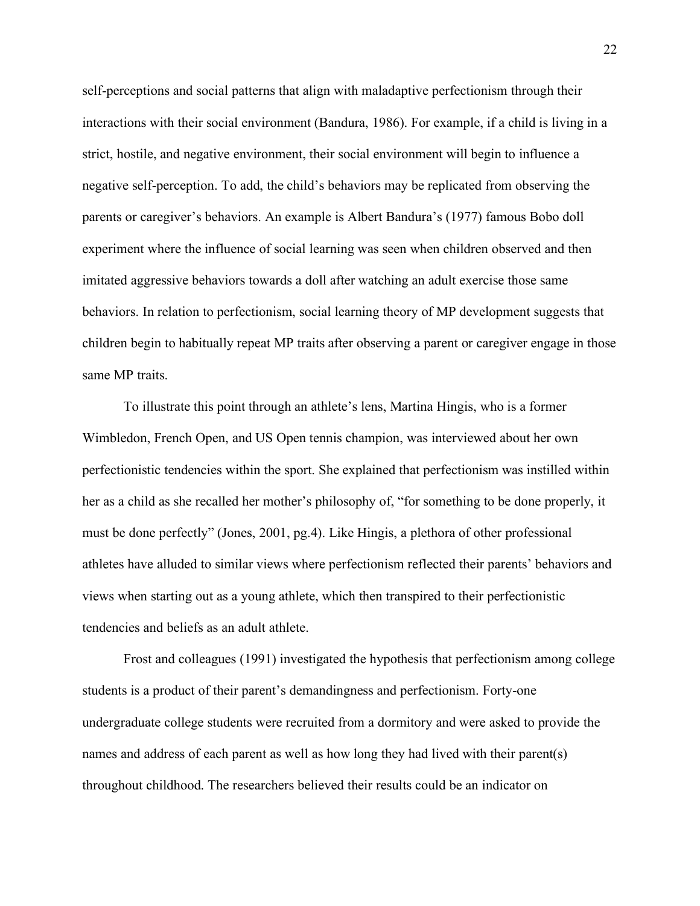self-perceptions and social patterns that align with maladaptive perfectionism through their interactions with their social environment (Bandura, 1986). For example, if a child is living in a strict, hostile, and negative environment, their social environment will begin to influence a negative self-perception. To add, the child's behaviors may be replicated from observing the parents or caregiver's behaviors. An example is Albert Bandura's (1977) famous Bobo doll experiment where the influence of social learning was seen when children observed and then imitated aggressive behaviors towards a doll after watching an adult exercise those same behaviors. In relation to perfectionism, social learning theory of MP development suggests that children begin to habitually repeat MP traits after observing a parent or caregiver engage in those same MP traits.

To illustrate this point through an athlete's lens, Martina Hingis, who is a former Wimbledon, French Open, and US Open tennis champion, was interviewed about her own perfectionistic tendencies within the sport. She explained that perfectionism was instilled within her as a child as she recalled her mother's philosophy of, "for something to be done properly, it must be done perfectly" (Jones, 2001, pg.4). Like Hingis, a plethora of other professional athletes have alluded to similar views where perfectionism reflected their parents' behaviors and views when starting out as a young athlete, which then transpired to their perfectionistic tendencies and beliefs as an adult athlete.

Frost and colleagues (1991) investigated the hypothesis that perfectionism among college students is a product of their parent's demandingness and perfectionism. Forty-one undergraduate college students were recruited from a dormitory and were asked to provide the names and address of each parent as well as how long they had lived with their parent(s) throughout childhood. The researchers believed their results could be an indicator on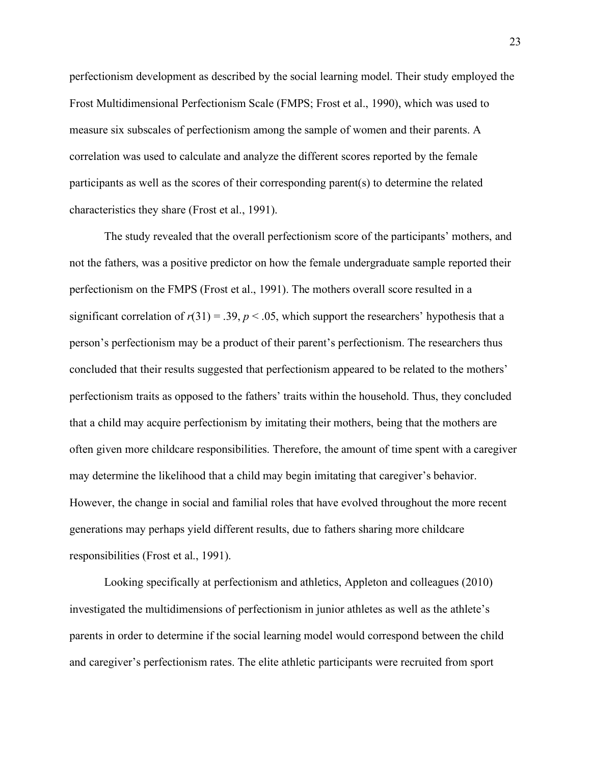perfectionism development as described by the social learning model. Their study employed the Frost Multidimensional Perfectionism Scale (FMPS; Frost et al., 1990), which was used to measure six subscales of perfectionism among the sample of women and their parents. A correlation was used to calculate and analyze the different scores reported by the female participants as well as the scores of their corresponding parent(s) to determine the related characteristics they share (Frost et al., 1991).

The study revealed that the overall perfectionism score of the participants' mothers, and not the fathers, was a positive predictor on how the female undergraduate sample reported their perfectionism on the FMPS (Frost et al., 1991). The mothers overall score resulted in a significant correlation of $r(31) = .39$, $p < .05$, which support the researchers' hypothesis that a person's perfectionism may be a product of their parent's perfectionism. The researchers thus concluded that their results suggested that perfectionism appeared to be related to the mothers' perfectionism traits as opposed to the fathers' traits within the household. Thus, they concluded that a child may acquire perfectionism by imitating their mothers, being that the mothers are often given more childcare responsibilities. Therefore, the amount of time spent with a caregiver may determine the likelihood that a child may begin imitating that caregiver's behavior. However, the change in social and familial roles that have evolved throughout the more recent generations may perhaps yield different results, due to fathers sharing more childcare responsibilities (Frost et al., 1991).

Looking specifically at perfectionism and athletics, Appleton and colleagues (2010) investigated the multidimensions of perfectionism in junior athletes as well as the athlete's parents in order to determine if the social learning model would correspond between the child and caregiver's perfectionism rates. The elite athletic participants were recruited from sport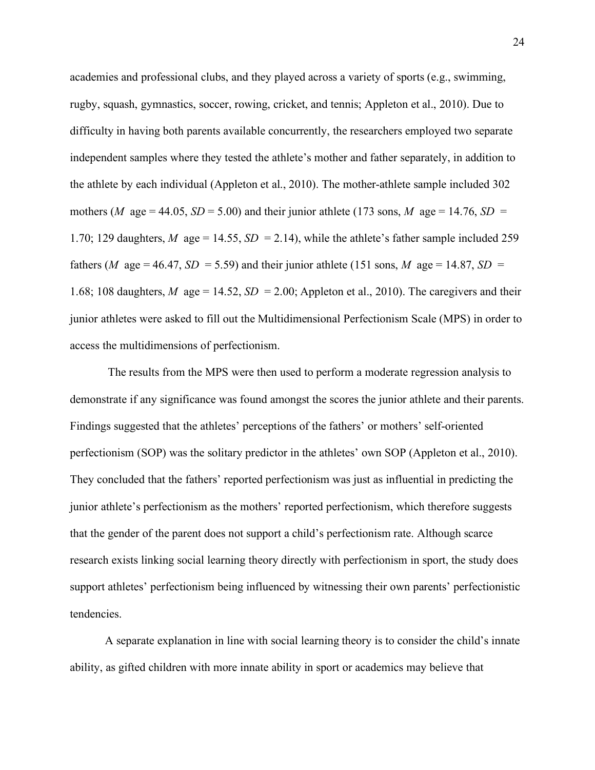academies and professional clubs, and they played across a variety of sports (e.g., swimming, rugby, squash, gymnastics, soccer, rowing, cricket, and tennis; Appleton et al., 2010). Due to difficulty in having both parents available concurrently, the researchers employed two separate independent samples where they tested the athlete's mother and father separately, in addition to the athlete by each individual (Appleton et al., 2010). The mother-athlete sample included 302 mothers (*M* age = 44.05, *SD* = 5.00) and their junior athlete (173 sons, *M* age = 14.76, *SD* = 1.70; 129 daughters, *M* age = 14.55, *SD* = 2.14), while the athlete's father sample included 259 fathers (*M* age = 46.47, *SD* = 5.59) and their junior athlete (151 sons, *M* age = 14.87, *SD* = 1.68; 108 daughters, *M* age = 14.52, *SD* = 2.00; Appleton et al., 2010). The caregivers and their junior athletes were asked to fill out the Multidimensional Perfectionism Scale (MPS) in order to access the multidimensions of perfectionism.

The results from the MPS were then used to perform a moderate regression analysis to demonstrate if any significance was found amongst the scores the junior athlete and their parents. Findings suggested that the athletes' perceptions of the fathers' or mothers' self-oriented perfectionism (SOP) was the solitary predictor in the athletes' own SOP (Appleton et al., 2010). They concluded that the fathers' reported perfectionism was just as influential in predicting the junior athlete's perfectionism as the mothers' reported perfectionism, which therefore suggests that the gender of the parent does not support a child's perfectionism rate. Although scarce research exists linking social learning theory directly with perfectionism in sport, the study does support athletes' perfectionism being influenced by witnessing their own parents' perfectionistic tendencies.

A separate explanation in line with social learning theory is to consider the child's innate ability, as gifted children with more innate ability in sport or academics may believe that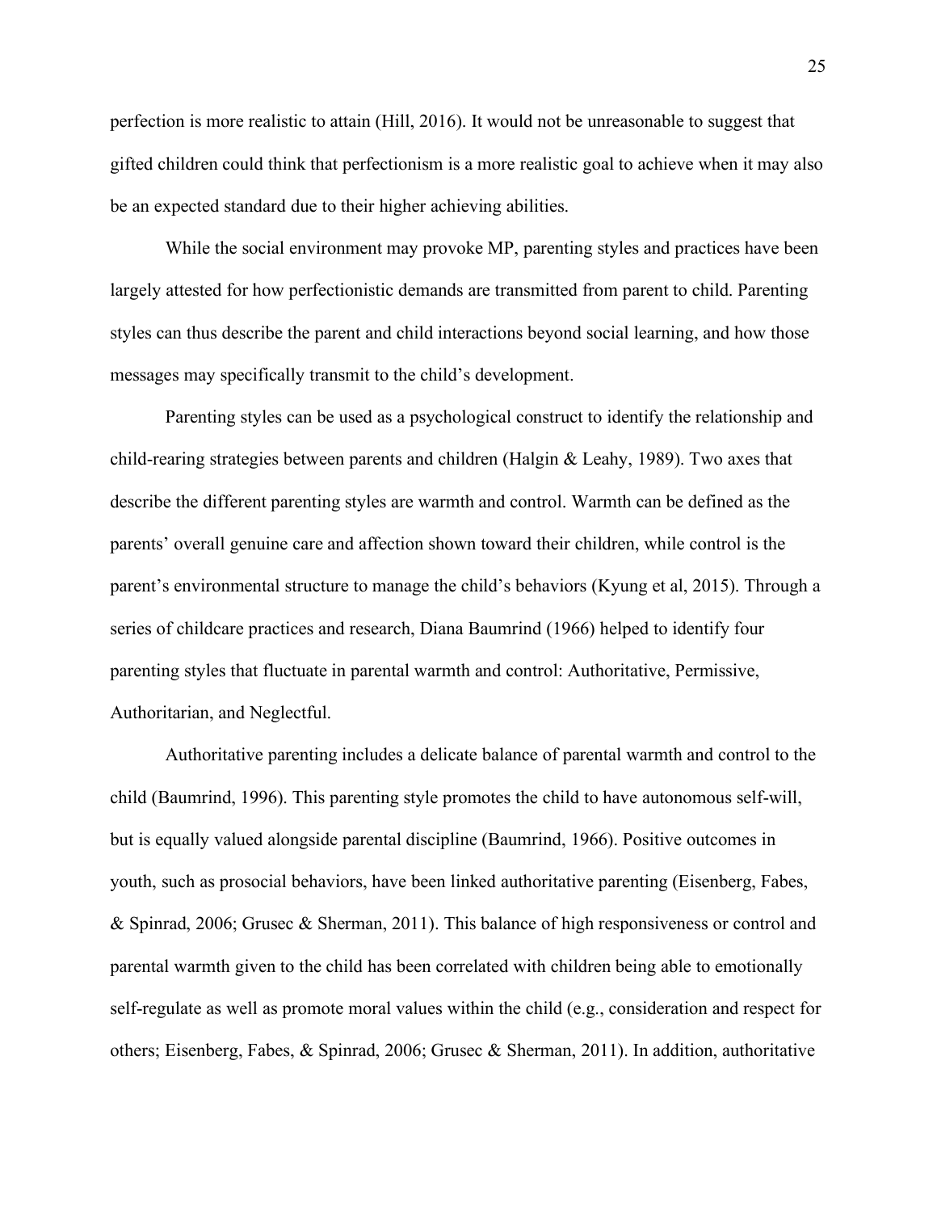perfection is more realistic to attain (Hill, 2016). It would not be unreasonable to suggest that gifted children could think that perfectionism is a more realistic goal to achieve when it may also be an expected standard due to their higher achieving abilities.

While the social environment may provoke MP, parenting styles and practices have been largely attested for how perfectionistic demands are transmitted from parent to child. Parenting styles can thus describe the parent and child interactions beyond social learning, and how those messages may specifically transmit to the child's development.

Parenting styles can be used as a psychological construct to identify the relationship and child-rearing strategies between parents and children (Halgin & Leahy, 1989). Two axes that describe the different parenting styles are warmth and control. Warmth can be defined as the parents' overall genuine care and affection shown toward their children, while control is the parent's environmental structure to manage the child's behaviors (Kyung et al, 2015). Through a series of childcare practices and research, Diana Baumrind (1966) helped to identify four parenting styles that fluctuate in parental warmth and control: Authoritative, Permissive, Authoritarian, and Neglectful.

Authoritative parenting includes a delicate balance of parental warmth and control to the child (Baumrind, 1996). This parenting style promotes the child to have autonomous self-will, but is equally valued alongside parental discipline (Baumrind, 1966). Positive outcomes in youth, such as prosocial behaviors, have been linked authoritative parenting (Eisenberg, Fabes, & Spinrad, 2006; Grusec & Sherman, 2011). This balance of high responsiveness or control and parental warmth given to the child has been correlated with children being able to emotionally self-regulate as well as promote moral values within the child (e.g., consideration and respect for others; Eisenberg, Fabes, & Spinrad, 2006; Grusec & Sherman, 2011). In addition, authoritative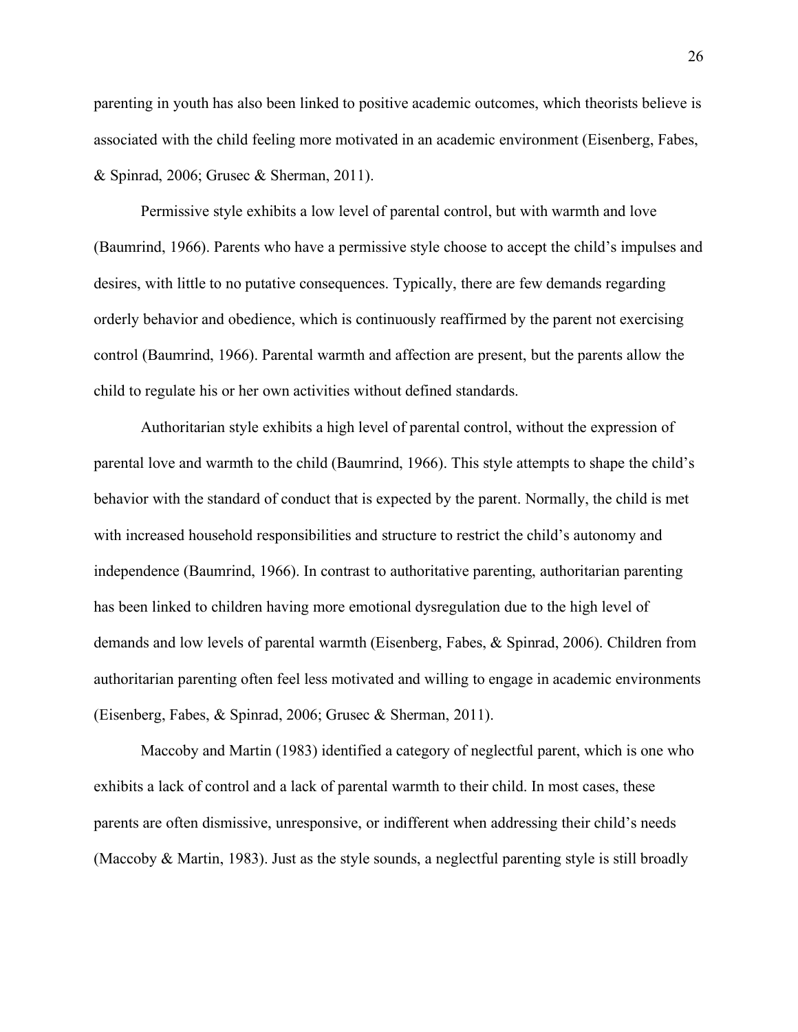parenting in youth has also been linked to positive academic outcomes, which theorists believe is associated with the child feeling more motivated in an academic environment (Eisenberg, Fabes, & Spinrad, 2006; Grusec & Sherman, 2011).

Permissive style exhibits a low level of parental control, but with warmth and love (Baumrind, 1966). Parents who have a permissive style choose to accept the child's impulses and desires, with little to no putative consequences. Typically, there are few demands regarding orderly behavior and obedience, which is continuously reaffirmed by the parent not exercising control (Baumrind, 1966). Parental warmth and affection are present, but the parents allow the child to regulate his or her own activities without defined standards.

Authoritarian style exhibits a high level of parental control, without the expression of parental love and warmth to the child (Baumrind, 1966). This style attempts to shape the child's behavior with the standard of conduct that is expected by the parent. Normally, the child is met with increased household responsibilities and structure to restrict the child's autonomy and independence (Baumrind, 1966). In contrast to authoritative parenting, authoritarian parenting has been linked to children having more emotional dysregulation due to the high level of demands and low levels of parental warmth (Eisenberg, Fabes, & Spinrad, 2006). Children from authoritarian parenting often feel less motivated and willing to engage in academic environments (Eisenberg, Fabes, & Spinrad, 2006; Grusec & Sherman, 2011).

Maccoby and Martin (1983) identified a category of neglectful parent, which is one who exhibits a lack of control and a lack of parental warmth to their child. In most cases, these parents are often dismissive, unresponsive, or indifferent when addressing their child's needs (Maccoby & Martin, 1983). Just as the style sounds, a neglectful parenting style is still broadly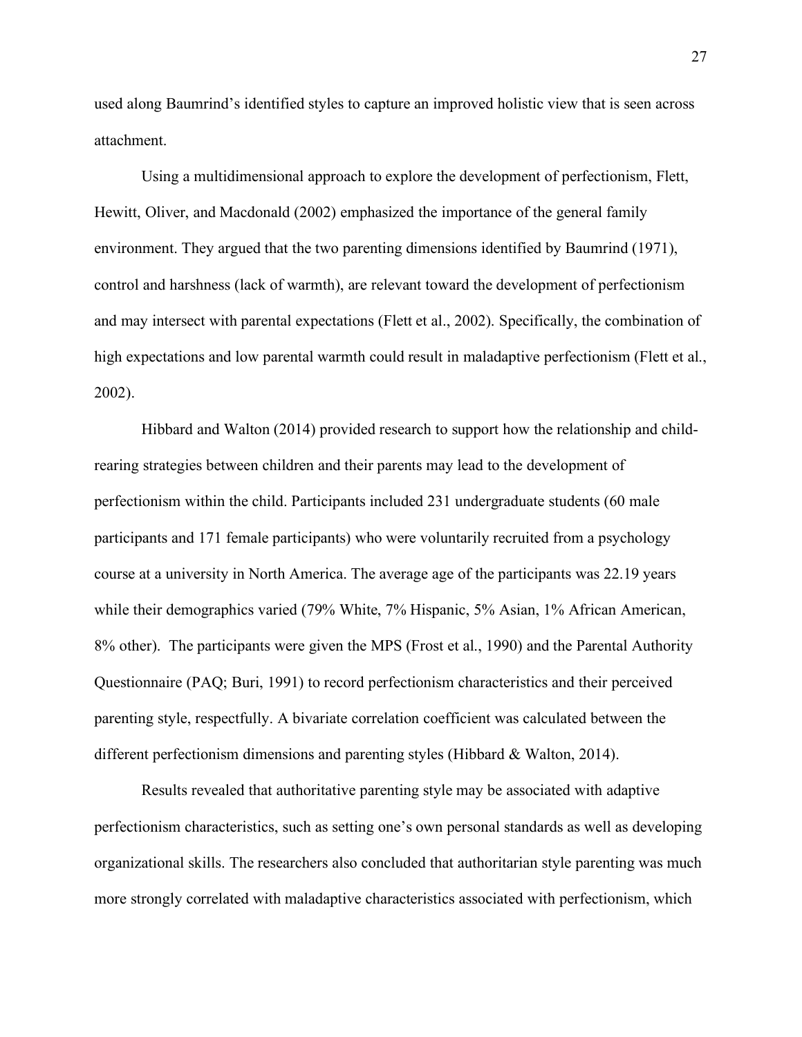used along Baumrind's identified styles to capture an improved holistic view that is seen across attachment.

Using a multidimensional approach to explore the development of perfectionism, Flett, Hewitt, Oliver, and Macdonald (2002) emphasized the importance of the general family environment. They argued that the two parenting dimensions identified by Baumrind (1971), control and harshness (lack of warmth), are relevant toward the development of perfectionism and may intersect with parental expectations (Flett et al., 2002). Specifically, the combination of high expectations and low parental warmth could result in maladaptive perfectionism (Flett et al., 2002).

Hibbard and Walton (2014) provided research to support how the relationship and child-rearing strategies between children and their parents may lead to the development of perfectionism within the child. Participants included 231 undergraduate students (60 male participants and 171 female participants) who were voluntarily recruited from a psychology course at a university in North America. The average age of the participants was 22.19 years while their demographics varied (79% White, 7% Hispanic, 5% Asian, 1% African American, 8% other). The participants were given the MPS (Frost et al., 1990) and the Parental Authority Questionnaire (PAQ; Buri, 1991) to record perfectionism characteristics and their perceived parenting style, respectfully. A bivariate correlation coefficient was calculated between the different perfectionism dimensions and parenting styles (Hibbard & Walton, 2014).

Results revealed that authoritative parenting style may be associated with adaptive perfectionism characteristics, such as setting one's own personal standards as well as developing organizational skills. The researchers also concluded that authoritarian style parenting was much more strongly correlated with maladaptive characteristics associated with perfectionism, which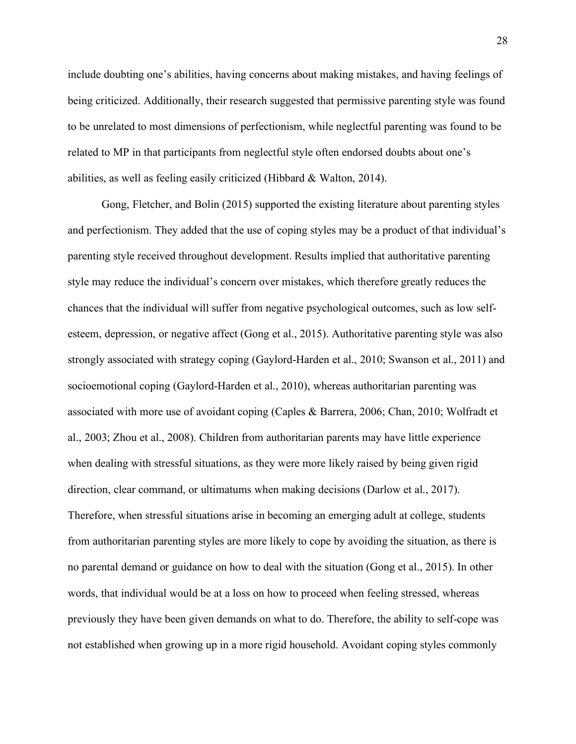include doubting one's abilities, having concerns about making mistakes, and having feelings of being criticized. Additionally, their research suggested that permissive parenting style was found to be unrelated to most dimensions of perfectionism, while neglectful parenting was found to be related to MP in that participants from neglectful style often endorsed doubts about one's abilities, as well as feeling easily criticized (Hibbard & Walton, 2014).

Gong, Fletcher, and Bolin (2015) supported the existing literature about parenting styles and perfectionism. They added that the use of coping styles may be a product of that individual's parenting style received throughout development. Results implied that authoritative parenting style may reduce the individual's concern over mistakes, which therefore greatly reduces the chances that the individual will suffer from negative psychological outcomes, such as low self-esteem, depression, or negative affect (Gong et al., 2015). Authoritative parenting style was also strongly associated with strategy coping (Gaylord-Harden et al., 2010; Swanson et al., 2011) and socioemotional coping (Gaylord-Harden et al., 2010), whereas authoritarian parenting was associated with more use of avoidant coping (Caples & Barrera, 2006; Chan, 2010; Wolfradt et al., 2003; Zhou et al., 2008). Children from authoritarian parents may have little experience when dealing with stressful situations, as they were more likely raised by being given rigid direction, clear command, or ultimatums when making decisions (Darlow et al., 2017). Therefore, when stressful situations arise in becoming an emerging adult at college, students from authoritarian parenting styles are more likely to cope by avoiding the situation, as there is no parental demand or guidance on how to deal with the situation (Gong et al., 2015). In other words, that individual would be at a loss on how to proceed when feeling stressed, whereas previously they have been given demands on what to do. Therefore, the ability to self-cope was not established when growing up in a more rigid household. Avoidant coping styles commonly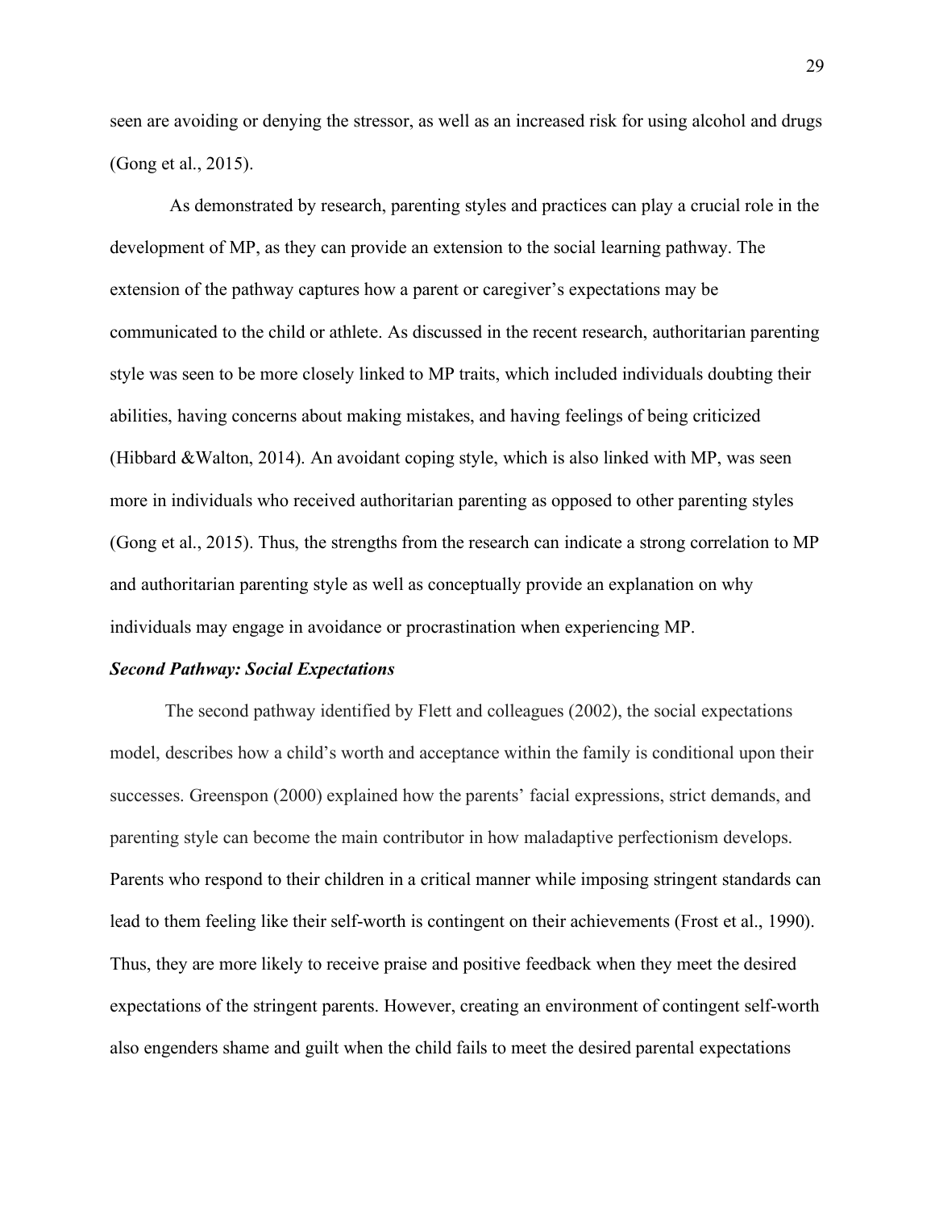seen are avoiding or denying the stressor, as well as an increased risk for using alcohol and drugs (Gong et al., 2015).

As demonstrated by research, parenting styles and practices can play a crucial role in the development of MP, as they can provide an extension to the social learning pathway. The extension of the pathway captures how a parent or caregiver's expectations may be communicated to the child or athlete. As discussed in the recent research, authoritarian parenting style was seen to be more closely linked to MP traits, which included individuals doubting their abilities, having concerns about making mistakes, and having feelings of being criticized (Hibbard &Walton, 2014). An avoidant coping style, which is also linked with MP, was seen more in individuals who received authoritarian parenting as opposed to other parenting styles (Gong et al., 2015). Thus, the strengths from the research can indicate a strong correlation to MP and authoritarian parenting style as well as conceptually provide an explanation on why individuals may engage in avoidance or procrastination when experiencing MP.

***Second Pathway: Social Expectations***

The second pathway identified by Flett and colleagues (2002), the social expectations model, describes how a child's worth and acceptance within the family is conditional upon their successes. Greenspon (2000) explained how the parents' facial expressions, strict demands, and parenting style can become the main contributor in how maladaptive perfectionism develops. Parents who respond to their children in a critical manner while imposing stringent standards can lead to them feeling like their self-worth is contingent on their achievements (Frost et al., 1990). Thus, they are more likely to receive praise and positive feedback when they meet the desired expectations of the stringent parents. However, creating an environment of contingent self-worth also engenders shame and guilt when the child fails to meet the desired parental expectations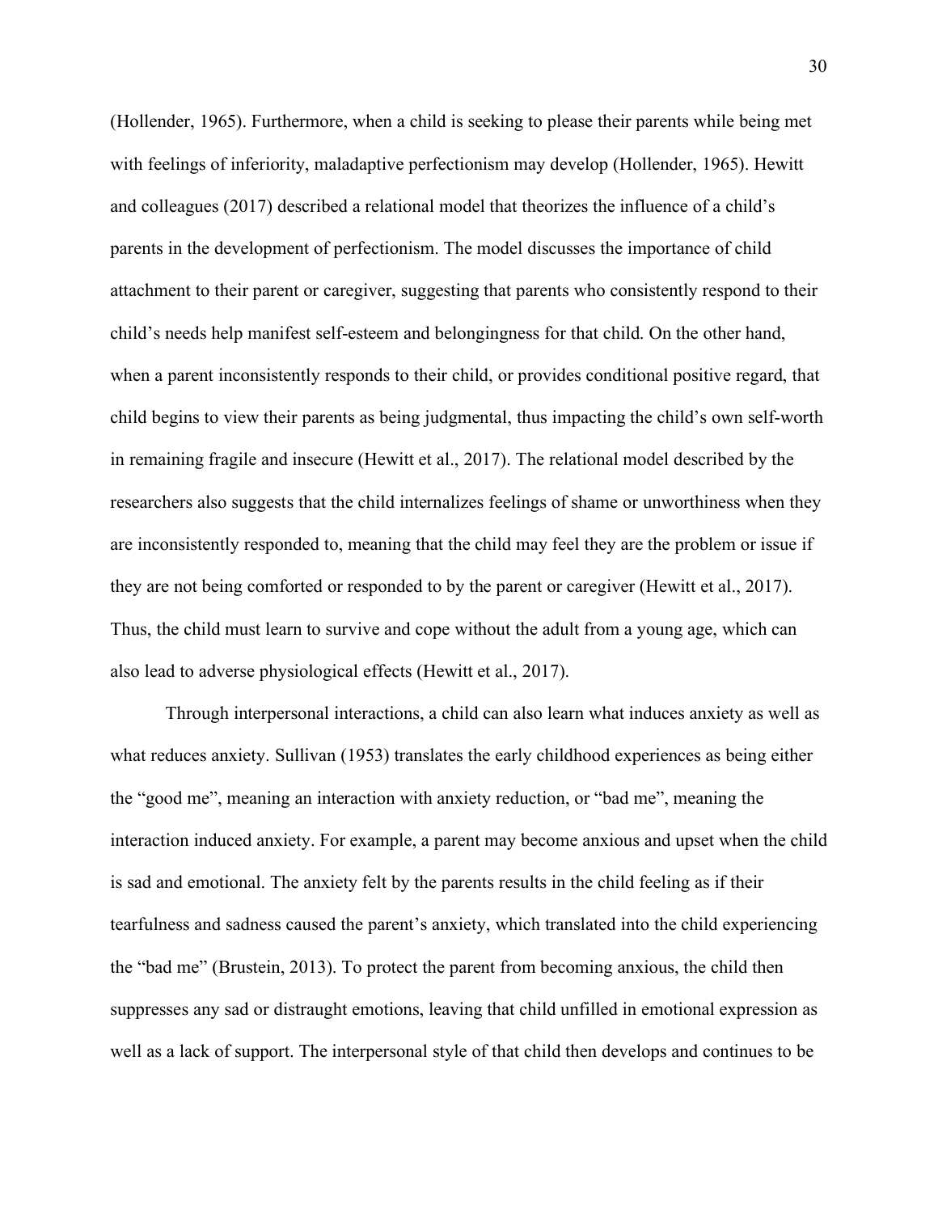(Hollender, 1965). Furthermore, when a child is seeking to please their parents while being met with feelings of inferiority, maladaptive perfectionism may develop (Hollender, 1965). Hewitt and colleagues (2017) described a relational model that theorizes the influence of a child's parents in the development of perfectionism. The model discusses the importance of child attachment to their parent or caregiver, suggesting that parents who consistently respond to their child's needs help manifest self-esteem and belongingness for that child. On the other hand, when a parent inconsistently responds to their child, or provides conditional positive regard, that child begins to view their parents as being judgmental, thus impacting the child's own self-worth in remaining fragile and insecure (Hewitt et al., 2017). The relational model described by the researchers also suggests that the child internalizes feelings of shame or unworthiness when they are inconsistently responded to, meaning that the child may feel they are the problem or issue if they are not being comforted or responded to by the parent or caregiver (Hewitt et al., 2017). Thus, the child must learn to survive and cope without the adult from a young age, which can also lead to adverse physiological effects (Hewitt et al., 2017).

Through interpersonal interactions, a child can also learn what induces anxiety as well as what reduces anxiety. Sullivan (1953) translates the early childhood experiences as being either the "good me", meaning an interaction with anxiety reduction, or "bad me", meaning the interaction induced anxiety. For example, a parent may become anxious and upset when the child is sad and emotional. The anxiety felt by the parents results in the child feeling as if their tearfulness and sadness caused the parent's anxiety, which translated into the child experiencing the "bad me" (Brustein, 2013). To protect the parent from becoming anxious, the child then suppresses any sad or distraught emotions, leaving that child unfilled in emotional expression as well as a lack of support. The interpersonal style of that child then develops and continues to be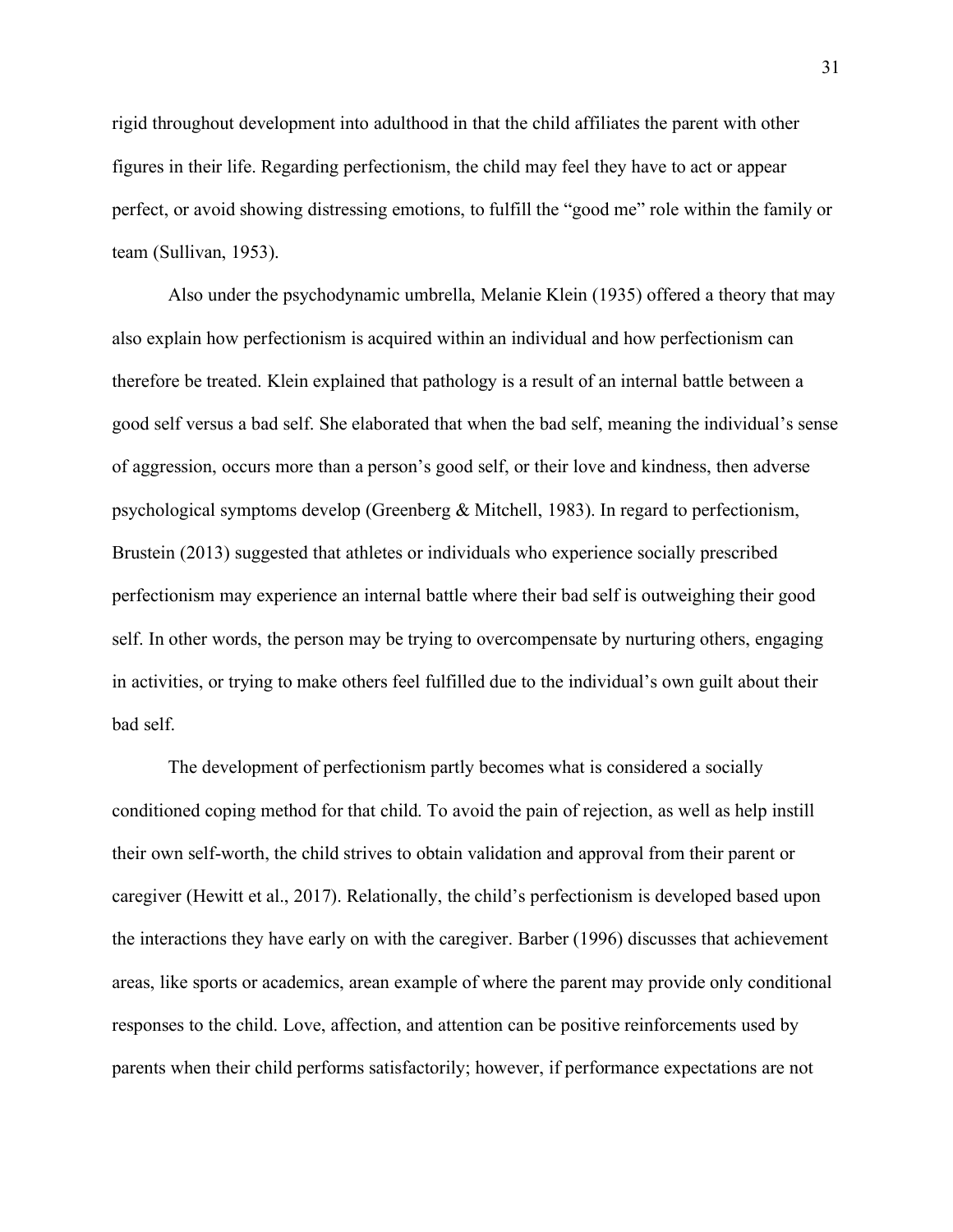rigid throughout development into adulthood in that the child affiliates the parent with other figures in their life. Regarding perfectionism, the child may feel they have to act or appear perfect, or avoid showing distressing emotions, to fulfill the "good me" role within the family or team (Sullivan, 1953).

Also under the psychodynamic umbrella, Melanie Klein (1935) offered a theory that may also explain how perfectionism is acquired within an individual and how perfectionism can therefore be treated. Klein explained that pathology is a result of an internal battle between a good self versus a bad self. She elaborated that when the bad self, meaning the individual's sense of aggression, occurs more than a person's good self, or their love and kindness, then adverse psychological symptoms develop (Greenberg & Mitchell, 1983). In regard to perfectionism, Brustein (2013) suggested that athletes or individuals who experience socially prescribed perfectionism may experience an internal battle where their bad self is outweighing their good self. In other words, the person may be trying to overcompensate by nurturing others, engaging in activities, or trying to make others feel fulfilled due to the individual's own guilt about their bad self.

The development of perfectionism partly becomes what is considered a socially conditioned coping method for that child. To avoid the pain of rejection, as well as help instill their own self-worth, the child strives to obtain validation and approval from their parent or caregiver (Hewitt et al., 2017). Relationally, the child's perfectionism is developed based upon the interactions they have early on with the caregiver. Barber (1996) discusses that achievement areas, like sports or academics, arean example of where the parent may provide only conditional responses to the child. Love, affection, and attention can be positive reinforcements used by parents when their child performs satisfactorily; however, if performance expectations are not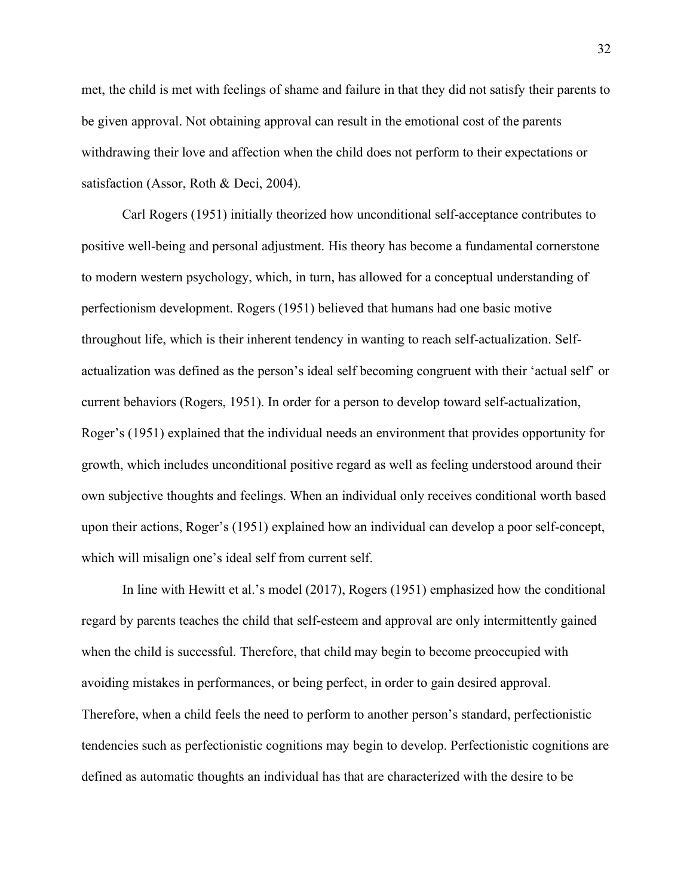met, the child is met with feelings of shame and failure in that they did not satisfy their parents to be given approval. Not obtaining approval can result in the emotional cost of the parents withdrawing their love and affection when the child does not perform to their expectations or satisfaction (Assor, Roth & Deci, 2004).

Carl Rogers (1951) initially theorized how unconditional self-acceptance contributes to positive well-being and personal adjustment. His theory has become a fundamental cornerstone to modern western psychology, which, in turn, has allowed for a conceptual understanding of perfectionism development. Rogers (1951) believed that humans had one basic motive throughout life, which is their inherent tendency in wanting to reach self-actualization. Self-actualization was defined as the person's ideal self becoming congruent with their 'actual self' or current behaviors (Rogers, 1951). In order for a person to develop toward self-actualization, Roger's (1951) explained that the individual needs an environment that provides opportunity for growth, which includes unconditional positive regard as well as feeling understood around their own subjective thoughts and feelings. When an individual only receives conditional worth based upon their actions, Roger's (1951) explained how an individual can develop a poor self-concept, which will misalign one's ideal self from current self.

In line with Hewitt et al.'s model (2017), Rogers (1951) emphasized how the conditional regard by parents teaches the child that self-esteem and approval are only intermittently gained when the child is successful. Therefore, that child may begin to become preoccupied with avoiding mistakes in performances, or being perfect, in order to gain desired approval. Therefore, when a child feels the need to perform to another person's standard, perfectionistic tendencies such as perfectionistic cognitions may begin to develop. Perfectionistic cognitions are defined as automatic thoughts an individual has that are characterized with the desire to be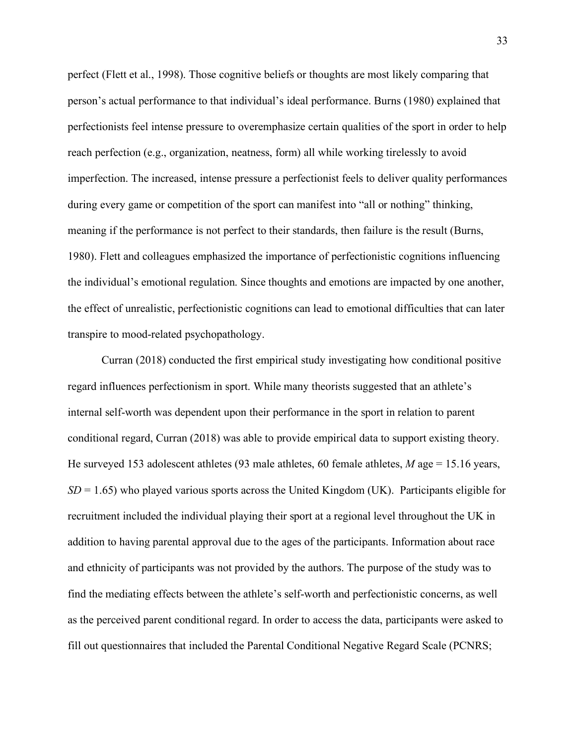perfect (Flett et al., 1998). Those cognitive beliefs or thoughts are most likely comparing that person's actual performance to that individual's ideal performance. Burns (1980) explained that perfectionists feel intense pressure to overemphasize certain qualities of the sport in order to help reach perfection (e.g., organization, neatness, form) all while working tirelessly to avoid imperfection. The increased, intense pressure a perfectionist feels to deliver quality performances during every game or competition of the sport can manifest into "all or nothing" thinking, meaning if the performance is not perfect to their standards, then failure is the result (Burns, 1980). Flett and colleagues emphasized the importance of perfectionistic cognitions influencing the individual's emotional regulation. Since thoughts and emotions are impacted by one another, the effect of unrealistic, perfectionistic cognitions can lead to emotional difficulties that can later transpire to mood-related psychopathology.

Curran (2018) conducted the first empirical study investigating how conditional positive regard influences perfectionism in sport. While many theorists suggested that an athlete's internal self-worth was dependent upon their performance in the sport in relation to parent conditional regard, Curran (2018) was able to provide empirical data to support existing theory. He surveyed 153 adolescent athletes (93 male athletes, 60 female athletes, *M* age = 15.16 years, *SD* = 1.65) who played various sports across the United Kingdom (UK). Participants eligible for recruitment included the individual playing their sport at a regional level throughout the UK in addition to having parental approval due to the ages of the participants. Information about race and ethnicity of participants was not provided by the authors. The purpose of the study was to find the mediating effects between the athlete's self-worth and perfectionistic concerns, as well as the perceived parent conditional regard. In order to access the data, participants were asked to fill out questionnaires that included the Parental Conditional Negative Regard Scale (PCNRS;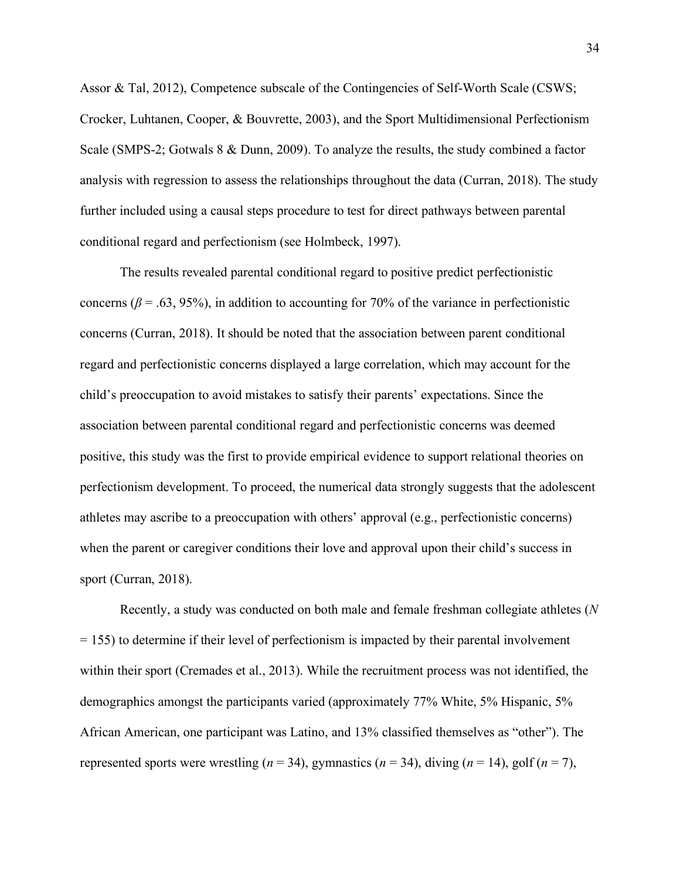Assor & Tal, 2012), Competence subscale of the Contingencies of Self-Worth Scale (CSWS; Crocker, Luhtanen, Cooper, & Bouvrette, 2003), and the Sport Multidimensional Perfectionism Scale (SMPS-2; Gotwals 8 & Dunn, 2009). To analyze the results, the study combined a factor analysis with regression to assess the relationships throughout the data (Curran, 2018). The study further included using a causal steps procedure to test for direct pathways between parental conditional regard and perfectionism (see Holmbeck, 1997).

The results revealed parental conditional regard to positive predict perfectionistic concerns ($\beta$ = .63, 95%), in addition to accounting for 70% of the variance in perfectionistic concerns (Curran, 2018). It should be noted that the association between parent conditional regard and perfectionistic concerns displayed a large correlation, which may account for the child's preoccupation to avoid mistakes to satisfy their parents' expectations. Since the association between parental conditional regard and perfectionistic concerns was deemed positive, this study was the first to provide empirical evidence to support relational theories on perfectionism development. To proceed, the numerical data strongly suggests that the adolescent athletes may ascribe to a preoccupation with others' approval (e.g., perfectionistic concerns) when the parent or caregiver conditions their love and approval upon their child's success in sport (Curran, 2018).

Recently, a study was conducted on both male and female freshman collegiate athletes (*N* = 155) to determine if their level of perfectionism is impacted by their parental involvement within their sport (Cremades et al., 2013). While the recruitment process was not identified, the demographics amongst the participants varied (approximately 77% White, 5% Hispanic, 5% African American, one participant was Latino, and 13% classified themselves as "other"). The represented sports were wrestling (*n* = 34), gymnastics (*n* = 34), diving (*n* = 14), golf (*n* = 7),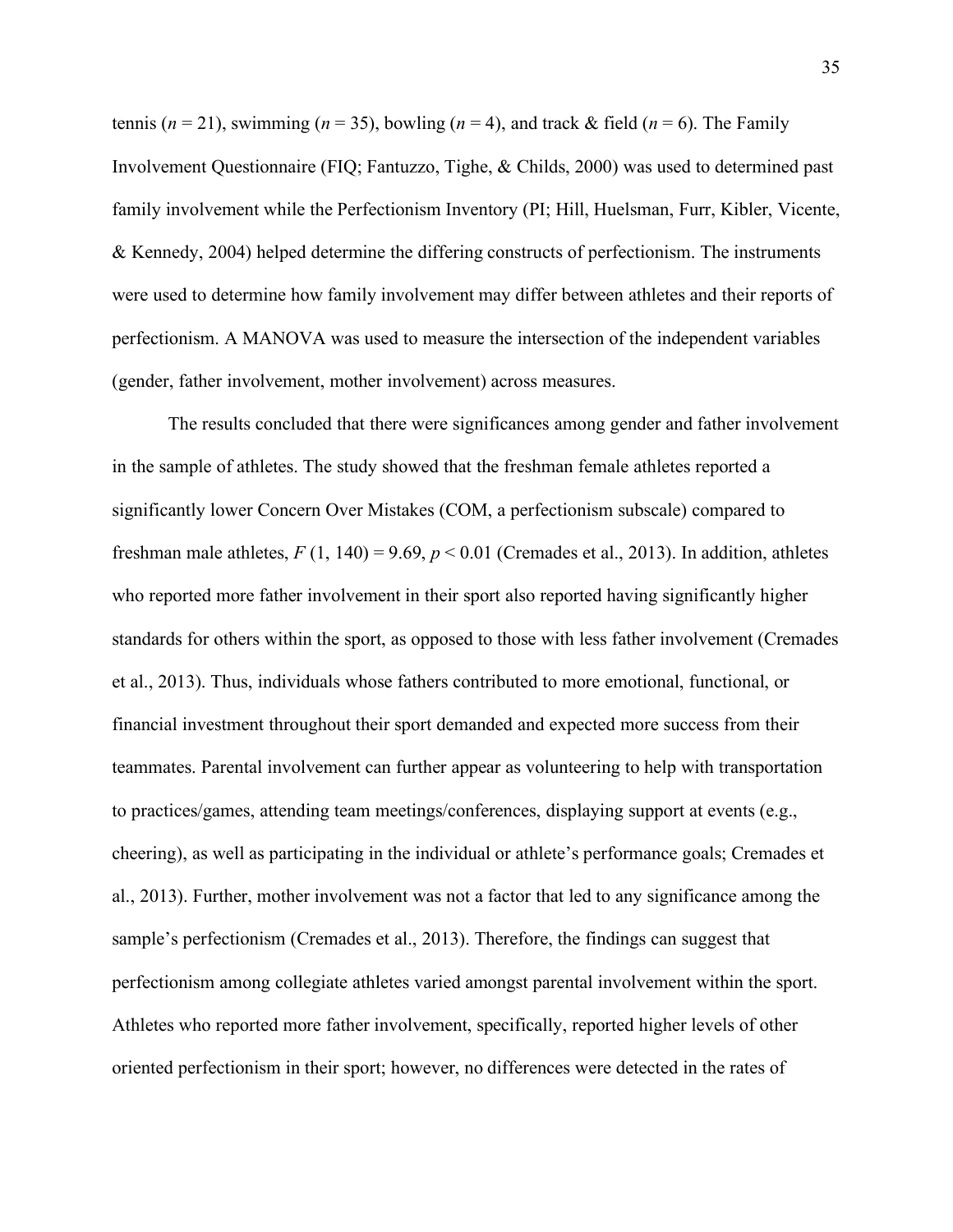tennis ($n$ = 21), swimming ($n$ = 35), bowling ($n$ = 4), and track & field ($n$ = 6). The Family Involvement Questionnaire (FIQ; Fantuzzo, Tighe, & Childs, 2000) was used to determined past family involvement while the Perfectionism Inventory (PI; Hill, Huelsman, Furr, Kibler, Vicente, & Kennedy, 2004) helped determine the differing constructs of perfectionism. The instruments were used to determine how family involvement may differ between athletes and their reports of perfectionism. A MANOVA was used to measure the intersection of the independent variables (gender, father involvement, mother involvement) across measures.

The results concluded that there were significances among gender and father involvement in the sample of athletes. The study showed that the freshman female athletes reported a significantly lower Concern Over Mistakes (COM, a perfectionism subscale) compared to freshman male athletes, $F(1, 140) = 9.69$, $p < 0.01$ (Cremades et al., 2013). In addition, athletes who reported more father involvement in their sport also reported having significantly higher standards for others within the sport, as opposed to those with less father involvement (Cremades et al., 2013). Thus, individuals whose fathers contributed to more emotional, functional, or financial investment throughout their sport demanded and expected more success from their teammates. Parental involvement can further appear as volunteering to help with transportation to practices/games, attending team meetings/conferences, displaying support at events (e.g., cheering), as well as participating in the individual or athlete's performance goals; Cremades et al., 2013). Further, mother involvement was not a factor that led to any significance among the sample's perfectionism (Cremades et al., 2013). Therefore, the findings can suggest that perfectionism among collegiate athletes varied amongst parental involvement within the sport. Athletes who reported more father involvement, specifically, reported higher levels of other oriented perfectionism in their sport; however, no differences were detected in the rates of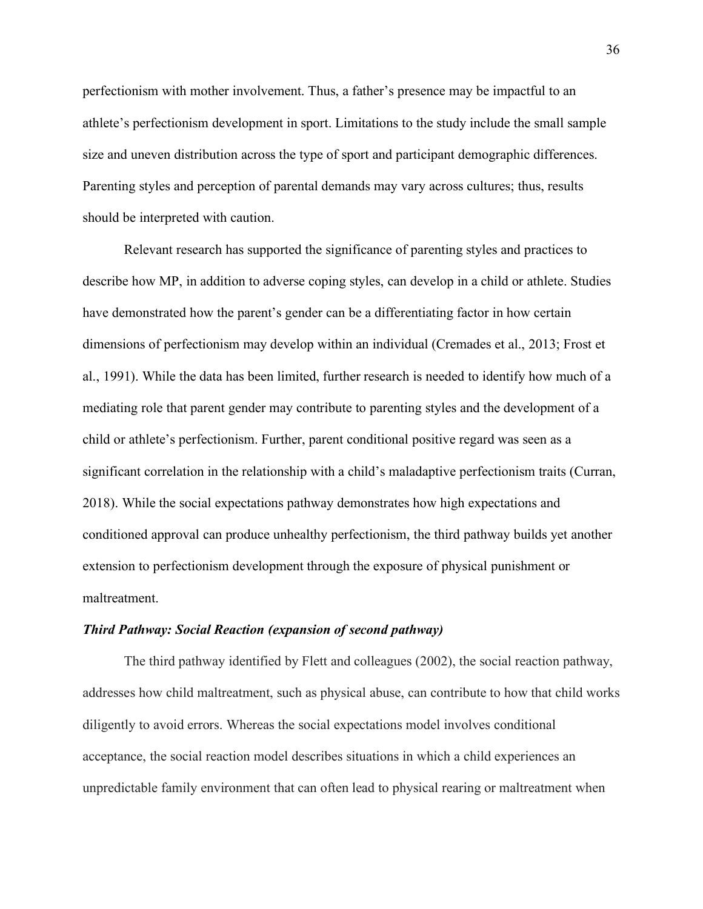perfectionism with mother involvement. Thus, a father's presence may be impactful to an athlete's perfectionism development in sport. Limitations to the study include the small sample size and uneven distribution across the type of sport and participant demographic differences. Parenting styles and perception of parental demands may vary across cultures; thus, results should be interpreted with caution.

Relevant research has supported the significance of parenting styles and practices to describe how MP, in addition to adverse coping styles, can develop in a child or athlete. Studies have demonstrated how the parent's gender can be a differentiating factor in how certain dimensions of perfectionism may develop within an individual (Cremades et al., 2013; Frost et al., 1991). While the data has been limited, further research is needed to identify how much of a mediating role that parent gender may contribute to parenting styles and the development of a child or athlete's perfectionism. Further, parent conditional positive regard was seen as a significant correlation in the relationship with a child's maladaptive perfectionism traits (Curran, 2018). While the social expectations pathway demonstrates how high expectations and conditioned approval can produce unhealthy perfectionism, the third pathway builds yet another extension to perfectionism development through the exposure of physical punishment or maltreatment.

### *Third Pathway: Social Reaction (expansion of second pathway)*

The third pathway identified by Flett and colleagues (2002), the social reaction pathway, addresses how child maltreatment, such as physical abuse, can contribute to how that child works diligently to avoid errors. Whereas the social expectations model involves conditional acceptance, the social reaction model describes situations in which a child experiences an unpredictable family environment that can often lead to physical rearing or maltreatment when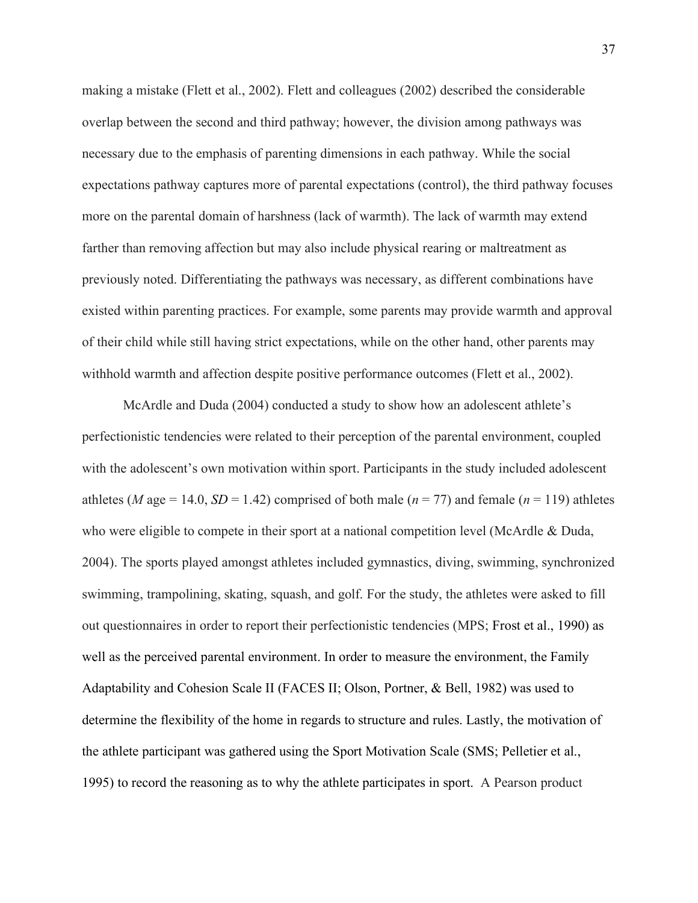making a mistake (Flett et al., 2002). Flett and colleagues (2002) described the considerable overlap between the second and third pathway; however, the division among pathways was necessary due to the emphasis of parenting dimensions in each pathway. While the social expectations pathway captures more of parental expectations (control), the third pathway focuses more on the parental domain of harshness (lack of warmth). The lack of warmth may extend farther than removing affection but may also include physical rearing or maltreatment as previously noted. Differentiating the pathways was necessary, as different combinations have existed within parenting practices. For example, some parents may provide warmth and approval of their child while still having strict expectations, while on the other hand, other parents may withhold warmth and affection despite positive performance outcomes (Flett et al., 2002).

McArdle and Duda (2004) conducted a study to show how an adolescent athlete's perfectionistic tendencies were related to their perception of the parental environment, coupled with the adolescent's own motivation within sport. Participants in the study included adolescent athletes (*M* age = 14.0, *SD* = 1.42) comprised of both male (*n* = 77) and female (*n* = 119) athletes who were eligible to compete in their sport at a national competition level (McArdle & Duda, 2004). The sports played amongst athletes included gymnastics, diving, swimming, synchronized swimming, trampolining, skating, squash, and golf. For the study, the athletes were asked to fill out questionnaires in order to report their perfectionistic tendencies (MPS; Frost et al., 1990) as well as the perceived parental environment. In order to measure the environment, the Family Adaptability and Cohesion Scale II (FACES II; Olson, Portner, & Bell, 1982) was used to determine the flexibility of the home in regards to structure and rules. Lastly, the motivation of the athlete participant was gathered using the Sport Motivation Scale (SMS; Pelletier et al., 1995) to record the reasoning as to why the athlete participates in sport. A Pearson product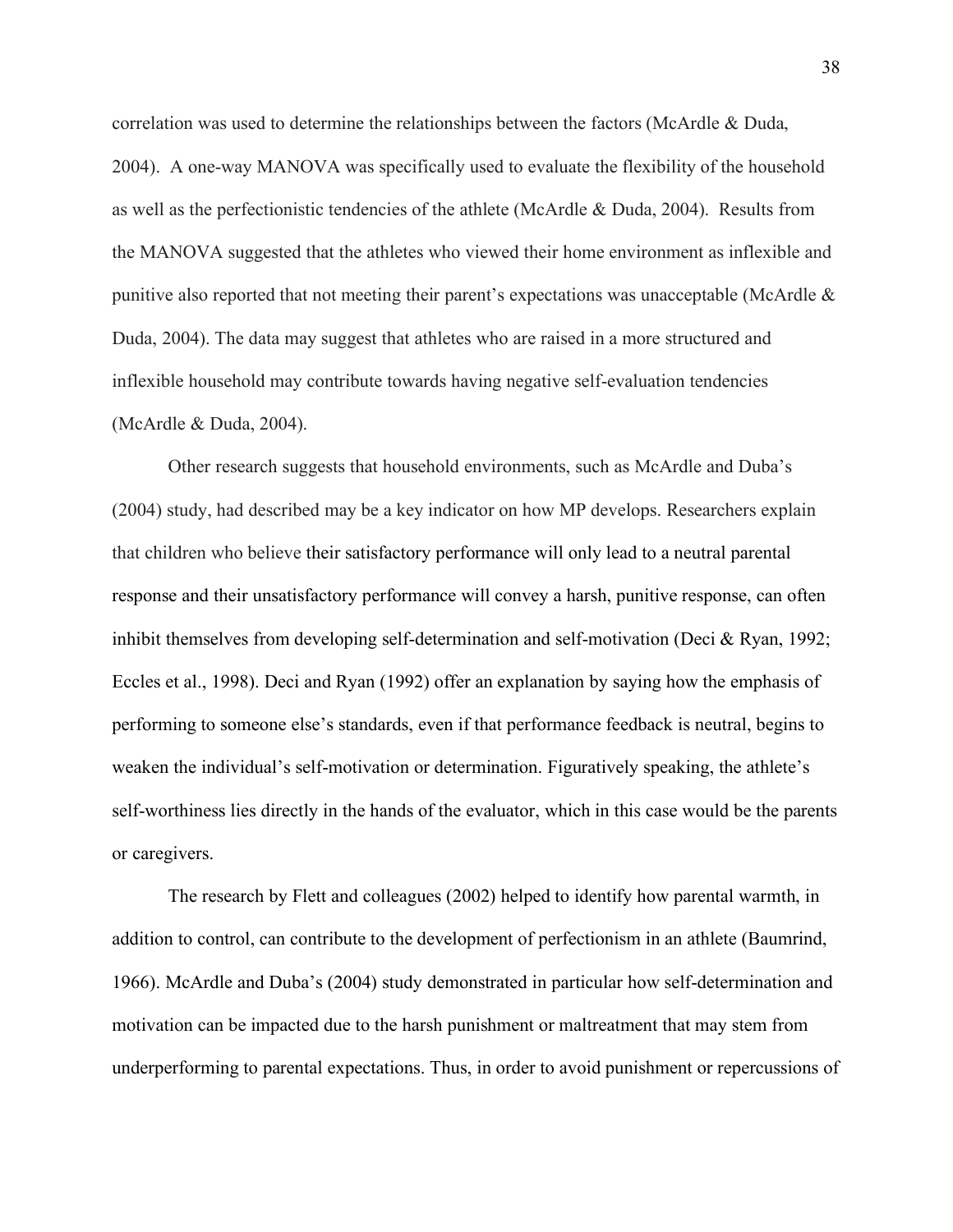correlation was used to determine the relationships between the factors (McArdle & Duda, 2004). A one-way MANOVA was specifically used to evaluate the flexibility of the household as well as the perfectionistic tendencies of the athlete (McArdle & Duda, 2004). Results from the MANOVA suggested that the athletes who viewed their home environment as inflexible and punitive also reported that not meeting their parent's expectations was unacceptable (McArdle & Duda, 2004). The data may suggest that athletes who are raised in a more structured and inflexible household may contribute towards having negative self-evaluation tendencies (McArdle & Duda, 2004).

Other research suggests that household environments, such as McArdle and Duba's (2004) study, had described may be a key indicator on how MP develops. Researchers explain that children who believe their satisfactory performance will only lead to a neutral parental response and their unsatisfactory performance will convey a harsh, punitive response, can often inhibit themselves from developing self-determination and self-motivation (Deci & Ryan, 1992; Eccles et al., 1998). Deci and Ryan (1992) offer an explanation by saying how the emphasis of performing to someone else's standards, even if that performance feedback is neutral, begins to weaken the individual's self-motivation or determination. Figuratively speaking, the athlete's self-worthiness lies directly in the hands of the evaluator, which in this case would be the parents or caregivers.

The research by Flett and colleagues (2002) helped to identify how parental warmth, in addition to control, can contribute to the development of perfectionism in an athlete (Baumrind, 1966). McArdle and Duba's (2004) study demonstrated in particular how self-determination and motivation can be impacted due to the harsh punishment or maltreatment that may stem from underperforming to parental expectations. Thus, in order to avoid punishment or repercussions of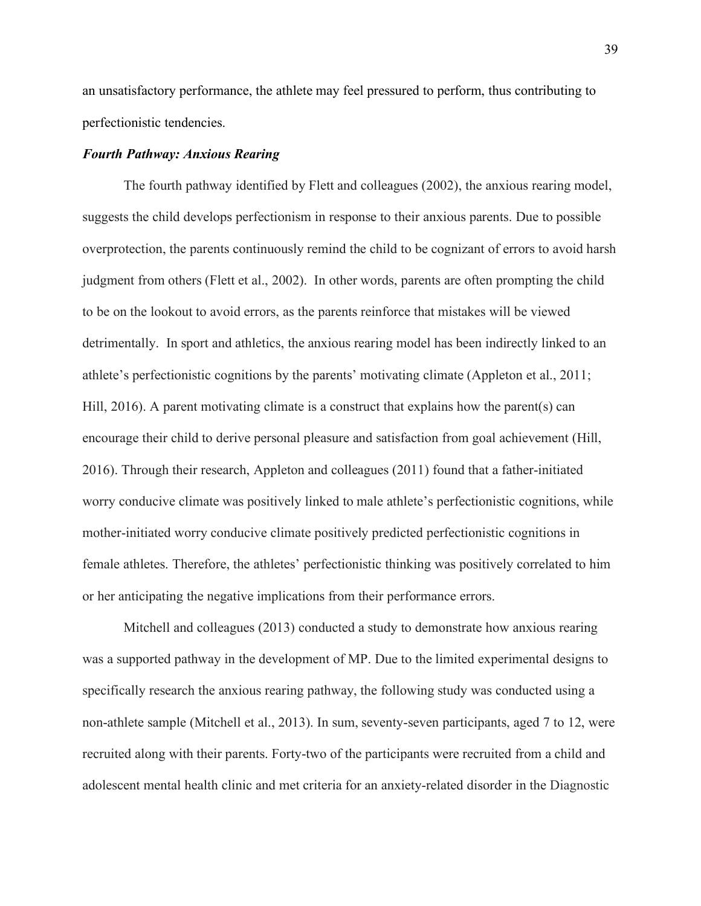an unsatisfactory performance, the athlete may feel pressured to perform, thus contributing to perfectionistic tendencies.

### *Fourth Pathway: Anxious Rearing*

The fourth pathway identified by Flett and colleagues (2002), the anxious rearing model, suggests the child develops perfectionism in response to their anxious parents. Due to possible overprotection, the parents continuously remind the child to be cognizant of errors to avoid harsh judgment from others (Flett et al., 2002). In other words, parents are often prompting the child to be on the lookout to avoid errors, as the parents reinforce that mistakes will be viewed detrimentally. In sport and athletics, the anxious rearing model has been indirectly linked to an athlete's perfectionistic cognitions by the parents' motivating climate (Appleton et al., 2011; Hill, 2016). A parent motivating climate is a construct that explains how the parent(s) can encourage their child to derive personal pleasure and satisfaction from goal achievement (Hill, 2016). Through their research, Appleton and colleagues (2011) found that a father-initiated worry conducive climate was positively linked to male athlete's perfectionistic cognitions, while mother-initiated worry conducive climate positively predicted perfectionistic cognitions in female athletes. Therefore, the athletes' perfectionistic thinking was positively correlated to him or her anticipating the negative implications from their performance errors.

Mitchell and colleagues (2013) conducted a study to demonstrate how anxious rearing was a supported pathway in the development of MP. Due to the limited experimental designs to specifically research the anxious rearing pathway, the following study was conducted using a non-athlete sample (Mitchell et al., 2013). In sum, seventy-seven participants, aged 7 to 12, were recruited along with their parents. Forty-two of the participants were recruited from a child and adolescent mental health clinic and met criteria for an anxiety-related disorder in the Diagnostic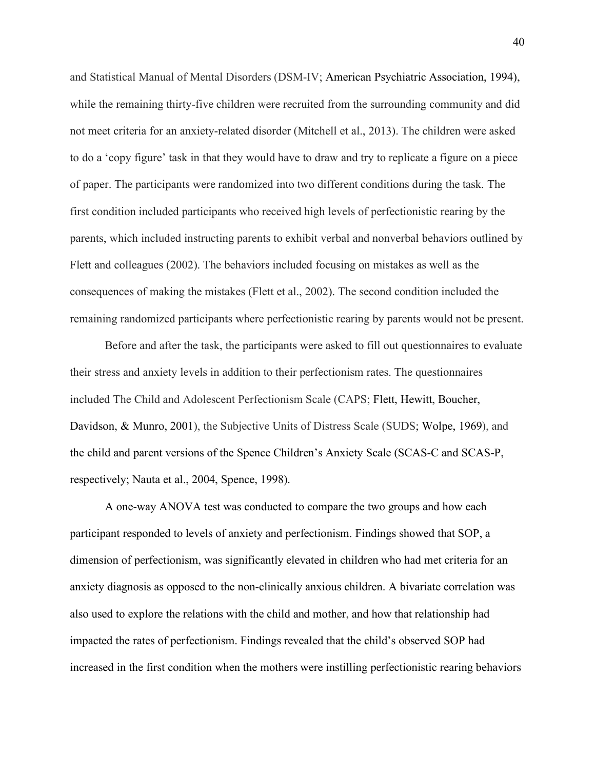and Statistical Manual of Mental Disorders (DSM-IV; American Psychiatric Association, 1994), while the remaining thirty-five children were recruited from the surrounding community and did not meet criteria for an anxiety-related disorder (Mitchell et al., 2013). The children were asked to do a 'copy figure' task in that they would have to draw and try to replicate a figure on a piece of paper. The participants were randomized into two different conditions during the task. The first condition included participants who received high levels of perfectionistic rearing by the parents, which included instructing parents to exhibit verbal and nonverbal behaviors outlined by Flett and colleagues (2002). The behaviors included focusing on mistakes as well as the consequences of making the mistakes (Flett et al., 2002). The second condition included the remaining randomized participants where perfectionistic rearing by parents would not be present.

Before and after the task, the participants were asked to fill out questionnaires to evaluate their stress and anxiety levels in addition to their perfectionism rates. The questionnaires included The Child and Adolescent Perfectionism Scale (CAPS; Flett, Hewitt, Boucher, Davidson, & Munro, 2001), the Subjective Units of Distress Scale (SUDS; Wolpe, 1969), and the child and parent versions of the Spence Children's Anxiety Scale (SCAS-C and SCAS-P, respectively; Nauta et al., 2004, Spence, 1998).

A one-way ANOVA test was conducted to compare the two groups and how each participant responded to levels of anxiety and perfectionism. Findings showed that SOP, a dimension of perfectionism, was significantly elevated in children who had met criteria for an anxiety diagnosis as opposed to the non-clinically anxious children. A bivariate correlation was also used to explore the relations with the child and mother, and how that relationship had impacted the rates of perfectionism. Findings revealed that the child's observed SOP had increased in the first condition when the mothers were instilling perfectionistic rearing behaviors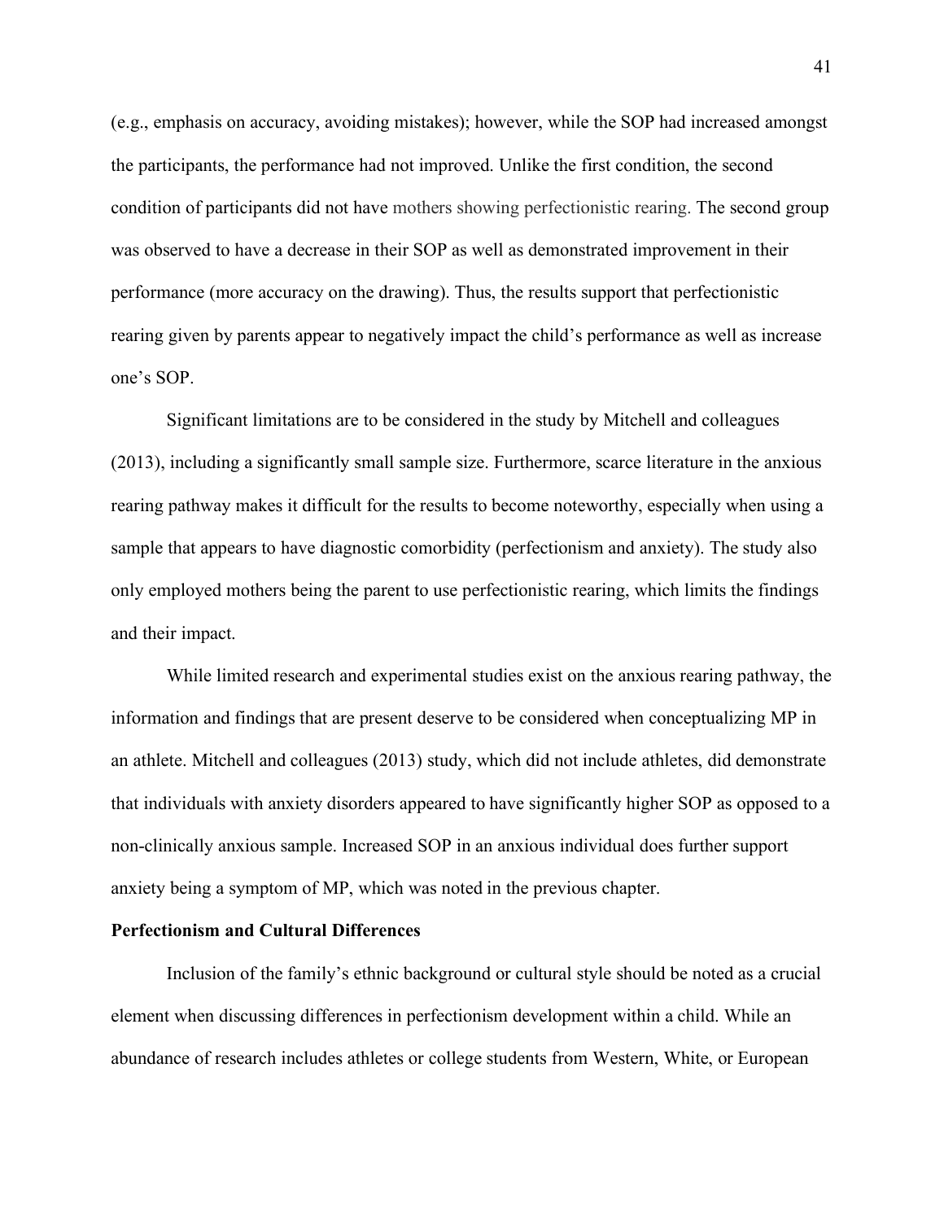(e.g., emphasis on accuracy, avoiding mistakes); however, while the SOP had increased amongst the participants, the performance had not improved. Unlike the first condition, the second condition of participants did not have mothers showing perfectionistic rearing. The second group was observed to have a decrease in their SOP as well as demonstrated improvement in their performance (more accuracy on the drawing). Thus, the results support that perfectionistic rearing given by parents appear to negatively impact the child's performance as well as increase one's SOP.

Significant limitations are to be considered in the study by Mitchell and colleagues (2013), including a significantly small sample size. Furthermore, scarce literature in the anxious rearing pathway makes it difficult for the results to become noteworthy, especially when using a sample that appears to have diagnostic comorbidity (perfectionism and anxiety). The study also only employed mothers being the parent to use perfectionistic rearing, which limits the findings and their impact.

While limited research and experimental studies exist on the anxious rearing pathway, the information and findings that are present deserve to be considered when conceptualizing MP in an athlete. Mitchell and colleagues (2013) study, which did not include athletes, did demonstrate that individuals with anxiety disorders appeared to have significantly higher SOP as opposed to a non-clinically anxious sample. Increased SOP in an anxious individual does further support anxiety being a symptom of MP, which was noted in the previous chapter.

**Perfectionism and Cultural Differences**

Inclusion of the family's ethnic background or cultural style should be noted as a crucial element when discussing differences in perfectionism development within a child. While an abundance of research includes athletes or college students from Western, White, or European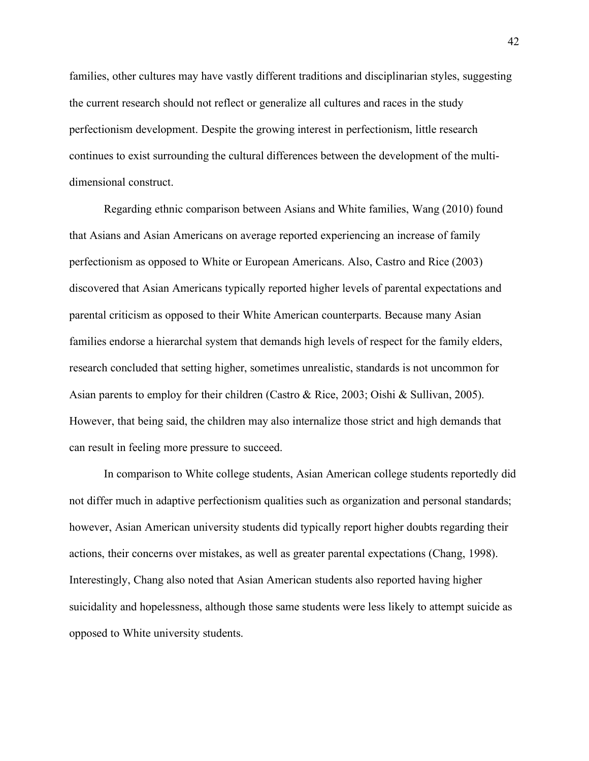families, other cultures may have vastly different traditions and disciplinarian styles, suggesting the current research should not reflect or generalize all cultures and races in the study perfectionism development. Despite the growing interest in perfectionism, little research continues to exist surrounding the cultural differences between the development of the multi-dimensional construct.

Regarding ethnic comparison between Asians and White families, Wang (2010) found that Asians and Asian Americans on average reported experiencing an increase of family perfectionism as opposed to White or European Americans. Also, Castro and Rice (2003) discovered that Asian Americans typically reported higher levels of parental expectations and parental criticism as opposed to their White American counterparts. Because many Asian families endorse a hierarchal system that demands high levels of respect for the family elders, research concluded that setting higher, sometimes unrealistic, standards is not uncommon for Asian parents to employ for their children (Castro & Rice, 2003; Oishi & Sullivan, 2005). However, that being said, the children may also internalize those strict and high demands that can result in feeling more pressure to succeed.

In comparison to White college students, Asian American college students reportedly did not differ much in adaptive perfectionism qualities such as organization and personal standards; however, Asian American university students did typically report higher doubts regarding their actions, their concerns over mistakes, as well as greater parental expectations (Chang, 1998). Interestingly, Chang also noted that Asian American students also reported having higher suicidality and hopelessness, although those same students were less likely to attempt suicide as opposed to White university students.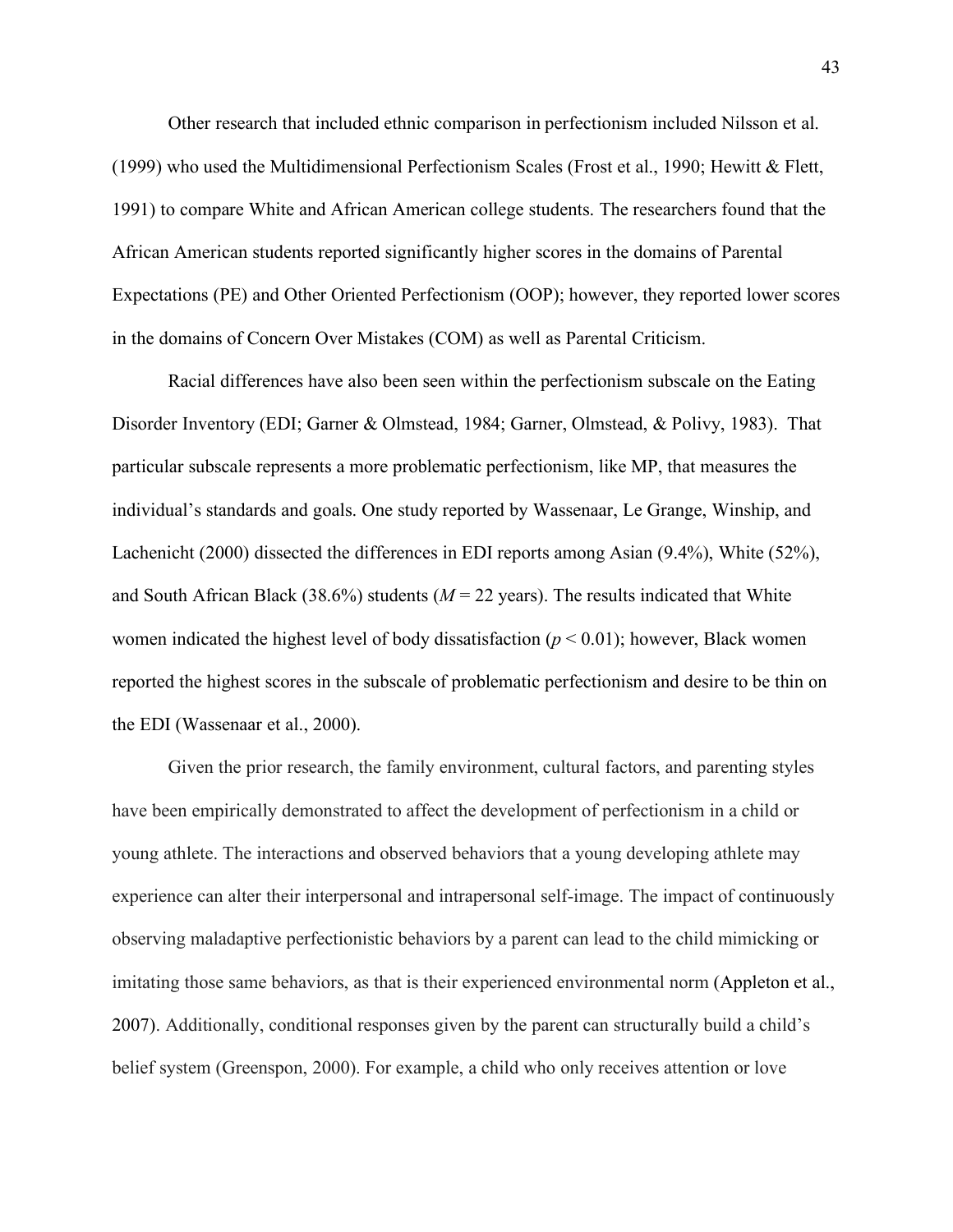Other research that included ethnic comparison in perfectionism included Nilsson et al. (1999) who used the Multidimensional Perfectionism Scales (Frost et al., 1990; Hewitt & Flett, 1991) to compare White and African American college students. The researchers found that the African American students reported significantly higher scores in the domains of Parental Expectations (PE) and Other Oriented Perfectionism (OOP); however, they reported lower scores in the domains of Concern Over Mistakes (COM) as well as Parental Criticism.

Racial differences have also been seen within the perfectionism subscale on the Eating Disorder Inventory (EDI; Garner & Olmstead, 1984; Garner, Olmstead, & Polivy, 1983). That particular subscale represents a more problematic perfectionism, like MP, that measures the individual's standards and goals. One study reported by Wassenaar, Le Grange, Winship, and Lachenicht (2000) dissected the differences in EDI reports among Asian (9.4%), White (52%), and South African Black (38.6%) students ($M$ = 22 years). The results indicated that White women indicated the highest level of body dissatisfaction ($p < 0.01$); however, Black women reported the highest scores in the subscale of problematic perfectionism and desire to be thin on the EDI (Wassenaar et al., 2000).

Given the prior research, the family environment, cultural factors, and parenting styles have been empirically demonstrated to affect the development of perfectionism in a child or young athlete. The interactions and observed behaviors that a young developing athlete may experience can alter their interpersonal and intrapersonal self-image. The impact of continuously observing maladaptive perfectionistic behaviors by a parent can lead to the child mimicking or imitating those same behaviors, as that is their experienced environmental norm (Appleton et al., 2007). Additionally, conditional responses given by the parent can structurally build a child's belief system (Greenspon, 2000). For example, a child who only receives attention or love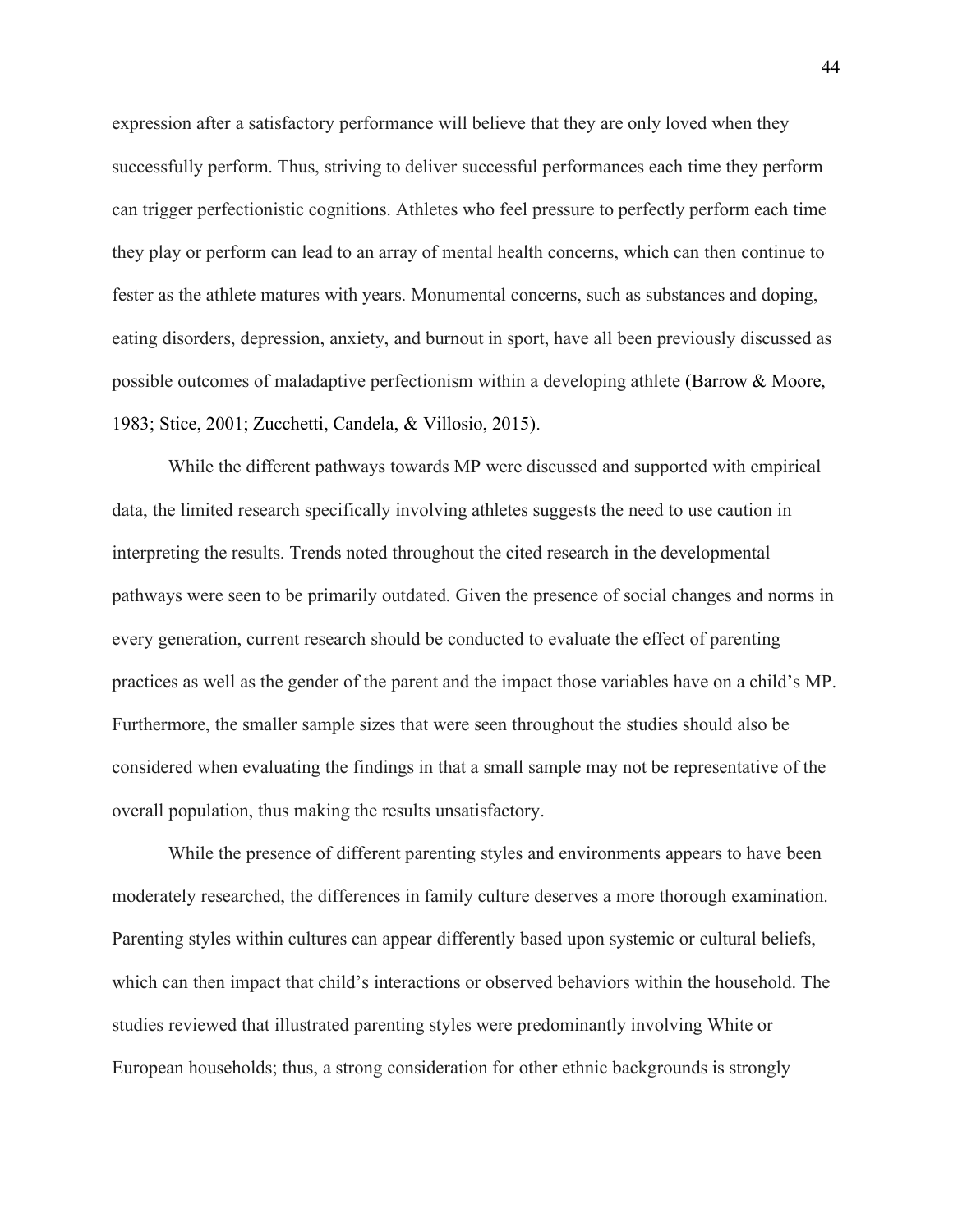expression after a satisfactory performance will believe that they are only loved when they successfully perform. Thus, striving to deliver successful performances each time they perform can trigger perfectionistic cognitions. Athletes who feel pressure to perfectly perform each time they play or perform can lead to an array of mental health concerns, which can then continue to fester as the athlete matures with years. Monumental concerns, such as substances and doping, eating disorders, depression, anxiety, and burnout in sport, have all been previously discussed as possible outcomes of maladaptive perfectionism within a developing athlete (Barrow & Moore, 1983; Stice, 2001; Zucchetti, Candela, & Villosio, 2015).

While the different pathways towards MP were discussed and supported with empirical data, the limited research specifically involving athletes suggests the need to use caution in interpreting the results. Trends noted throughout the cited research in the developmental pathways were seen to be primarily outdated. Given the presence of social changes and norms in every generation, current research should be conducted to evaluate the effect of parenting practices as well as the gender of the parent and the impact those variables have on a child's MP. Furthermore, the smaller sample sizes that were seen throughout the studies should also be considered when evaluating the findings in that a small sample may not be representative of the overall population, thus making the results unsatisfactory.

While the presence of different parenting styles and environments appears to have been moderately researched, the differences in family culture deserves a more thorough examination. Parenting styles within cultures can appear differently based upon systemic or cultural beliefs, which can then impact that child's interactions or observed behaviors within the household. The studies reviewed that illustrated parenting styles were predominantly involving White or European households; thus, a strong consideration for other ethnic backgrounds is strongly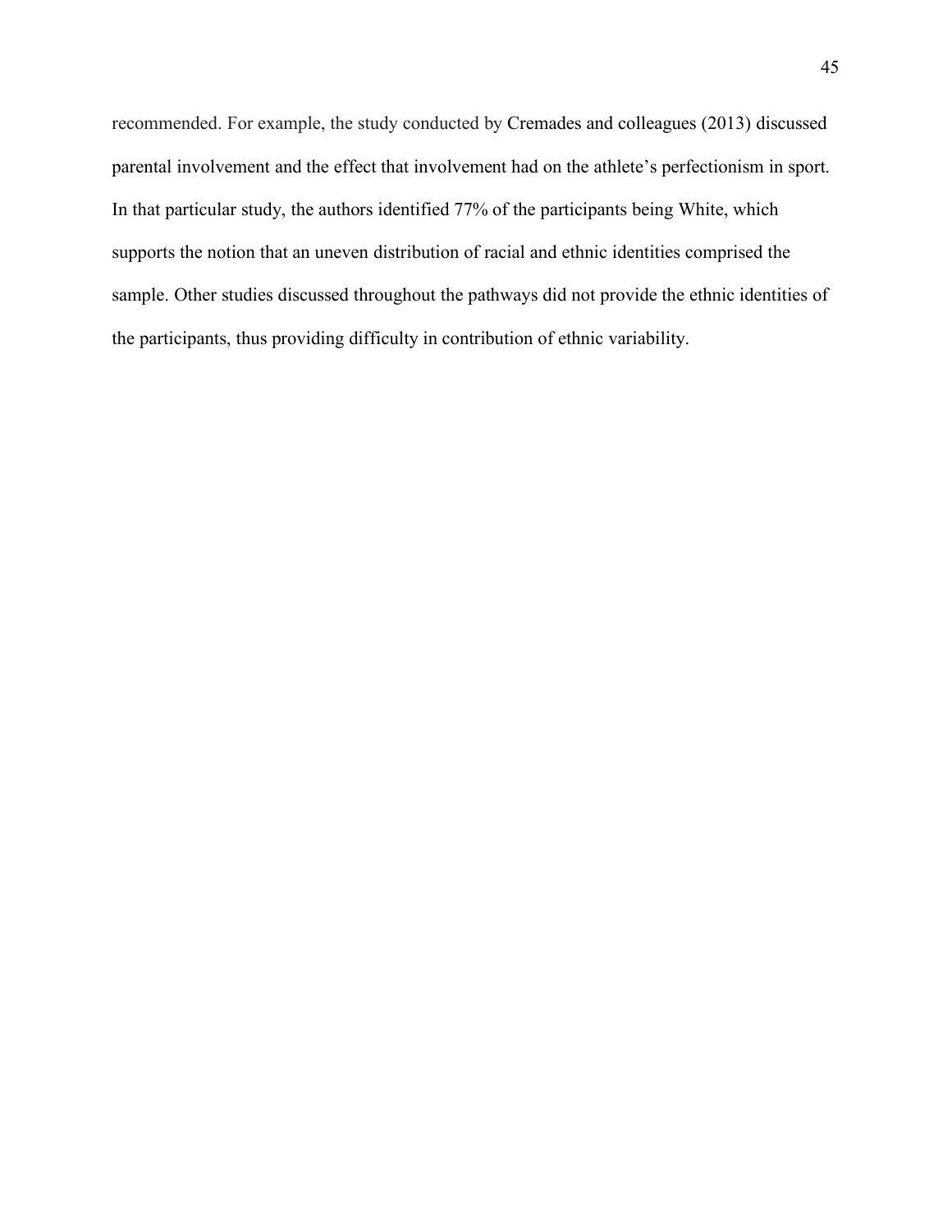recommended. For example, the study conducted by Cremades and colleagues (2013) discussed parental involvement and the effect that involvement had on the athlete's perfectionism in sport. In that particular study, the authors identified 77% of the participants being White, which supports the notion that an uneven distribution of racial and ethnic identities comprised the sample. Other studies discussed throughout the pathways did not provide the ethnic identities of the participants, thus providing difficulty in contribution of ethnic variability.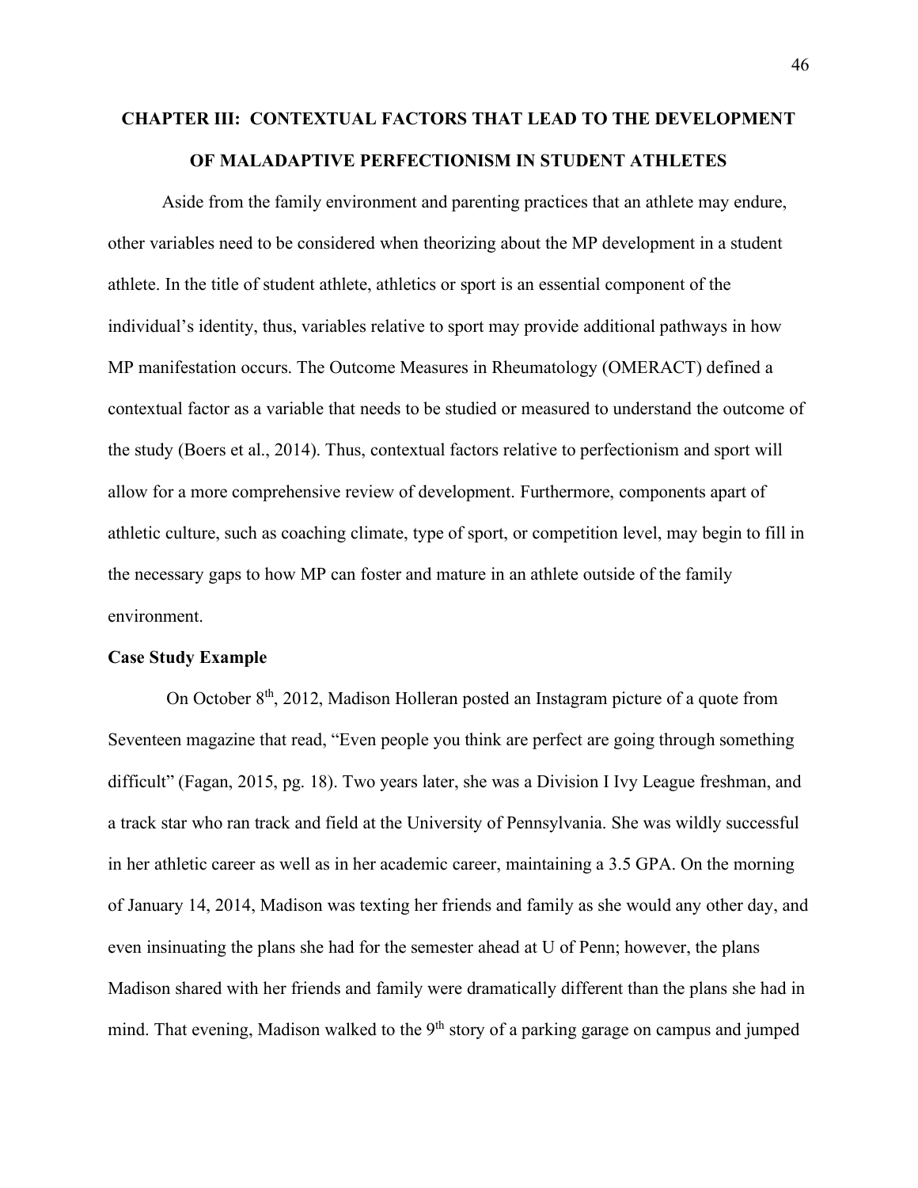# CHAPTER III: CONTEXTUAL FACTORS THAT LEAD TO THE DEVELOPMENT OF MALADAPTIVE PERFECTIONISM IN STUDENT ATHLETES

Aside from the family environment and parenting practices that an athlete may endure, other variables need to be considered when theorizing about the MP development in a student athlete. In the title of student athlete, athletics or sport is an essential component of the individual's identity, thus, variables relative to sport may provide additional pathways in how MP manifestation occurs. The Outcome Measures in Rheumatology (OMERACT) defined a contextual factor as a variable that needs to be studied or measured to understand the outcome of the study (Boers et al., 2014). Thus, contextual factors relative to perfectionism and sport will allow for a more comprehensive review of development. Furthermore, components apart of athletic culture, such as coaching climate, type of sport, or competition level, may begin to fill in the necessary gaps to how MP can foster and mature in an athlete outside of the family environment.

## Case Study Example

On October 8th, 2012, Madison Holleran posted an Instagram picture of a quote from Seventeen magazine that read, "Even people you think are perfect are going through something difficult" (Fagan, 2015, pg. 18). Two years later, she was a Division I Ivy League freshman, and a track star who ran track and field at the University of Pennsylvania. She was wildly successful in her athletic career as well as in her academic career, maintaining a 3.5 GPA. On the morning of January 14, 2014, Madison was texting her friends and family as she would any other day, and even insinuating the plans she had for the semester ahead at U of Penn; however, the plans Madison shared with her friends and family were dramatically different than the plans she had in mind. That evening, Madison walked to the 9th story of a parking garage on campus and jumped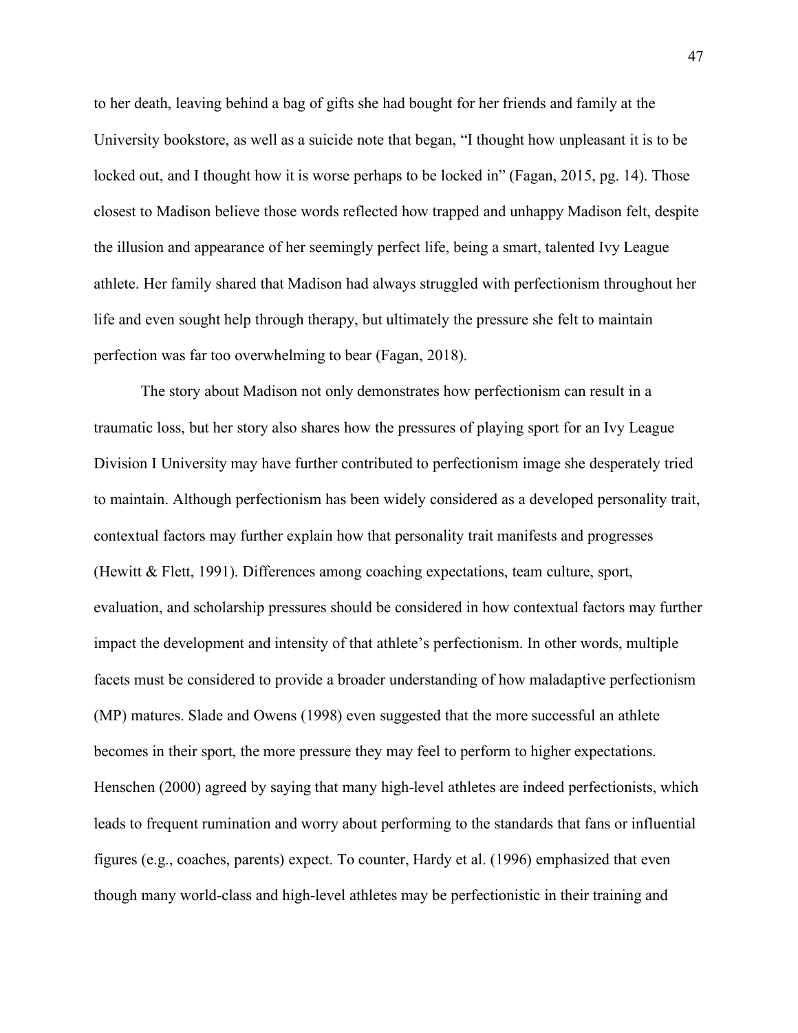to her death, leaving behind a bag of gifts she had bought for her friends and family at the University bookstore, as well as a suicide note that began, "I thought how unpleasant it is to be locked out, and I thought how it is worse perhaps to be locked in" (Fagan, 2015, pg. 14). Those closest to Madison believe those words reflected how trapped and unhappy Madison felt, despite the illusion and appearance of her seemingly perfect life, being a smart, talented Ivy League athlete. Her family shared that Madison had always struggled with perfectionism throughout her life and even sought help through therapy, but ultimately the pressure she felt to maintain perfection was far too overwhelming to bear (Fagan, 2018).

The story about Madison not only demonstrates how perfectionism can result in a traumatic loss, but her story also shares how the pressures of playing sport for an Ivy League Division I University may have further contributed to perfectionism image she desperately tried to maintain. Although perfectionism has been widely considered as a developed personality trait, contextual factors may further explain how that personality trait manifests and progresses (Hewitt & Flett, 1991). Differences among coaching expectations, team culture, sport, evaluation, and scholarship pressures should be considered in how contextual factors may further impact the development and intensity of that athlete's perfectionism. In other words, multiple facets must be considered to provide a broader understanding of how maladaptive perfectionism (MP) matures. Slade and Owens (1998) even suggested that the more successful an athlete becomes in their sport, the more pressure they may feel to perform to higher expectations. Henschen (2000) agreed by saying that many high-level athletes are indeed perfectionists, which leads to frequent rumination and worry about performing to the standards that fans or influential figures (e.g., coaches, parents) expect. To counter, Hardy et al. (1996) emphasized that even though many world-class and high-level athletes may be perfectionistic in their training and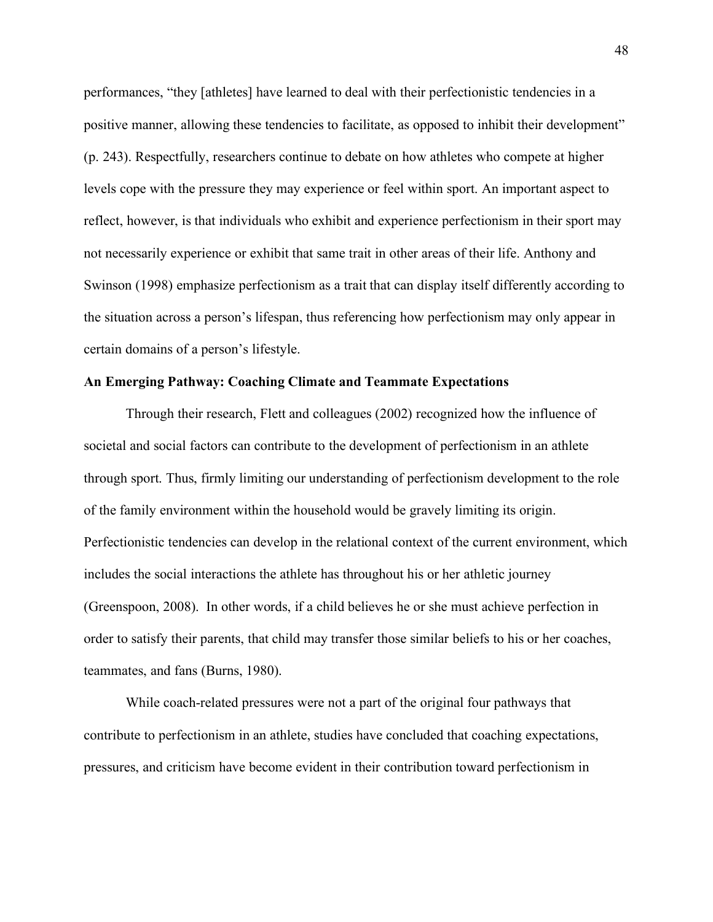performances, “they [athletes] have learned to deal with their perfectionistic tendencies in a positive manner, allowing these tendencies to facilitate, as opposed to inhibit their development” (p. 243). Respectfully, researchers continue to debate on how athletes who compete at higher levels cope with the pressure they may experience or feel within sport. An important aspect to reflect, however, is that individuals who exhibit and experience perfectionism in their sport may not necessarily experience or exhibit that same trait in other areas of their life. Anthony and Swinson (1998) emphasize perfectionism as a trait that can display itself differently according to the situation across a person’s lifespan, thus referencing how perfectionism may only appear in certain domains of a person’s lifestyle.

**An Emerging Pathway: Coaching Climate and Teammate Expectations**

Through their research, Flett and colleagues (2002) recognized how the influence of societal and social factors can contribute to the development of perfectionism in an athlete through sport. Thus, firmly limiting our understanding of perfectionism development to the role of the family environment within the household would be gravely limiting its origin. Perfectionistic tendencies can develop in the relational context of the current environment, which includes the social interactions the athlete has throughout his or her athletic journey (Greenspoon, 2008). In other words, if a child believes he or she must achieve perfection in order to satisfy their parents, that child may transfer those similar beliefs to his or her coaches, teammates, and fans (Burns, 1980).

While coach-related pressures were not a part of the original four pathways that contribute to perfectionism in an athlete, studies have concluded that coaching expectations, pressures, and criticism have become evident in their contribution toward perfectionism in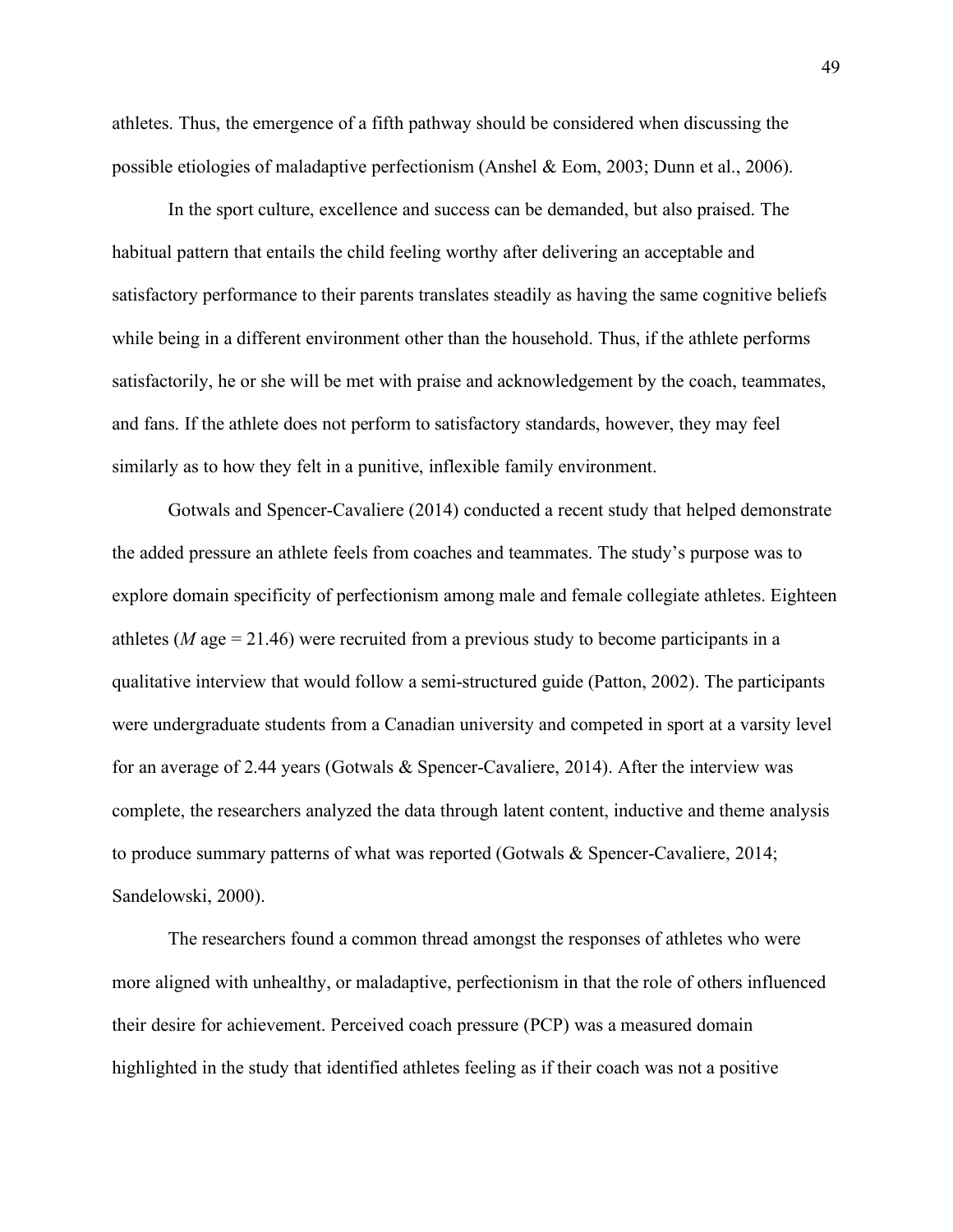athletes. Thus, the emergence of a fifth pathway should be considered when discussing the possible etiologies of maladaptive perfectionism (Anshel & Eom, 2003; Dunn et al., 2006).

In the sport culture, excellence and success can be demanded, but also praised. The habitual pattern that entails the child feeling worthy after delivering an acceptable and satisfactory performance to their parents translates steadily as having the same cognitive beliefs while being in a different environment other than the household. Thus, if the athlete performs satisfactorily, he or she will be met with praise and acknowledgement by the coach, teammates, and fans. If the athlete does not perform to satisfactory standards, however, they may feel similarly as to how they felt in a punitive, inflexible family environment.

Gotwals and Spencer-Cavaliere (2014) conducted a recent study that helped demonstrate the added pressure an athlete feels from coaches and teammates. The study's purpose was to explore domain specificity of perfectionism among male and female collegiate athletes. Eighteen athletes (*M* age = 21.46) were recruited from a previous study to become participants in a qualitative interview that would follow a semi-structured guide (Patton, 2002). The participants were undergraduate students from a Canadian university and competed in sport at a varsity level for an average of 2.44 years (Gotwals & Spencer-Cavaliere, 2014). After the interview was complete, the researchers analyzed the data through latent content, inductive and theme analysis to produce summary patterns of what was reported (Gotwals & Spencer-Cavaliere, 2014; Sandelowski, 2000).

The researchers found a common thread amongst the responses of athletes who were more aligned with unhealthy, or maladaptive, perfectionism in that the role of others influenced their desire for achievement. Perceived coach pressure (PCP) was a measured domain highlighted in the study that identified athletes feeling as if their coach was not a positive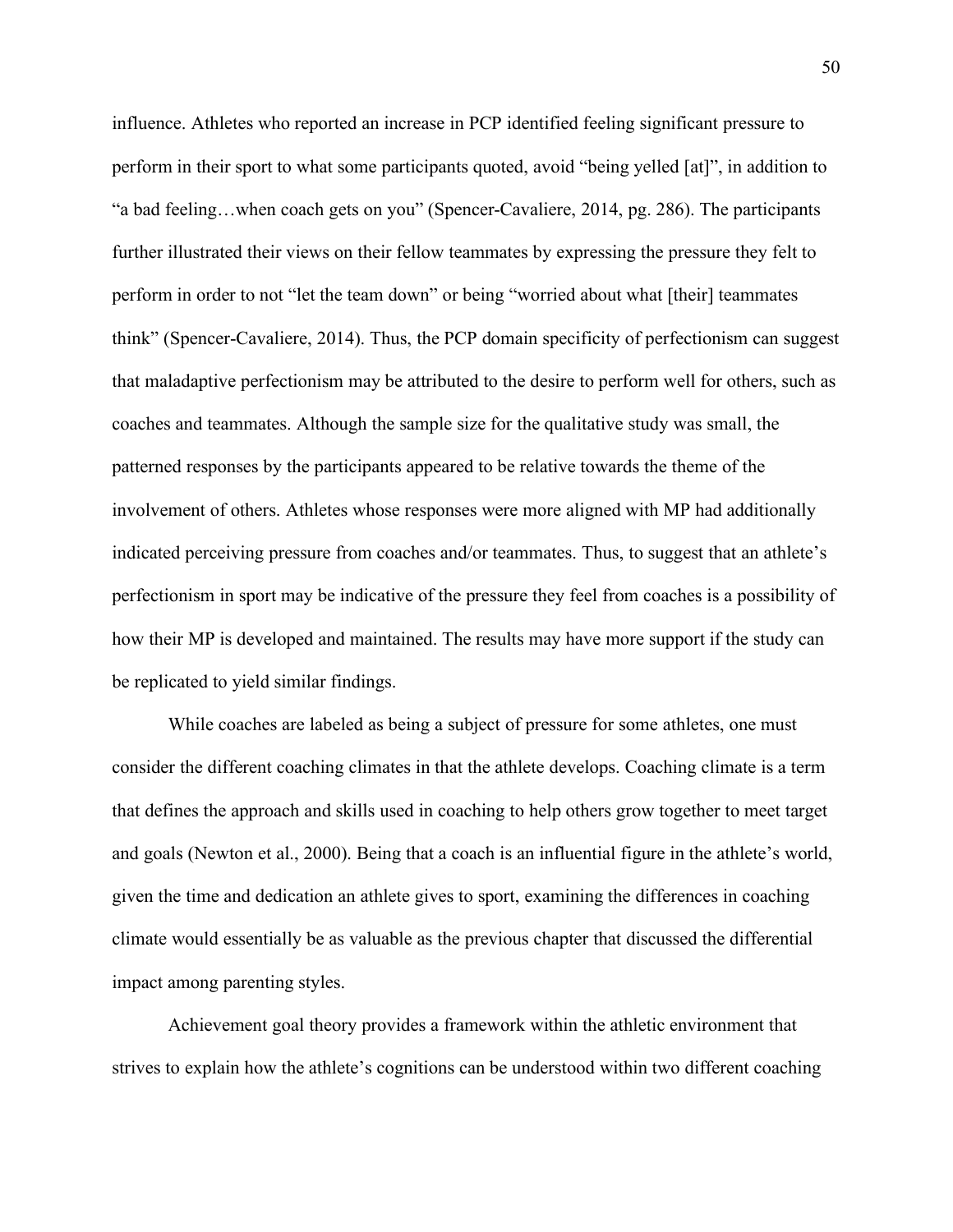influence. Athletes who reported an increase in PCP identified feeling significant pressure to perform in their sport to what some participants quoted, avoid “being yelled [at]”, in addition to “a bad feeling…when coach gets on you” (Spencer-Cavaliere, 2014, pg. 286). The participants further illustrated their views on their fellow teammates by expressing the pressure they felt to perform in order to not “let the team down” or being “worried about what [their] teammates think” (Spencer-Cavaliere, 2014). Thus, the PCP domain specificity of perfectionism can suggest that maladaptive perfectionism may be attributed to the desire to perform well for others, such as coaches and teammates. Although the sample size for the qualitative study was small, the patterned responses by the participants appeared to be relative towards the theme of the involvement of others. Athletes whose responses were more aligned with MP had additionally indicated perceiving pressure from coaches and/or teammates. Thus, to suggest that an athlete’s perfectionism in sport may be indicative of the pressure they feel from coaches is a possibility of how their MP is developed and maintained. The results may have more support if the study can be replicated to yield similar findings.

While coaches are labeled as being a subject of pressure for some athletes, one must consider the different coaching climates in that the athlete develops. Coaching climate is a term that defines the approach and skills used in coaching to help others grow together to meet target and goals (Newton et al., 2000). Being that a coach is an influential figure in the athlete’s world, given the time and dedication an athlete gives to sport, examining the differences in coaching climate would essentially be as valuable as the previous chapter that discussed the differential impact among parenting styles.

Achievement goal theory provides a framework within the athletic environment that strives to explain how the athlete’s cognitions can be understood within two different coaching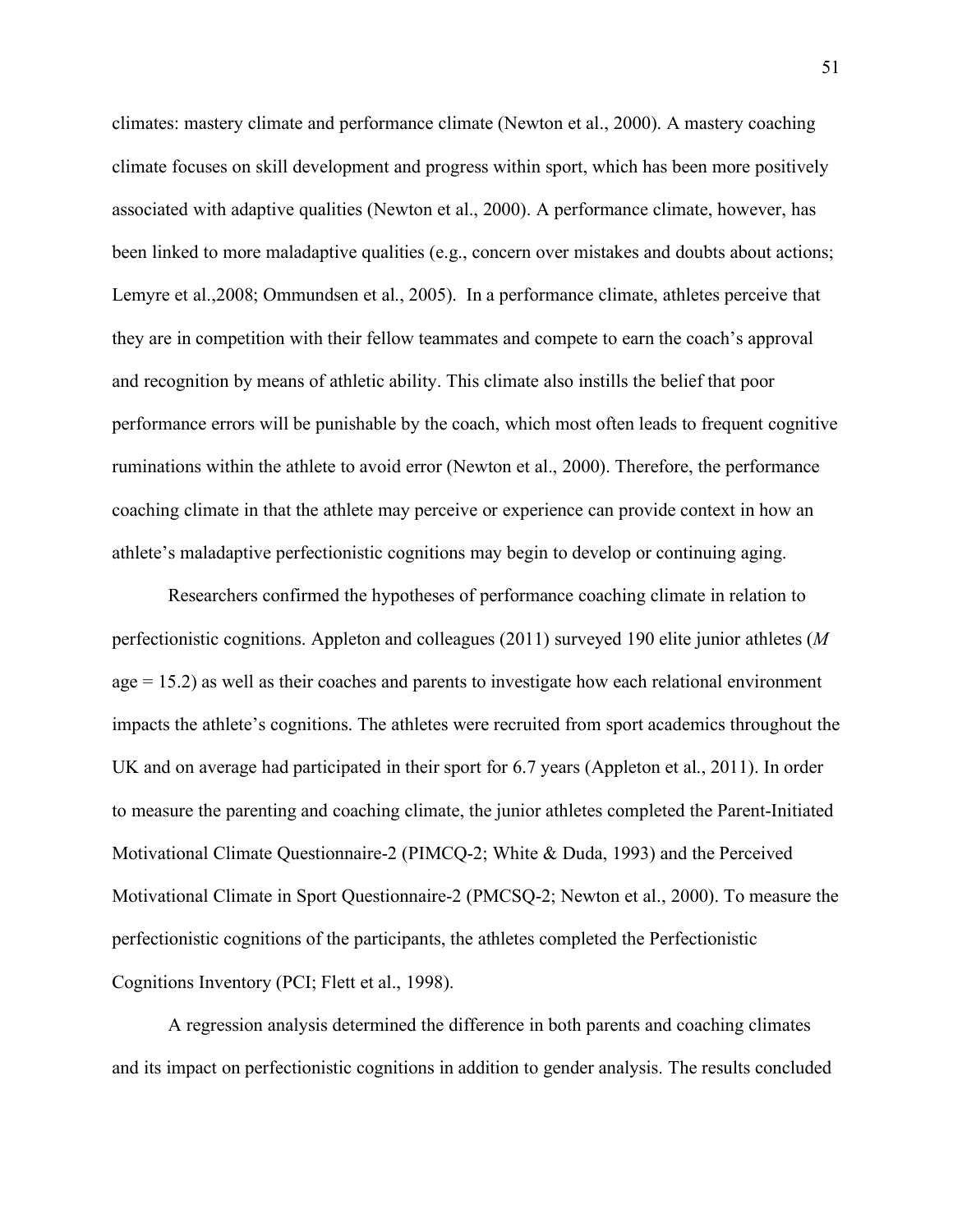climates: mastery climate and performance climate (Newton et al., 2000). A mastery coaching climate focuses on skill development and progress within sport, which has been more positively associated with adaptive qualities (Newton et al., 2000). A performance climate, however, has been linked to more maladaptive qualities (e.g., concern over mistakes and doubts about actions; Lemyre et al.,2008; Ommundsen et al., 2005). In a performance climate, athletes perceive that they are in competition with their fellow teammates and compete to earn the coach's approval and recognition by means of athletic ability. This climate also instills the belief that poor performance errors will be punishable by the coach, which most often leads to frequent cognitive ruminations within the athlete to avoid error (Newton et al., 2000). Therefore, the performance coaching climate in that the athlete may perceive or experience can provide context in how an athlete's maladaptive perfectionistic cognitions may begin to develop or continuing aging.

Researchers confirmed the hypotheses of performance coaching climate in relation to perfectionistic cognitions. Appleton and colleagues (2011) surveyed 190 elite junior athletes (*M* age = 15.2) as well as their coaches and parents to investigate how each relational environment impacts the athlete's cognitions. The athletes were recruited from sport academics throughout the UK and on average had participated in their sport for 6.7 years (Appleton et al., 2011). In order to measure the parenting and coaching climate, the junior athletes completed the Parent-Initiated Motivational Climate Questionnaire-2 (PIMCQ-2; White & Duda, 1993) and the Perceived Motivational Climate in Sport Questionnaire-2 (PMCSQ-2; Newton et al., 2000). To measure the perfectionistic cognitions of the participants, the athletes completed the Perfectionistic Cognitions Inventory (PCI; Flett et al., 1998).

A regression analysis determined the difference in both parents and coaching climates and its impact on perfectionistic cognitions in addition to gender analysis. The results concluded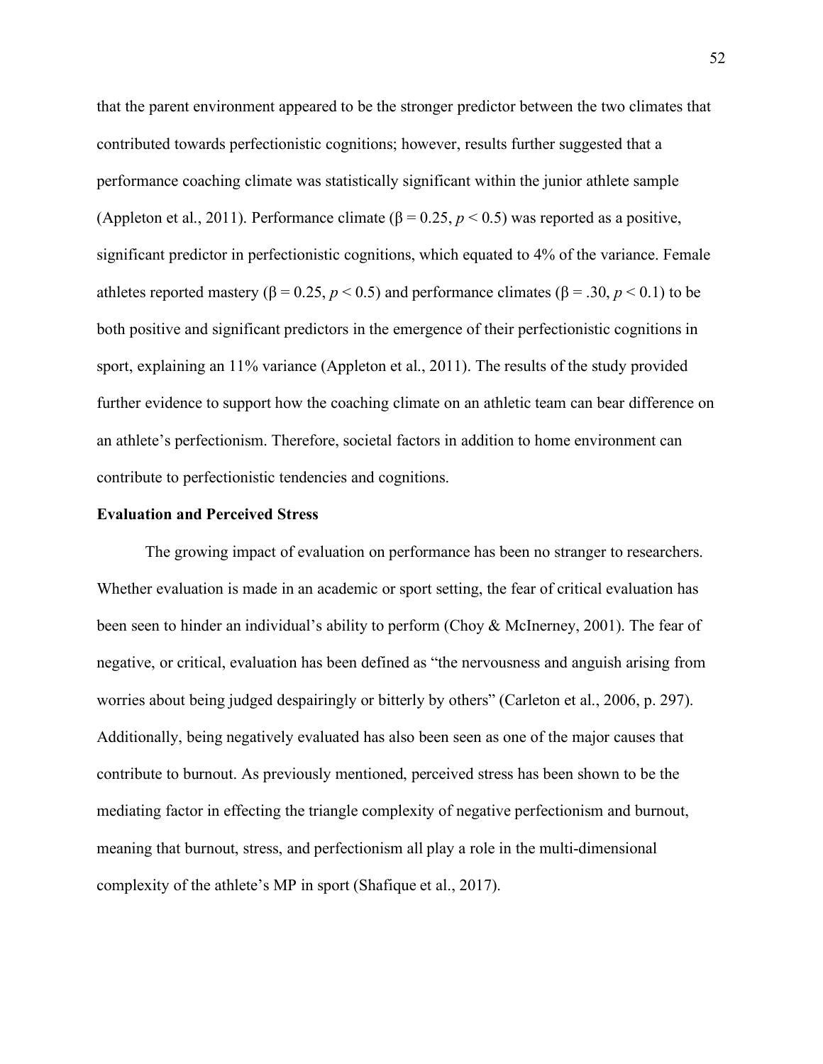that the parent environment appeared to be the stronger predictor between the two climates that contributed towards perfectionistic cognitions; however, results further suggested that a performance coaching climate was statistically significant within the junior athlete sample (Appleton et al., 2011). Performance climate ($\beta = 0.25$, $p < 0.5$) was reported as a positive, significant predictor in perfectionistic cognitions, which equated to 4% of the variance. Female athletes reported mastery ($\beta = 0.25$, $p < 0.5$) and performance climates ($\beta = .30$, $p < 0.1$) to be both positive and significant predictors in the emergence of their perfectionistic cognitions in sport, explaining an 11% variance (Appleton et al., 2011). The results of the study provided further evidence to support how the coaching climate on an athletic team can bear difference on an athlete's perfectionism. Therefore, societal factors in addition to home environment can contribute to perfectionistic tendencies and cognitions.

**Evaluation and Perceived Stress**

The growing impact of evaluation on performance has been no stranger to researchers. Whether evaluation is made in an academic or sport setting, the fear of critical evaluation has been seen to hinder an individual's ability to perform (Choy & McInerney, 2001). The fear of negative, or critical, evaluation has been defined as "the nervousness and anguish arising from worries about being judged despairingly or bitterly by others" (Carleton et al., 2006, p. 297). Additionally, being negatively evaluated has also been seen as one of the major causes that contribute to burnout. As previously mentioned, perceived stress has been shown to be the mediating factor in effecting the triangle complexity of negative perfectionism and burnout, meaning that burnout, stress, and perfectionism all play a role in the multi-dimensional complexity of the athlete's MP in sport (Shafique et al., 2017).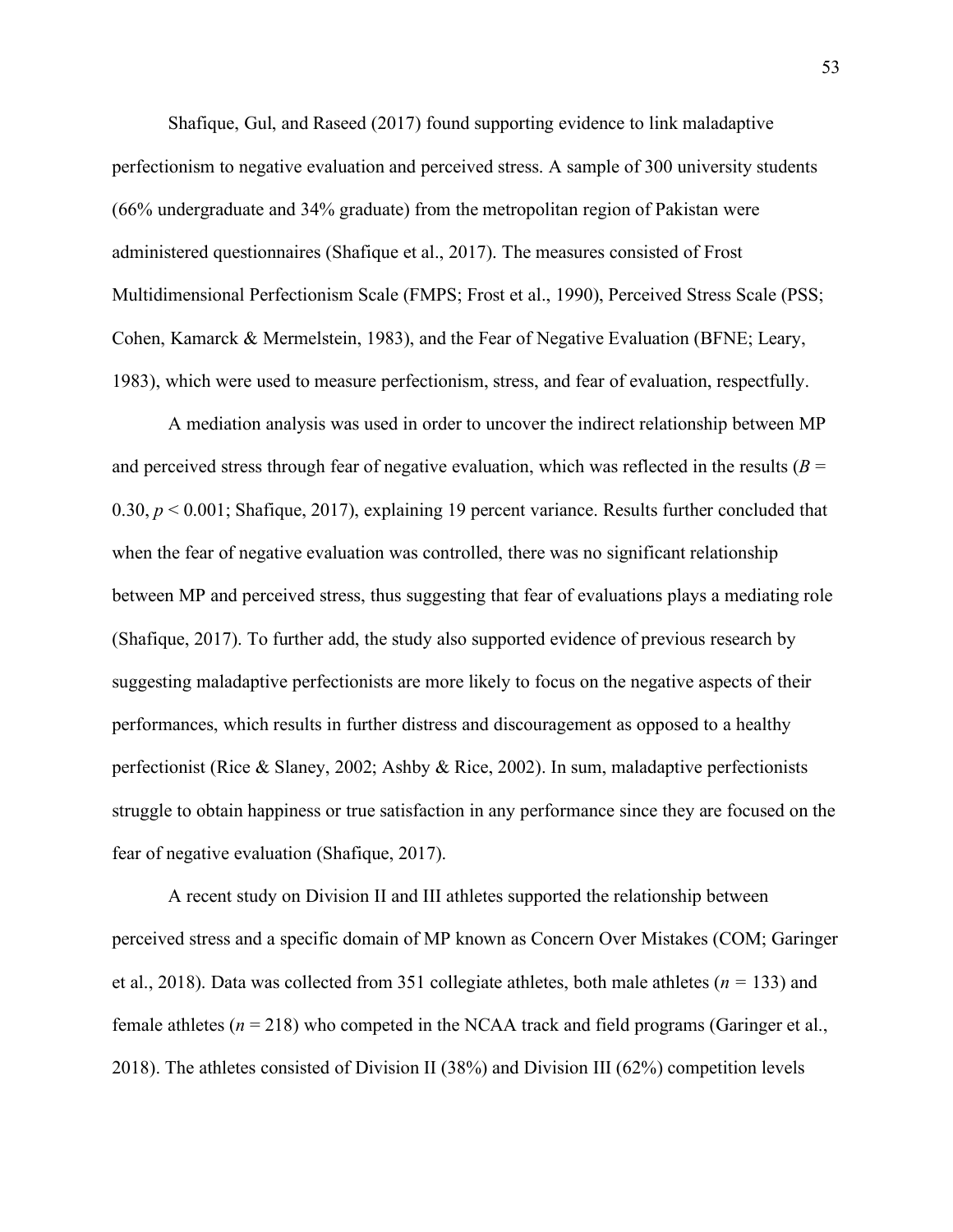Shafique, Gul, and Raseed (2017) found supporting evidence to link maladaptive perfectionism to negative evaluation and perceived stress. A sample of 300 university students (66% undergraduate and 34% graduate) from the metropolitan region of Pakistan were administered questionnaires (Shafique et al., 2017). The measures consisted of Frost Multidimensional Perfectionism Scale (FMPS; Frost et al., 1990), Perceived Stress Scale (PSS; Cohen, Kamarck & Mermelstein, 1983), and the Fear of Negative Evaluation (BFNE; Leary, 1983), which were used to measure perfectionism, stress, and fear of evaluation, respectfully.

A mediation analysis was used in order to uncover the indirect relationship between MP and perceived stress through fear of negative evaluation, which was reflected in the results ($B = 0.30$, $p < 0.001$; Shafique, 2017), explaining 19 percent variance. Results further concluded that when the fear of negative evaluation was controlled, there was no significant relationship between MP and perceived stress, thus suggesting that fear of evaluations plays a mediating role (Shafique, 2017). To further add, the study also supported evidence of previous research by suggesting maladaptive perfectionists are more likely to focus on the negative aspects of their performances, which results in further distress and discouragement as opposed to a healthy perfectionist (Rice & Slaney, 2002; Ashby & Rice, 2002). In sum, maladaptive perfectionists struggle to obtain happiness or true satisfaction in any performance since they are focused on the fear of negative evaluation (Shafique, 2017).

A recent study on Division II and III athletes supported the relationship between perceived stress and a specific domain of MP known as Concern Over Mistakes (COM; Garinger et al., 2018). Data was collected from 351 collegiate athletes, both male athletes ($n = 133$) and female athletes ($n = 218$) who competed in the NCAA track and field programs (Garinger et al., 2018). The athletes consisted of Division II (38%) and Division III (62%) competition levels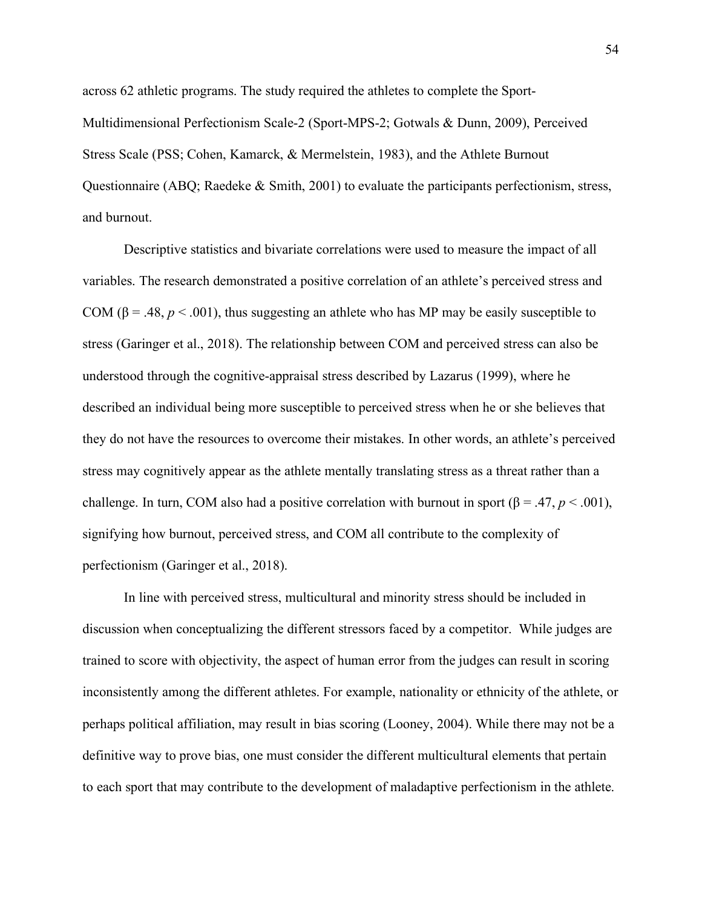across 62 athletic programs. The study required the athletes to complete the Sport-Multidimensional Perfectionism Scale-2 (Sport-MPS-2; Gotwals & Dunn, 2009), Perceived Stress Scale (PSS; Cohen, Kamarck, & Mermelstein, 1983), and the Athlete Burnout Questionnaire (ABQ; Raedeke & Smith, 2001) to evaluate the participants perfectionism, stress, and burnout.

Descriptive statistics and bivariate correlations were used to measure the impact of all variables. The research demonstrated a positive correlation of an athlete's perceived stress and COM ($\beta = .48$, $p < .001$), thus suggesting an athlete who has MP may be easily susceptible to stress (Garinger et al., 2018). The relationship between COM and perceived stress can also be understood through the cognitive-appraisal stress described by Lazarus (1999), where he described an individual being more susceptible to perceived stress when he or she believes that they do not have the resources to overcome their mistakes. In other words, an athlete's perceived stress may cognitively appear as the athlete mentally translating stress as a threat rather than a challenge. In turn, COM also had a positive correlation with burnout in sport ($\beta = .47$, $p < .001$), signifying how burnout, perceived stress, and COM all contribute to the complexity of perfectionism (Garinger et al., 2018).

In line with perceived stress, multicultural and minority stress should be included in discussion when conceptualizing the different stressors faced by a competitor. While judges are trained to score with objectivity, the aspect of human error from the judges can result in scoring inconsistently among the different athletes. For example, nationality or ethnicity of the athlete, or perhaps political affiliation, may result in bias scoring (Looney, 2004). While there may not be a definitive way to prove bias, one must consider the different multicultural elements that pertain to each sport that may contribute to the development of maladaptive perfectionism in the athlete.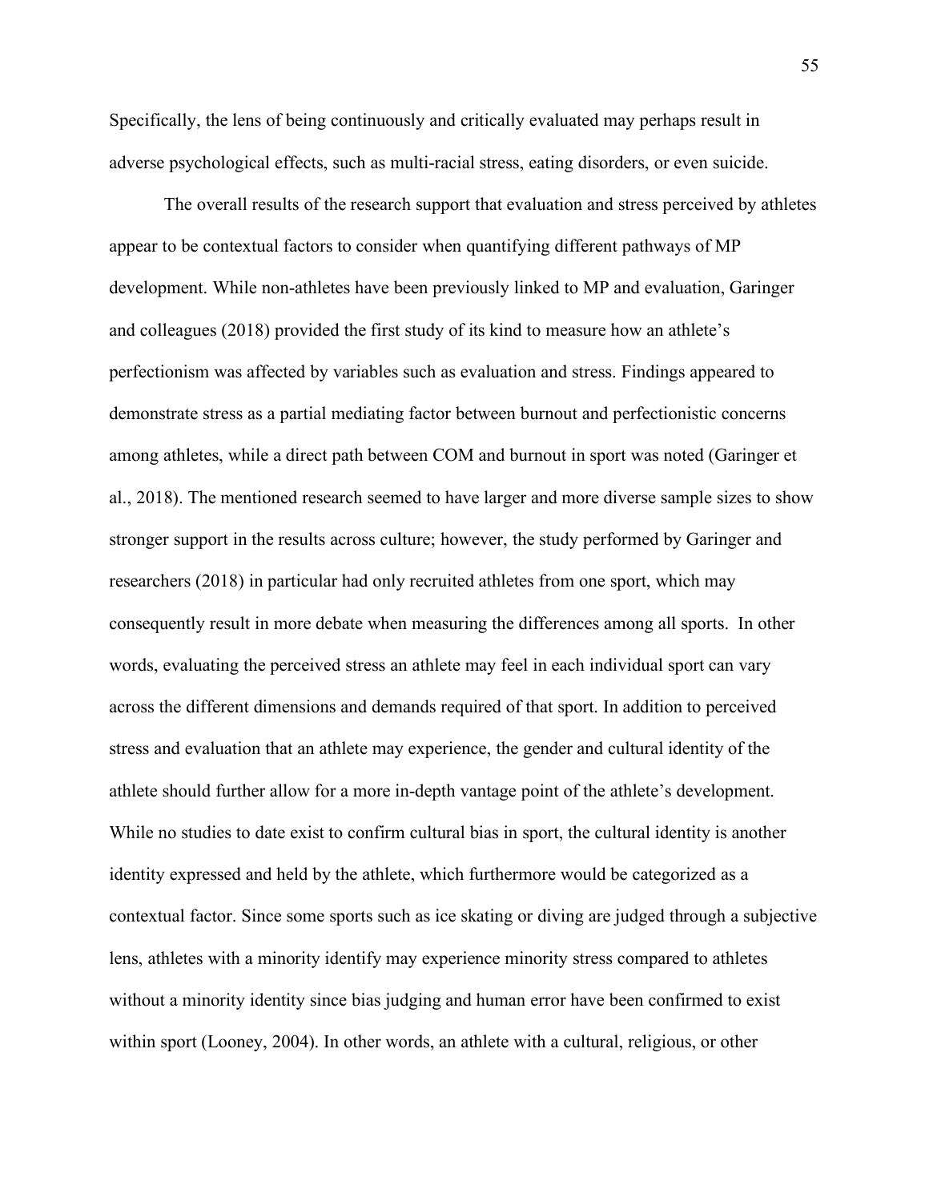Specifically, the lens of being continuously and critically evaluated may perhaps result in adverse psychological effects, such as multi-racial stress, eating disorders, or even suicide.

The overall results of the research support that evaluation and stress perceived by athletes appear to be contextual factors to consider when quantifying different pathways of MP development. While non-athletes have been previously linked to MP and evaluation, Garinger and colleagues (2018) provided the first study of its kind to measure how an athlete's perfectionism was affected by variables such as evaluation and stress. Findings appeared to demonstrate stress as a partial mediating factor between burnout and perfectionistic concerns among athletes, while a direct path between COM and burnout in sport was noted (Garinger et al., 2018). The mentioned research seemed to have larger and more diverse sample sizes to show stronger support in the results across culture; however, the study performed by Garinger and researchers (2018) in particular had only recruited athletes from one sport, which may consequently result in more debate when measuring the differences among all sports. In other words, evaluating the perceived stress an athlete may feel in each individual sport can vary across the different dimensions and demands required of that sport. In addition to perceived stress and evaluation that an athlete may experience, the gender and cultural identity of the athlete should further allow for a more in-depth vantage point of the athlete's development. While no studies to date exist to confirm cultural bias in sport, the cultural identity is another identity expressed and held by the athlete, which furthermore would be categorized as a contextual factor. Since some sports such as ice skating or diving are judged through a subjective lens, athletes with a minority identify may experience minority stress compared to athletes without a minority identity since bias judging and human error have been confirmed to exist within sport (Looney, 2004). In other words, an athlete with a cultural, religious, or other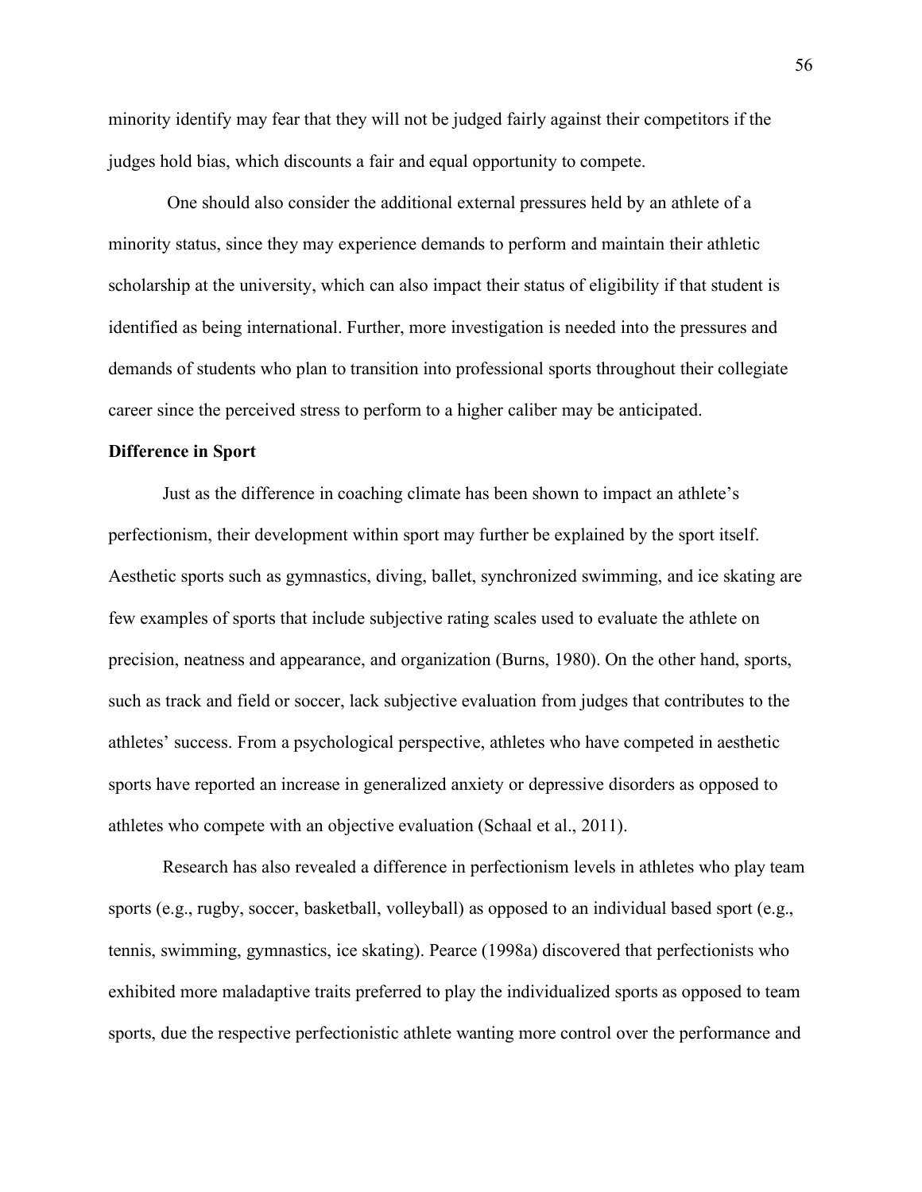minority identify may fear that they will not be judged fairly against their competitors if the judges hold bias, which discounts a fair and equal opportunity to compete.

One should also consider the additional external pressures held by an athlete of a minority status, since they may experience demands to perform and maintain their athletic scholarship at the university, which can also impact their status of eligibility if that student is identified as being international. Further, more investigation is needed into the pressures and demands of students who plan to transition into professional sports throughout their collegiate career since the perceived stress to perform to a higher caliber may be anticipated.

**Difference in Sport**

Just as the difference in coaching climate has been shown to impact an athlete's perfectionism, their development within sport may further be explained by the sport itself. Aesthetic sports such as gymnastics, diving, ballet, synchronized swimming, and ice skating are few examples of sports that include subjective rating scales used to evaluate the athlete on precision, neatness and appearance, and organization (Burns, 1980). On the other hand, sports, such as track and field or soccer, lack subjective evaluation from judges that contributes to the athletes' success. From a psychological perspective, athletes who have competed in aesthetic sports have reported an increase in generalized anxiety or depressive disorders as opposed to athletes who compete with an objective evaluation (Schaal et al., 2011).

Research has also revealed a difference in perfectionism levels in athletes who play team sports (e.g., rugby, soccer, basketball, volleyball) as opposed to an individual based sport (e.g., tennis, swimming, gymnastics, ice skating). Pearce (1998a) discovered that perfectionists who exhibited more maladaptive traits preferred to play the individualized sports as opposed to team sports, due the respective perfectionistic athlete wanting more control over the performance and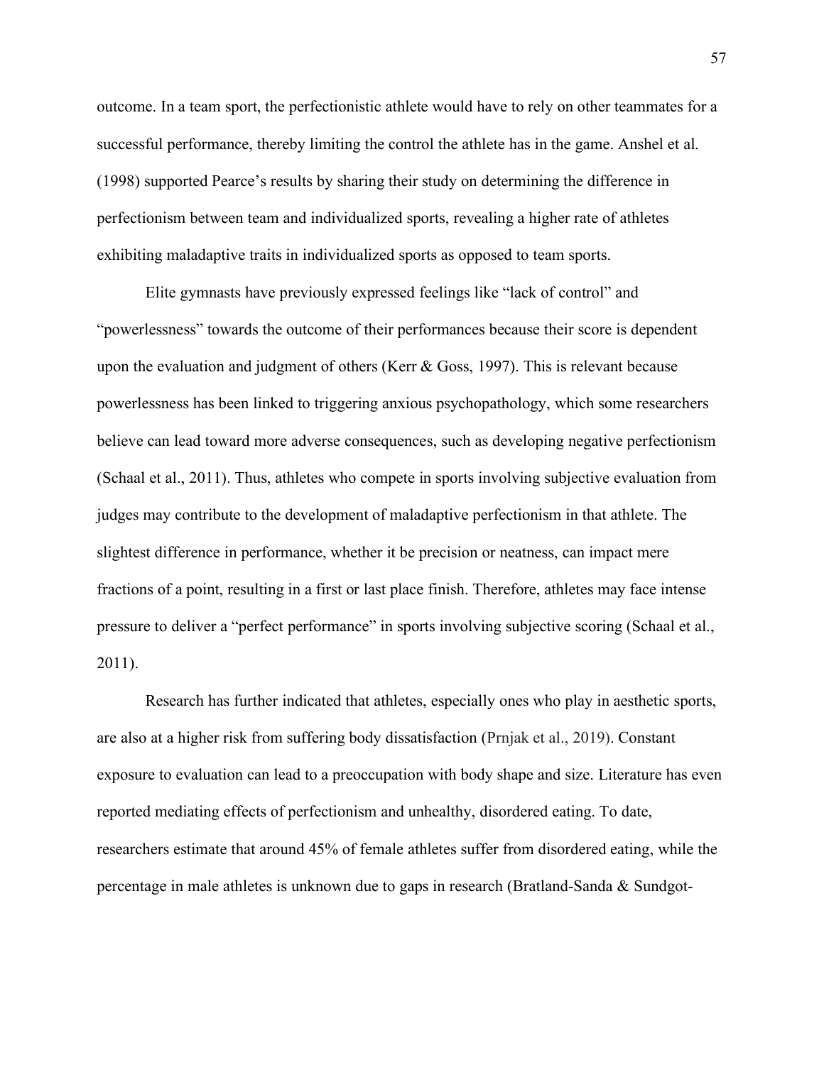outcome. In a team sport, the perfectionistic athlete would have to rely on other teammates for a successful performance, thereby limiting the control the athlete has in the game. Anshel et al. (1998) supported Pearce's results by sharing their study on determining the difference in perfectionism between team and individualized sports, revealing a higher rate of athletes exhibiting maladaptive traits in individualized sports as opposed to team sports.

Elite gymnasts have previously expressed feelings like "lack of control" and "powerlessness" towards the outcome of their performances because their score is dependent upon the evaluation and judgment of others (Kerr & Goss, 1997). This is relevant because powerlessness has been linked to triggering anxious psychopathology, which some researchers believe can lead toward more adverse consequences, such as developing negative perfectionism (Schaal et al., 2011). Thus, athletes who compete in sports involving subjective evaluation from judges may contribute to the development of maladaptive perfectionism in that athlete. The slightest difference in performance, whether it be precision or neatness, can impact mere fractions of a point, resulting in a first or last place finish. Therefore, athletes may face intense pressure to deliver a "perfect performance" in sports involving subjective scoring (Schaal et al., 2011).

Research has further indicated that athletes, especially ones who play in aesthetic sports, are also at a higher risk from suffering body dissatisfaction (Prnjak et al., 2019). Constant exposure to evaluation can lead to a preoccupation with body shape and size. Literature has even reported mediating effects of perfectionism and unhealthy, disordered eating. To date, researchers estimate that around 45% of female athletes suffer from disordered eating, while the percentage in male athletes is unknown due to gaps in research (Bratland-Sanda & Sundgot-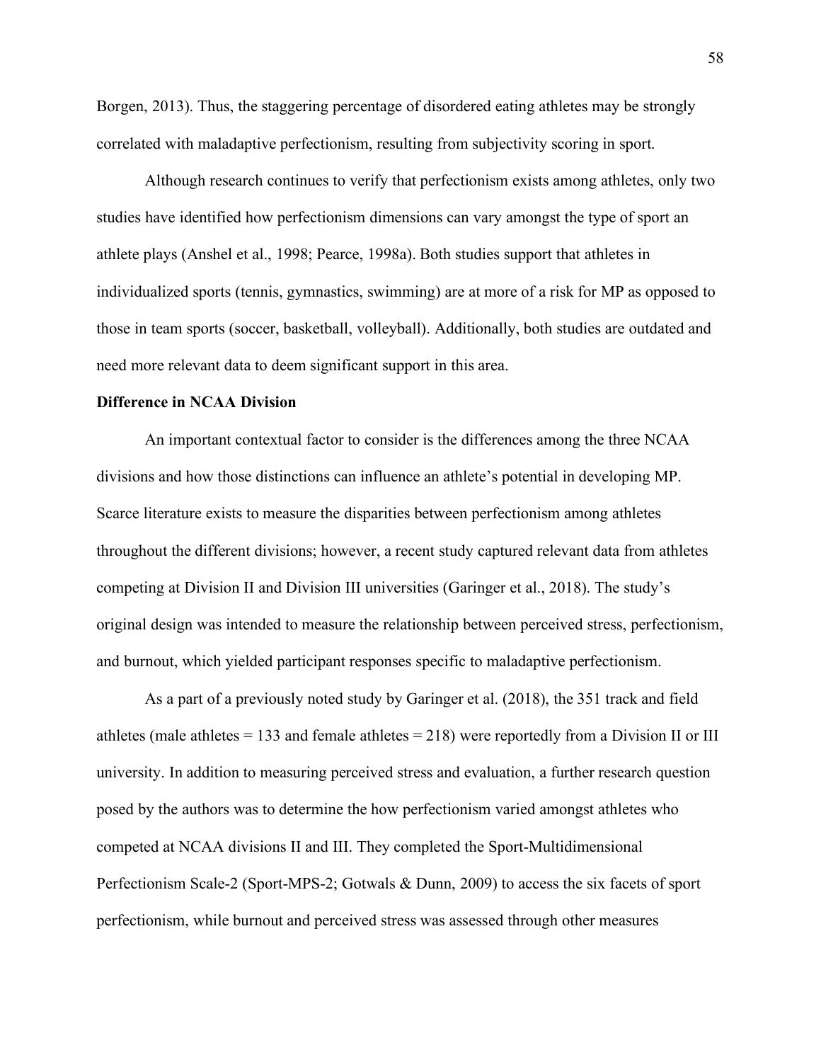Borgen, 2013). Thus, the staggering percentage of disordered eating athletes may be strongly correlated with maladaptive perfectionism, resulting from subjectivity scoring in sport.

Although research continues to verify that perfectionism exists among athletes, only two studies have identified how perfectionism dimensions can vary amongst the type of sport an athlete plays (Anshel et al., 1998; Pearce, 1998a). Both studies support that athletes in individualized sports (tennis, gymnastics, swimming) are at more of a risk for MP as opposed to those in team sports (soccer, basketball, volleyball). Additionally, both studies are outdated and need more relevant data to deem significant support in this area.

**Difference in NCAA Division**

An important contextual factor to consider is the differences among the three NCAA divisions and how those distinctions can influence an athlete's potential in developing MP. Scarce literature exists to measure the disparities between perfectionism among athletes throughout the different divisions; however, a recent study captured relevant data from athletes competing at Division II and Division III universities (Garinger et al., 2018). The study's original design was intended to measure the relationship between perceived stress, perfectionism, and burnout, which yielded participant responses specific to maladaptive perfectionism.

As a part of a previously noted study by Garinger et al. (2018), the 351 track and field athletes (male athletes = 133 and female athletes = 218) were reportedly from a Division II or III university. In addition to measuring perceived stress and evaluation, a further research question posed by the authors was to determine the how perfectionism varied amongst athletes who competed at NCAA divisions II and III. They completed the Sport-Multidimensional Perfectionism Scale-2 (Sport-MPS-2; Gotwals & Dunn, 2009) to access the six facets of sport perfectionism, while burnout and perceived stress was assessed through other measures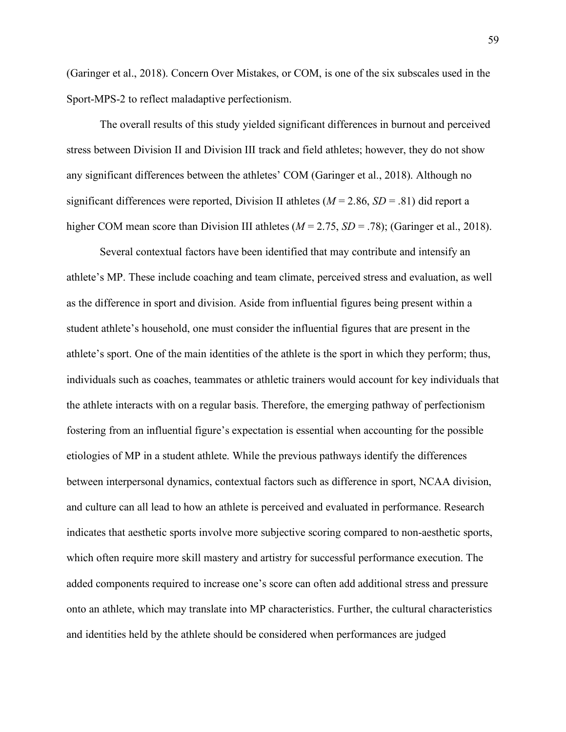(Garinger et al., 2018). Concern Over Mistakes, or COM, is one of the six subscales used in the Sport-MPS-2 to reflect maladaptive perfectionism.

The overall results of this study yielded significant differences in burnout and perceived stress between Division II and Division III track and field athletes; however, they do not show any significant differences between the athletes' COM (Garinger et al., 2018). Although no significant differences were reported, Division II athletes ($M$ = 2.86, $SD$ = .81) did report a higher COM mean score than Division III athletes ($M$ = 2.75, $SD$ = .78); (Garinger et al., 2018).

Several contextual factors have been identified that may contribute and intensify an athlete's MP. These include coaching and team climate, perceived stress and evaluation, as well as the difference in sport and division. Aside from influential figures being present within a student athlete's household, one must consider the influential figures that are present in the athlete's sport. One of the main identities of the athlete is the sport in which they perform; thus, individuals such as coaches, teammates or athletic trainers would account for key individuals that the athlete interacts with on a regular basis. Therefore, the emerging pathway of perfectionism fostering from an influential figure's expectation is essential when accounting for the possible etiologies of MP in a student athlete. While the previous pathways identify the differences between interpersonal dynamics, contextual factors such as difference in sport, NCAA division, and culture can all lead to how an athlete is perceived and evaluated in performance. Research indicates that aesthetic sports involve more subjective scoring compared to non-aesthetic sports, which often require more skill mastery and artistry for successful performance execution. The added components required to increase one's score can often add additional stress and pressure onto an athlete, which may translate into MP characteristics. Further, the cultural characteristics and identities held by the athlete should be considered when performances are judged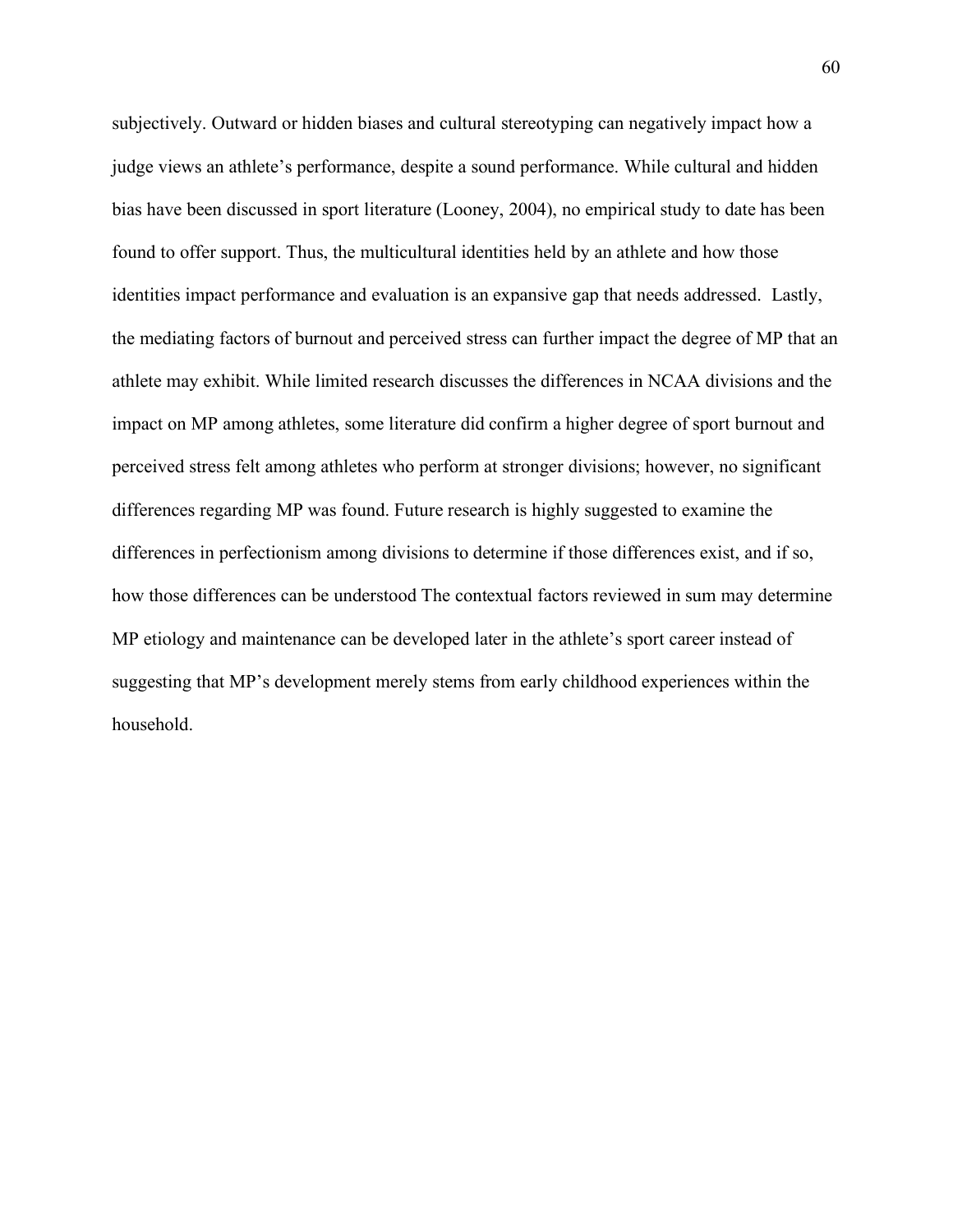subjectively. Outward or hidden biases and cultural stereotyping can negatively impact how a judge views an athlete's performance, despite a sound performance. While cultural and hidden bias have been discussed in sport literature (Looney, 2004), no empirical study to date has been found to offer support. Thus, the multicultural identities held by an athlete and how those identities impact performance and evaluation is an expansive gap that needs addressed. Lastly, the mediating factors of burnout and perceived stress can further impact the degree of MP that an athlete may exhibit. While limited research discusses the differences in NCAA divisions and the impact on MP among athletes, some literature did confirm a higher degree of sport burnout and perceived stress felt among athletes who perform at stronger divisions; however, no significant differences regarding MP was found. Future research is highly suggested to examine the differences in perfectionism among divisions to determine if those differences exist, and if so, how those differences can be understood The contextual factors reviewed in sum may determine MP etiology and maintenance can be developed later in the athlete's sport career instead of suggesting that MP's development merely stems from early childhood experiences within the household.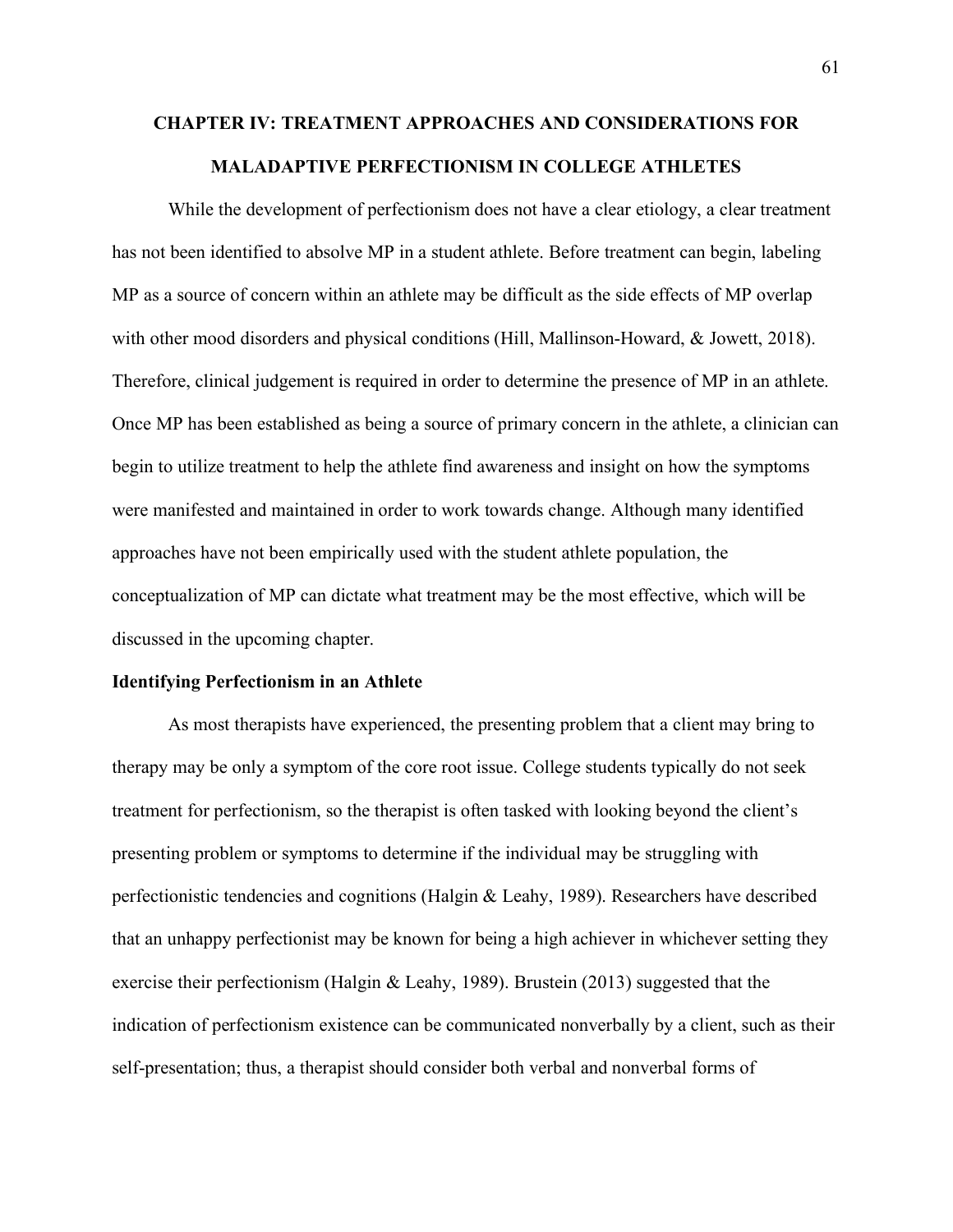# CHAPTER IV: TREATMENT APPROACHES AND CONSIDERATIONS FOR MALADAPTIVE PERFECTIONISM IN COLLEGE ATHLETES

While the development of perfectionism does not have a clear etiology, a clear treatment has not been identified to absolve MP in a student athlete. Before treatment can begin, labeling MP as a source of concern within an athlete may be difficult as the side effects of MP overlap with other mood disorders and physical conditions (Hill, Mallinson-Howard, & Jowett, 2018). Therefore, clinical judgement is required in order to determine the presence of MP in an athlete. Once MP has been established as being a source of primary concern in the athlete, a clinician can begin to utilize treatment to help the athlete find awareness and insight on how the symptoms were manifested and maintained in order to work towards change. Although many identified approaches have not been empirically used with the student athlete population, the conceptualization of MP can dictate what treatment may be the most effective, which will be discussed in the upcoming chapter.

## Identifying Perfectionism in an Athlete

As most therapists have experienced, the presenting problem that a client may bring to therapy may be only a symptom of the core root issue. College students typically do not seek treatment for perfectionism, so the therapist is often tasked with looking beyond the client's presenting problem or symptoms to determine if the individual may be struggling with perfectionistic tendencies and cognitions (Halgin & Leahy, 1989). Researchers have described that an unhappy perfectionist may be known for being a high achiever in whichever setting they exercise their perfectionism (Halgin & Leahy, 1989). Brustein (2013) suggested that the indication of perfectionism existence can be communicated nonverbally by a client, such as their self-presentation; thus, a therapist should consider both verbal and nonverbal forms of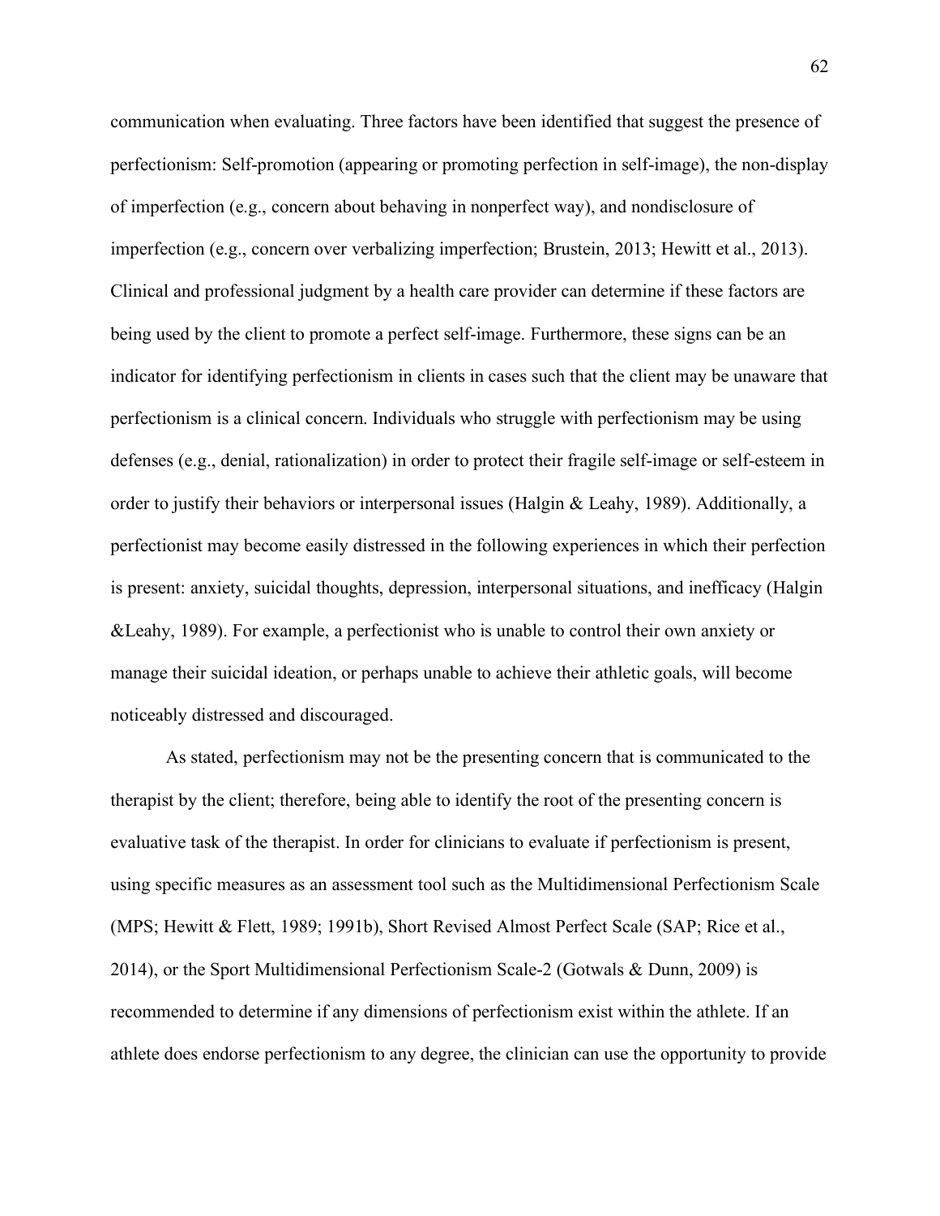communication when evaluating. Three factors have been identified that suggest the presence of perfectionism: Self-promotion (appearing or promoting perfection in self-image), the non-display of imperfection (e.g., concern about behaving in nonperfect way), and nondisclosure of imperfection (e.g., concern over verbalizing imperfection; Brustein, 2013; Hewitt et al., 2013). Clinical and professional judgment by a health care provider can determine if these factors are being used by the client to promote a perfect self-image. Furthermore, these signs can be an indicator for identifying perfectionism in clients in cases such that the client may be unaware that perfectionism is a clinical concern. Individuals who struggle with perfectionism may be using defenses (e.g., denial, rationalization) in order to protect their fragile self-image or self-esteem in order to justify their behaviors or interpersonal issues (Halgin & Leahy, 1989). Additionally, a perfectionist may become easily distressed in the following experiences in which their perfection is present: anxiety, suicidal thoughts, depression, interpersonal situations, and inefficacy (Halgin &Leahy, 1989). For example, a perfectionist who is unable to control their own anxiety or manage their suicidal ideation, or perhaps unable to achieve their athletic goals, will become noticeably distressed and discouraged.

As stated, perfectionism may not be the presenting concern that is communicated to the therapist by the client; therefore, being able to identify the root of the presenting concern is evaluative task of the therapist. In order for clinicians to evaluate if perfectionism is present, using specific measures as an assessment tool such as the Multidimensional Perfectionism Scale (MPS; Hewitt & Flett, 1989; 1991b), Short Revised Almost Perfect Scale (SAP; Rice et al., 2014), or the Sport Multidimensional Perfectionism Scale-2 (Gotwals & Dunn, 2009) is recommended to determine if any dimensions of perfectionism exist within the athlete. If an athlete does endorse perfectionism to any degree, the clinician can use the opportunity to provide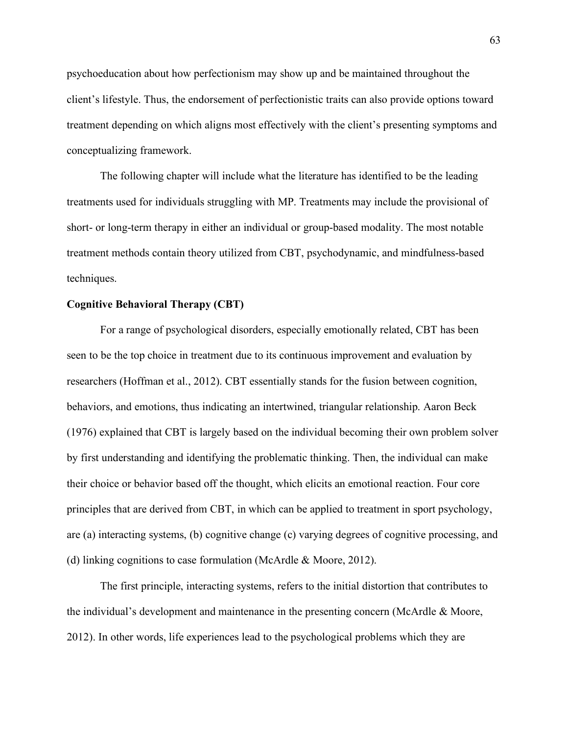psychoeducation about how perfectionism may show up and be maintained throughout the client's lifestyle. Thus, the endorsement of perfectionistic traits can also provide options toward treatment depending on which aligns most effectively with the client's presenting symptoms and conceptualizing framework.

The following chapter will include what the literature has identified to be the leading treatments used for individuals struggling with MP. Treatments may include the provisional of short- or long-term therapy in either an individual or group-based modality. The most notable treatment methods contain theory utilized from CBT, psychodynamic, and mindfulness-based techniques.

**Cognitive Behavioral Therapy (CBT)**

For a range of psychological disorders, especially emotionally related, CBT has been seen to be the top choice in treatment due to its continuous improvement and evaluation by researchers (Hoffman et al., 2012). CBT essentially stands for the fusion between cognition, behaviors, and emotions, thus indicating an intertwined, triangular relationship. Aaron Beck (1976) explained that CBT is largely based on the individual becoming their own problem solver by first understanding and identifying the problematic thinking. Then, the individual can make their choice or behavior based off the thought, which elicits an emotional reaction. Four core principles that are derived from CBT, in which can be applied to treatment in sport psychology, are (a) interacting systems, (b) cognitive change (c) varying degrees of cognitive processing, and (d) linking cognitions to case formulation (McArdle & Moore, 2012).

The first principle, interacting systems, refers to the initial distortion that contributes to the individual's development and maintenance in the presenting concern (McArdle & Moore, 2012). In other words, life experiences lead to the psychological problems which they are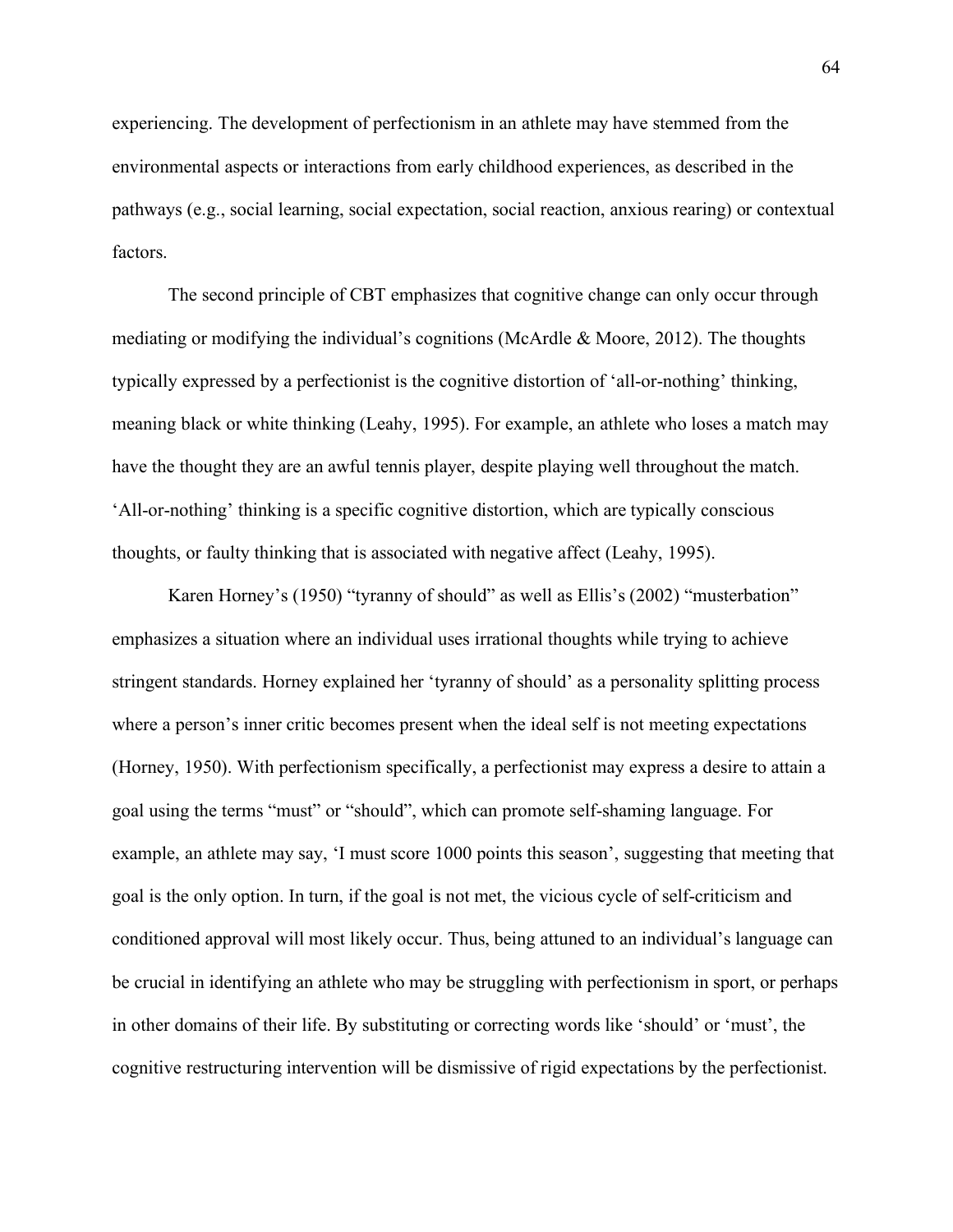experiencing. The development of perfectionism in an athlete may have stemmed from the environmental aspects or interactions from early childhood experiences, as described in the pathways (e.g., social learning, social expectation, social reaction, anxious rearing) or contextual factors.

The second principle of CBT emphasizes that cognitive change can only occur through mediating or modifying the individual's cognitions (McArdle & Moore, 2012). The thoughts typically expressed by a perfectionist is the cognitive distortion of 'all-or-nothing' thinking, meaning black or white thinking (Leahy, 1995). For example, an athlete who loses a match may have the thought they are an awful tennis player, despite playing well throughout the match. 'All-or-nothing' thinking is a specific cognitive distortion, which are typically conscious thoughts, or faulty thinking that is associated with negative affect (Leahy, 1995).

Karen Horney's (1950) "tyranny of should" as well as Ellis's (2002) "musterbation" emphasizes a situation where an individual uses irrational thoughts while trying to achieve stringent standards. Horney explained her 'tyranny of should' as a personality splitting process where a person's inner critic becomes present when the ideal self is not meeting expectations (Horney, 1950). With perfectionism specifically, a perfectionist may express a desire to attain a goal using the terms "must" or "should", which can promote self-shaming language. For example, an athlete may say, 'I must score 1000 points this season', suggesting that meeting that goal is the only option. In turn, if the goal is not met, the vicious cycle of self-criticism and conditioned approval will most likely occur. Thus, being attuned to an individual's language can be crucial in identifying an athlete who may be struggling with perfectionism in sport, or perhaps in other domains of their life. By substituting or correcting words like 'should' or 'must', the cognitive restructuring intervention will be dismissive of rigid expectations by the perfectionist.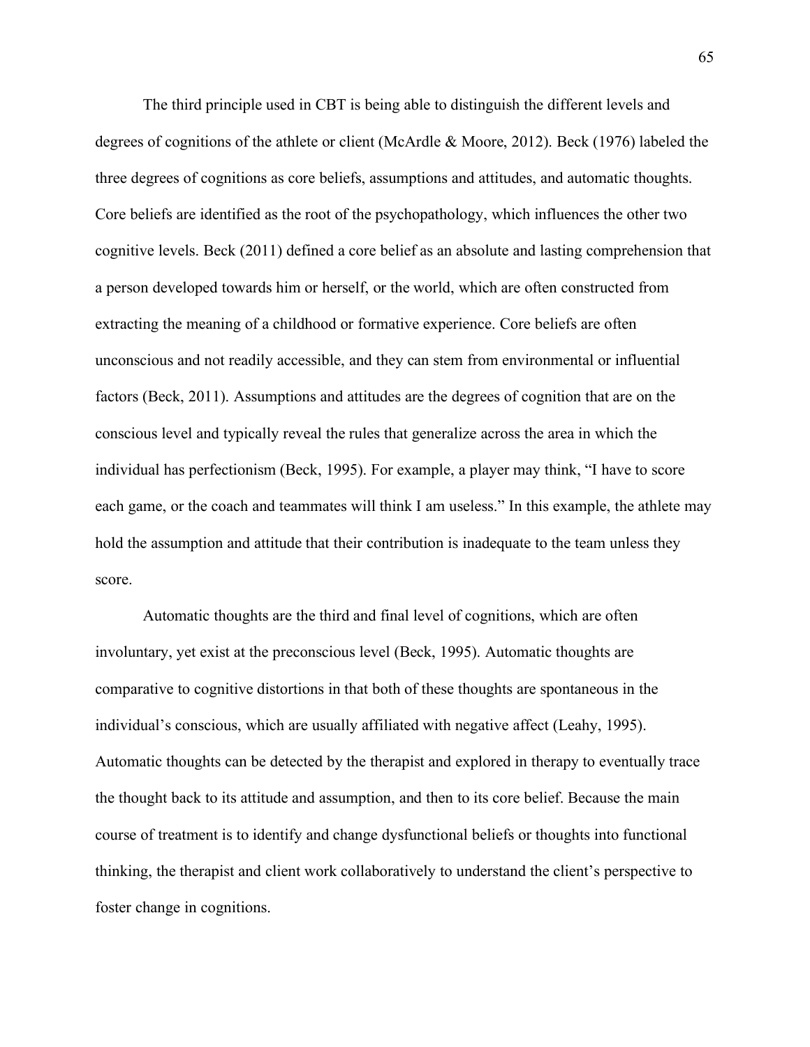The third principle used in CBT is being able to distinguish the different levels and degrees of cognitions of the athlete or client (McArdle & Moore, 2012). Beck (1976) labeled the three degrees of cognitions as core beliefs, assumptions and attitudes, and automatic thoughts. Core beliefs are identified as the root of the psychopathology, which influences the other two cognitive levels. Beck (2011) defined a core belief as an absolute and lasting comprehension that a person developed towards him or herself, or the world, which are often constructed from extracting the meaning of a childhood or formative experience. Core beliefs are often unconscious and not readily accessible, and they can stem from environmental or influential factors (Beck, 2011). Assumptions and attitudes are the degrees of cognition that are on the conscious level and typically reveal the rules that generalize across the area in which the individual has perfectionism (Beck, 1995). For example, a player may think, "I have to score each game, or the coach and teammates will think I am useless." In this example, the athlete may hold the assumption and attitude that their contribution is inadequate to the team unless they score.

Automatic thoughts are the third and final level of cognitions, which are often involuntary, yet exist at the preconscious level (Beck, 1995). Automatic thoughts are comparative to cognitive distortions in that both of these thoughts are spontaneous in the individual's conscious, which are usually affiliated with negative affect (Leahy, 1995). Automatic thoughts can be detected by the therapist and explored in therapy to eventually trace the thought back to its attitude and assumption, and then to its core belief. Because the main course of treatment is to identify and change dysfunctional beliefs or thoughts into functional thinking, the therapist and client work collaboratively to understand the client's perspective to foster change in cognitions.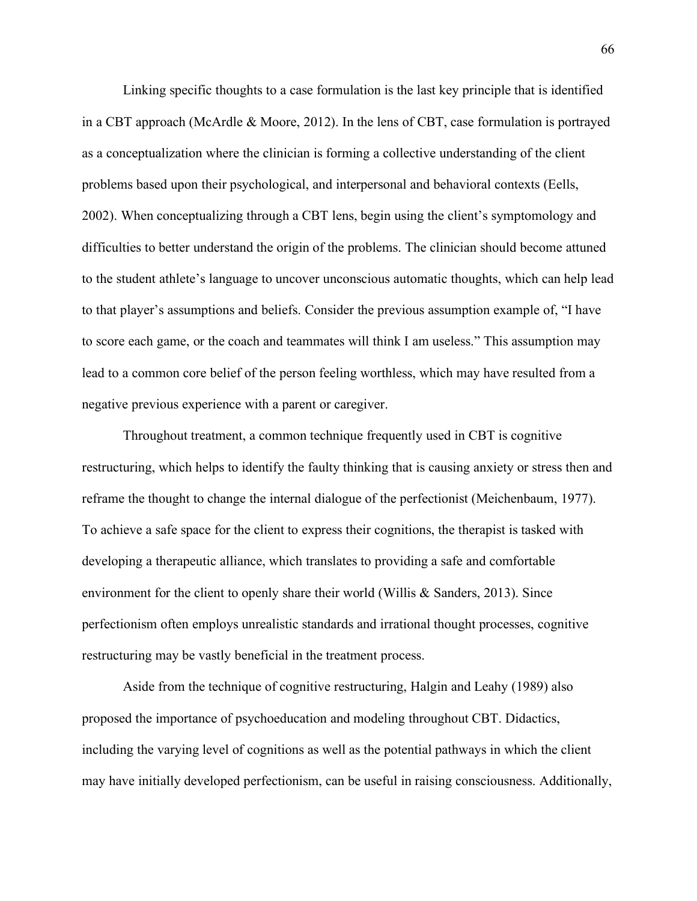Linking specific thoughts to a case formulation is the last key principle that is identified in a CBT approach (McArdle & Moore, 2012). In the lens of CBT, case formulation is portrayed as a conceptualization where the clinician is forming a collective understanding of the client problems based upon their psychological, and interpersonal and behavioral contexts (Eells, 2002). When conceptualizing through a CBT lens, begin using the client's symptomology and difficulties to better understand the origin of the problems. The clinician should become attuned to the student athlete's language to uncover unconscious automatic thoughts, which can help lead to that player's assumptions and beliefs. Consider the previous assumption example of, "I have to score each game, or the coach and teammates will think I am useless." This assumption may lead to a common core belief of the person feeling worthless, which may have resulted from a negative previous experience with a parent or caregiver.

Throughout treatment, a common technique frequently used in CBT is cognitive restructuring, which helps to identify the faulty thinking that is causing anxiety or stress then and reframe the thought to change the internal dialogue of the perfectionist (Meichenbaum, 1977). To achieve a safe space for the client to express their cognitions, the therapist is tasked with developing a therapeutic alliance, which translates to providing a safe and comfortable environment for the client to openly share their world (Willis & Sanders, 2013). Since perfectionism often employs unrealistic standards and irrational thought processes, cognitive restructuring may be vastly beneficial in the treatment process.

Aside from the technique of cognitive restructuring, Halgin and Leahy (1989) also proposed the importance of psychoeducation and modeling throughout CBT. Didactics, including the varying level of cognitions as well as the potential pathways in which the client may have initially developed perfectionism, can be useful in raising consciousness. Additionally,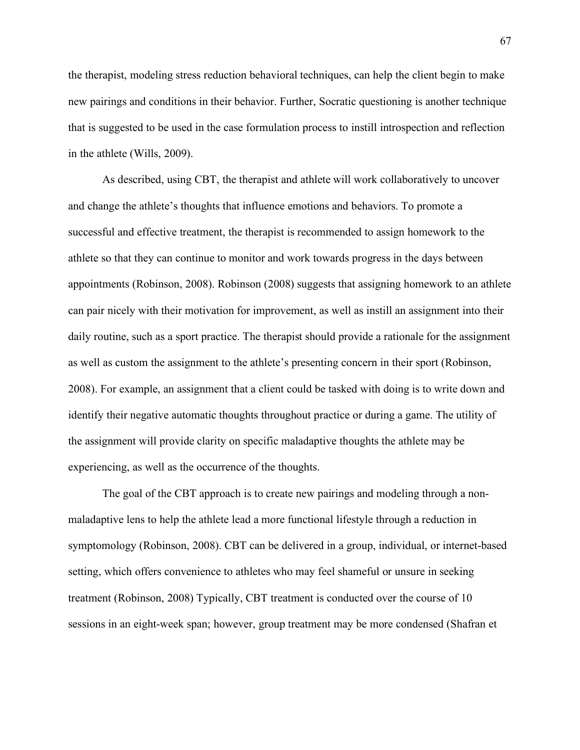the therapist, modeling stress reduction behavioral techniques, can help the client begin to make new pairings and conditions in their behavior. Further, Socratic questioning is another technique that is suggested to be used in the case formulation process to instill introspection and reflection in the athlete (Wills, 2009).

As described, using CBT, the therapist and athlete will work collaboratively to uncover and change the athlete's thoughts that influence emotions and behaviors. To promote a successful and effective treatment, the therapist is recommended to assign homework to the athlete so that they can continue to monitor and work towards progress in the days between appointments (Robinson, 2008). Robinson (2008) suggests that assigning homework to an athlete can pair nicely with their motivation for improvement, as well as instill an assignment into their daily routine, such as a sport practice. The therapist should provide a rationale for the assignment as well as custom the assignment to the athlete's presenting concern in their sport (Robinson, 2008). For example, an assignment that a client could be tasked with doing is to write down and identify their negative automatic thoughts throughout practice or during a game. The utility of the assignment will provide clarity on specific maladaptive thoughts the athlete may be experiencing, as well as the occurrence of the thoughts.

The goal of the CBT approach is to create new pairings and modeling through a non-maladaptive lens to help the athlete lead a more functional lifestyle through a reduction in symptomology (Robinson, 2008). CBT can be delivered in a group, individual, or internet-based setting, which offers convenience to athletes who may feel shameful or unsure in seeking treatment (Robinson, 2008) Typically, CBT treatment is conducted over the course of 10 sessions in an eight-week span; however, group treatment may be more condensed (Shafran et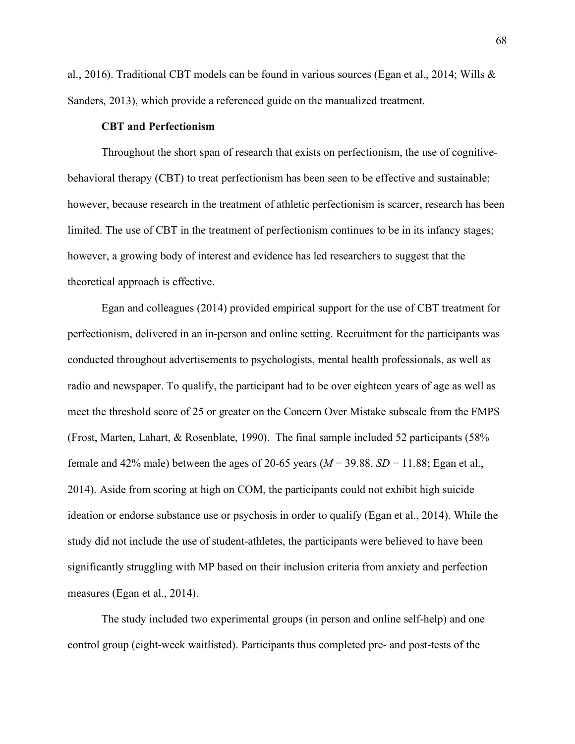al., 2016). Traditional CBT models can be found in various sources (Egan et al., 2014; Wills & Sanders, 2013), which provide a referenced guide on the manualized treatment.

**CBT and Perfectionism**

Throughout the short span of research that exists on perfectionism, the use of cognitive-behavioral therapy (CBT) to treat perfectionism has been seen to be effective and sustainable; however, because research in the treatment of athletic perfectionism is scarcer, research has been limited. The use of CBT in the treatment of perfectionism continues to be in its infancy stages; however, a growing body of interest and evidence has led researchers to suggest that the theoretical approach is effective.

Egan and colleagues (2014) provided empirical support for the use of CBT treatment for perfectionism, delivered in an in-person and online setting. Recruitment for the participants was conducted throughout advertisements to psychologists, mental health professionals, as well as radio and newspaper. To qualify, the participant had to be over eighteen years of age as well as meet the threshold score of 25 or greater on the Concern Over Mistake subscale from the FMPS (Frost, Marten, Lahart, & Rosenblate, 1990). The final sample included 52 participants (58% female and 42% male) between the ages of 20-65 years (*M* = 39.88, *SD* = 11.88; Egan et al., 2014). Aside from scoring at high on COM, the participants could not exhibit high suicide ideation or endorse substance use or psychosis in order to qualify (Egan et al., 2014). While the study did not include the use of student-athletes, the participants were believed to have been significantly struggling with MP based on their inclusion criteria from anxiety and perfection measures (Egan et al., 2014).

The study included two experimental groups (in person and online self-help) and one control group (eight-week waitlisted). Participants thus completed pre- and post-tests of the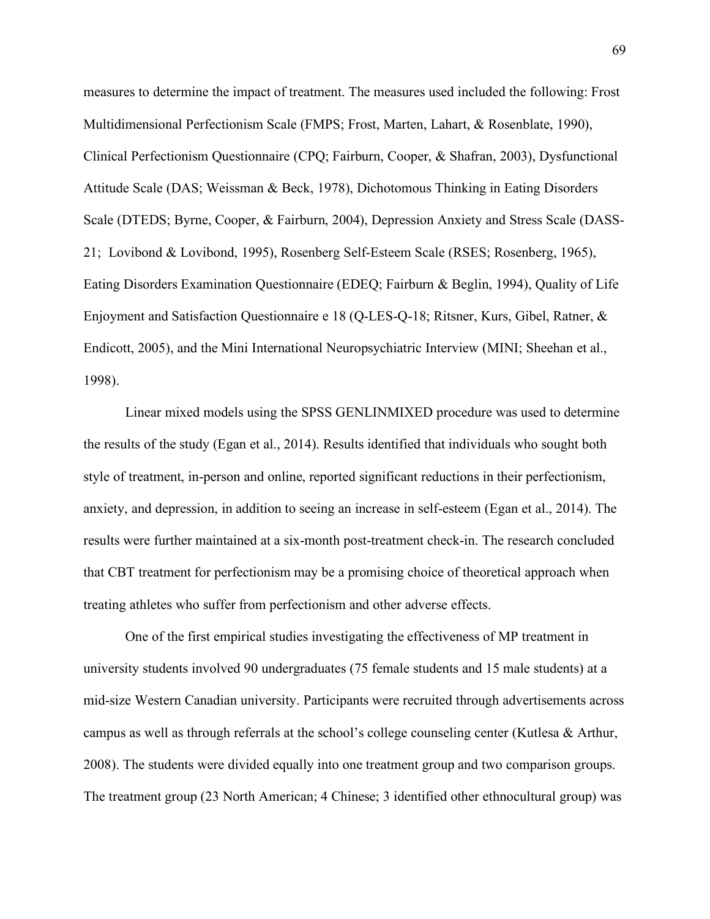measures to determine the impact of treatment. The measures used included the following: Frost Multidimensional Perfectionism Scale (FMPS; Frost, Marten, Lahart, & Rosenblate, 1990), Clinical Perfectionism Questionnaire (CPQ; Fairburn, Cooper, & Shafran, 2003), Dysfunctional Attitude Scale (DAS; Weissman & Beck, 1978), Dichotomous Thinking in Eating Disorders Scale (DTEDS; Byrne, Cooper, & Fairburn, 2004), Depression Anxiety and Stress Scale (DASS-21; Lovibond & Lovibond, 1995), Rosenberg Self-Esteem Scale (RSES; Rosenberg, 1965), Eating Disorders Examination Questionnaire (EDEQ; Fairburn & Beglin, 1994), Quality of Life Enjoyment and Satisfaction Questionnaire e 18 (Q-LES-Q-18; Ritsner, Kurs, Gibel, Ratner, & Endicott, 2005), and the Mini International Neuropsychiatric Interview (MINI; Sheehan et al., 1998).

Linear mixed models using the SPSS GENLINMIXED procedure was used to determine the results of the study (Egan et al., 2014). Results identified that individuals who sought both style of treatment, in-person and online, reported significant reductions in their perfectionism, anxiety, and depression, in addition to seeing an increase in self-esteem (Egan et al., 2014). The results were further maintained at a six-month post-treatment check-in. The research concluded that CBT treatment for perfectionism may be a promising choice of theoretical approach when treating athletes who suffer from perfectionism and other adverse effects.

One of the first empirical studies investigating the effectiveness of MP treatment in university students involved 90 undergraduates (75 female students and 15 male students) at a mid-size Western Canadian university. Participants were recruited through advertisements across campus as well as through referrals at the school's college counseling center (Kutlesa & Arthur, 2008). The students were divided equally into one treatment group and two comparison groups. The treatment group (23 North American; 4 Chinese; 3 identified other ethnocultural group) was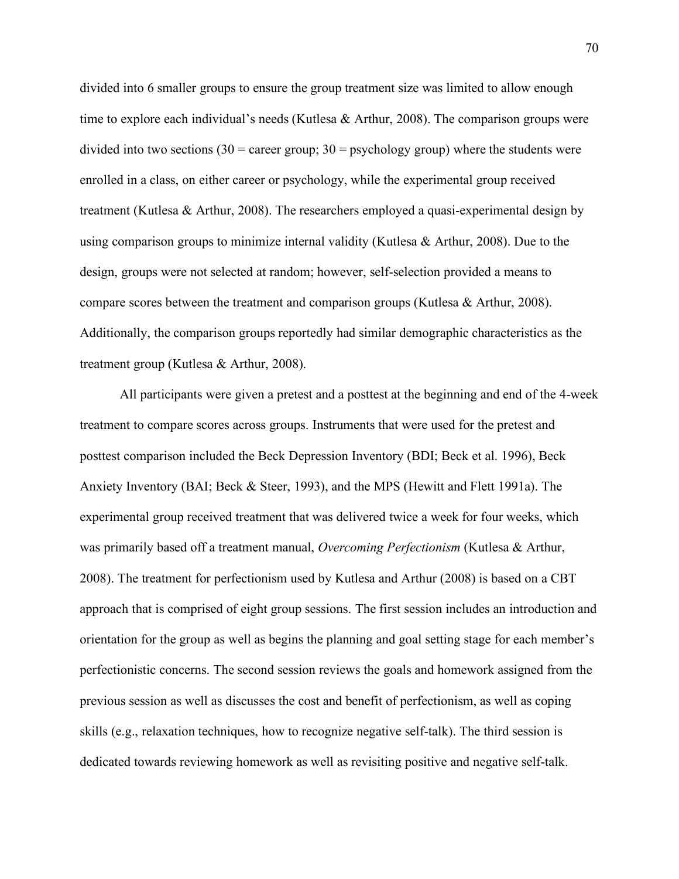divided into 6 smaller groups to ensure the group treatment size was limited to allow enough time to explore each individual's needs (Kutlesa & Arthur, 2008). The comparison groups were divided into two sections (30 = career group; 30 = psychology group) where the students were enrolled in a class, on either career or psychology, while the experimental group received treatment (Kutlesa & Arthur, 2008). The researchers employed a quasi-experimental design by using comparison groups to minimize internal validity (Kutlesa & Arthur, 2008). Due to the design, groups were not selected at random; however, self-selection provided a means to compare scores between the treatment and comparison groups (Kutlesa & Arthur, 2008). Additionally, the comparison groups reportedly had similar demographic characteristics as the treatment group (Kutlesa & Arthur, 2008).

All participants were given a pretest and a posttest at the beginning and end of the 4-week treatment to compare scores across groups. Instruments that were used for the pretest and posttest comparison included the Beck Depression Inventory (BDI; Beck et al. 1996), Beck Anxiety Inventory (BAI; Beck & Steer, 1993), and the MPS (Hewitt and Flett 1991a). The experimental group received treatment that was delivered twice a week for four weeks, which was primarily based off a treatment manual, *Overcoming Perfectionism* (Kutlesa & Arthur, 2008). The treatment for perfectionism used by Kutlesa and Arthur (2008) is based on a CBT approach that is comprised of eight group sessions. The first session includes an introduction and orientation for the group as well as begins the planning and goal setting stage for each member's perfectionistic concerns. The second session reviews the goals and homework assigned from the previous session as well as discusses the cost and benefit of perfectionism, as well as coping skills (e.g., relaxation techniques, how to recognize negative self-talk). The third session is dedicated towards reviewing homework as well as revisiting positive and negative self-talk.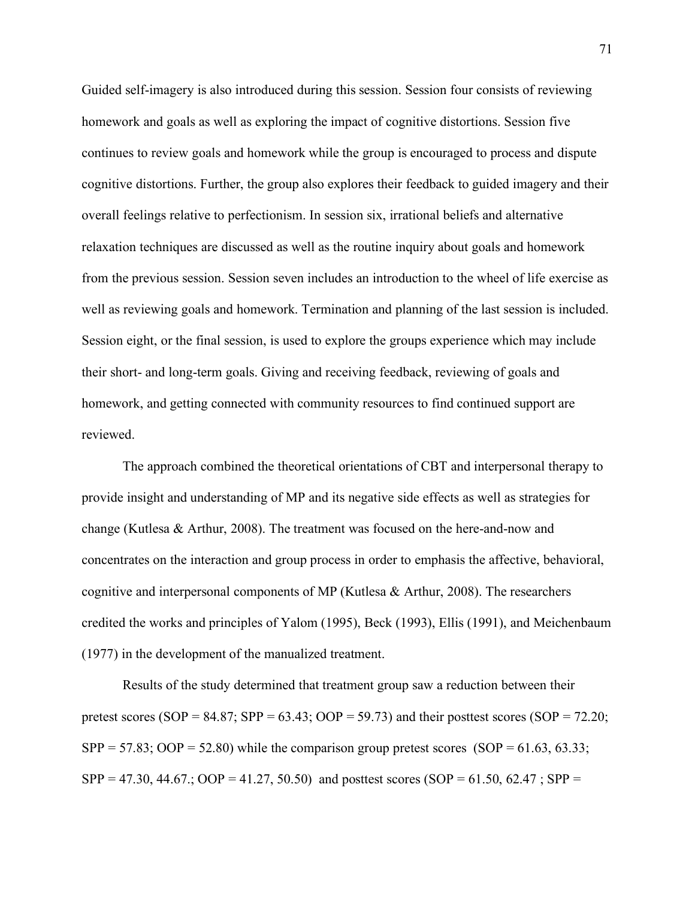Guided self-imagery is also introduced during this session. Session four consists of reviewing homework and goals as well as exploring the impact of cognitive distortions. Session five continues to review goals and homework while the group is encouraged to process and dispute cognitive distortions. Further, the group also explores their feedback to guided imagery and their overall feelings relative to perfectionism. In session six, irrational beliefs and alternative relaxation techniques are discussed as well as the routine inquiry about goals and homework from the previous session. Session seven includes an introduction to the wheel of life exercise as well as reviewing goals and homework. Termination and planning of the last session is included. Session eight, or the final session, is used to explore the groups experience which may include their short- and long-term goals. Giving and receiving feedback, reviewing of goals and homework, and getting connected with community resources to find continued support are reviewed.

The approach combined the theoretical orientations of CBT and interpersonal therapy to provide insight and understanding of MP and its negative side effects as well as strategies for change (Kutlesa & Arthur, 2008). The treatment was focused on the here-and-now and concentrates on the interaction and group process in order to emphasis the affective, behavioral, cognitive and interpersonal components of MP (Kutlesa & Arthur, 2008). The researchers credited the works and principles of Yalom (1995), Beck (1993), Ellis (1991), and Meichenbaum (1977) in the development of the manualized treatment.

Results of the study determined that treatment group saw a reduction between their pretest scores (SOP = 84.87; SPP = 63.43; OOP = 59.73) and their posttest scores (SOP = 72.20; SPP = 57.83; OOP = 52.80) while the comparison group pretest scores (SOP = 61.63, 63.33; SPP = 47.30, 44.67.; OOP = 41.27, 50.50) and posttest scores (SOP = 61.50, 62.47 ; SPP =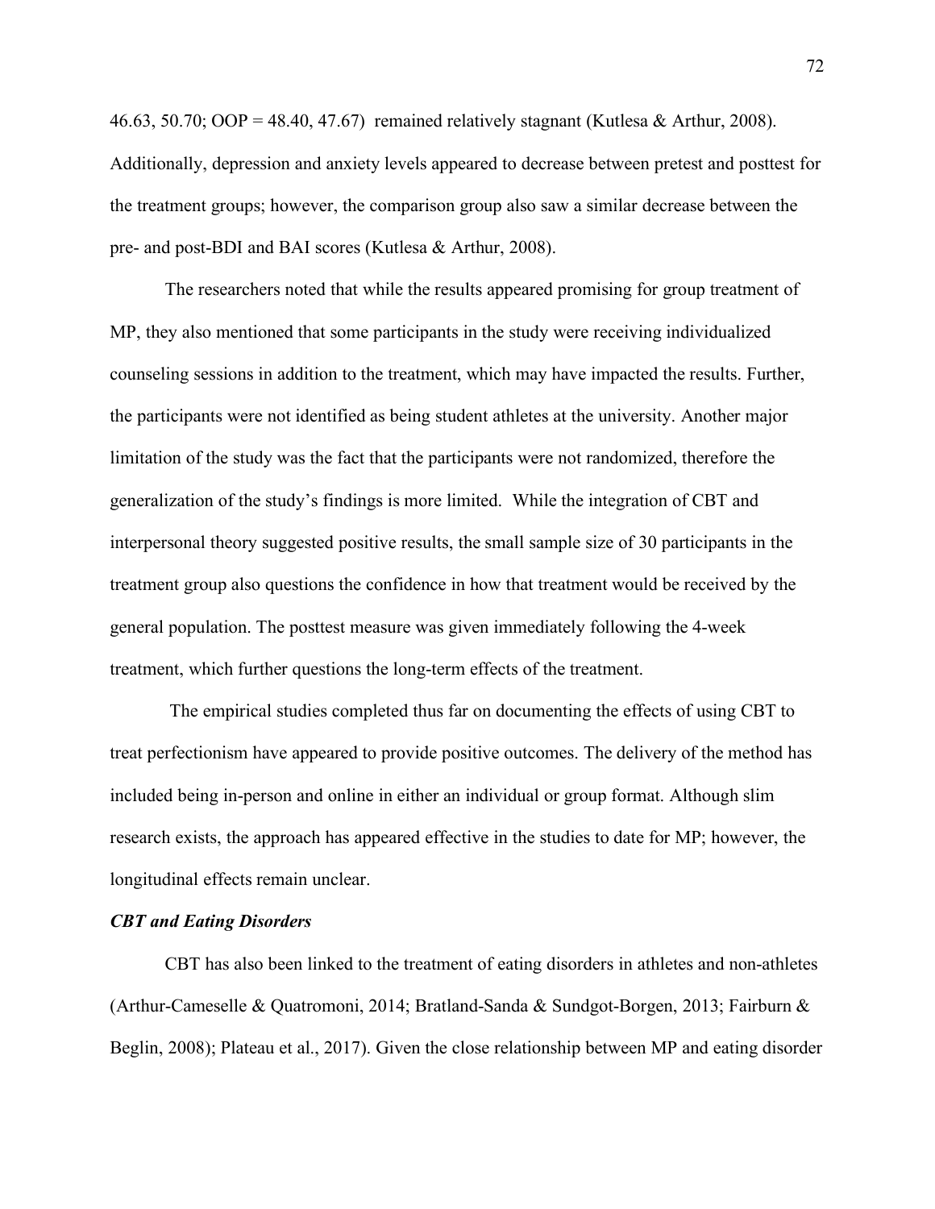46.63, 50.70; OOP = 48.40, 47.67) remained relatively stagnant (Kutlesa & Arthur, 2008). Additionally, depression and anxiety levels appeared to decrease between pretest and posttest for the treatment groups; however, the comparison group also saw a similar decrease between the pre- and post-BDI and BAI scores (Kutlesa & Arthur, 2008).

The researchers noted that while the results appeared promising for group treatment of MP, they also mentioned that some participants in the study were receiving individualized counseling sessions in addition to the treatment, which may have impacted the results. Further, the participants were not identified as being student athletes at the university. Another major limitation of the study was the fact that the participants were not randomized, therefore the generalization of the study's findings is more limited. While the integration of CBT and interpersonal theory suggested positive results, the small sample size of 30 participants in the treatment group also questions the confidence in how that treatment would be received by the general population. The posttest measure was given immediately following the 4-week treatment, which further questions the long-term effects of the treatment.

The empirical studies completed thus far on documenting the effects of using CBT to treat perfectionism have appeared to provide positive outcomes. The delivery of the method has included being in-person and online in either an individual or group format. Although slim research exists, the approach has appeared effective in the studies to date for MP; however, the longitudinal effects remain unclear.

### *CBT and Eating Disorders*

CBT has also been linked to the treatment of eating disorders in athletes and non-athletes (Arthur-Cameselle & Quatromoni, 2014; Bratland-Sanda & Sundgot-Borgen, 2013; Fairburn & Beglin, 2008); Plateau et al., 2017). Given the close relationship between MP and eating disorder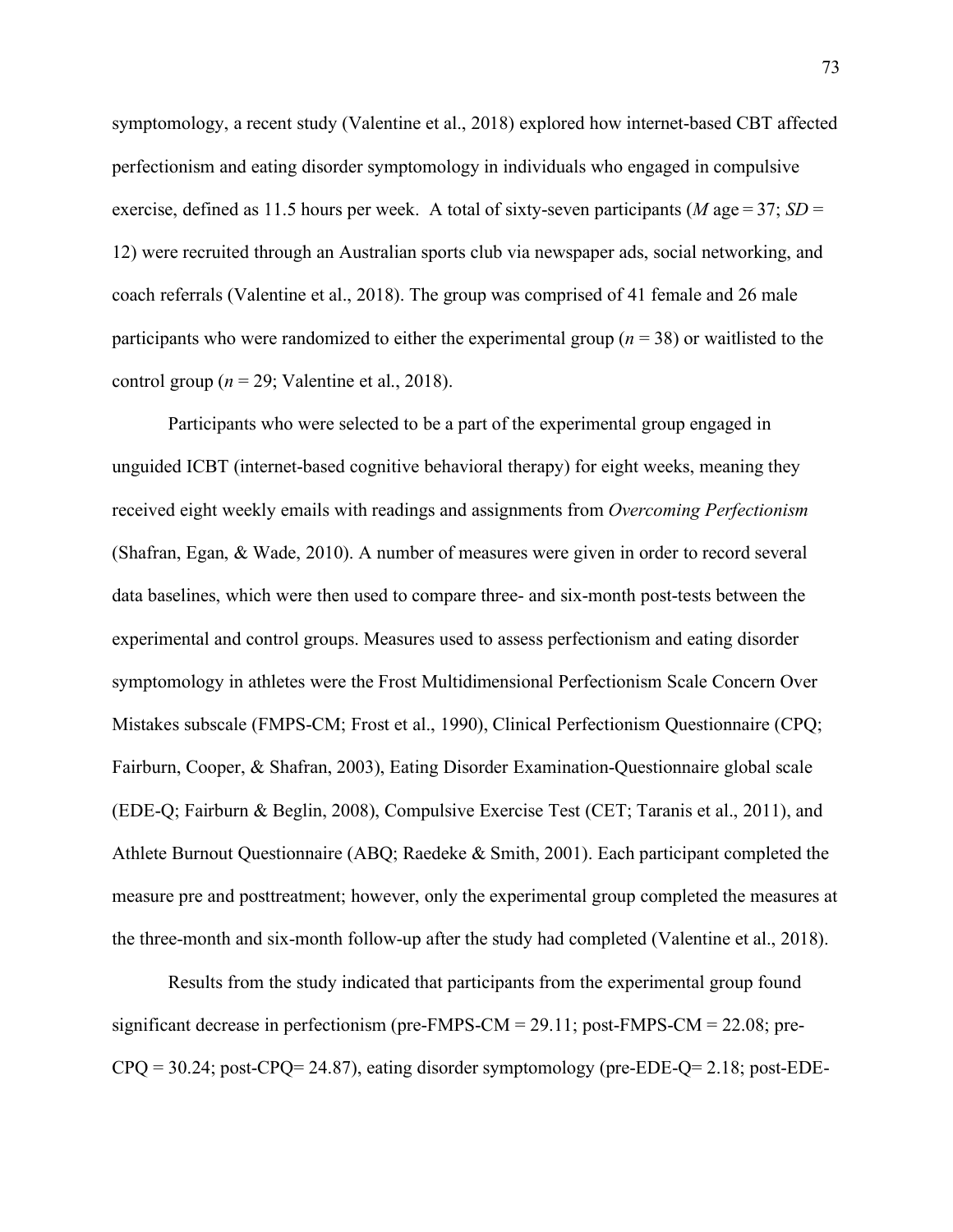symptomology, a recent study (Valentine et al., 2018) explored how internet-based CBT affected perfectionism and eating disorder symptomology in individuals who engaged in compulsive exercise, defined as 11.5 hours per week. A total of sixty-seven participants (*M* age = 37; *SD* = 12) were recruited through an Australian sports club via newspaper ads, social networking, and coach referrals (Valentine et al., 2018). The group was comprised of 41 female and 26 male participants who were randomized to either the experimental group ($n = 38$) or waitlisted to the control group ($n = 29$; Valentine et al., 2018).

Participants who were selected to be a part of the experimental group engaged in unguided ICBT (internet-based cognitive behavioral therapy) for eight weeks, meaning they received eight weekly emails with readings and assignments from *Overcoming Perfectionism* (Shafran, Egan, & Wade, 2010). A number of measures were given in order to record several data baselines, which were then used to compare three- and six-month post-tests between the experimental and control groups. Measures used to assess perfectionism and eating disorder symptomology in athletes were the Frost Multidimensional Perfectionism Scale Concern Over Mistakes subscale (FMPS-CM; Frost et al., 1990), Clinical Perfectionism Questionnaire (CPQ; Fairburn, Cooper, & Shafran, 2003), Eating Disorder Examination-Questionnaire global scale (EDE-Q; Fairburn & Beglin, 2008), Compulsive Exercise Test (CET; Taranis et al., 2011), and Athlete Burnout Questionnaire (ABQ; Raedeke & Smith, 2001). Each participant completed the measure pre and posttreatment; however, only the experimental group completed the measures at the three-month and six-month follow-up after the study had completed (Valentine et al., 2018).

Results from the study indicated that participants from the experimental group found significant decrease in perfectionism (pre-FMPS-CM = 29.11; post-FMPS-CM = 22.08; pre-CPQ = 30.24; post-CPQ= 24.87), eating disorder symptomology (pre-EDE-Q= 2.18; post-EDE-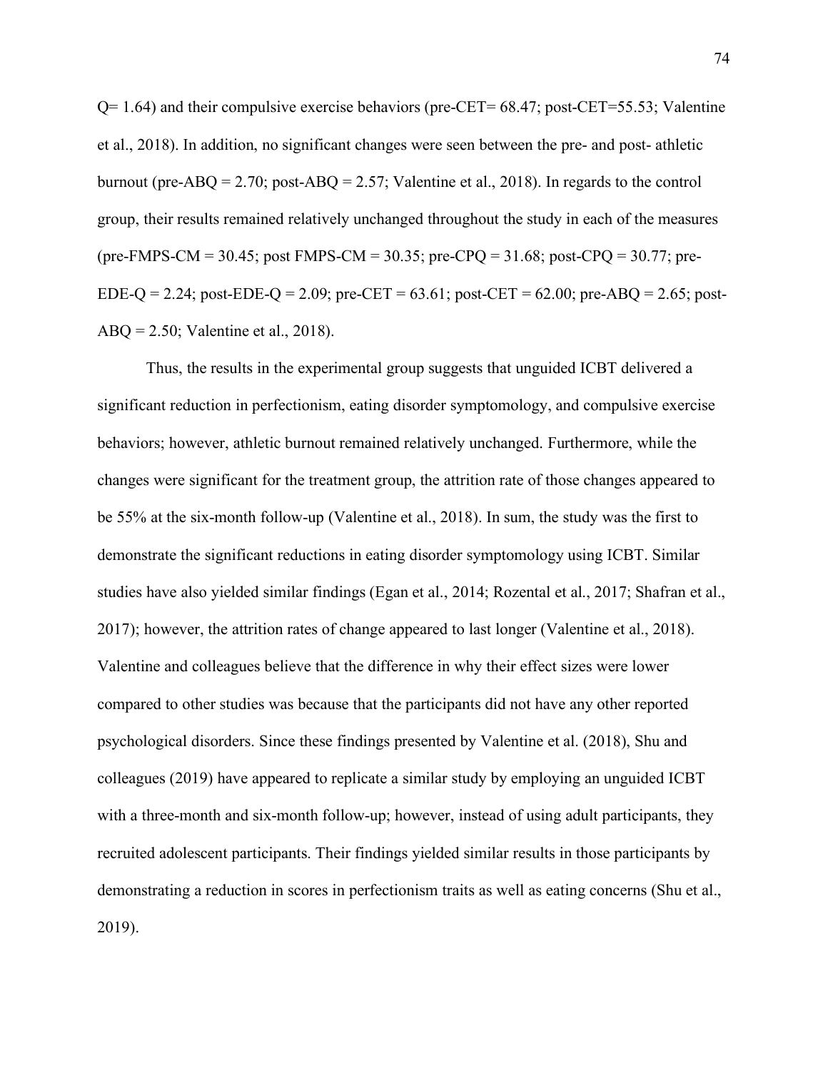Q= 1.64) and their compulsive exercise behaviors (pre-CET= 68.47; post-CET=55.53; Valentine et al., 2018). In addition, no significant changes were seen between the pre- and post- athletic burnout (pre-ABQ = 2.70; post-ABQ = 2.57; Valentine et al., 2018). In regards to the control group, their results remained relatively unchanged throughout the study in each of the measures (pre-FMPS-CM = 30.45; post FMPS-CM = 30.35; pre-CPQ = 31.68; post-CPQ = 30.77; pre-EDE-Q = 2.24; post-EDE-Q = 2.09; pre-CET = 63.61; post-CET = 62.00; pre-ABQ = 2.65; post-ABQ = 2.50; Valentine et al., 2018).

Thus, the results in the experimental group suggests that unguided ICBT delivered a significant reduction in perfectionism, eating disorder symptomology, and compulsive exercise behaviors; however, athletic burnout remained relatively unchanged. Furthermore, while the changes were significant for the treatment group, the attrition rate of those changes appeared to be 55% at the six-month follow-up (Valentine et al., 2018). In sum, the study was the first to demonstrate the significant reductions in eating disorder symptomology using ICBT. Similar studies have also yielded similar findings (Egan et al., 2014; Rozental et al., 2017; Shafran et al., 2017); however, the attrition rates of change appeared to last longer (Valentine et al., 2018). Valentine and colleagues believe that the difference in why their effect sizes were lower compared to other studies was because that the participants did not have any other reported psychological disorders. Since these findings presented by Valentine et al. (2018), Shu and colleagues (2019) have appeared to replicate a similar study by employing an unguided ICBT with a three-month and six-month follow-up; however, instead of using adult participants, they recruited adolescent participants. Their findings yielded similar results in those participants by demonstrating a reduction in scores in perfectionism traits as well as eating concerns (Shu et al., 2019).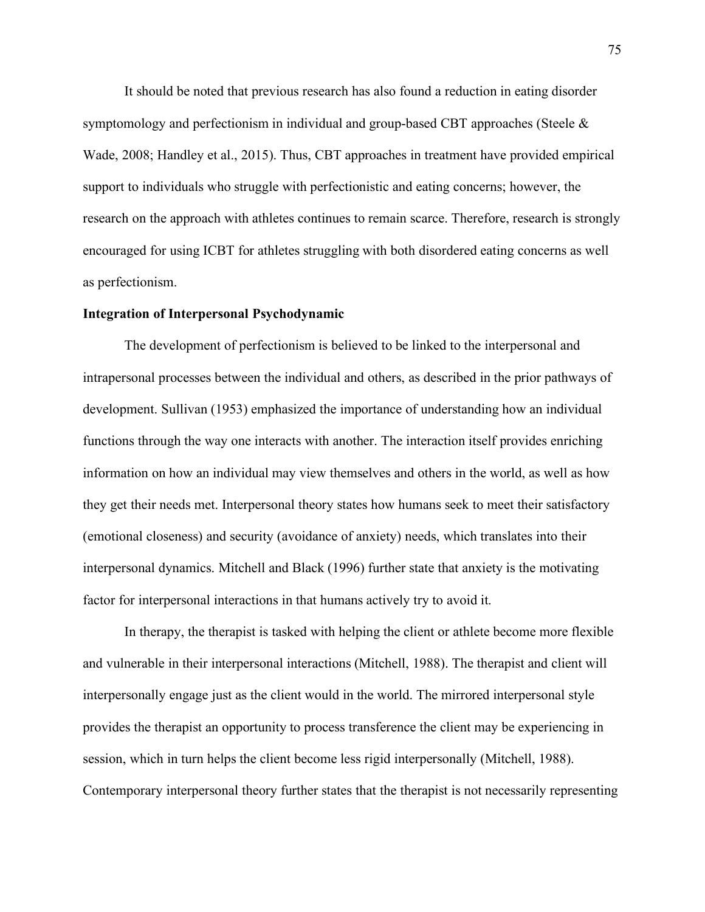It should be noted that previous research has also found a reduction in eating disorder symptomology and perfectionism in individual and group-based CBT approaches (Steele & Wade, 2008; Handley et al., 2015). Thus, CBT approaches in treatment have provided empirical support to individuals who struggle with perfectionistic and eating concerns; however, the research on the approach with athletes continues to remain scarce. Therefore, research is strongly encouraged for using ICBT for athletes struggling with both disordered eating concerns as well as perfectionism.

**Integration of Interpersonal Psychodynamic**

The development of perfectionism is believed to be linked to the interpersonal and intrapersonal processes between the individual and others, as described in the prior pathways of development. Sullivan (1953) emphasized the importance of understanding how an individual functions through the way one interacts with another. The interaction itself provides enriching information on how an individual may view themselves and others in the world, as well as how they get their needs met. Interpersonal theory states how humans seek to meet their satisfactory (emotional closeness) and security (avoidance of anxiety) needs, which translates into their interpersonal dynamics. Mitchell and Black (1996) further state that anxiety is the motivating factor for interpersonal interactions in that humans actively try to avoid it.

In therapy, the therapist is tasked with helping the client or athlete become more flexible and vulnerable in their interpersonal interactions (Mitchell, 1988). The therapist and client will interpersonally engage just as the client would in the world. The mirrored interpersonal style provides the therapist an opportunity to process transference the client may be experiencing in session, which in turn helps the client become less rigid interpersonally (Mitchell, 1988). Contemporary interpersonal theory further states that the therapist is not necessarily representing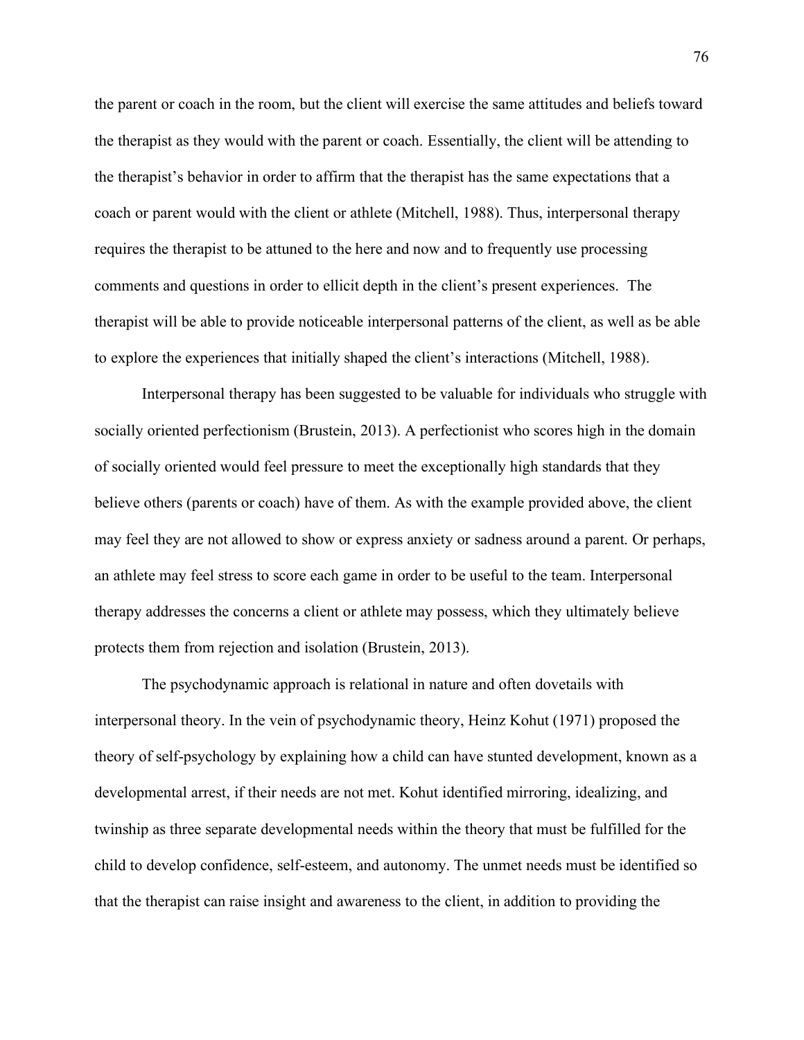the parent or coach in the room, but the client will exercise the same attitudes and beliefs toward the therapist as they would with the parent or coach. Essentially, the client will be attending to the therapist's behavior in order to affirm that the therapist has the same expectations that a coach or parent would with the client or athlete (Mitchell, 1988). Thus, interpersonal therapy requires the therapist to be attuned to the here and now and to frequently use processing comments and questions in order to ellicit depth in the client's present experiences. The therapist will be able to provide noticeable interpersonal patterns of the client, as well as be able to explore the experiences that initially shaped the client's interactions (Mitchell, 1988).

Interpersonal therapy has been suggested to be valuable for individuals who struggle with socially oriented perfectionism (Brustein, 2013). A perfectionist who scores high in the domain of socially oriented would feel pressure to meet the exceptionally high standards that they believe others (parents or coach) have of them. As with the example provided above, the client may feel they are not allowed to show or express anxiety or sadness around a parent. Or perhaps, an athlete may feel stress to score each game in order to be useful to the team. Interpersonal therapy addresses the concerns a client or athlete may possess, which they ultimately believe protects them from rejection and isolation (Brustein, 2013).

The psychodynamic approach is relational in nature and often dovetails with interpersonal theory. In the vein of psychodynamic theory, Heinz Kohut (1971) proposed the theory of self-psychology by explaining how a child can have stunted development, known as a developmental arrest, if their needs are not met. Kohut identified mirroring, idealizing, and twinship as three separate developmental needs within the theory that must be fulfilled for the child to develop confidence, self-esteem, and autonomy. The unmet needs must be identified so that the therapist can raise insight and awareness to the client, in addition to providing the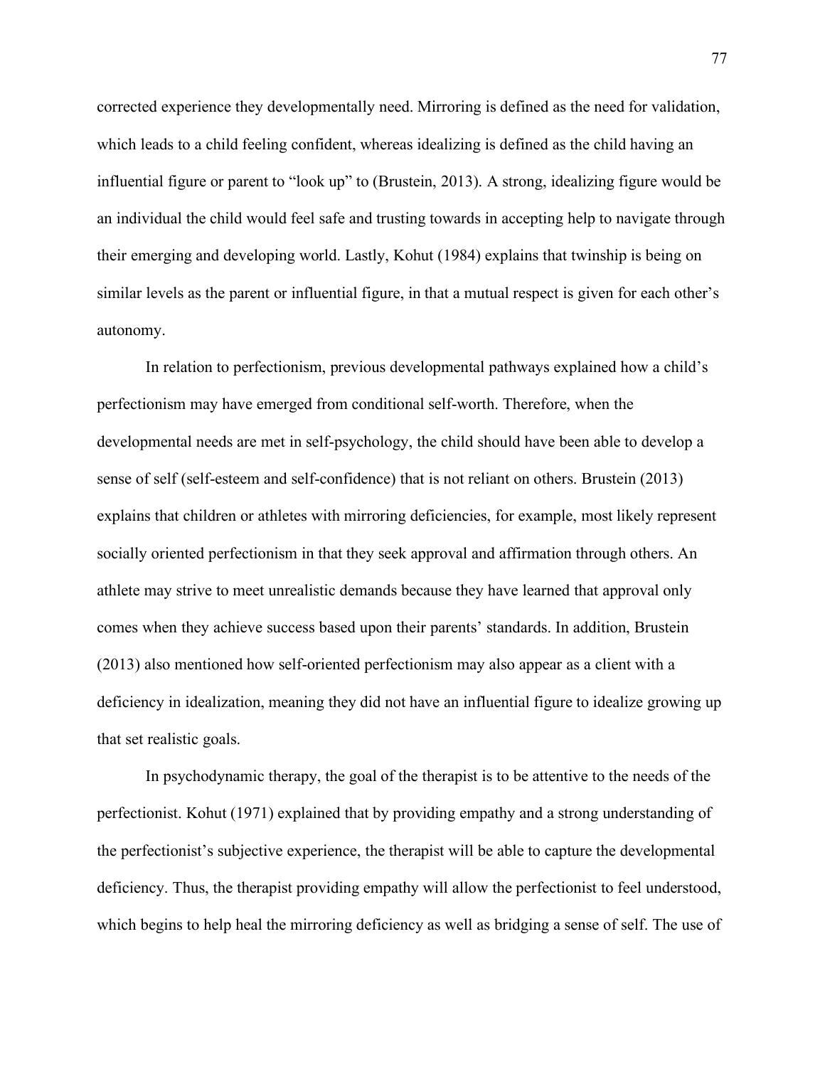corrected experience they developmentally need. Mirroring is defined as the need for validation, which leads to a child feeling confident, whereas idealizing is defined as the child having an influential figure or parent to “look up” to (Brustein, 2013). A strong, idealizing figure would be an individual the child would feel safe and trusting towards in accepting help to navigate through their emerging and developing world. Lastly, Kohut (1984) explains that twinship is being on similar levels as the parent or influential figure, in that a mutual respect is given for each other’s autonomy.

In relation to perfectionism, previous developmental pathways explained how a child’s perfectionism may have emerged from conditional self-worth. Therefore, when the developmental needs are met in self-psychology, the child should have been able to develop a sense of self (self-esteem and self-confidence) that is not reliant on others. Brustein (2013) explains that children or athletes with mirroring deficiencies, for example, most likely represent socially oriented perfectionism in that they seek approval and affirmation through others. An athlete may strive to meet unrealistic demands because they have learned that approval only comes when they achieve success based upon their parents’ standards. In addition, Brustein (2013) also mentioned how self-oriented perfectionism may also appear as a client with a deficiency in idealization, meaning they did not have an influential figure to idealize growing up that set realistic goals.

In psychodynamic therapy, the goal of the therapist is to be attentive to the needs of the perfectionist. Kohut (1971) explained that by providing empathy and a strong understanding of the perfectionist’s subjective experience, the therapist will be able to capture the developmental deficiency. Thus, the therapist providing empathy will allow the perfectionist to feel understood, which begins to help heal the mirroring deficiency as well as bridging a sense of self. The use of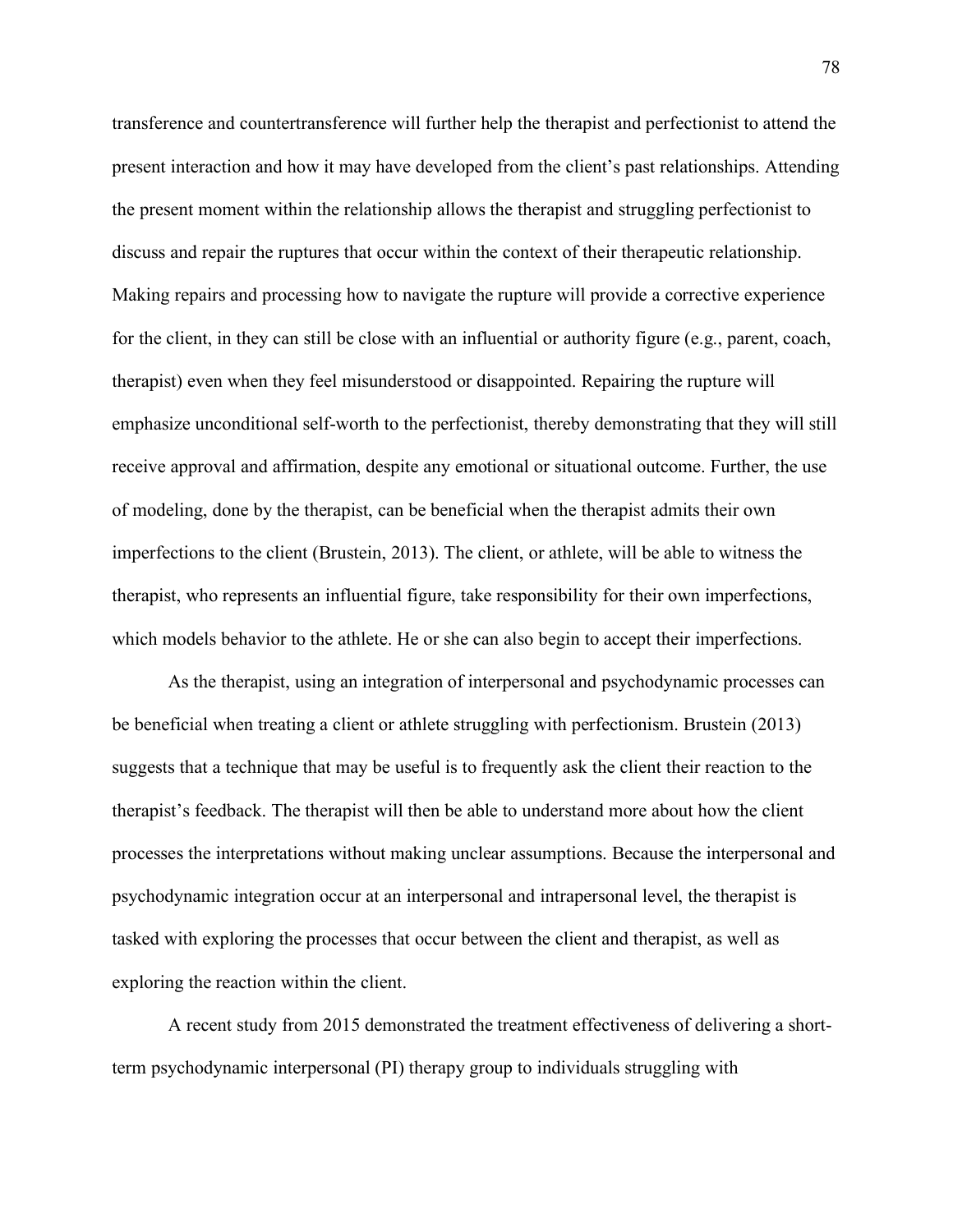transference and countertransference will further help the therapist and perfectionist to attend the present interaction and how it may have developed from the client's past relationships. Attending the present moment within the relationship allows the therapist and struggling perfectionist to discuss and repair the ruptures that occur within the context of their therapeutic relationship. Making repairs and processing how to navigate the rupture will provide a corrective experience for the client, in they can still be close with an influential or authority figure (e.g., parent, coach, therapist) even when they feel misunderstood or disappointed. Repairing the rupture will emphasize unconditional self-worth to the perfectionist, thereby demonstrating that they will still receive approval and affirmation, despite any emotional or situational outcome. Further, the use of modeling, done by the therapist, can be beneficial when the therapist admits their own imperfections to the client (Brustein, 2013). The client, or athlete, will be able to witness the therapist, who represents an influential figure, take responsibility for their own imperfections, which models behavior to the athlete. He or she can also begin to accept their imperfections.

As the therapist, using an integration of interpersonal and psychodynamic processes can be beneficial when treating a client or athlete struggling with perfectionism. Brustein (2013) suggests that a technique that may be useful is to frequently ask the client their reaction to the therapist's feedback. The therapist will then be able to understand more about how the client processes the interpretations without making unclear assumptions. Because the interpersonal and psychodynamic integration occur at an interpersonal and intrapersonal level, the therapist is tasked with exploring the processes that occur between the client and therapist, as well as exploring the reaction within the client.

A recent study from 2015 demonstrated the treatment effectiveness of delivering a short-term psychodynamic interpersonal (PI) therapy group to individuals struggling with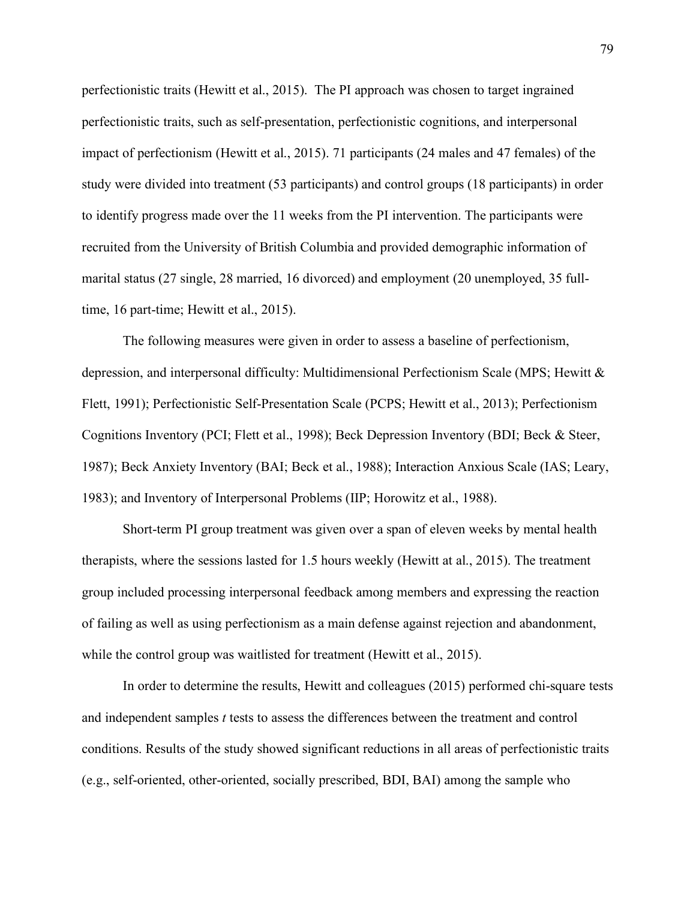perfectionistic traits (Hewitt et al., 2015). The PI approach was chosen to target ingrained perfectionistic traits, such as self-presentation, perfectionistic cognitions, and interpersonal impact of perfectionism (Hewitt et al., 2015). 71 participants (24 males and 47 females) of the study were divided into treatment (53 participants) and control groups (18 participants) in order to identify progress made over the 11 weeks from the PI intervention. The participants were recruited from the University of British Columbia and provided demographic information of marital status (27 single, 28 married, 16 divorced) and employment (20 unemployed, 35 full-time, 16 part-time; Hewitt et al., 2015).

The following measures were given in order to assess a baseline of perfectionism, depression, and interpersonal difficulty: Multidimensional Perfectionism Scale (MPS; Hewitt & Flett, 1991); Perfectionistic Self-Presentation Scale (PCPS; Hewitt et al., 2013); Perfectionism Cognitions Inventory (PCI; Flett et al., 1998); Beck Depression Inventory (BDI; Beck & Steer, 1987); Beck Anxiety Inventory (BAI; Beck et al., 1988); Interaction Anxious Scale (IAS; Leary, 1983); and Inventory of Interpersonal Problems (IIP; Horowitz et al., 1988).

Short-term PI group treatment was given over a span of eleven weeks by mental health therapists, where the sessions lasted for 1.5 hours weekly (Hewitt at al., 2015). The treatment group included processing interpersonal feedback among members and expressing the reaction of failing as well as using perfectionism as a main defense against rejection and abandonment, while the control group was waitlisted for treatment (Hewitt et al., 2015).

In order to determine the results, Hewitt and colleagues (2015) performed chi-square tests and independent samples *t* tests to assess the differences between the treatment and control conditions. Results of the study showed significant reductions in all areas of perfectionistic traits (e.g., self-oriented, other-oriented, socially prescribed, BDI, BAI) among the sample who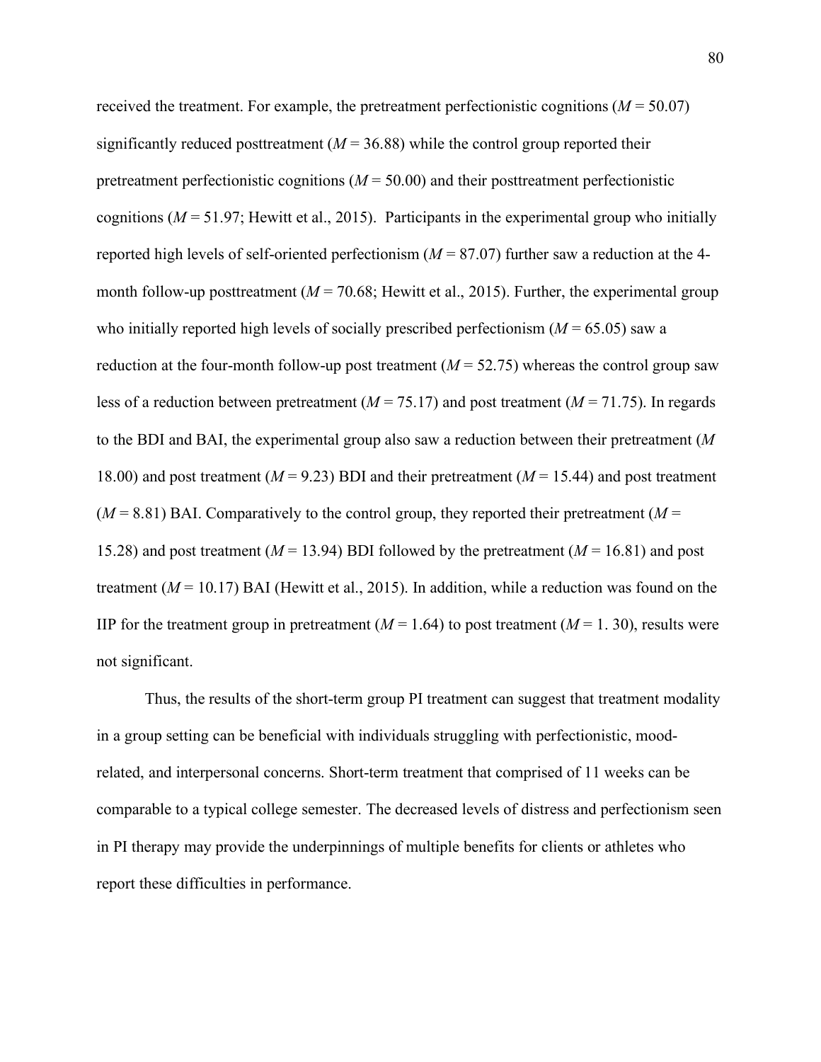received the treatment. For example, the pretreatment perfectionistic cognitions (*M* = 50.07) significantly reduced posttreatment (*M* = 36.88) while the control group reported their pretreatment perfectionistic cognitions (*M* = 50.00) and their posttreatment perfectionistic cognitions (*M* = 51.97; Hewitt et al., 2015). Participants in the experimental group who initially reported high levels of self-oriented perfectionism (*M* = 87.07) further saw a reduction at the 4-month follow-up posttreatment (*M* = 70.68; Hewitt et al., 2015). Further, the experimental group who initially reported high levels of socially prescribed perfectionism (*M* = 65.05) saw a reduction at the four-month follow-up post treatment (*M* = 52.75) whereas the control group saw less of a reduction between pretreatment (*M* = 75.17) and post treatment (*M* = 71.75). In regards to the BDI and BAI, the experimental group also saw a reduction between their pretreatment (*M* 18.00) and post treatment (*M* = 9.23) BDI and their pretreatment (*M* = 15.44) and post treatment (*M* = 8.81) BAI. Comparatively to the control group, they reported their pretreatment (*M* = 15.28) and post treatment (*M* = 13.94) BDI followed by the pretreatment (*M* = 16.81) and post treatment (*M* = 10.17) BAI (Hewitt et al., 2015). In addition, while a reduction was found on the IIP for the treatment group in pretreatment (*M* = 1.64) to post treatment (*M* = 1. 30), results were not significant.

Thus, the results of the short-term group PI treatment can suggest that treatment modality in a group setting can be beneficial with individuals struggling with perfectionistic, mood-related, and interpersonal concerns. Short-term treatment that comprised of 11 weeks can be comparable to a typical college semester. The decreased levels of distress and perfectionism seen in PI therapy may provide the underpinnings of multiple benefits for clients or athletes who report these difficulties in performance.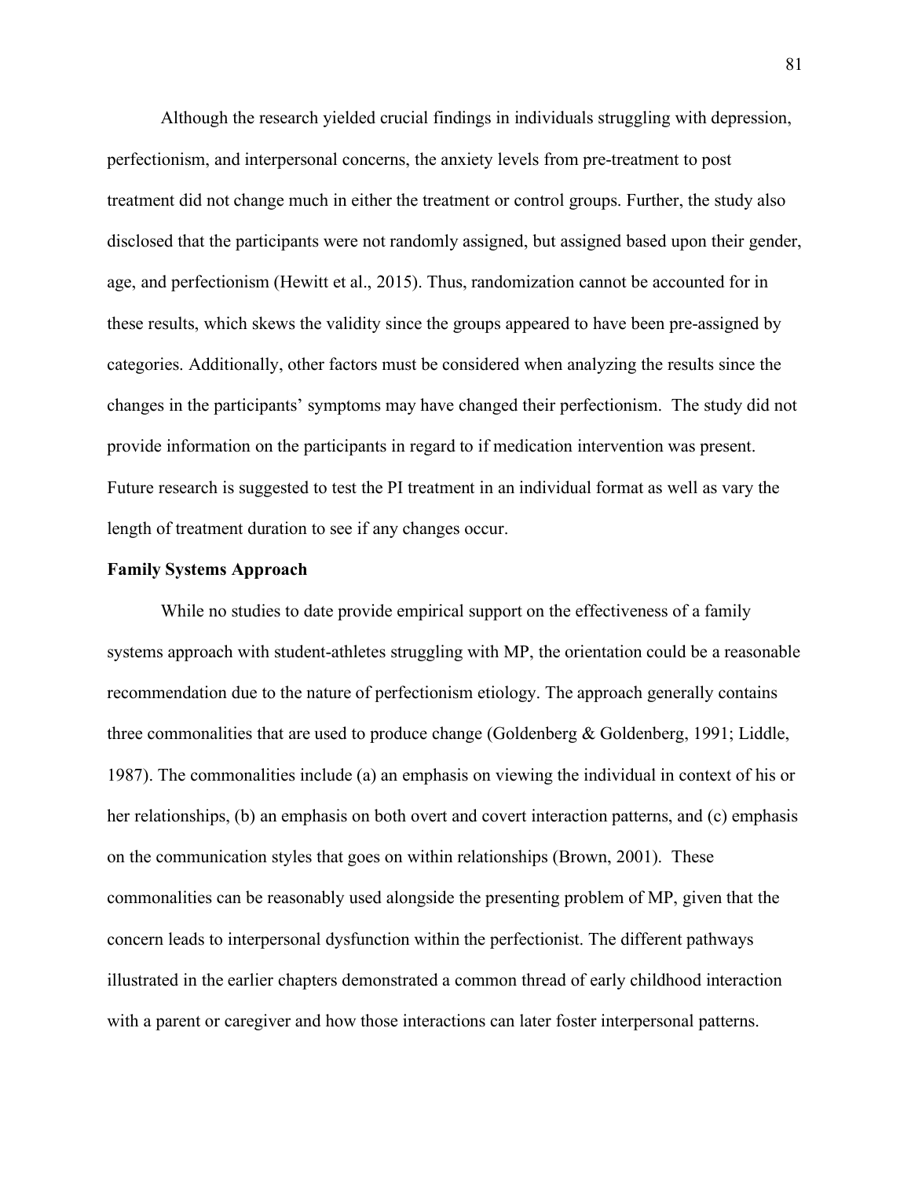Although the research yielded crucial findings in individuals struggling with depression, perfectionism, and interpersonal concerns, the anxiety levels from pre-treatment to post treatment did not change much in either the treatment or control groups. Further, the study also disclosed that the participants were not randomly assigned, but assigned based upon their gender, age, and perfectionism (Hewitt et al., 2015). Thus, randomization cannot be accounted for in these results, which skews the validity since the groups appeared to have been pre-assigned by categories. Additionally, other factors must be considered when analyzing the results since the changes in the participants' symptoms may have changed their perfectionism. The study did not provide information on the participants in regard to if medication intervention was present. Future research is suggested to test the PI treatment in an individual format as well as vary the length of treatment duration to see if any changes occur.

**Family Systems Approach**

While no studies to date provide empirical support on the effectiveness of a family systems approach with student-athletes struggling with MP, the orientation could be a reasonable recommendation due to the nature of perfectionism etiology. The approach generally contains three commonalities that are used to produce change (Goldenberg & Goldenberg, 1991; Liddle, 1987). The commonalities include (a) an emphasis on viewing the individual in context of his or her relationships, (b) an emphasis on both overt and covert interaction patterns, and (c) emphasis on the communication styles that goes on within relationships (Brown, 2001). These commonalities can be reasonably used alongside the presenting problem of MP, given that the concern leads to interpersonal dysfunction within the perfectionist. The different pathways illustrated in the earlier chapters demonstrated a common thread of early childhood interaction with a parent or caregiver and how those interactions can later foster interpersonal patterns.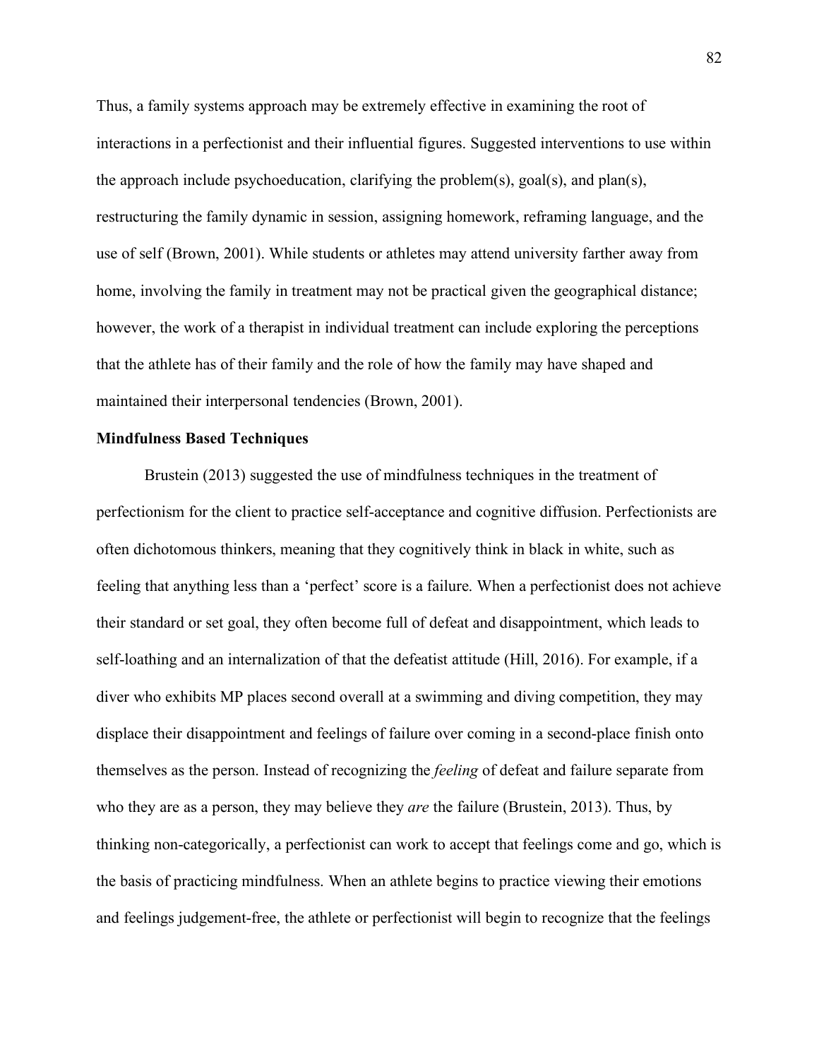Thus, a family systems approach may be extremely effective in examining the root of interactions in a perfectionist and their influential figures. Suggested interventions to use within the approach include psychoeducation, clarifying the problem(s), goal(s), and plan(s), restructuring the family dynamic in session, assigning homework, reframing language, and the use of self (Brown, 2001). While students or athletes may attend university farther away from home, involving the family in treatment may not be practical given the geographical distance; however, the work of a therapist in individual treatment can include exploring the perceptions that the athlete has of their family and the role of how the family may have shaped and maintained their interpersonal tendencies (Brown, 2001).

**Mindfulness Based Techniques**

Brustein (2013) suggested the use of mindfulness techniques in the treatment of perfectionism for the client to practice self-acceptance and cognitive diffusion. Perfectionists are often dichotomous thinkers, meaning that they cognitively think in black in white, such as feeling that anything less than a 'perfect' score is a failure. When a perfectionist does not achieve their standard or set goal, they often become full of defeat and disappointment, which leads to self-loathing and an internalization of that the defeatist attitude (Hill, 2016). For example, if a diver who exhibits MP places second overall at a swimming and diving competition, they may displace their disappointment and feelings of failure over coming in a second-place finish onto themselves as the person. Instead of recognizing the *feeling* of defeat and failure separate from who they are as a person, they may believe they *are* the failure (Brustein, 2013). Thus, by thinking non-categorically, a perfectionist can work to accept that feelings come and go, which is the basis of practicing mindfulness. When an athlete begins to practice viewing their emotions and feelings judgement-free, the athlete or perfectionist will begin to recognize that the feelings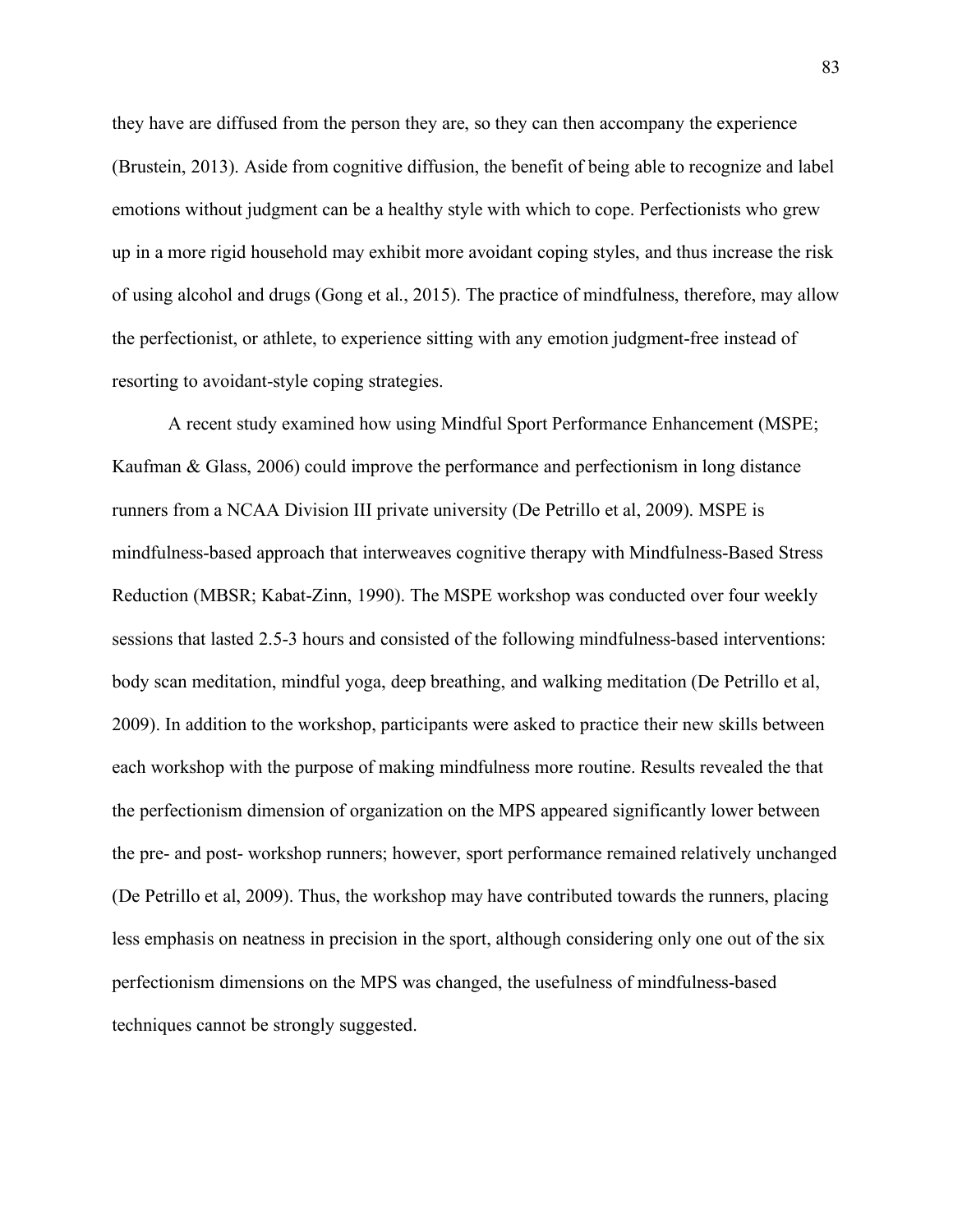they have are diffused from the person they are, so they can then accompany the experience (Brustein, 2013). Aside from cognitive diffusion, the benefit of being able to recognize and label emotions without judgment can be a healthy style with which to cope. Perfectionists who grew up in a more rigid household may exhibit more avoidant coping styles, and thus increase the risk of using alcohol and drugs (Gong et al., 2015). The practice of mindfulness, therefore, may allow the perfectionist, or athlete, to experience sitting with any emotion judgment-free instead of resorting to avoidant-style coping strategies.

A recent study examined how using Mindful Sport Performance Enhancement (MSPE; Kaufman & Glass, 2006) could improve the performance and perfectionism in long distance runners from a NCAA Division III private university (De Petrillo et al, 2009). MSPE is mindfulness-based approach that interweaves cognitive therapy with Mindfulness-Based Stress Reduction (MBSR; Kabat-Zinn, 1990). The MSPE workshop was conducted over four weekly sessions that lasted 2.5-3 hours and consisted of the following mindfulness-based interventions: body scan meditation, mindful yoga, deep breathing, and walking meditation (De Petrillo et al, 2009). In addition to the workshop, participants were asked to practice their new skills between each workshop with the purpose of making mindfulness more routine. Results revealed the that the perfectionism dimension of organization on the MPS appeared significantly lower between the pre- and post- workshop runners; however, sport performance remained relatively unchanged (De Petrillo et al, 2009). Thus, the workshop may have contributed towards the runners, placing less emphasis on neatness in precision in the sport, although considering only one out of the six perfectionism dimensions on the MPS was changed, the usefulness of mindfulness-based techniques cannot be strongly suggested.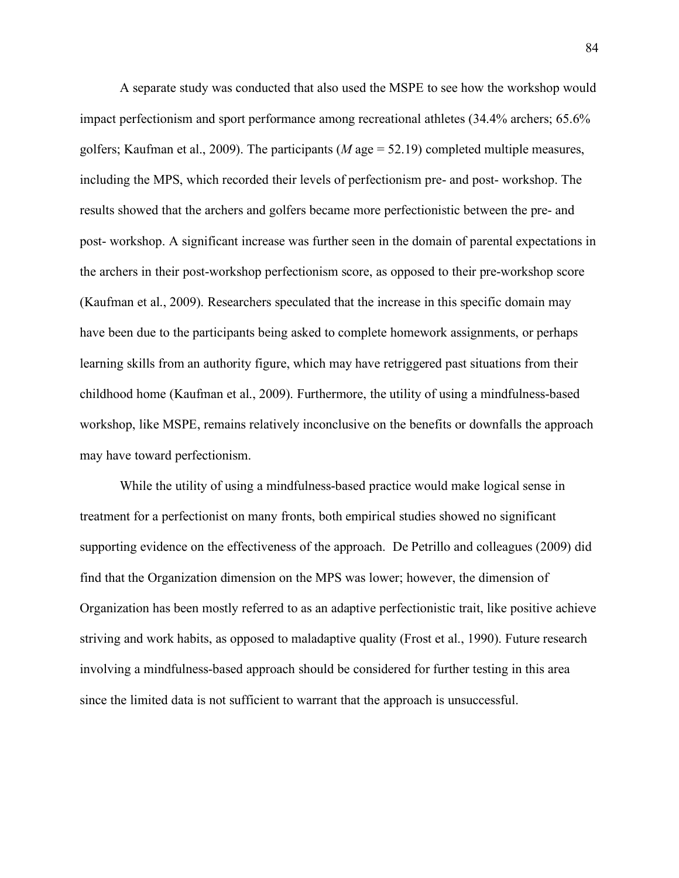A separate study was conducted that also used the MSPE to see how the workshop would impact perfectionism and sport performance among recreational athletes (34.4% archers; 65.6% golfers; Kaufman et al., 2009). The participants (*M* age = 52.19) completed multiple measures, including the MPS, which recorded their levels of perfectionism pre- and post- workshop. The results showed that the archers and golfers became more perfectionistic between the pre- and post- workshop. A significant increase was further seen in the domain of parental expectations in the archers in their post-workshop perfectionism score, as opposed to their pre-workshop score (Kaufman et al., 2009). Researchers speculated that the increase in this specific domain may have been due to the participants being asked to complete homework assignments, or perhaps learning skills from an authority figure, which may have retriggered past situations from their childhood home (Kaufman et al., 2009). Furthermore, the utility of using a mindfulness-based workshop, like MSPE, remains relatively inconclusive on the benefits or downfalls the approach may have toward perfectionism.

While the utility of using a mindfulness-based practice would make logical sense in treatment for a perfectionist on many fronts, both empirical studies showed no significant supporting evidence on the effectiveness of the approach. De Petrillo and colleagues (2009) did find that the Organization dimension on the MPS was lower; however, the dimension of Organization has been mostly referred to as an adaptive perfectionistic trait, like positive achieve striving and work habits, as opposed to maladaptive quality (Frost et al., 1990). Future research involving a mindfulness-based approach should be considered for further testing in this area since the limited data is not sufficient to warrant that the approach is unsuccessful.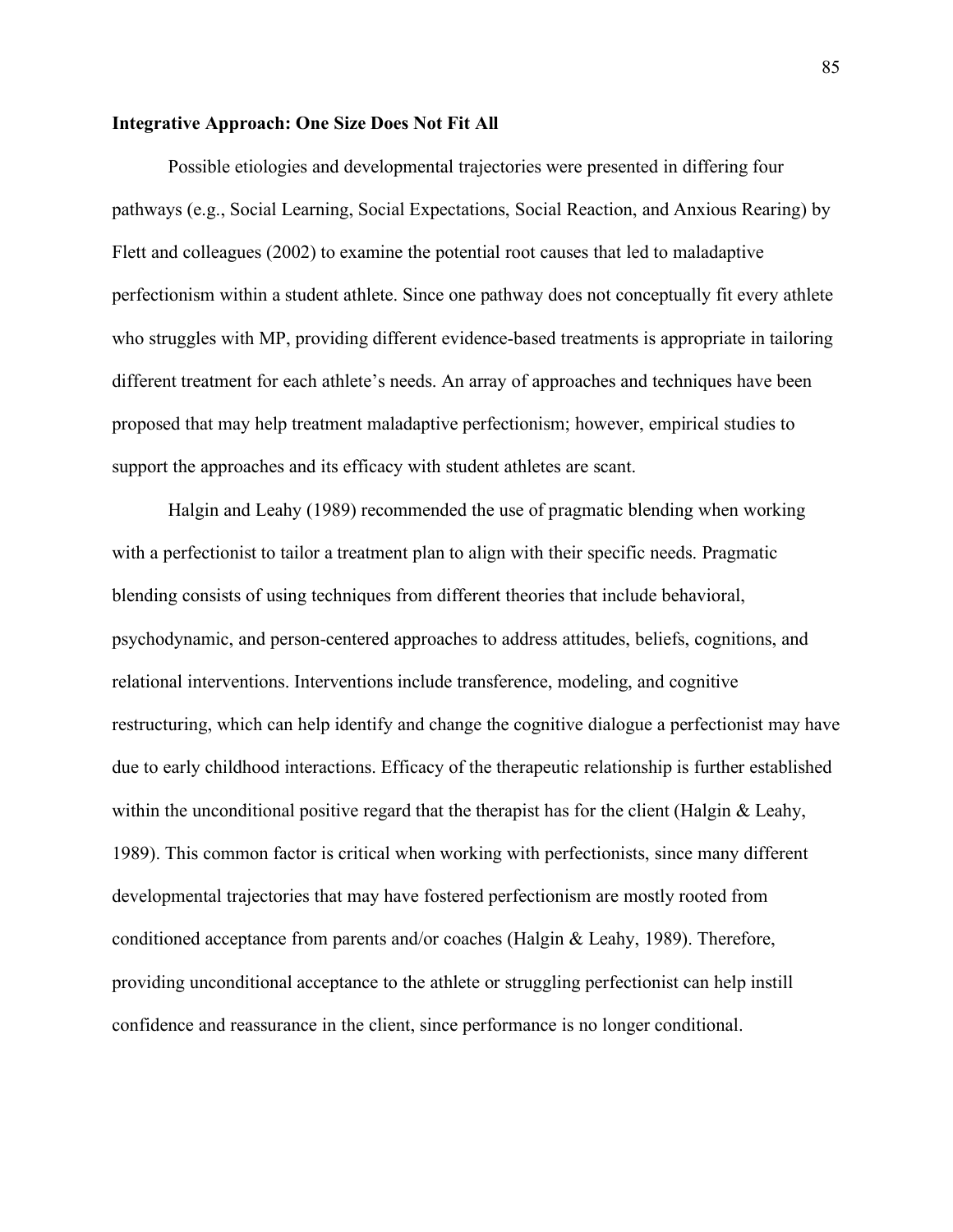**Integrative Approach: One Size Does Not Fit All**

Possible etiologies and developmental trajectories were presented in differing four pathways (e.g., Social Learning, Social Expectations, Social Reaction, and Anxious Rearing) by Flett and colleagues (2002) to examine the potential root causes that led to maladaptive perfectionism within a student athlete. Since one pathway does not conceptually fit every athlete who struggles with MP, providing different evidence-based treatments is appropriate in tailoring different treatment for each athlete's needs. An array of approaches and techniques have been proposed that may help treatment maladaptive perfectionism; however, empirical studies to support the approaches and its efficacy with student athletes are scant.

Halgin and Leahy (1989) recommended the use of pragmatic blending when working with a perfectionist to tailor a treatment plan to align with their specific needs. Pragmatic blending consists of using techniques from different theories that include behavioral, psychodynamic, and person-centered approaches to address attitudes, beliefs, cognitions, and relational interventions. Interventions include transference, modeling, and cognitive restructuring, which can help identify and change the cognitive dialogue a perfectionist may have due to early childhood interactions. Efficacy of the therapeutic relationship is further established within the unconditional positive regard that the therapist has for the client (Halgin & Leahy, 1989). This common factor is critical when working with perfectionists, since many different developmental trajectories that may have fostered perfectionism are mostly rooted from conditioned acceptance from parents and/or coaches (Halgin & Leahy, 1989). Therefore, providing unconditional acceptance to the athlete or struggling perfectionist can help instill confidence and reassurance in the client, since performance is no longer conditional.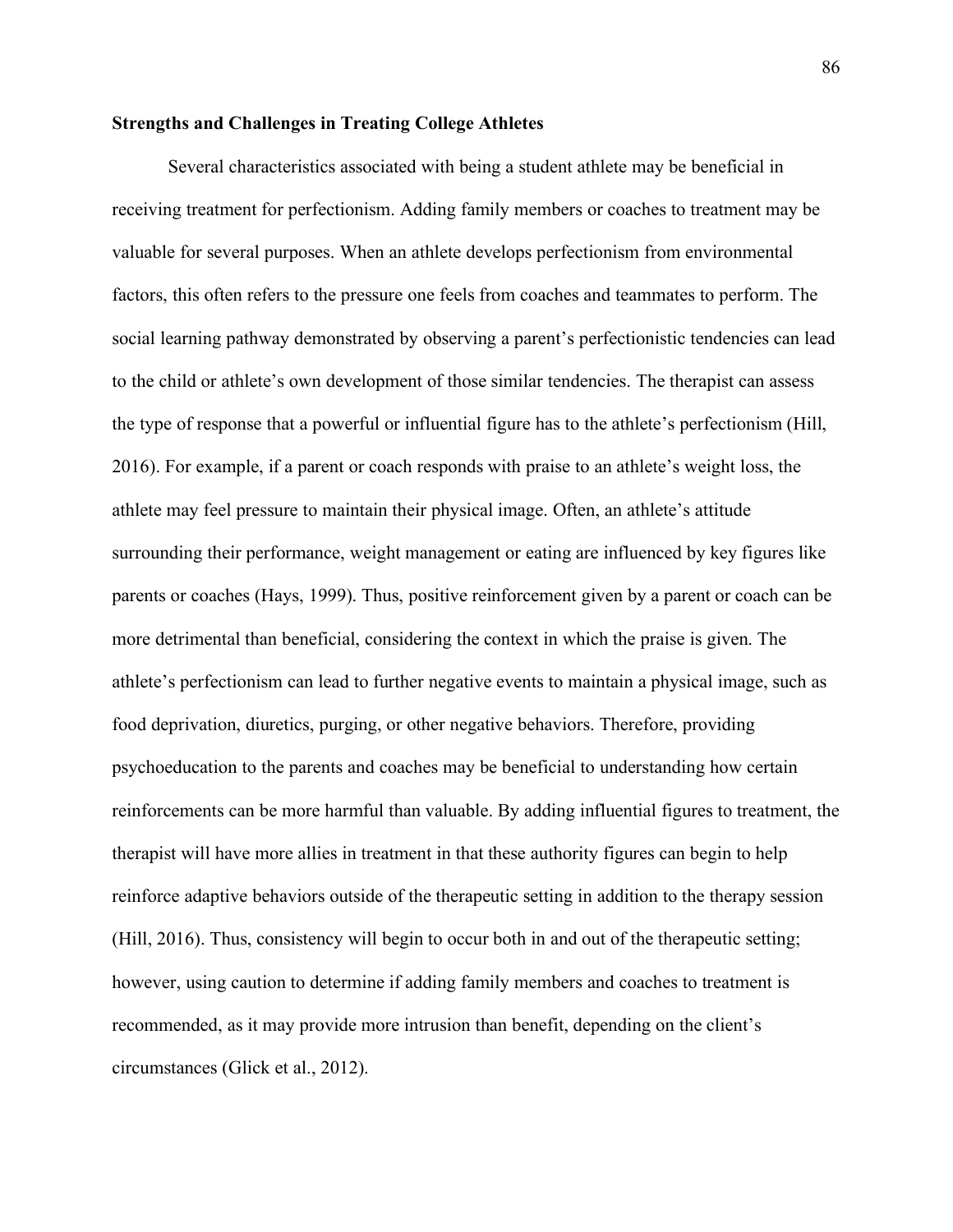**Strengths and Challenges in Treating College Athletes**

Several characteristics associated with being a student athlete may be beneficial in receiving treatment for perfectionism. Adding family members or coaches to treatment may be valuable for several purposes. When an athlete develops perfectionism from environmental factors, this often refers to the pressure one feels from coaches and teammates to perform. The social learning pathway demonstrated by observing a parent's perfectionistic tendencies can lead to the child or athlete's own development of those similar tendencies. The therapist can assess the type of response that a powerful or influential figure has to the athlete's perfectionism (Hill, 2016). For example, if a parent or coach responds with praise to an athlete's weight loss, the athlete may feel pressure to maintain their physical image. Often, an athlete's attitude surrounding their performance, weight management or eating are influenced by key figures like parents or coaches (Hays, 1999). Thus, positive reinforcement given by a parent or coach can be more detrimental than beneficial, considering the context in which the praise is given. The athlete's perfectionism can lead to further negative events to maintain a physical image, such as food deprivation, diuretics, purging, or other negative behaviors. Therefore, providing psychoeducation to the parents and coaches may be beneficial to understanding how certain reinforcements can be more harmful than valuable. By adding influential figures to treatment, the therapist will have more allies in treatment in that these authority figures can begin to help reinforce adaptive behaviors outside of the therapeutic setting in addition to the therapy session (Hill, 2016). Thus, consistency will begin to occur both in and out of the therapeutic setting; however, using caution to determine if adding family members and coaches to treatment is recommended, as it may provide more intrusion than benefit, depending on the client's circumstances (Glick et al., 2012).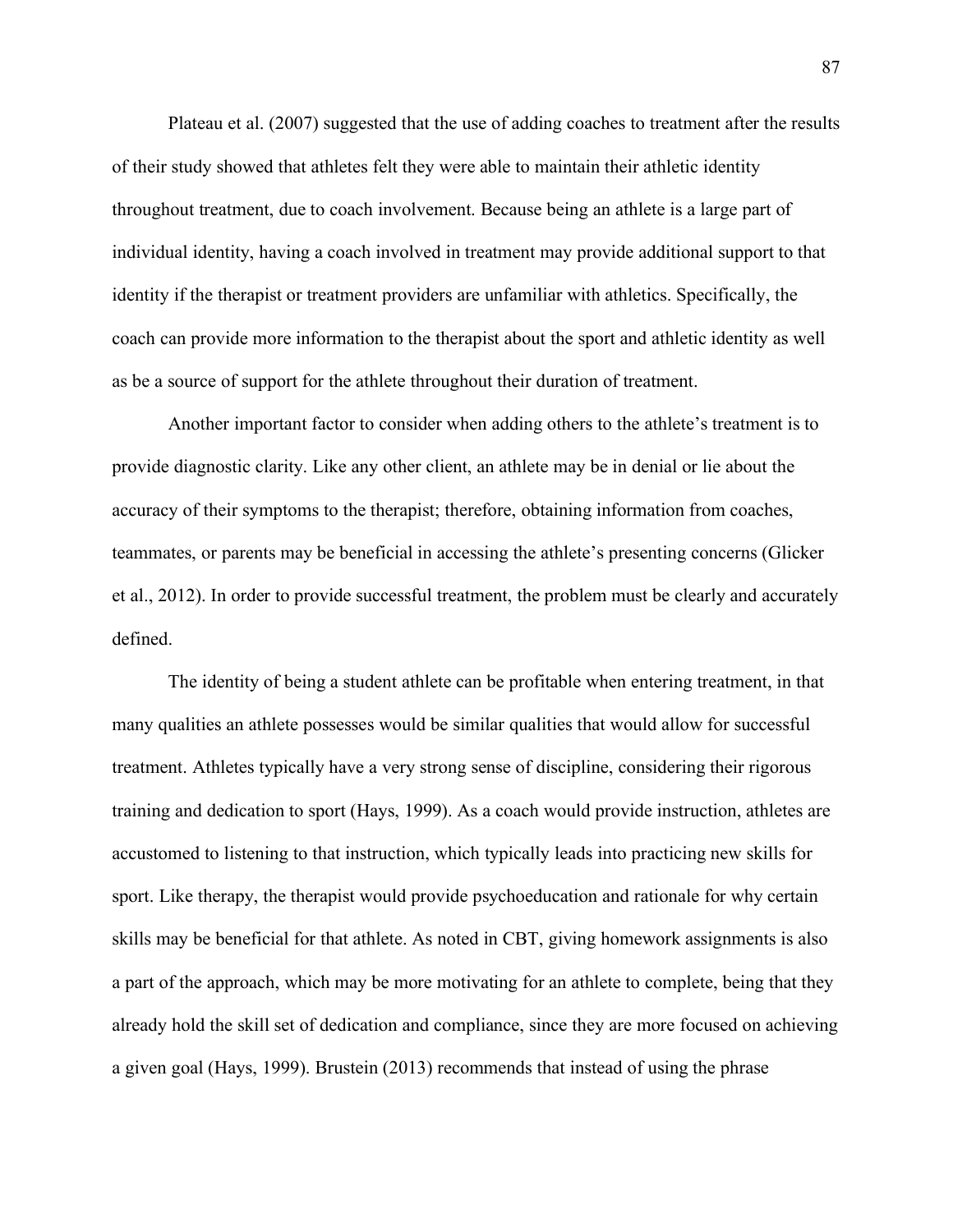Plateau et al. (2007) suggested that the use of adding coaches to treatment after the results of their study showed that athletes felt they were able to maintain their athletic identity throughout treatment, due to coach involvement. Because being an athlete is a large part of individual identity, having a coach involved in treatment may provide additional support to that identity if the therapist or treatment providers are unfamiliar with athletics. Specifically, the coach can provide more information to the therapist about the sport and athletic identity as well as be a source of support for the athlete throughout their duration of treatment.

Another important factor to consider when adding others to the athlete's treatment is to provide diagnostic clarity. Like any other client, an athlete may be in denial or lie about the accuracy of their symptoms to the therapist; therefore, obtaining information from coaches, teammates, or parents may be beneficial in accessing the athlete's presenting concerns (Glicker et al., 2012). In order to provide successful treatment, the problem must be clearly and accurately defined.

The identity of being a student athlete can be profitable when entering treatment, in that many qualities an athlete possesses would be similar qualities that would allow for successful treatment. Athletes typically have a very strong sense of discipline, considering their rigorous training and dedication to sport (Hays, 1999). As a coach would provide instruction, athletes are accustomed to listening to that instruction, which typically leads into practicing new skills for sport. Like therapy, the therapist would provide psychoeducation and rationale for why certain skills may be beneficial for that athlete. As noted in CBT, giving homework assignments is also a part of the approach, which may be more motivating for an athlete to complete, being that they already hold the skill set of dedication and compliance, since they are more focused on achieving a given goal (Hays, 1999). Brustein (2013) recommends that instead of using the phrase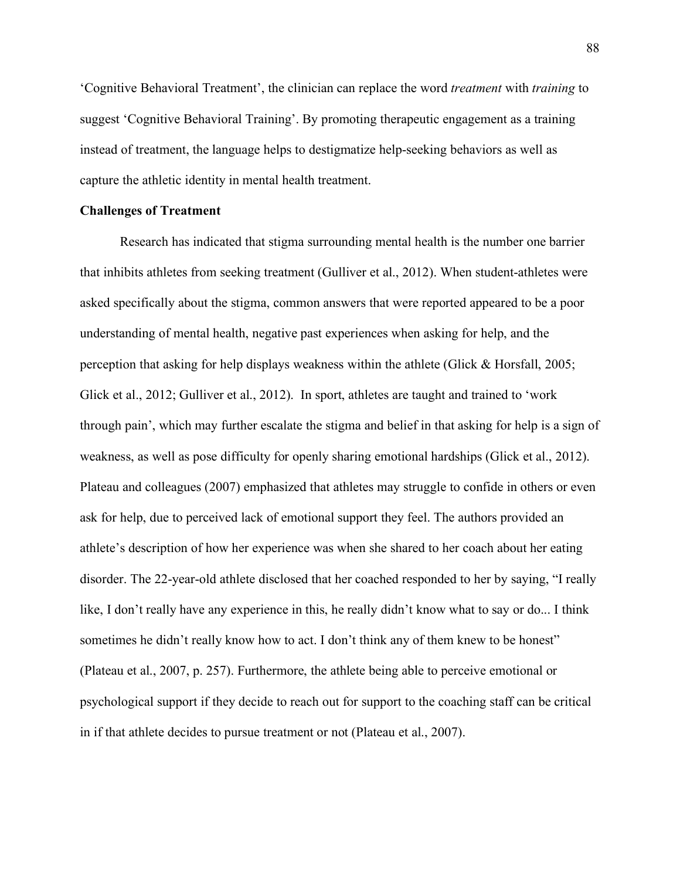'Cognitive Behavioral Treatment', the clinician can replace the word *treatment* with *training* to suggest 'Cognitive Behavioral Training'. By promoting therapeutic engagement as a training instead of treatment, the language helps to destigmatize help-seeking behaviors as well as capture the athletic identity in mental health treatment.

**Challenges of Treatment**

Research has indicated that stigma surrounding mental health is the number one barrier that inhibits athletes from seeking treatment (Gulliver et al., 2012). When student-athletes were asked specifically about the stigma, common answers that were reported appeared to be a poor understanding of mental health, negative past experiences when asking for help, and the perception that asking for help displays weakness within the athlete (Glick & Horsfall, 2005; Glick et al., 2012; Gulliver et al., 2012). In sport, athletes are taught and trained to 'work through pain', which may further escalate the stigma and belief in that asking for help is a sign of weakness, as well as pose difficulty for openly sharing emotional hardships (Glick et al., 2012). Plateau and colleagues (2007) emphasized that athletes may struggle to confide in others or even ask for help, due to perceived lack of emotional support they feel. The authors provided an athlete's description of how her experience was when she shared to her coach about her eating disorder. The 22-year-old athlete disclosed that her coached responded to her by saying, "I really like, I don't really have any experience in this, he really didn't know what to say or do... I think sometimes he didn't really know how to act. I don't think any of them knew to be honest" (Plateau et al., 2007, p. 257). Furthermore, the athlete being able to perceive emotional or psychological support if they decide to reach out for support to the coaching staff can be critical in if that athlete decides to pursue treatment or not (Plateau et al., 2007).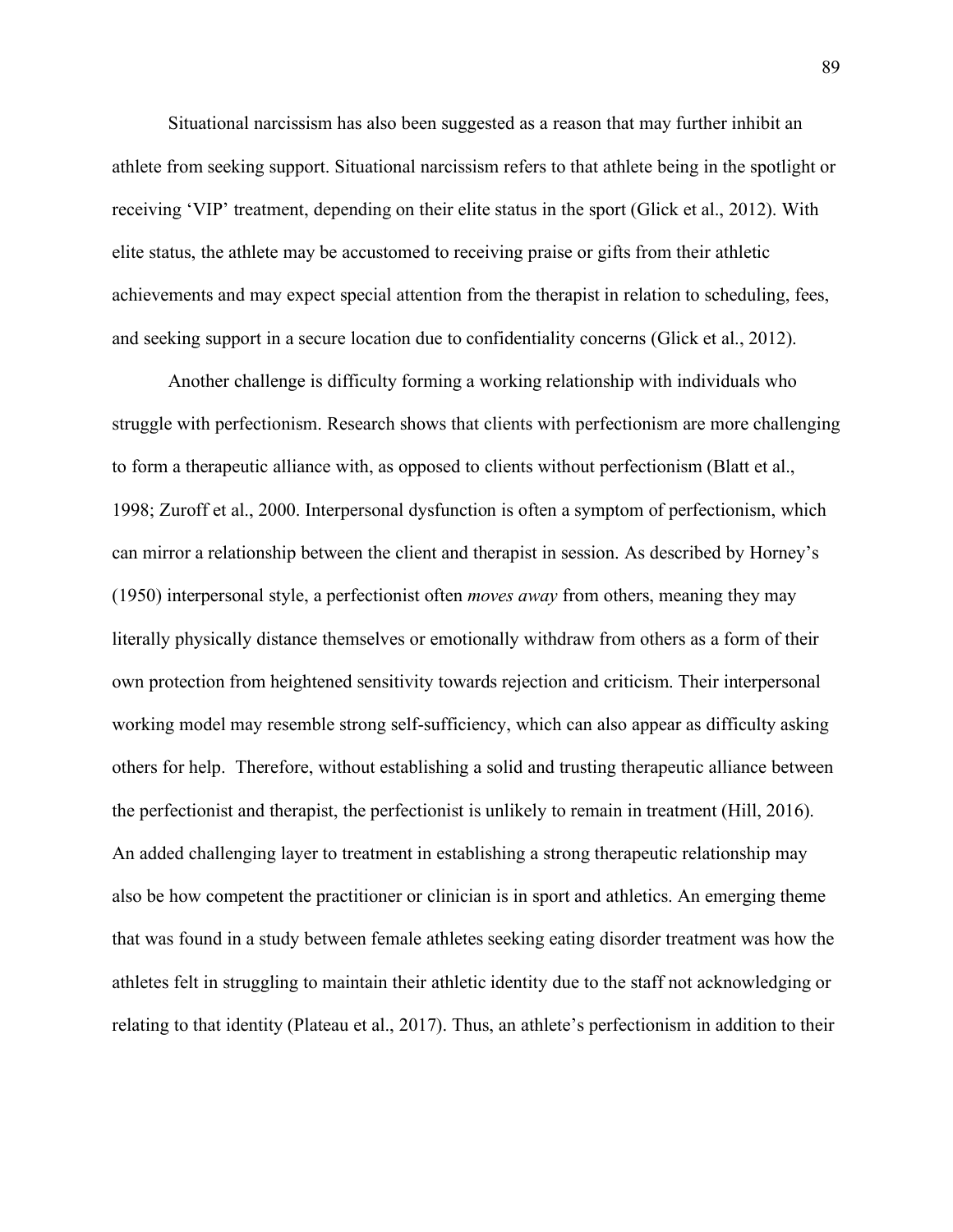Situational narcissism has also been suggested as a reason that may further inhibit an athlete from seeking support. Situational narcissism refers to that athlete being in the spotlight or receiving 'VIP' treatment, depending on their elite status in the sport (Glick et al., 2012). With elite status, the athlete may be accustomed to receiving praise or gifts from their athletic achievements and may expect special attention from the therapist in relation to scheduling, fees, and seeking support in a secure location due to confidentiality concerns (Glick et al., 2012).

Another challenge is difficulty forming a working relationship with individuals who struggle with perfectionism. Research shows that clients with perfectionism are more challenging to form a therapeutic alliance with, as opposed to clients without perfectionism (Blatt et al., 1998; Zuroff et al., 2000. Interpersonal dysfunction is often a symptom of perfectionism, which can mirror a relationship between the client and therapist in session. As described by Horney's (1950) interpersonal style, a perfectionist often *moves away* from others, meaning they may literally physically distance themselves or emotionally withdraw from others as a form of their own protection from heightened sensitivity towards rejection and criticism. Their interpersonal working model may resemble strong self-sufficiency, which can also appear as difficulty asking others for help. Therefore, without establishing a solid and trusting therapeutic alliance between the perfectionist and therapist, the perfectionist is unlikely to remain in treatment (Hill, 2016). An added challenging layer to treatment in establishing a strong therapeutic relationship may also be how competent the practitioner or clinician is in sport and athletics. An emerging theme that was found in a study between female athletes seeking eating disorder treatment was how the athletes felt in struggling to maintain their athletic identity due to the staff not acknowledging or relating to that identity (Plateau et al., 2017). Thus, an athlete's perfectionism in addition to their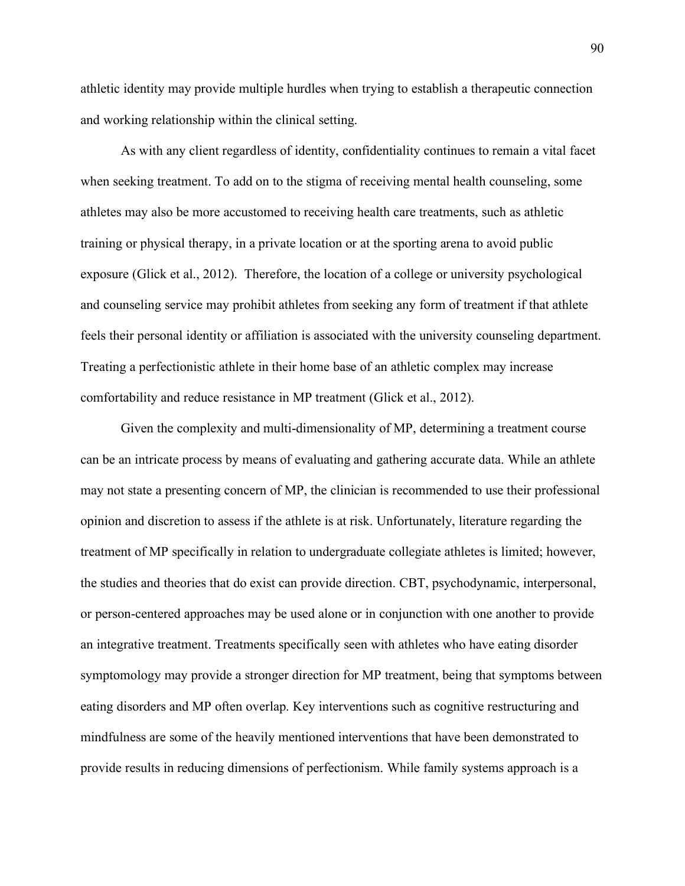athletic identity may provide multiple hurdles when trying to establish a therapeutic connection and working relationship within the clinical setting.

As with any client regardless of identity, confidentiality continues to remain a vital facet when seeking treatment. To add on to the stigma of receiving mental health counseling, some athletes may also be more accustomed to receiving health care treatments, such as athletic training or physical therapy, in a private location or at the sporting arena to avoid public exposure (Glick et al., 2012). Therefore, the location of a college or university psychological and counseling service may prohibit athletes from seeking any form of treatment if that athlete feels their personal identity or affiliation is associated with the university counseling department. Treating a perfectionistic athlete in their home base of an athletic complex may increase comfortability and reduce resistance in MP treatment (Glick et al., 2012).

Given the complexity and multi-dimensionality of MP, determining a treatment course can be an intricate process by means of evaluating and gathering accurate data. While an athlete may not state a presenting concern of MP, the clinician is recommended to use their professional opinion and discretion to assess if the athlete is at risk. Unfortunately, literature regarding the treatment of MP specifically in relation to undergraduate collegiate athletes is limited; however, the studies and theories that do exist can provide direction. CBT, psychodynamic, interpersonal, or person-centered approaches may be used alone or in conjunction with one another to provide an integrative treatment. Treatments specifically seen with athletes who have eating disorder symptomology may provide a stronger direction for MP treatment, being that symptoms between eating disorders and MP often overlap. Key interventions such as cognitive restructuring and mindfulness are some of the heavily mentioned interventions that have been demonstrated to provide results in reducing dimensions of perfectionism. While family systems approach is a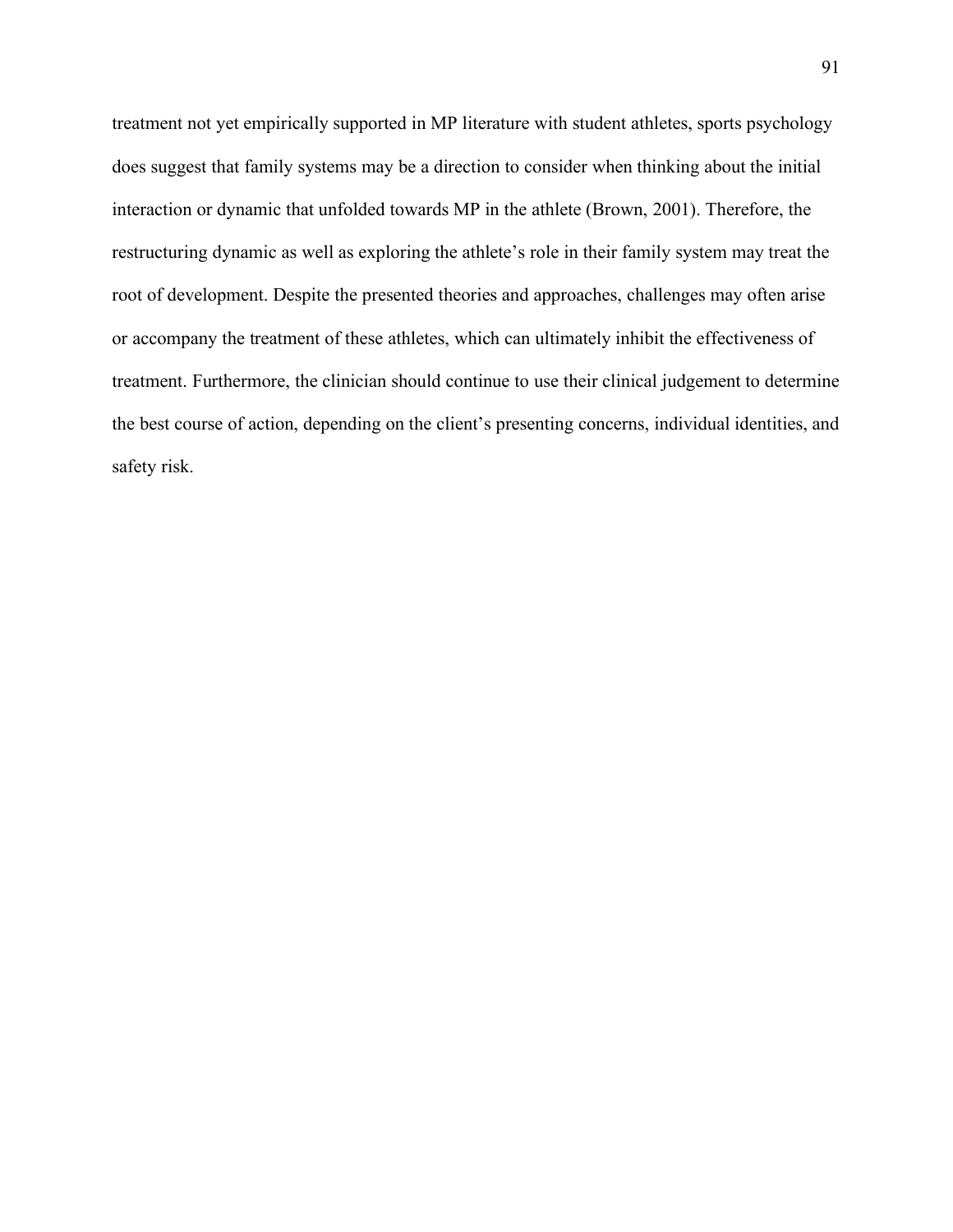treatment not yet empirically supported in MP literature with student athletes, sports psychology does suggest that family systems may be a direction to consider when thinking about the initial interaction or dynamic that unfolded towards MP in the athlete (Brown, 2001). Therefore, the restructuring dynamic as well as exploring the athlete's role in their family system may treat the root of development. Despite the presented theories and approaches, challenges may often arise or accompany the treatment of these athletes, which can ultimately inhibit the effectiveness of treatment. Furthermore, the clinician should continue to use their clinical judgement to determine the best course of action, depending on the client's presenting concerns, individual identities, and safety risk.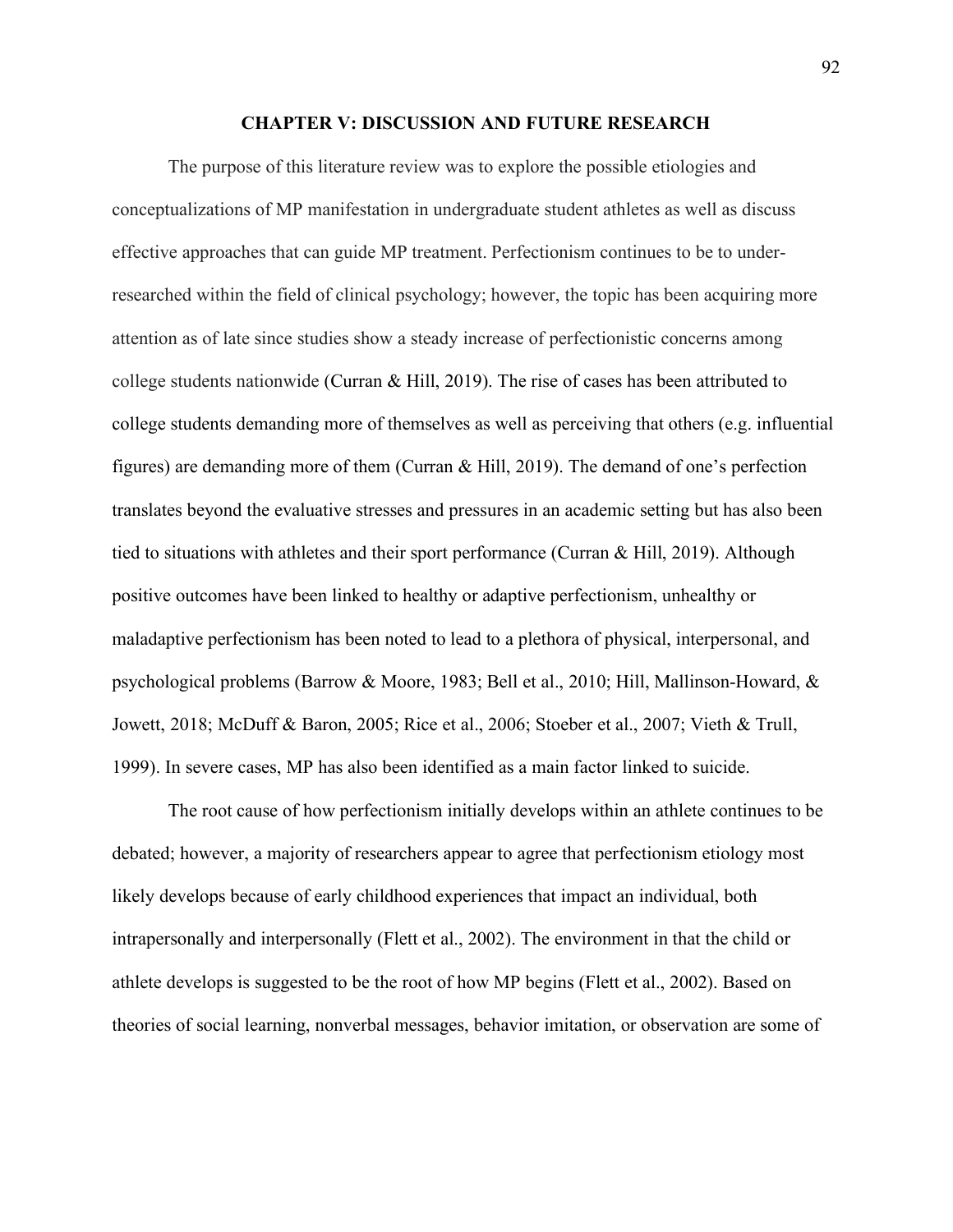# CHAPTER V: DISCUSSION AND FUTURE RESEARCH

The purpose of this literature review was to explore the possible etiologies and conceptualizations of MP manifestation in undergraduate student athletes as well as discuss effective approaches that can guide MP treatment. Perfectionism continues to be to under-researched within the field of clinical psychology; however, the topic has been acquiring more attention as of late since studies show a steady increase of perfectionistic concerns among college students nationwide (Curran & Hill, 2019). The rise of cases has been attributed to college students demanding more of themselves as well as perceiving that others (e.g. influential figures) are demanding more of them (Curran & Hill, 2019). The demand of one's perfection translates beyond the evaluative stresses and pressures in an academic setting but has also been tied to situations with athletes and their sport performance (Curran & Hill, 2019). Although positive outcomes have been linked to healthy or adaptive perfectionism, unhealthy or maladaptive perfectionism has been noted to lead to a plethora of physical, interpersonal, and psychological problems (Barrow & Moore, 1983; Bell et al., 2010; Hill, Mallinson-Howard, & Jowett, 2018; McDuff & Baron, 2005; Rice et al., 2006; Stoeber et al., 2007; Vieth & Trull, 1999). In severe cases, MP has also been identified as a main factor linked to suicide.

The root cause of how perfectionism initially develops within an athlete continues to be debated; however, a majority of researchers appear to agree that perfectionism etiology most likely develops because of early childhood experiences that impact an individual, both intrapersonally and interpersonally (Flett et al., 2002). The environment in that the child or athlete develops is suggested to be the root of how MP begins (Flett et al., 2002). Based on theories of social learning, nonverbal messages, behavior imitation, or observation are some of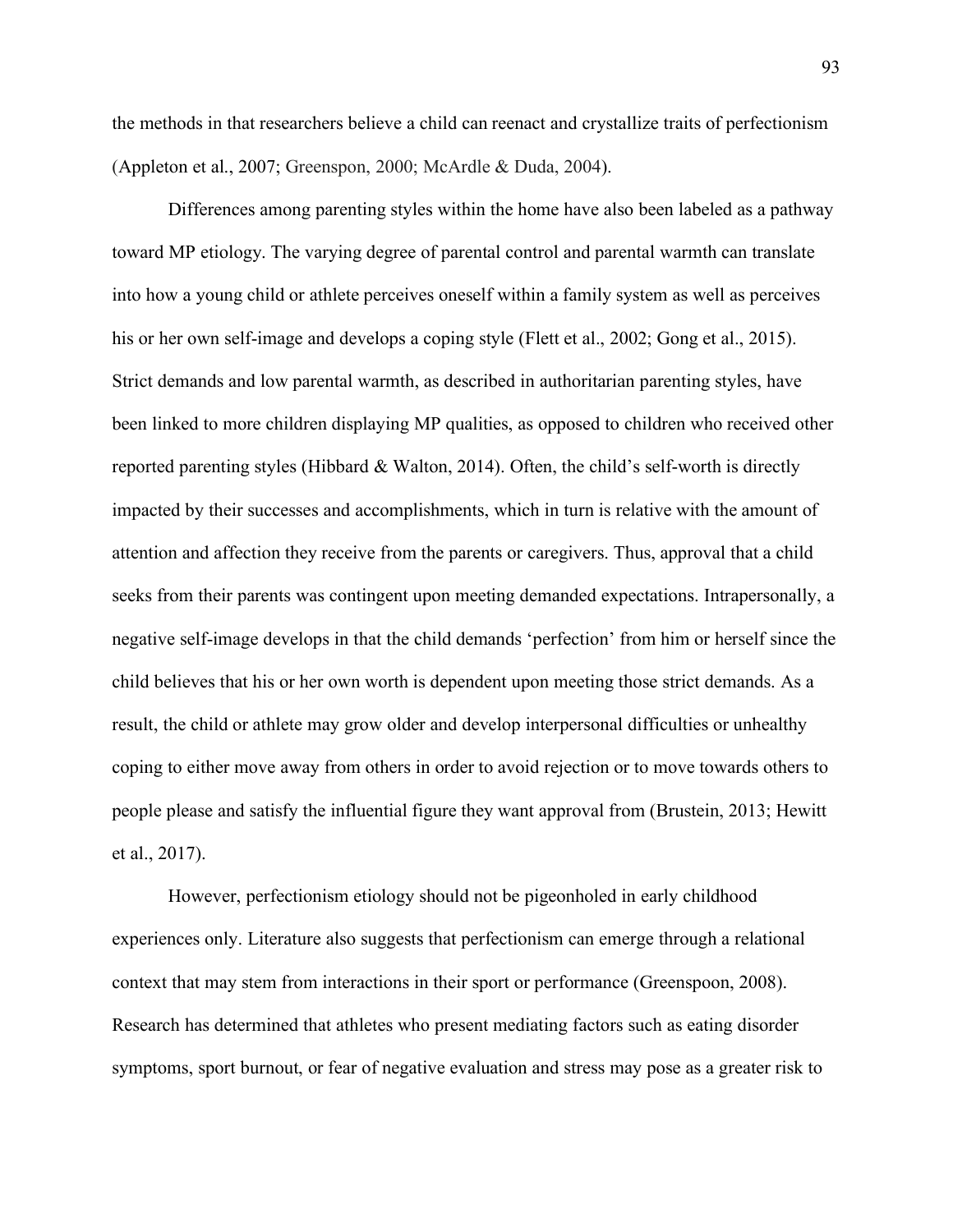the methods in that researchers believe a child can reenact and crystallize traits of perfectionism (Appleton et al., 2007; Greenspon, 2000; McArdle & Duda, 2004).

Differences among parenting styles within the home have also been labeled as a pathway toward MP etiology. The varying degree of parental control and parental warmth can translate into how a young child or athlete perceives oneself within a family system as well as perceives his or her own self-image and develops a coping style (Flett et al., 2002; Gong et al., 2015). Strict demands and low parental warmth, as described in authoritarian parenting styles, have been linked to more children displaying MP qualities, as opposed to children who received other reported parenting styles (Hibbard & Walton, 2014). Often, the child's self-worth is directly impacted by their successes and accomplishments, which in turn is relative with the amount of attention and affection they receive from the parents or caregivers. Thus, approval that a child seeks from their parents was contingent upon meeting demanded expectations. Intrapersonally, a negative self-image develops in that the child demands 'perfection' from him or herself since the child believes that his or her own worth is dependent upon meeting those strict demands. As a result, the child or athlete may grow older and develop interpersonal difficulties or unhealthy coping to either move away from others in order to avoid rejection or to move towards others to people please and satisfy the influential figure they want approval from (Brustein, 2013; Hewitt et al., 2017).

However, perfectionism etiology should not be pigeonholed in early childhood experiences only. Literature also suggests that perfectionism can emerge through a relational context that may stem from interactions in their sport or performance (Greenspoon, 2008). Research has determined that athletes who present mediating factors such as eating disorder symptoms, sport burnout, or fear of negative evaluation and stress may pose as a greater risk to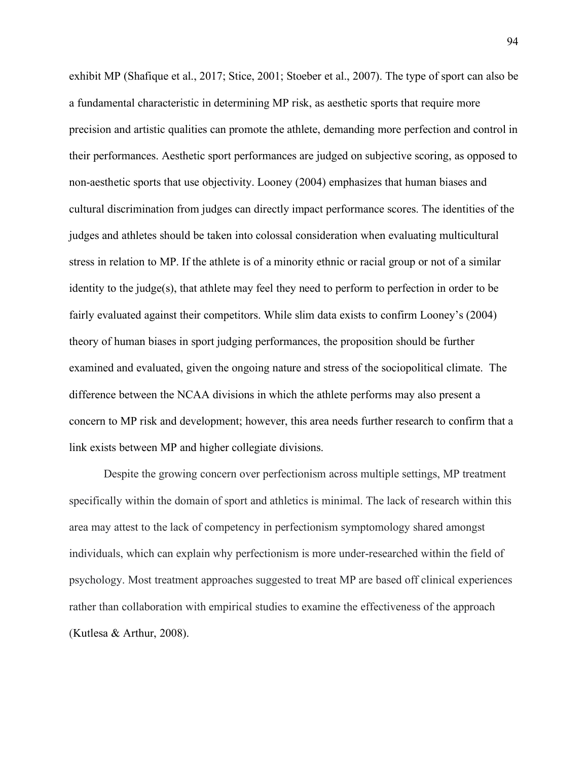exhibit MP (Shafique et al., 2017; Stice, 2001; Stoeber et al., 2007). The type of sport can also be a fundamental characteristic in determining MP risk, as aesthetic sports that require more precision and artistic qualities can promote the athlete, demanding more perfection and control in their performances. Aesthetic sport performances are judged on subjective scoring, as opposed to non-aesthetic sports that use objectivity. Looney (2004) emphasizes that human biases and cultural discrimination from judges can directly impact performance scores. The identities of the judges and athletes should be taken into colossal consideration when evaluating multicultural stress in relation to MP. If the athlete is of a minority ethnic or racial group or not of a similar identity to the judge(s), that athlete may feel they need to perform to perfection in order to be fairly evaluated against their competitors. While slim data exists to confirm Looney's (2004) theory of human biases in sport judging performances, the proposition should be further examined and evaluated, given the ongoing nature and stress of the sociopolitical climate. The difference between the NCAA divisions in which the athlete performs may also present a concern to MP risk and development; however, this area needs further research to confirm that a link exists between MP and higher collegiate divisions.

Despite the growing concern over perfectionism across multiple settings, MP treatment specifically within the domain of sport and athletics is minimal. The lack of research within this area may attest to the lack of competency in perfectionism symptomology shared amongst individuals, which can explain why perfectionism is more under-researched within the field of psychology. Most treatment approaches suggested to treat MP are based off clinical experiences rather than collaboration with empirical studies to examine the effectiveness of the approach (Kutlesa & Arthur, 2008).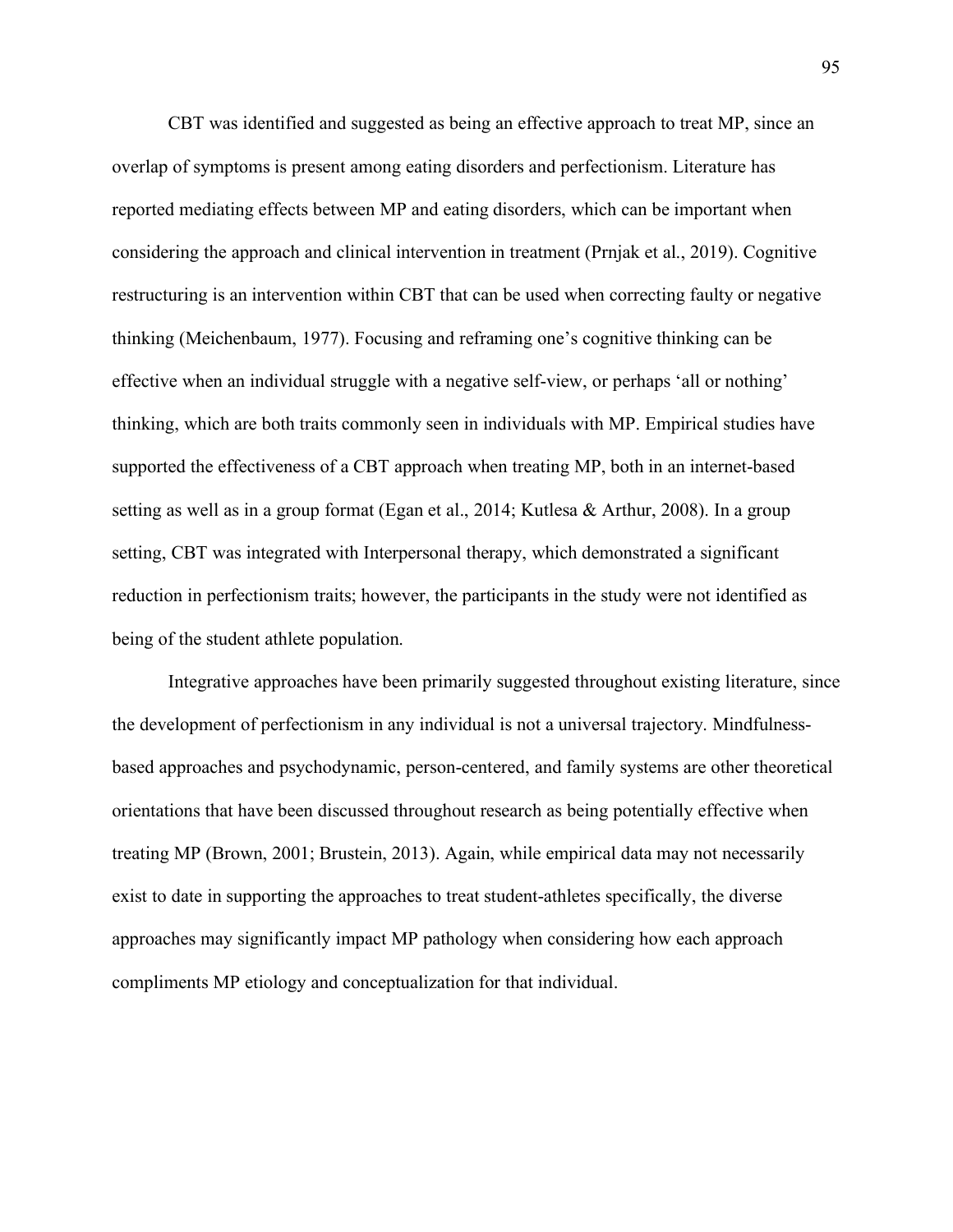CBT was identified and suggested as being an effective approach to treat MP, since an overlap of symptoms is present among eating disorders and perfectionism. Literature has reported mediating effects between MP and eating disorders, which can be important when considering the approach and clinical intervention in treatment (Prnjak et al., 2019). Cognitive restructuring is an intervention within CBT that can be used when correcting faulty or negative thinking (Meichenbaum, 1977). Focusing and reframing one's cognitive thinking can be effective when an individual struggle with a negative self-view, or perhaps 'all or nothing' thinking, which are both traits commonly seen in individuals with MP. Empirical studies have supported the effectiveness of a CBT approach when treating MP, both in an internet-based setting as well as in a group format (Egan et al., 2014; Kutlesa & Arthur, 2008). In a group setting, CBT was integrated with Interpersonal therapy, which demonstrated a significant reduction in perfectionism traits; however, the participants in the study were not identified as being of the student athlete population.

Integrative approaches have been primarily suggested throughout existing literature, since the development of perfectionism in any individual is not a universal trajectory. Mindfulness-based approaches and psychodynamic, person-centered, and family systems are other theoretical orientations that have been discussed throughout research as being potentially effective when treating MP (Brown, 2001; Brustein, 2013). Again, while empirical data may not necessarily exist to date in supporting the approaches to treat student-athletes specifically, the diverse approaches may significantly impact MP pathology when considering how each approach compliments MP etiology and conceptualization for that individual.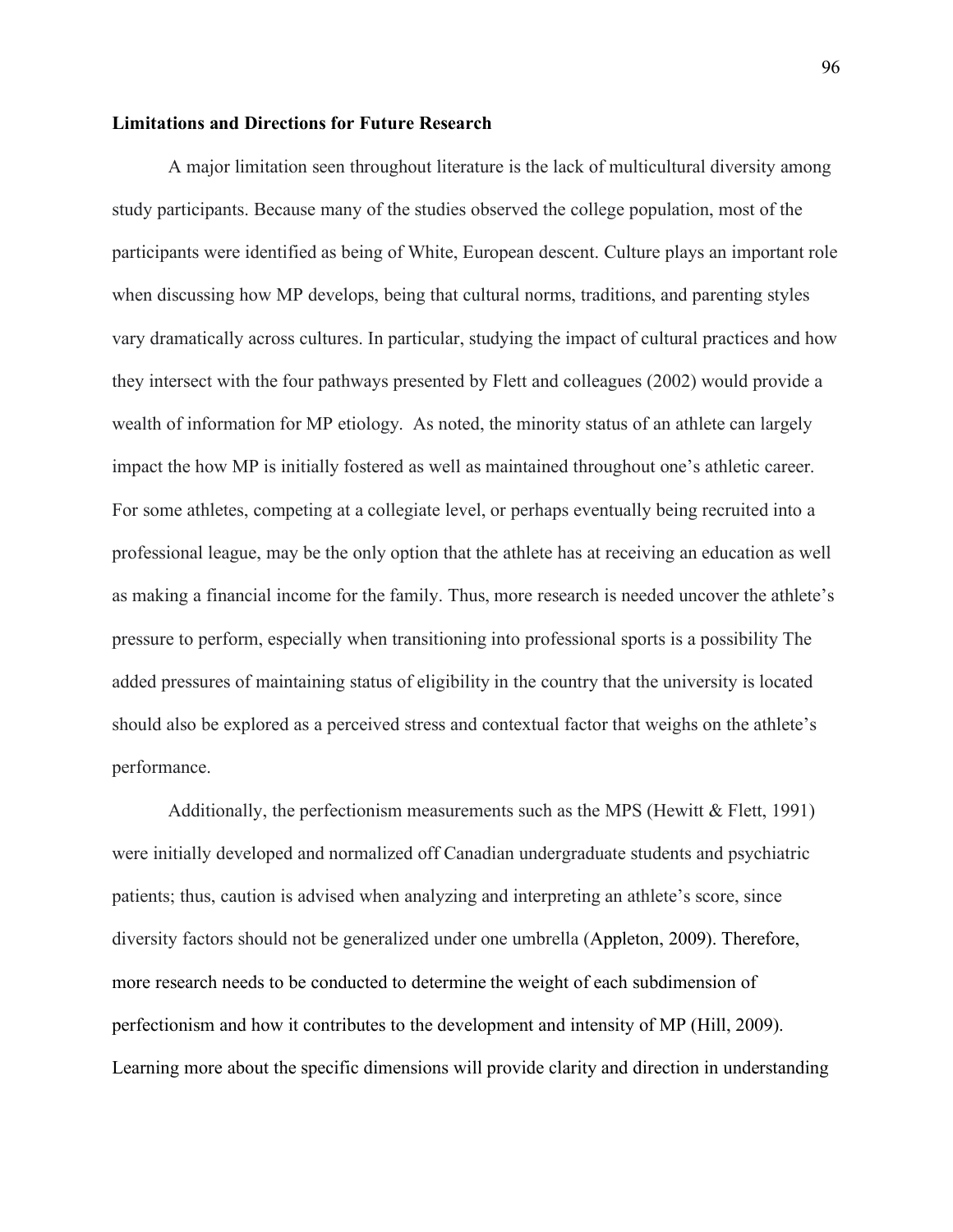**Limitations and Directions for Future Research**

A major limitation seen throughout literature is the lack of multicultural diversity among study participants. Because many of the studies observed the college population, most of the participants were identified as being of White, European descent. Culture plays an important role when discussing how MP develops, being that cultural norms, traditions, and parenting styles vary dramatically across cultures. In particular, studying the impact of cultural practices and how they intersect with the four pathways presented by Flett and colleagues (2002) would provide a wealth of information for MP etiology. As noted, the minority status of an athlete can largely impact the how MP is initially fostered as well as maintained throughout one's athletic career. For some athletes, competing at a collegiate level, or perhaps eventually being recruited into a professional league, may be the only option that the athlete has at receiving an education as well as making a financial income for the family. Thus, more research is needed uncover the athlete's pressure to perform, especially when transitioning into professional sports is a possibility The added pressures of maintaining status of eligibility in the country that the university is located should also be explored as a perceived stress and contextual factor that weighs on the athlete's performance.

Additionally, the perfectionism measurements such as the MPS (Hewitt & Flett, 1991) were initially developed and normalized off Canadian undergraduate students and psychiatric patients; thus, caution is advised when analyzing and interpreting an athlete's score, since diversity factors should not be generalized under one umbrella (Appleton, 2009). Therefore, more research needs to be conducted to determine the weight of each subdimension of perfectionism and how it contributes to the development and intensity of MP (Hill, 2009). Learning more about the specific dimensions will provide clarity and direction in understanding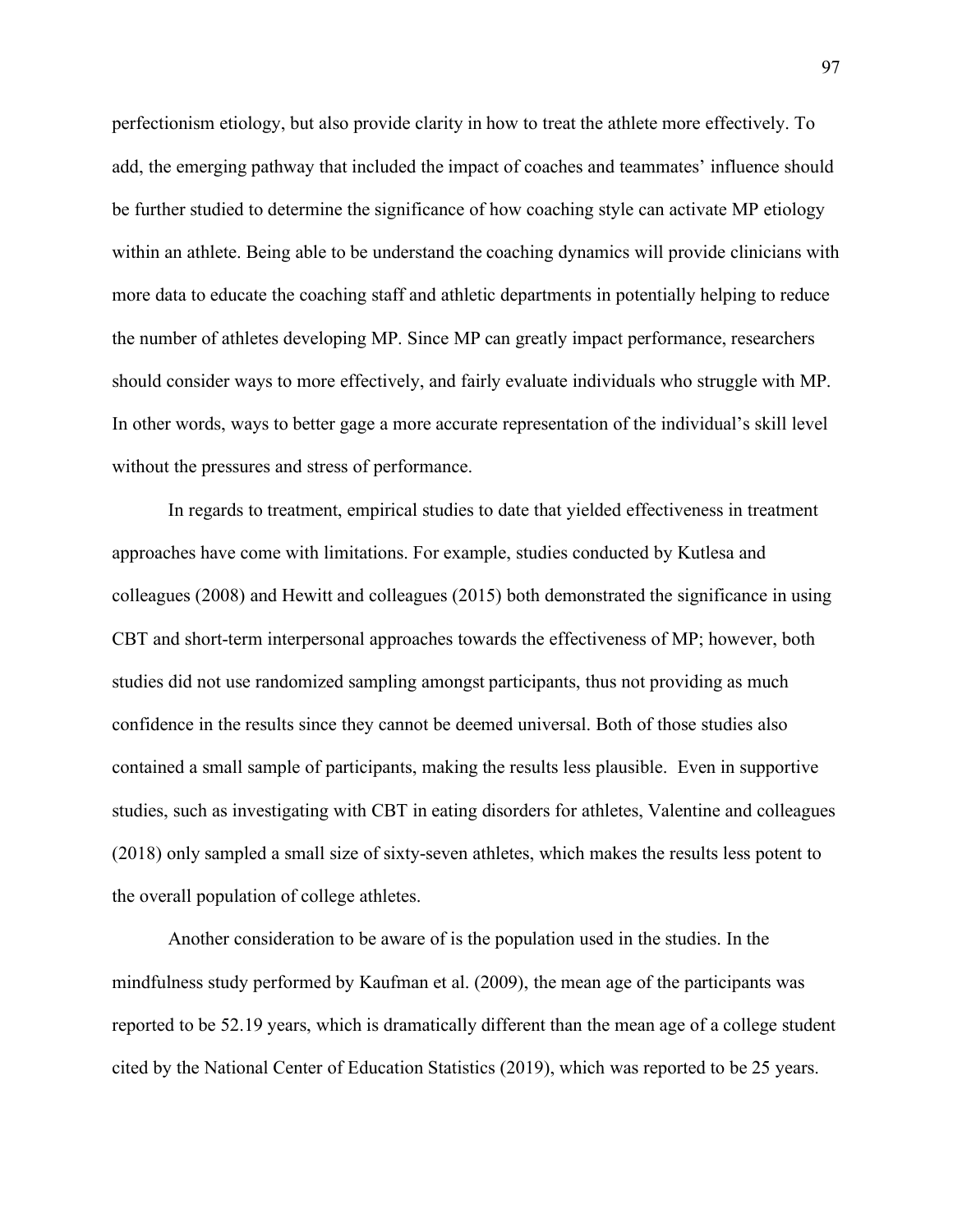perfectionism etiology, but also provide clarity in how to treat the athlete more effectively. To add, the emerging pathway that included the impact of coaches and teammates' influence should be further studied to determine the significance of how coaching style can activate MP etiology within an athlete. Being able to be understand the coaching dynamics will provide clinicians with more data to educate the coaching staff and athletic departments in potentially helping to reduce the number of athletes developing MP. Since MP can greatly impact performance, researchers should consider ways to more effectively, and fairly evaluate individuals who struggle with MP. In other words, ways to better gage a more accurate representation of the individual's skill level without the pressures and stress of performance.

In regards to treatment, empirical studies to date that yielded effectiveness in treatment approaches have come with limitations. For example, studies conducted by Kutlesa and colleagues (2008) and Hewitt and colleagues (2015) both demonstrated the significance in using CBT and short-term interpersonal approaches towards the effectiveness of MP; however, both studies did not use randomized sampling amongst participants, thus not providing as much confidence in the results since they cannot be deemed universal. Both of those studies also contained a small sample of participants, making the results less plausible. Even in supportive studies, such as investigating with CBT in eating disorders for athletes, Valentine and colleagues (2018) only sampled a small size of sixty-seven athletes, which makes the results less potent to the overall population of college athletes.

Another consideration to be aware of is the population used in the studies. In the mindfulness study performed by Kaufman et al. (2009), the mean age of the participants was reported to be 52.19 years, which is dramatically different than the mean age of a college student cited by the National Center of Education Statistics (2019), which was reported to be 25 years.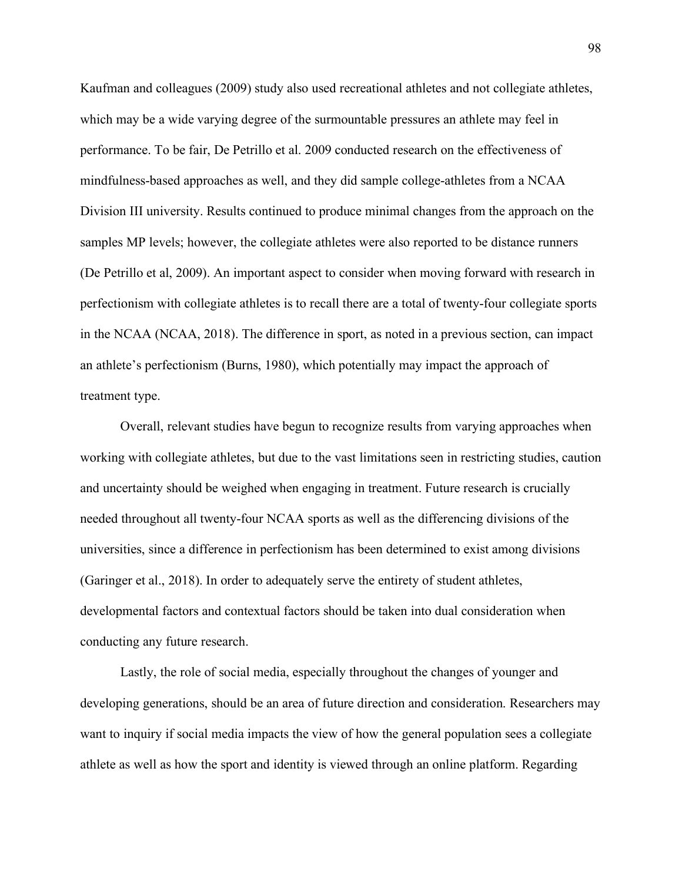Kaufman and colleagues (2009) study also used recreational athletes and not collegiate athletes, which may be a wide varying degree of the surmountable pressures an athlete may feel in performance. To be fair, De Petrillo et al. 2009 conducted research on the effectiveness of mindfulness-based approaches as well, and they did sample college-athletes from a NCAA Division III university. Results continued to produce minimal changes from the approach on the samples MP levels; however, the collegiate athletes were also reported to be distance runners (De Petrillo et al, 2009). An important aspect to consider when moving forward with research in perfectionism with collegiate athletes is to recall there are a total of twenty-four collegiate sports in the NCAA (NCAA, 2018). The difference in sport, as noted in a previous section, can impact an athlete's perfectionism (Burns, 1980), which potentially may impact the approach of treatment type.

Overall, relevant studies have begun to recognize results from varying approaches when working with collegiate athletes, but due to the vast limitations seen in restricting studies, caution and uncertainty should be weighed when engaging in treatment. Future research is crucially needed throughout all twenty-four NCAA sports as well as the differencing divisions of the universities, since a difference in perfectionism has been determined to exist among divisions (Garinger et al., 2018). In order to adequately serve the entirety of student athletes, developmental factors and contextual factors should be taken into dual consideration when conducting any future research.

Lastly, the role of social media, especially throughout the changes of younger and developing generations, should be an area of future direction and consideration. Researchers may want to inquiry if social media impacts the view of how the general population sees a collegiate athlete as well as how the sport and identity is viewed through an online platform. Regarding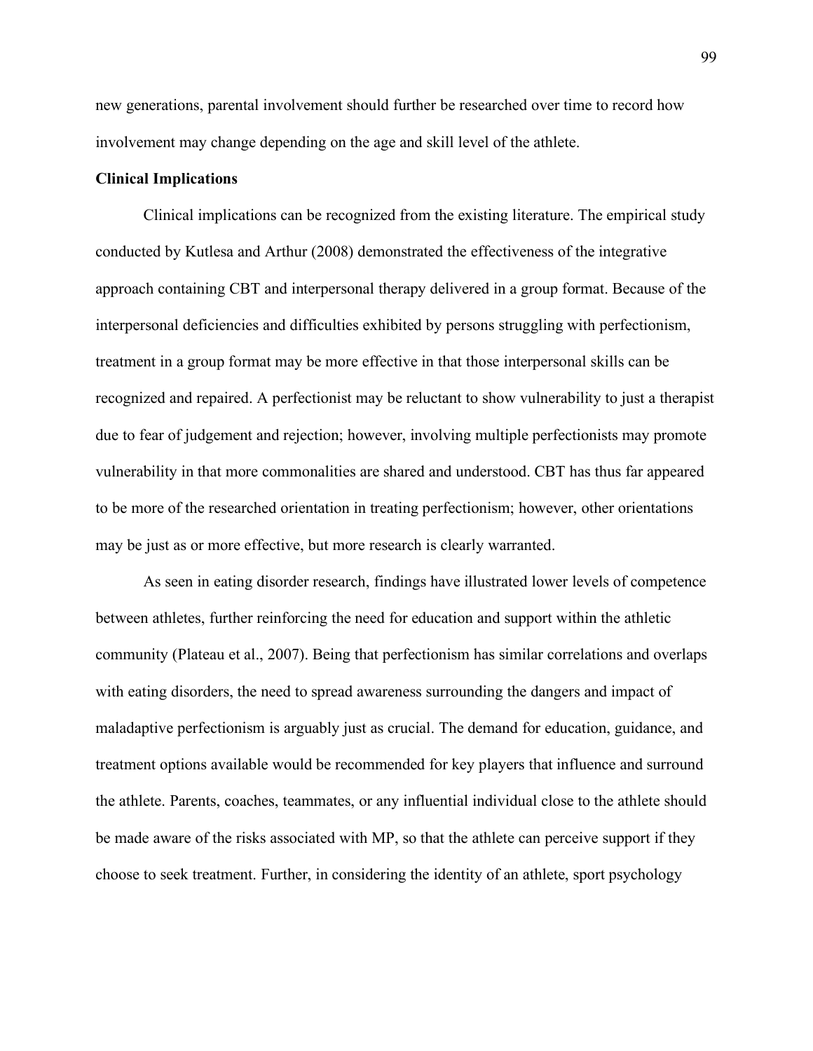new generations, parental involvement should further be researched over time to record how involvement may change depending on the age and skill level of the athlete.

**Clinical Implications**

Clinical implications can be recognized from the existing literature. The empirical study conducted by Kutlesa and Arthur (2008) demonstrated the effectiveness of the integrative approach containing CBT and interpersonal therapy delivered in a group format. Because of the interpersonal deficiencies and difficulties exhibited by persons struggling with perfectionism, treatment in a group format may be more effective in that those interpersonal skills can be recognized and repaired. A perfectionist may be reluctant to show vulnerability to just a therapist due to fear of judgement and rejection; however, involving multiple perfectionists may promote vulnerability in that more commonalities are shared and understood. CBT has thus far appeared to be more of the researched orientation in treating perfectionism; however, other orientations may be just as or more effective, but more research is clearly warranted.

As seen in eating disorder research, findings have illustrated lower levels of competence between athletes, further reinforcing the need for education and support within the athletic community (Plateau et al., 2007). Being that perfectionism has similar correlations and overlaps with eating disorders, the need to spread awareness surrounding the dangers and impact of maladaptive perfectionism is arguably just as crucial. The demand for education, guidance, and treatment options available would be recommended for key players that influence and surround the athlete. Parents, coaches, teammates, or any influential individual close to the athlete should be made aware of the risks associated with MP, so that the athlete can perceive support if they choose to seek treatment. Further, in considering the identity of an athlete, sport psychology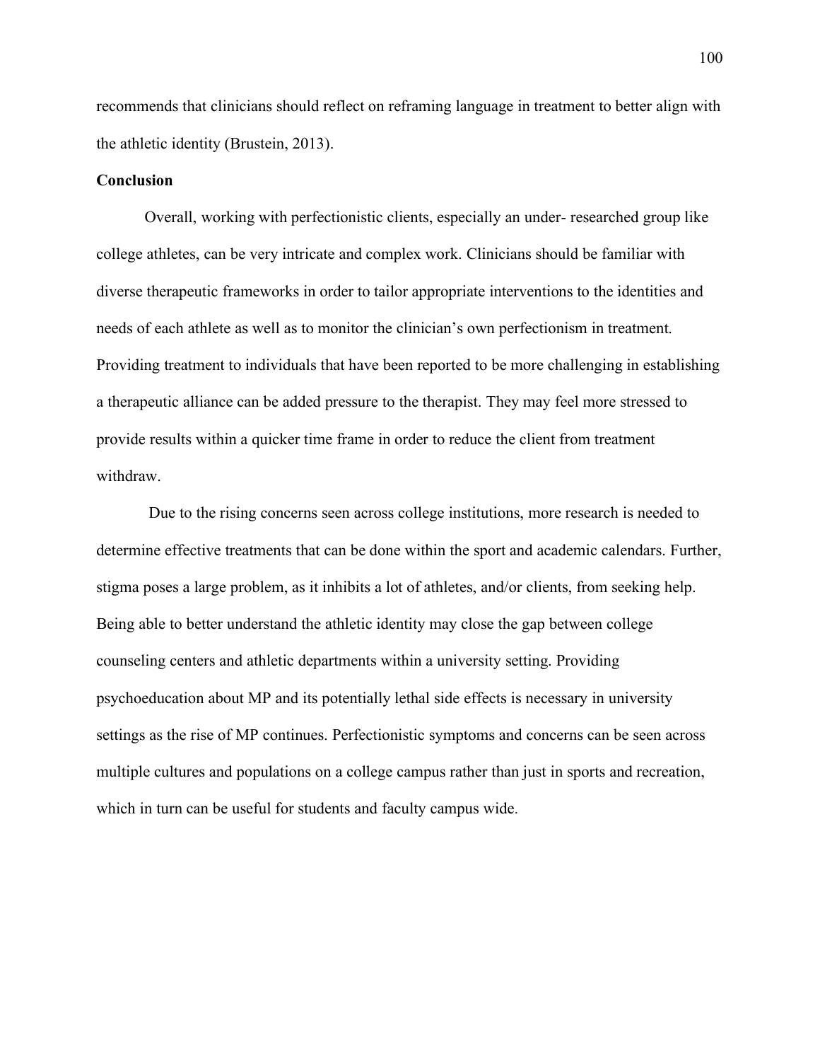recommends that clinicians should reflect on reframing language in treatment to better align with the athletic identity (Brustein, 2013).

**Conclusion**

Overall, working with perfectionistic clients, especially an under- researched group like college athletes, can be very intricate and complex work. Clinicians should be familiar with diverse therapeutic frameworks in order to tailor appropriate interventions to the identities and needs of each athlete as well as to monitor the clinician's own perfectionism in treatment. Providing treatment to individuals that have been reported to be more challenging in establishing a therapeutic alliance can be added pressure to the therapist. They may feel more stressed to provide results within a quicker time frame in order to reduce the client from treatment withdraw.

Due to the rising concerns seen across college institutions, more research is needed to determine effective treatments that can be done within the sport and academic calendars. Further, stigma poses a large problem, as it inhibits a lot of athletes, and/or clients, from seeking help. Being able to better understand the athletic identity may close the gap between college counseling centers and athletic departments within a university setting. Providing psychoeducation about MP and its potentially lethal side effects is necessary in university settings as the rise of MP continues. Perfectionistic symptoms and concerns can be seen across multiple cultures and populations on a college campus rather than just in sports and recreation, which in turn can be useful for students and faculty campus wide.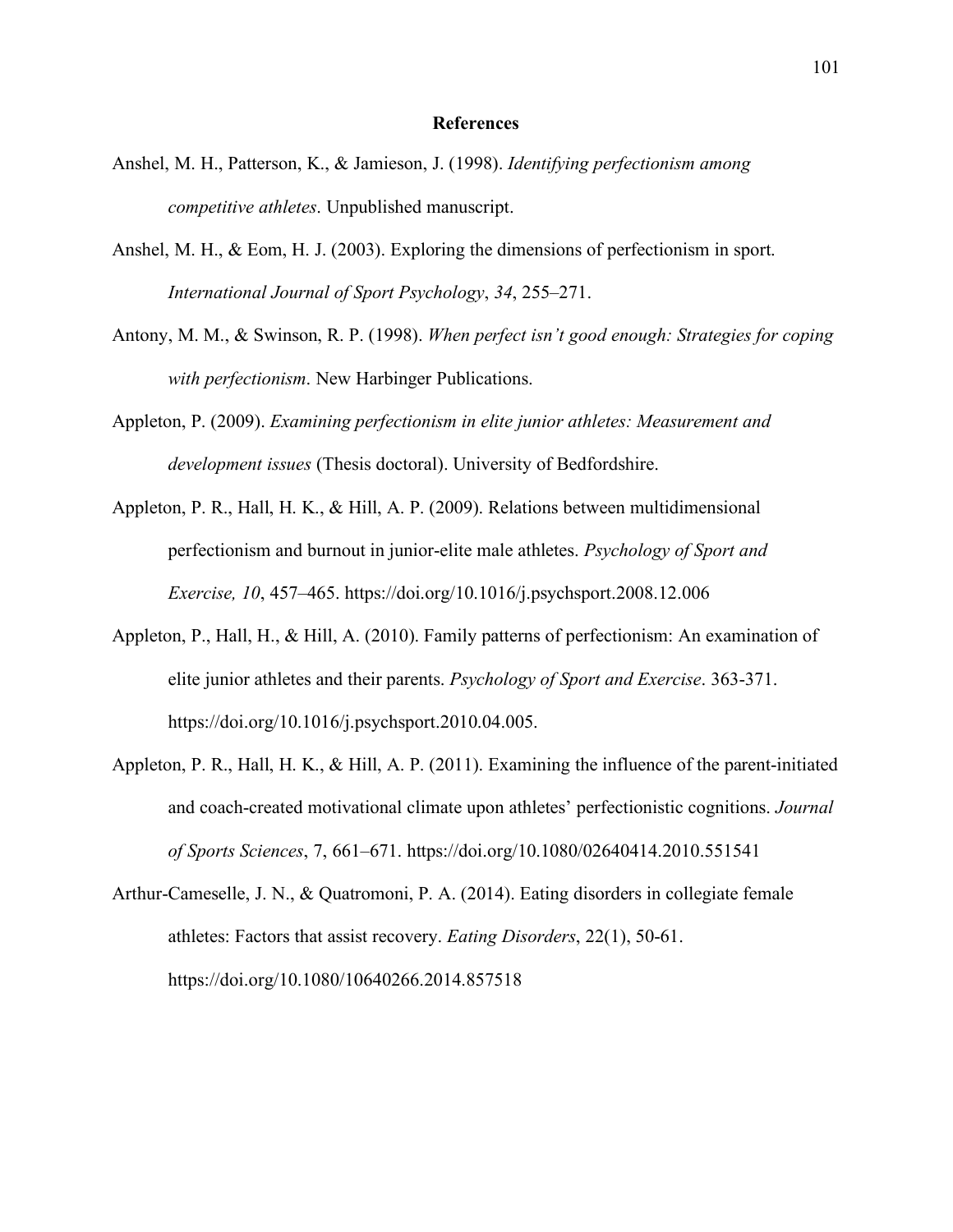# References

Anshel, M. H., Patterson, K., & Jamieson, J. (1998). *Identifying perfectionism among competitive athletes*. Unpublished manuscript.

Anshel, M. H., & Eom, H. J. (2003). Exploring the dimensions of perfectionism in sport. *International Journal of Sport Psychology*, *34*, 255–271.

Antony, M. M., & Swinson, R. P. (1998). *When perfect isn't good enough: Strategies for coping with perfectionism*. New Harbinger Publications.

Appleton, P. (2009). *Examining perfectionism in elite junior athletes: Measurement and development issues* (Thesis doctoral). University of Bedfordshire.

Appleton, P. R., Hall, H. K., & Hill, A. P. (2009). Relations between multidimensional perfectionism and burnout in junior-elite male athletes. *Psychology of Sport and Exercise, 10*, 457–465. https://doi.org/10.1016/j.psychsport.2008.12.006

Appleton, P., Hall, H., & Hill, A. (2010). Family patterns of perfectionism: An examination of elite junior athletes and their parents. *Psychology of Sport and Exercise*. 363-371. https://doi.org/10.1016/j.psychsport.2010.04.005.

Appleton, P. R., Hall, H. K., & Hill, A. P. (2011). Examining the influence of the parent-initiated and coach-created motivational climate upon athletes' perfectionistic cognitions. *Journal of Sports Sciences*, 7, 661–671. https://doi.org/10.1080/02640414.2010.551541

Arthur-Cameselle, J. N., & Quatromoni, P. A. (2014). Eating disorders in collegiate female athletes: Factors that assist recovery. *Eating Disorders*, 22(1), 50-61. https://doi.org/10.1080/10640266.2014.857518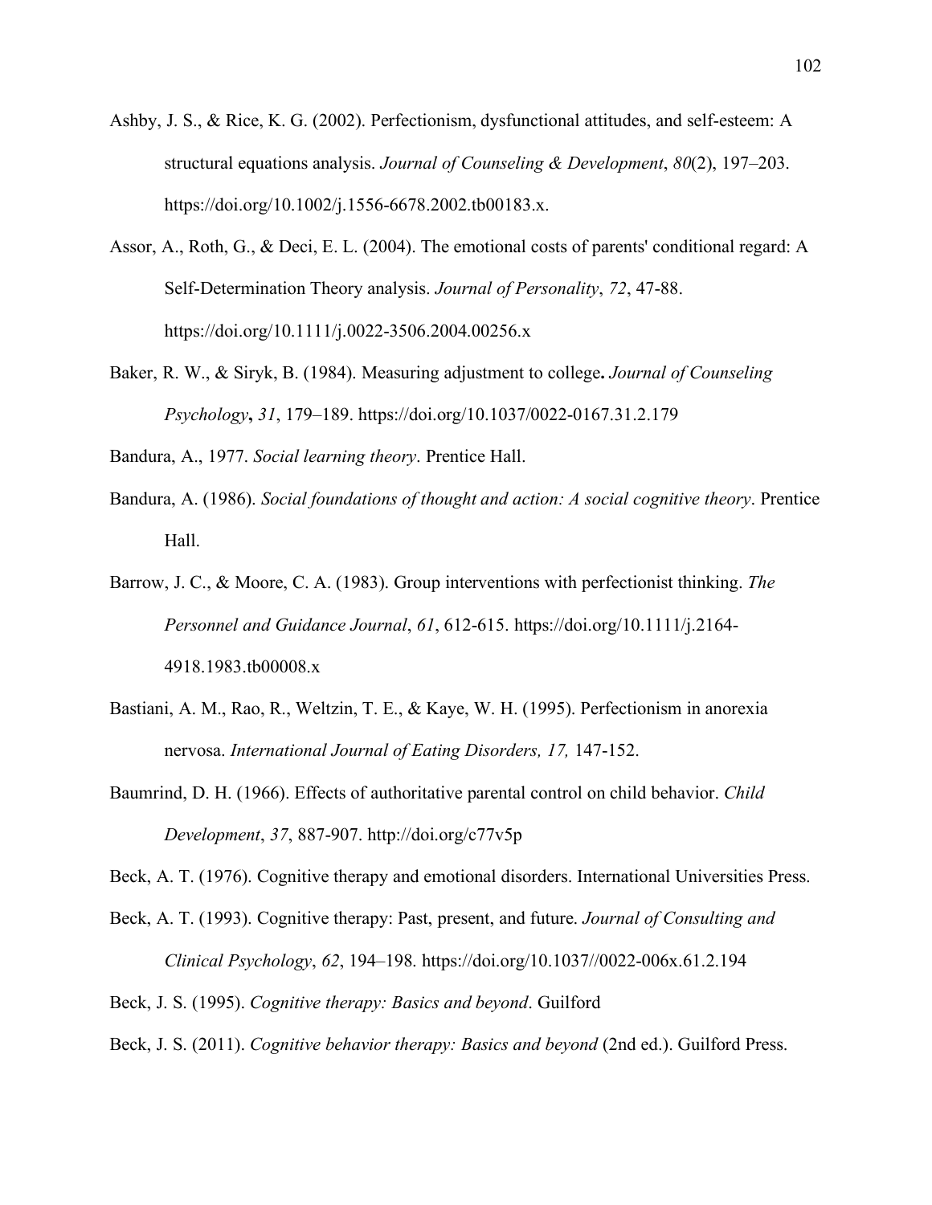Ashby, J. S., & Rice, K. G. (2002). Perfectionism, dysfunctional attitudes, and self-esteem: A structural equations analysis. *Journal of Counseling & Development*, *80*(2), 197–203. https://doi.org/10.1002/j.1556-6678.2002.tb00183.x.

Assor, A., Roth, G., & Deci, E. L. (2004). The emotional costs of parents' conditional regard: A Self-Determination Theory analysis. *Journal of Personality*, *72*, 47-88. https://doi.org/10.1111/j.0022-3506.2004.00256.x

Baker, R. W., & Siryk, B. (1984). Measuring adjustment to college**.** *Journal of Counseling Psychology***,** *31*, 179–189. https://doi.org/10.1037/0022-0167.31.2.179

Bandura, A., 1977. *Social learning theory*. Prentice Hall.

Bandura, A. (1986). *Social foundations of thought and action: A social cognitive theory*. Prentice Hall.

Barrow, J. C., & Moore, C. A. (1983). Group interventions with perfectionist thinking. *The Personnel and Guidance Journal*, *61*, 612-615. https://doi.org/10.1111/j.2164-4918.1983.tb00008.x

Bastiani, A. M., Rao, R., Weltzin, T. E., & Kaye, W. H. (1995). Perfectionism in anorexia nervosa. *International Journal of Eating Disorders, 17,* 147-152.

Baumrind, D. H. (1966). Effects of authoritative parental control on child behavior. *Child Development*, *37*, 887-907. http://doi.org/c77v5p

Beck, A. T. (1976). Cognitive therapy and emotional disorders. International Universities Press.

Beck, A. T. (1993). Cognitive therapy: Past, present, and future. *Journal of Consulting and Clinical Psychology*, *62*, 194–198. https://doi.org/10.1037//0022-006x.61.2.194

Beck, J. S. (1995). *Cognitive therapy: Basics and beyond*. Guilford

Beck, J. S. (2011). *Cognitive behavior therapy: Basics and beyond* (2nd ed.). Guilford Press.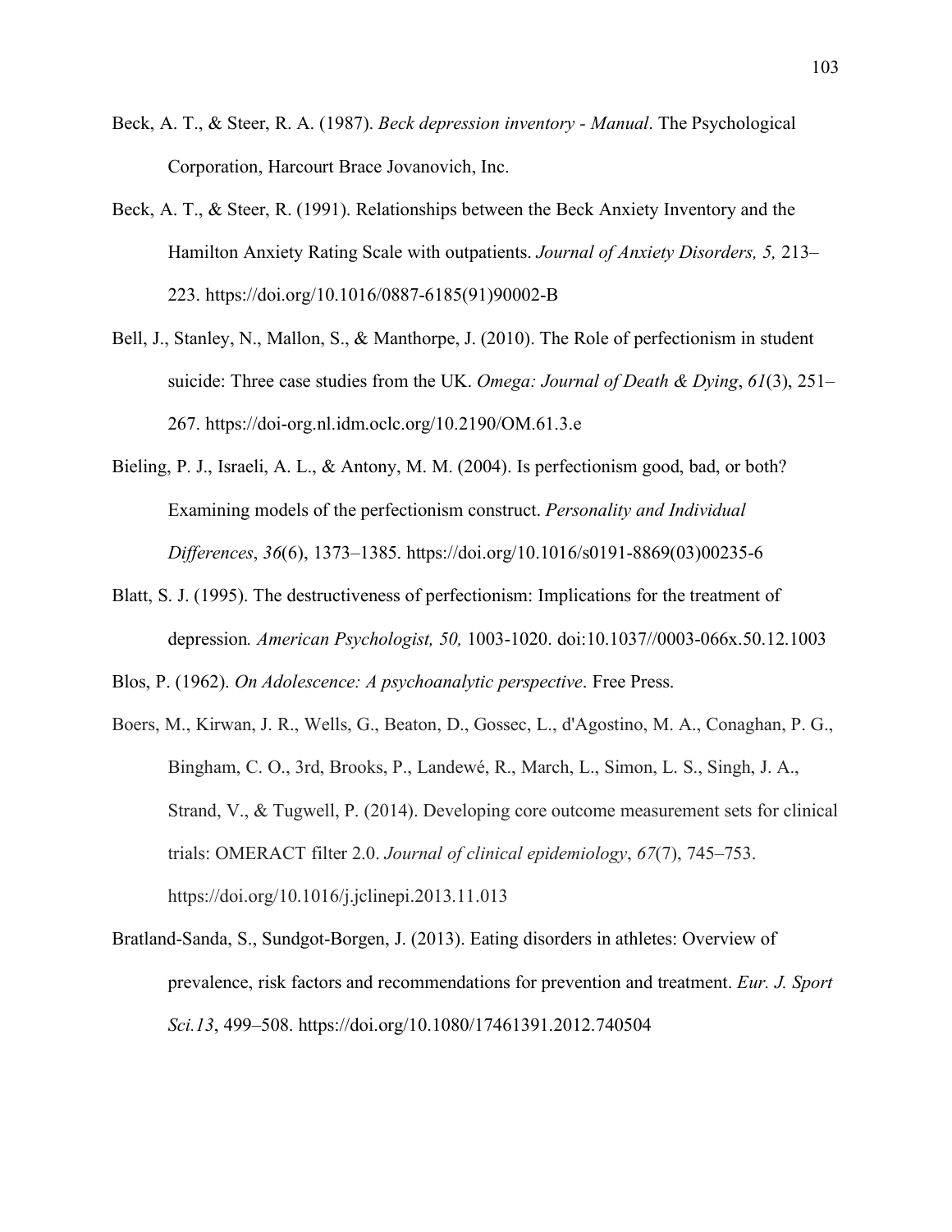Beck, A. T., & Steer, R. A. (1987). *Beck depression inventory - Manual*. The Psychological Corporation, Harcourt Brace Jovanovich, Inc.

Beck, A. T., & Steer, R. (1991). Relationships between the Beck Anxiety Inventory and the Hamilton Anxiety Rating Scale with outpatients. *Journal of Anxiety Disorders, 5,* 213–223. https://doi.org/10.1016/0887-6185(91)90002-B

Bell, J., Stanley, N., Mallon, S., & Manthorpe, J. (2010). The Role of perfectionism in student suicide: Three case studies from the UK. *Omega: Journal of Death & Dying*, *61*(3), 251–267. https://doi-org.nl.idm.oclc.org/10.2190/OM.61.3.e

Bieling, P. J., Israeli, A. L., & Antony, M. M. (2004). Is perfectionism good, bad, or both? Examining models of the perfectionism construct. *Personality and Individual Differences*, *36*(6), 1373–1385. https://doi.org/10.1016/s0191-8869(03)00235-6

Blatt, S. J. (1995). The destructiveness of perfectionism: Implications for the treatment of depression*. American Psychologist, 50,* 1003-1020. doi:10.1037//0003-066x.50.12.1003

Blos, P. (1962). *On Adolescence: A psychoanalytic perspective*. Free Press.

Boers, M., Kirwan, J. R., Wells, G., Beaton, D., Gossec, L., d'Agostino, M. A., Conaghan, P. G., Bingham, C. O., 3rd, Brooks, P., Landewé, R., March, L., Simon, L. S., Singh, J. A., Strand, V., & Tugwell, P. (2014). Developing core outcome measurement sets for clinical trials: OMERACT filter 2.0. *Journal of clinical epidemiology*, *67*(7), 745–753. https://doi.org/10.1016/j.jclinepi.2013.11.013

Bratland-Sanda, S., Sundgot-Borgen, J. (2013). Eating disorders in athletes: Overview of prevalence, risk factors and recommendations for prevention and treatment. *Eur. J. Sport Sci.13*, 499–508. https://doi.org/10.1080/17461391.2012.740504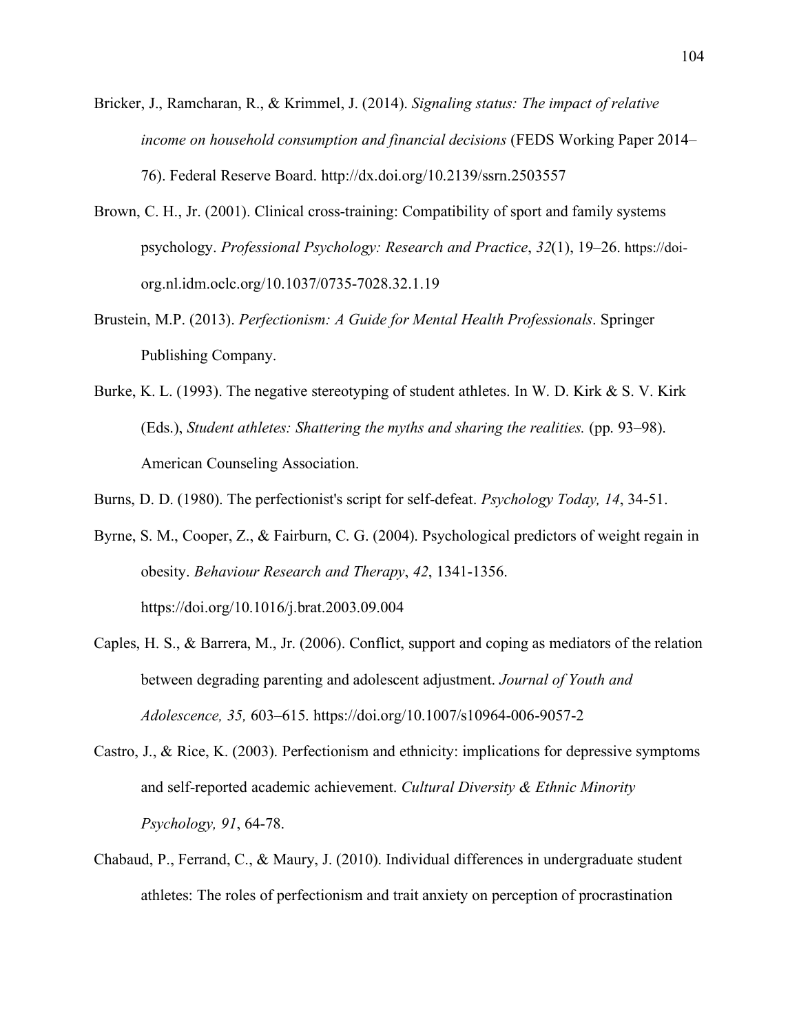Bricker, J., Ramcharan, R., & Krimmel, J. (2014). *Signaling status: The impact of relative income on household consumption and financial decisions* (FEDS Working Paper 2014–76). Federal Reserve Board. http://dx.doi.org/10.2139/ssrn.2503557

Brown, C. H., Jr. (2001). Clinical cross-training: Compatibility of sport and family systems psychology. *Professional Psychology: Research and Practice*, *32*(1), 19–26. https://doi-org.nl.idm.oclc.org/10.1037/0735-7028.32.1.19

Brustein, M.P. (2013). *Perfectionism: A Guide for Mental Health Professionals*. Springer Publishing Company.

Burke, K. L. (1993). The negative stereotyping of student athletes. In W. D. Kirk & S. V. Kirk (Eds.), *Student athletes: Shattering the myths and sharing the realities.* (pp. 93–98). American Counseling Association.

Burns, D. D. (1980). The perfectionist's script for self-defeat. *Psychology Today, 14*, 34-51.

Byrne, S. M., Cooper, Z., & Fairburn, C. G. (2004). Psychological predictors of weight regain in obesity. *Behaviour Research and Therapy*, *42*, 1341-1356. https://doi.org/10.1016/j.brat.2003.09.004

Caples, H. S., & Barrera, M., Jr. (2006). Conflict, support and coping as mediators of the relation between degrading parenting and adolescent adjustment. *Journal of Youth and Adolescence, 35,* 603–615. https://doi.org/10.1007/s10964-006-9057-2

Castro, J., & Rice, K. (2003). Perfectionism and ethnicity: implications for depressive symptoms and self-reported academic achievement. *Cultural Diversity & Ethnic Minority Psychology, 91*, 64-78.

Chabaud, P., Ferrand, C., & Maury, J. (2010). Individual differences in undergraduate student athletes: The roles of perfectionism and trait anxiety on perception of procrastination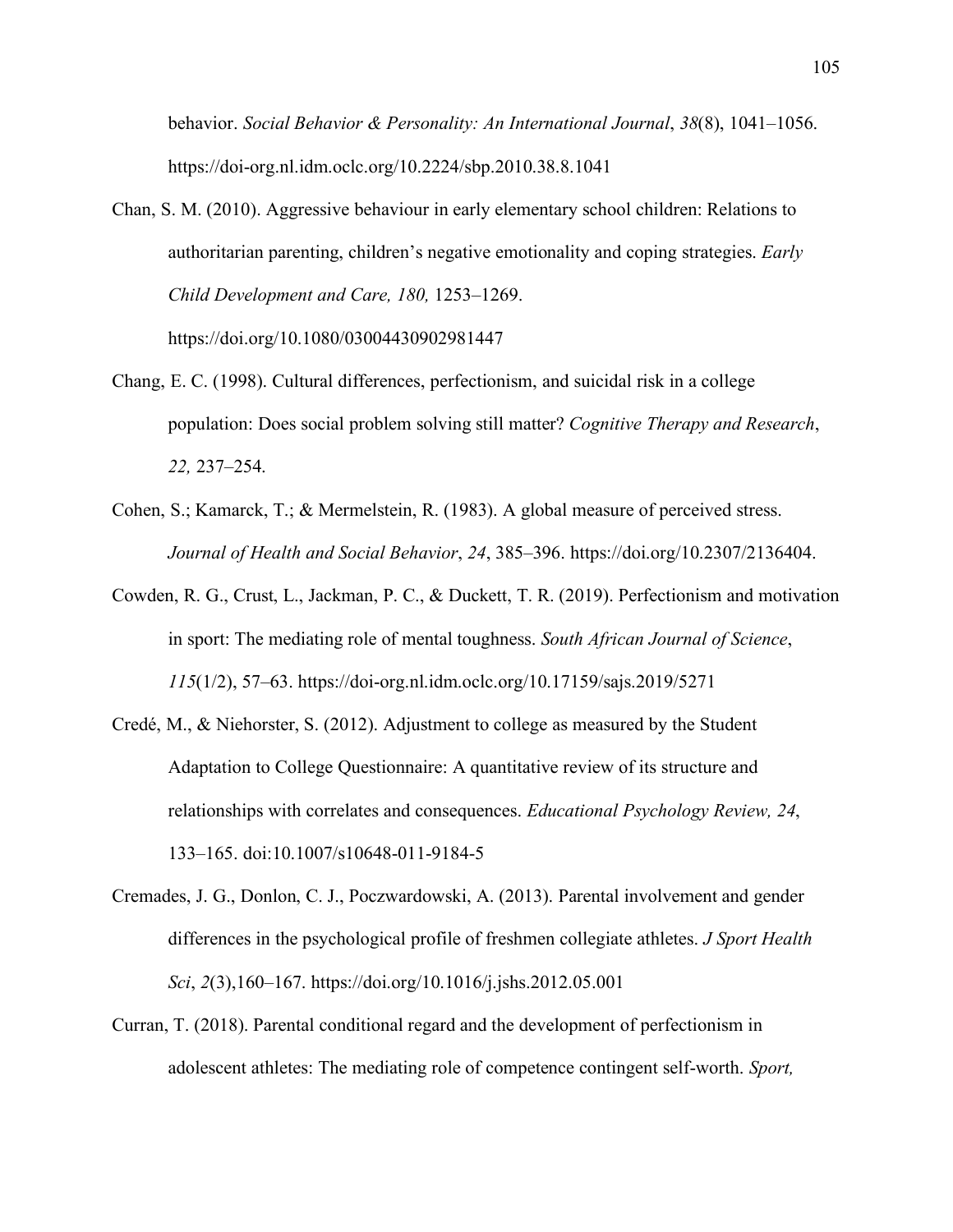behavior. *Social Behavior & Personality: An International Journal*, *38*(8), 1041–1056. https://doi-org.nl.idm.oclc.org/10.2224/sbp.2010.38.8.1041

Chan, S. M. (2010). Aggressive behaviour in early elementary school children: Relations to authoritarian parenting, children's negative emotionality and coping strategies. *Early Child Development and Care, 180,* 1253–1269. https://doi.org/10.1080/03004430902981447

Chang, E. C. (1998). Cultural differences, perfectionism, and suicidal risk in a college population: Does social problem solving still matter? *Cognitive Therapy and Research*, *22,* 237–254.

Cohen, S.; Kamarck, T.; & Mermelstein, R. (1983). A global measure of perceived stress. *Journal of Health and Social Behavior*, *24*, 385–396. https://doi.org/10.2307/2136404.

Cowden, R. G., Crust, L., Jackman, P. C., & Duckett, T. R. (2019). Perfectionism and motivation in sport: The mediating role of mental toughness. *South African Journal of Science*, *115*(1/2), 57–63. https://doi-org.nl.idm.oclc.org/10.17159/sajs.2019/5271

Credé, M., & Niehorster, S. (2012). Adjustment to college as measured by the Student Adaptation to College Questionnaire: A quantitative review of its structure and relationships with correlates and consequences. *Educational Psychology Review, 24*, 133–165. doi:10.1007/s10648-011-9184-5

Cremades, J. G., Donlon, C. J., Poczwardowski, A. (2013). Parental involvement and gender differences in the psychological profile of freshmen collegiate athletes. *J Sport Health Sci*, *2*(3),160–167. https://doi.org/10.1016/j.jshs.2012.05.001

Curran, T. (2018). Parental conditional regard and the development of perfectionism in adolescent athletes: The mediating role of competence contingent self-worth. *Sport,*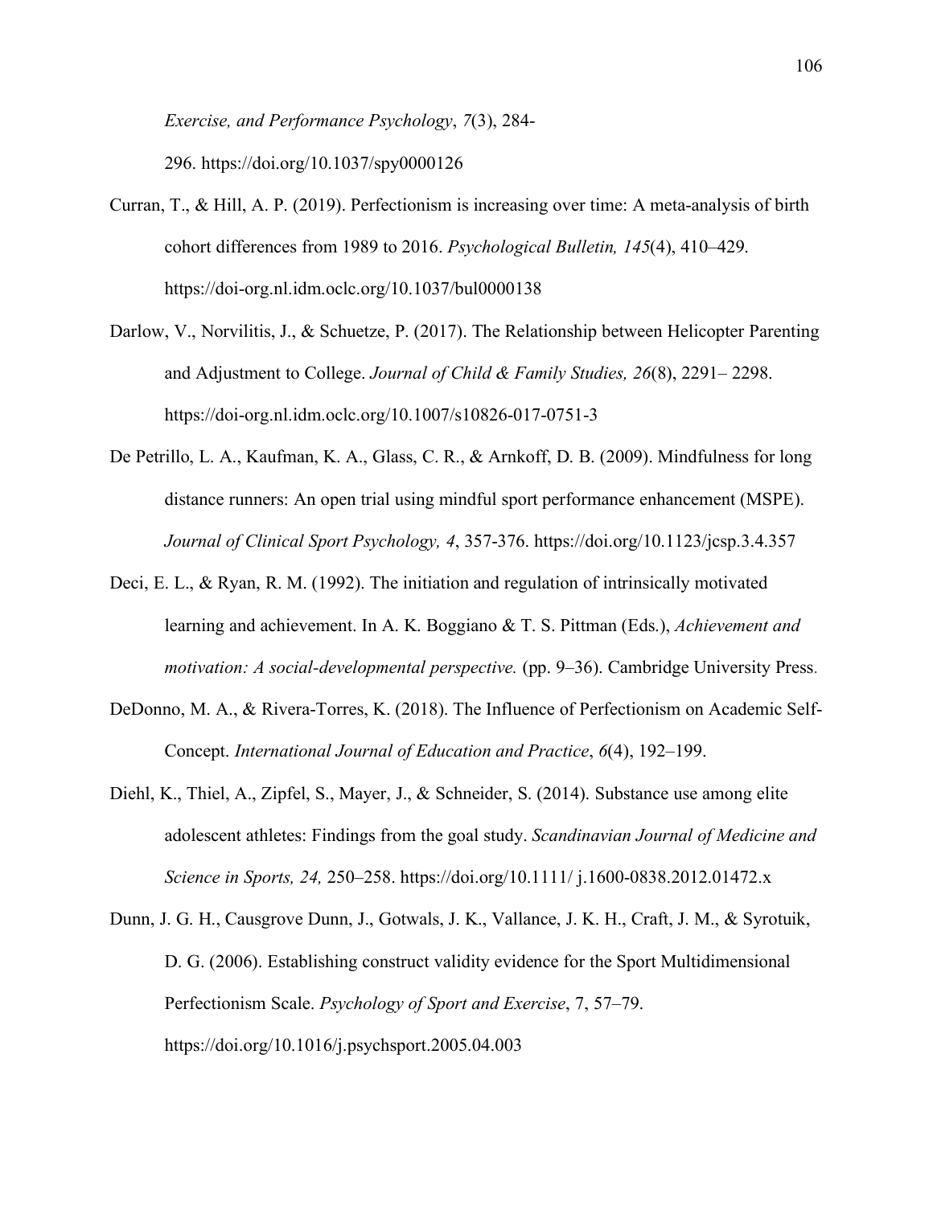*Exercise, and Performance Psychology*, *7*(3), 284-296. https://doi.org/10.1037/spy0000126

Curran, T., & Hill, A. P. (2019). Perfectionism is increasing over time: A meta-analysis of birth cohort differences from 1989 to 2016. *Psychological Bulletin, 145*(4), 410–429. https://doi-org.nl.idm.oclc.org/10.1037/bul0000138

Darlow, V., Norvilitis, J., & Schuetze, P. (2017). The Relationship between Helicopter Parenting and Adjustment to College. *Journal of Child & Family Studies, 26*(8), 2291– 2298. https://doi-org.nl.idm.oclc.org/10.1007/s10826-017-0751-3

De Petrillo, L. A., Kaufman, K. A., Glass, C. R., & Arnkoff, D. B. (2009). Mindfulness for long distance runners: An open trial using mindful sport performance enhancement (MSPE). *Journal of Clinical Sport Psychology, 4*, 357-376. https://doi.org/10.1123/jcsp.3.4.357

Deci, E. L., & Ryan, R. M. (1992). The initiation and regulation of intrinsically motivated learning and achievement. In A. K. Boggiano & T. S. Pittman (Eds.), *Achievement and motivation: A social-developmental perspective.* (pp. 9–36). Cambridge University Press.

DeDonno, M. A., & Rivera-Torres, K. (2018). The Influence of Perfectionism on Academic Self-Concept. *International Journal of Education and Practice*, *6*(4), 192–199.

Diehl, K., Thiel, A., Zipfel, S., Mayer, J., & Schneider, S. (2014). Substance use among elite adolescent athletes: Findings from the goal study. *Scandinavian Journal of Medicine and Science in Sports, 24,* 250–258. https://doi.org/10.1111/ j.1600-0838.2012.01472.x

Dunn, J. G. H., Causgrove Dunn, J., Gotwals, J. K., Vallance, J. K. H., Craft, J. M., & Syrotuik, D. G. (2006). Establishing construct validity evidence for the Sport Multidimensional Perfectionism Scale. *Psychology of Sport and Exercise*, 7, 57–79. https://doi.org/10.1016/j.psychsport.2005.04.003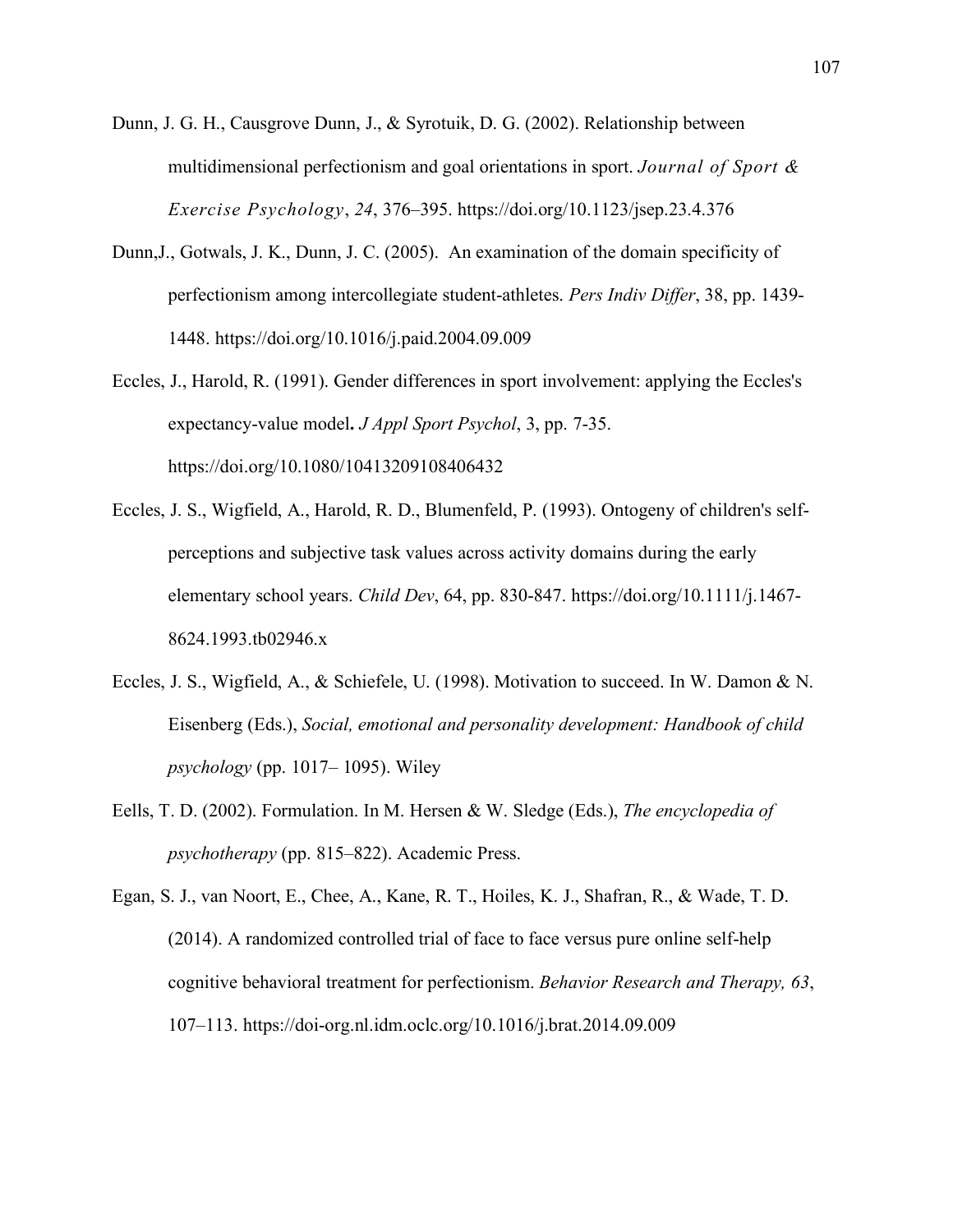Dunn, J. G. H., Causgrove Dunn, J., & Syrotuik, D. G. (2002). Relationship between multidimensional perfectionism and goal orientations in sport. *Journal of Sport & Exercise Psychology*, *24*, 376–395. https://doi.org/10.1123/jsep.23.4.376

Dunn,J., Gotwals, J. K., Dunn, J. C. (2005). An examination of the domain specificity of perfectionism among intercollegiate student-athletes. *Pers Indiv Differ*, 38, pp. 1439-1448. https://doi.org/10.1016/j.paid.2004.09.009

Eccles, J., Harold, R. (1991). Gender differences in sport involvement: applying the Eccles's expectancy-value model**.** *J Appl Sport Psychol*, 3, pp. 7-35. https://doi.org/10.1080/10413209108406432

Eccles, J. S., Wigfield, A., Harold, R. D., Blumenfeld, P. (1993). Ontogeny of children's self-perceptions and subjective task values across activity domains during the early elementary school years. *Child Dev*, 64, pp. 830-847. https://doi.org/10.1111/j.1467-8624.1993.tb02946.x

Eccles, J. S., Wigfield, A., & Schiefele, U. (1998). Motivation to succeed. In W. Damon & N. Eisenberg (Eds.), *Social, emotional and personality development: Handbook of child psychology* (pp. 1017– 1095). Wiley

Eells, T. D. (2002). Formulation. In M. Hersen & W. Sledge (Eds.), *The encyclopedia of psychotherapy* (pp. 815–822). Academic Press.

Egan, S. J., van Noort, E., Chee, A., Kane, R. T., Hoiles, K. J., Shafran, R., & Wade, T. D. (2014). A randomized controlled trial of face to face versus pure online self-help cognitive behavioral treatment for perfectionism. *Behavior Research and Therapy, 63*, 107–113. https://doi-org.nl.idm.oclc.org/10.1016/j.brat.2014.09.009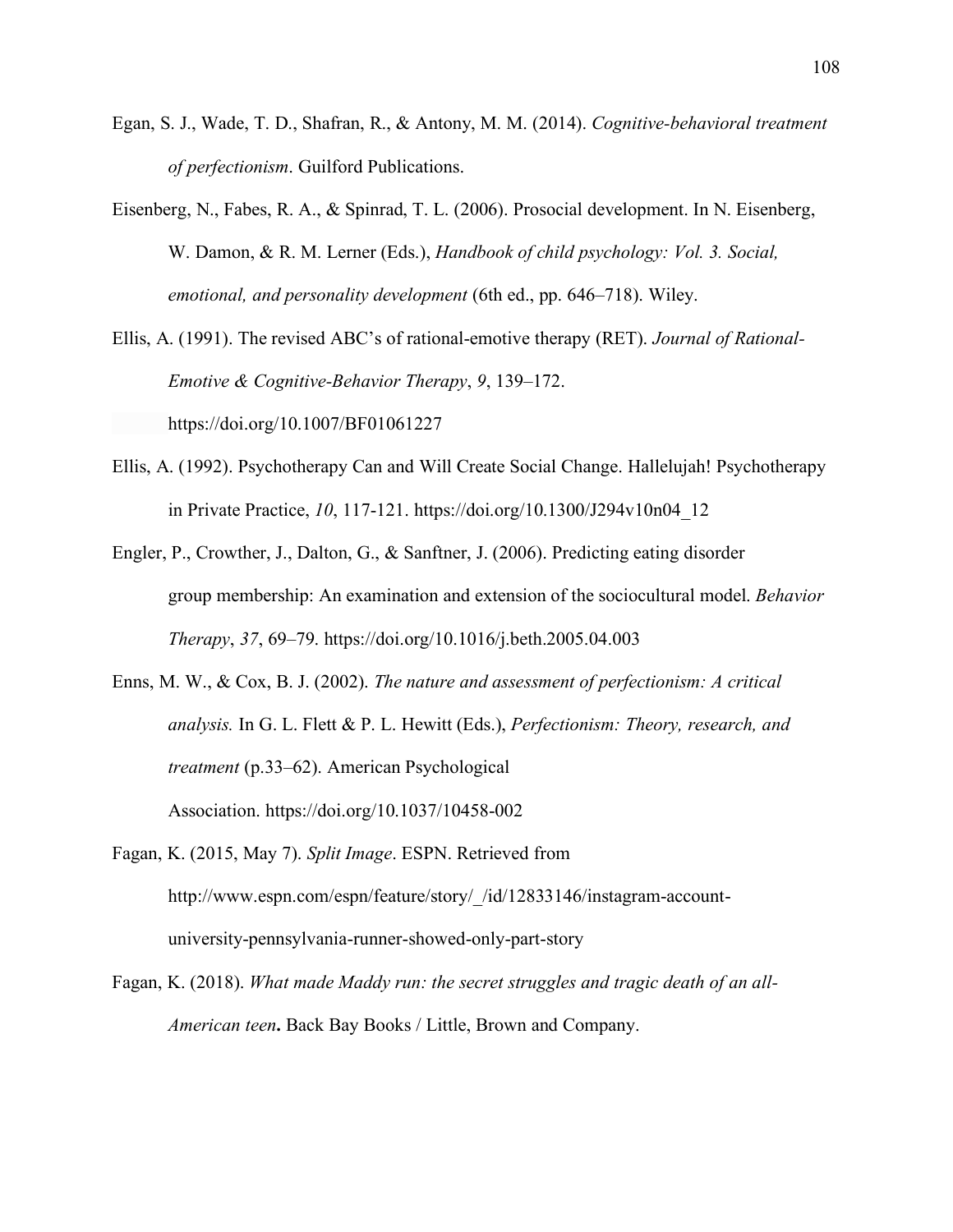Egan, S. J., Wade, T. D., Shafran, R., & Antony, M. M. (2014). *Cognitive-behavioral treatment of perfectionism*. Guilford Publications.

Eisenberg, N., Fabes, R. A., & Spinrad, T. L. (2006). Prosocial development. In N. Eisenberg, W. Damon, & R. M. Lerner (Eds.), *Handbook of child psychology: Vol. 3. Social, emotional, and personality development* (6th ed., pp. 646–718). Wiley.

Ellis, A. (1991). The revised ABC's of rational-emotive therapy (RET). *Journal of Rational-Emotive & Cognitive-Behavior Therapy*, *9*, 139–172. https://doi.org/10.1007/BF01061227

Ellis, A. (1992). Psychotherapy Can and Will Create Social Change. Hallelujah! Psychotherapy in Private Practice, *10*, 117-121. https://doi.org/10.1300/J294v10n04_12

Engler, P., Crowther, J., Dalton, G., & Sanftner, J. (2006). Predicting eating disorder group membership: An examination and extension of the sociocultural model. *Behavior Therapy*, *37*, 69–79. https://doi.org/10.1016/j.beth.2005.04.003

Enns, M. W., & Cox, B. J. (2002). *The nature and assessment of perfectionism: A critical analysis.* In G. L. Flett & P. L. Hewitt (Eds.), *Perfectionism: Theory, research, and treatment* (p.33–62). American Psychological Association. https://doi.org/10.1037/10458-002

Fagan, K. (2015, May 7). *Split Image*. ESPN. Retrieved from http://www.espn.com/espn/feature/story/_/id/12833146/instagram-account-university-pennsylvania-runner-showed-only-part-story

Fagan, K. (2018). *What made Maddy run: the secret struggles and tragic death of an all-American teen***.** Back Bay Books / Little, Brown and Company.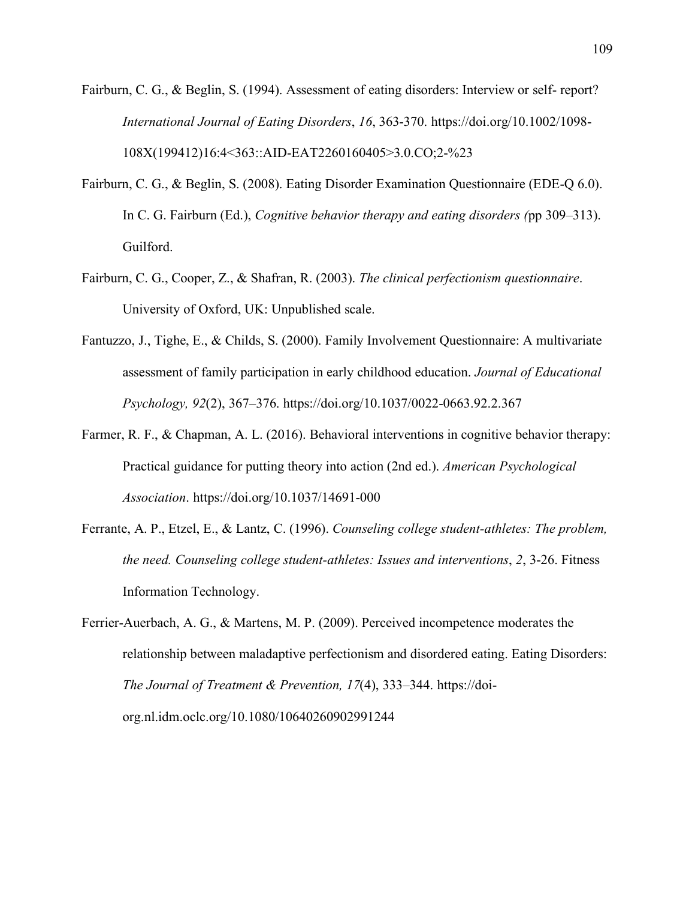Fairburn, C. G., & Beglin, S. (1994). Assessment of eating disorders: Interview or self- report? *International Journal of Eating Disorders*, *16*, 363-370. https://doi.org/10.1002/1098-108X(199412)16:4<363::AID-EAT2260160405>3.0.CO;2-%23

Fairburn, C. G., & Beglin, S. (2008). Eating Disorder Examination Questionnaire (EDE-Q 6.0). In C. G. Fairburn (Ed.), *Cognitive behavior therapy and eating disorders (*pp 309–313). Guilford.

Fairburn, C. G., Cooper, Z., & Shafran, R. (2003). *The clinical perfectionism questionnaire*. University of Oxford, UK: Unpublished scale.

Fantuzzo, J., Tighe, E., & Childs, S. (2000). Family Involvement Questionnaire: A multivariate assessment of family participation in early childhood education. *Journal of Educational Psychology, 92*(2), 367–376. https://doi.org/10.1037/0022-0663.92.2.367

Farmer, R. F., & Chapman, A. L. (2016). Behavioral interventions in cognitive behavior therapy: Practical guidance for putting theory into action (2nd ed.). *American Psychological Association*. https://doi.org/10.1037/14691-000

Ferrante, A. P., Etzel, E., & Lantz, C. (1996). *Counseling college student-athletes: The problem, the need. Counseling college student-athletes: Issues and interventions*, *2*, 3-26. Fitness Information Technology.

Ferrier-Auerbach, A. G., & Martens, M. P. (2009). Perceived incompetence moderates the relationship between maladaptive perfectionism and disordered eating. Eating Disorders: *The Journal of Treatment & Prevention, 17*(4), 333–344. https://doi-org.nl.idm.oclc.org/10.1080/10640260902991244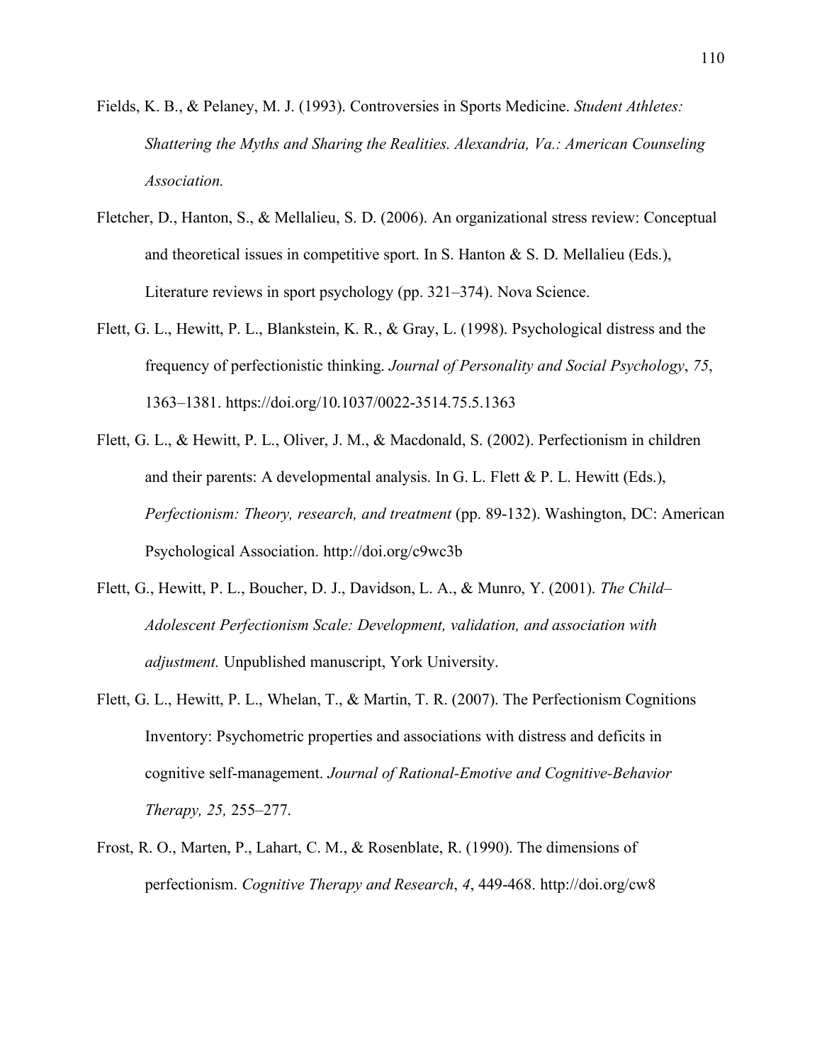Fields, K. B., & Pelaney, M. J. (1993). Controversies in Sports Medicine. *Student Athletes: Shattering the Myths and Sharing the Realities. Alexandria, Va.: American Counseling Association.*

Fletcher, D., Hanton, S., & Mellalieu, S. D. (2006). An organizational stress review: Conceptual and theoretical issues in competitive sport. In S. Hanton & S. D. Mellalieu (Eds.), Literature reviews in sport psychology (pp. 321–374). Nova Science.

Flett, G. L., Hewitt, P. L., Blankstein, K. R., & Gray, L. (1998). Psychological distress and the frequency of perfectionistic thinking. *Journal of Personality and Social Psychology*, *75*, 1363–1381. https://doi.org/10.1037/0022-3514.75.5.1363

Flett, G. L., & Hewitt, P. L., Oliver, J. M., & Macdonald, S. (2002). Perfectionism in children and their parents: A developmental analysis. In G. L. Flett & P. L. Hewitt (Eds.), *Perfectionism: Theory, research, and treatment* (pp. 89-132). Washington, DC: American Psychological Association. http://doi.org/c9wc3b

Flett, G., Hewitt, P. L., Boucher, D. J., Davidson, L. A., & Munro, Y. (2001). *The Child–Adolescent Perfectionism Scale: Development, validation, and association with adjustment.* Unpublished manuscript, York University.

Flett, G. L., Hewitt, P. L., Whelan, T., & Martin, T. R. (2007). The Perfectionism Cognitions Inventory: Psychometric properties and associations with distress and deficits in cognitive self-management. *Journal of Rational-Emotive and Cognitive-Behavior Therapy, 25,* 255–277.

Frost, R. O., Marten, P., Lahart, C. M., & Rosenblate, R. (1990). The dimensions of perfectionism. *Cognitive Therapy and Research*, *4*, 449-468. http://doi.org/cw8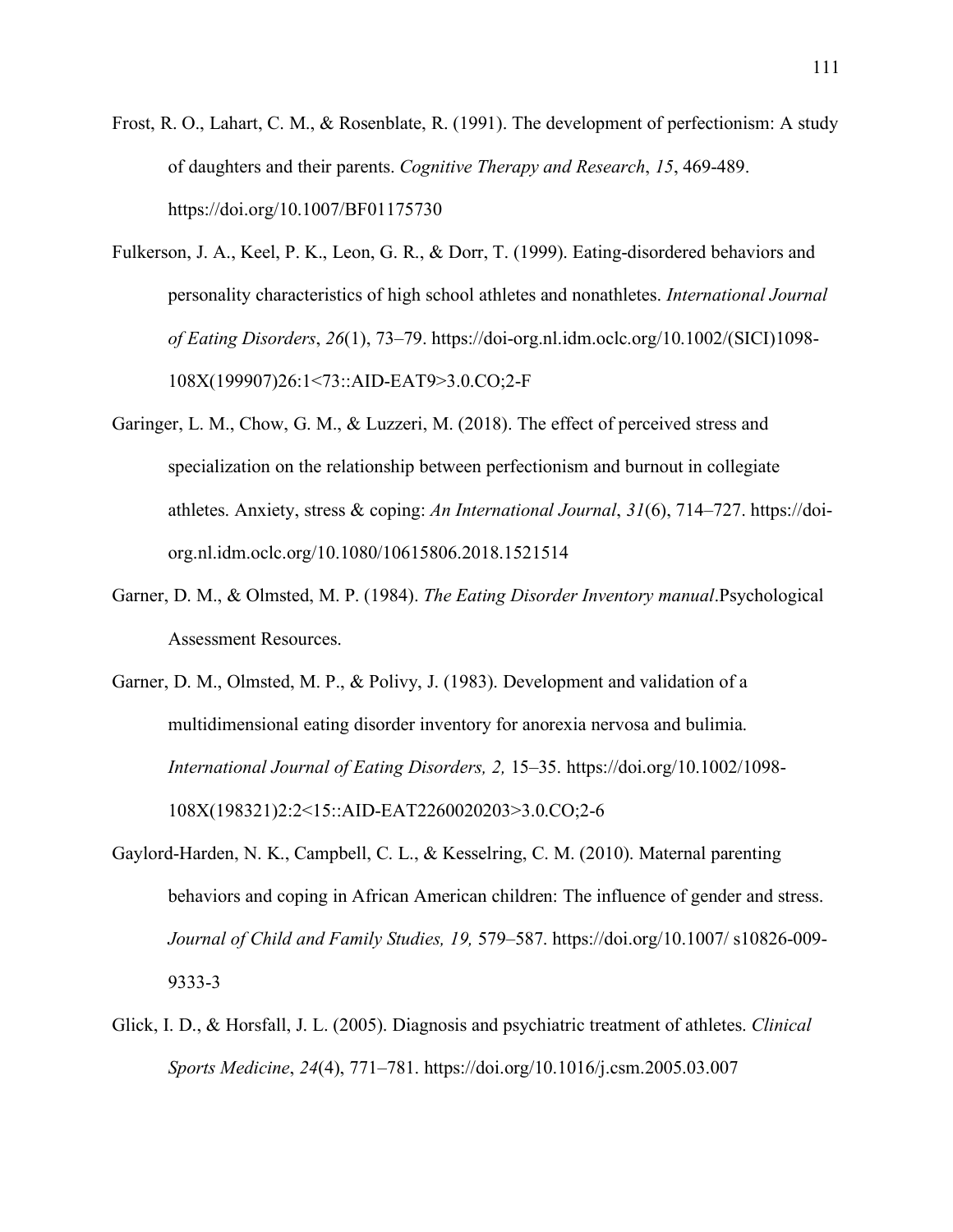Frost, R. O., Lahart, C. M., & Rosenblate, R. (1991). The development of perfectionism: A study of daughters and their parents. *Cognitive Therapy and Research*, *15*, 469-489. https://doi.org/10.1007/BF01175730

Fulkerson, J. A., Keel, P. K., Leon, G. R., & Dorr, T. (1999). Eating-disordered behaviors and personality characteristics of high school athletes and nonathletes. *International Journal of Eating Disorders*, *26*(1), 73–79. https://doi-org.nl.idm.oclc.org/10.1002/(SICI)1098-108X(199907)26:1<73::AID-EAT9>3.0.CO;2-F

Garinger, L. M., Chow, G. M., & Luzzeri, M. (2018). The effect of perceived stress and specialization on the relationship between perfectionism and burnout in collegiate athletes. Anxiety, stress & coping: *An International Journal*, *31*(6), 714–727. https://doi-org.nl.idm.oclc.org/10.1080/10615806.2018.1521514

Garner, D. M., & Olmsted, M. P. (1984). *The Eating Disorder Inventory manual*.Psychological Assessment Resources.

Garner, D. M., Olmsted, M. P., & Polivy, J. (1983). Development and validation of a multidimensional eating disorder inventory for anorexia nervosa and bulimia. *International Journal of Eating Disorders, 2,* 15–35. https://doi.org/10.1002/1098-108X(198321)2:2<15::AID-EAT2260020203>3.0.CO;2-6

Gaylord-Harden, N. K., Campbell, C. L., & Kesselring, C. M. (2010). Maternal parenting behaviors and coping in African American children: The influence of gender and stress. *Journal of Child and Family Studies, 19,* 579–587. https://doi.org/10.1007/ s10826-009-9333-3

Glick, I. D., & Horsfall, J. L. (2005). Diagnosis and psychiatric treatment of athletes. *Clinical Sports Medicine*, *24*(4), 771–781. https://doi.org/10.1016/j.csm.2005.03.007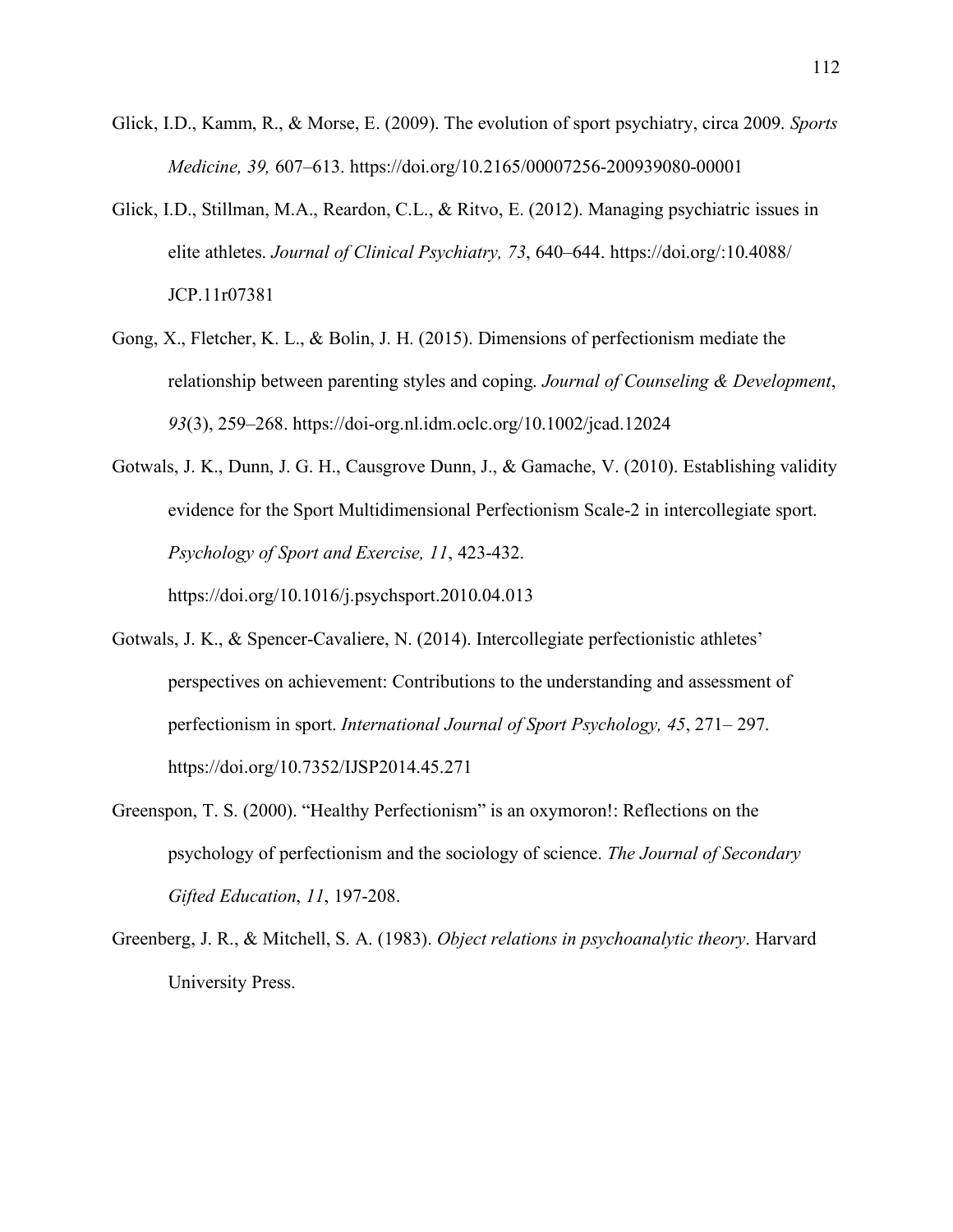Glick, I.D., Kamm, R., & Morse, E. (2009). The evolution of sport psychiatry, circa 2009. *Sports Medicine, 39,* 607–613. https://doi.org/10.2165/00007256-200939080-00001

Glick, I.D., Stillman, M.A., Reardon, C.L., & Ritvo, E. (2012). Managing psychiatric issues in elite athletes. *Journal of Clinical Psychiatry, 73*, 640–644. https://doi.org/:10.4088/JCP.11r07381

Gong, X., Fletcher, K. L., & Bolin, J. H. (2015). Dimensions of perfectionism mediate the relationship between parenting styles and coping. *Journal of Counseling & Development*, *93*(3), 259–268. https://doi-org.nl.idm.oclc.org/10.1002/jcad.12024

Gotwals, J. K., Dunn, J. G. H., Causgrove Dunn, J., & Gamache, V. (2010). Establishing validity evidence for the Sport Multidimensional Perfectionism Scale-2 in intercollegiate sport. *Psychology of Sport and Exercise, 11*, 423-432. https://doi.org/10.1016/j.psychsport.2010.04.013

Gotwals, J. K., & Spencer-Cavaliere, N. (2014). Intercollegiate perfectionistic athletes' perspectives on achievement: Contributions to the understanding and assessment of perfectionism in sport. *International Journal of Sport Psychology, 45*, 271– 297. https://doi.org/10.7352/IJSP2014.45.271

Greenspon, T. S. (2000). "Healthy Perfectionism" is an oxymoron!: Reflections on the psychology of perfectionism and the sociology of science. *The Journal of Secondary Gifted Education*, *11*, 197-208.

Greenberg, J. R., & Mitchell, S. A. (1983). *Object relations in psychoanalytic theory*. Harvard University Press.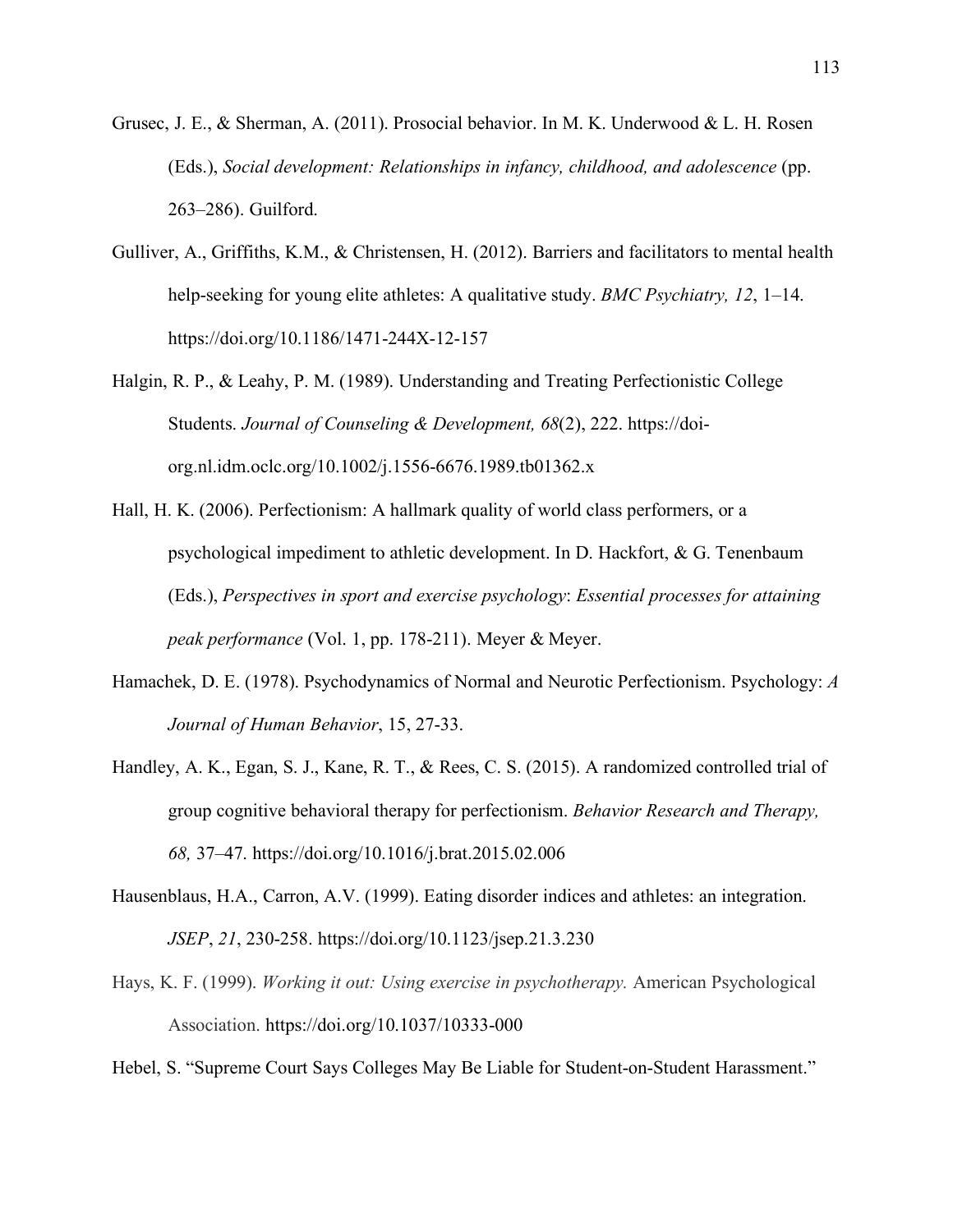Grusec, J. E., & Sherman, A. (2011). Prosocial behavior. In M. K. Underwood & L. H. Rosen (Eds.), *Social development: Relationships in infancy, childhood, and adolescence* (pp. 263–286). Guilford.

Gulliver, A., Griffiths, K.M., & Christensen, H. (2012). Barriers and facilitators to mental health help-seeking for young elite athletes: A qualitative study. *BMC Psychiatry, 12*, 1–14. https://doi.org/10.1186/1471-244X-12-157

Halgin, R. P., & Leahy, P. M. (1989). Understanding and Treating Perfectionistic College Students. *Journal of Counseling & Development, 68*(2), 222. https://doi-org.nl.idm.oclc.org/10.1002/j.1556-6676.1989.tb01362.x

Hall, H. K. (2006). Perfectionism: A hallmark quality of world class performers, or a psychological impediment to athletic development. In D. Hackfort, & G. Tenenbaum (Eds.), *Perspectives in sport and exercise psychology*: *Essential processes for attaining peak performance* (Vol. 1, pp. 178-211). Meyer & Meyer.

Hamachek, D. E. (1978). Psychodynamics of Normal and Neurotic Perfectionism. Psychology: *A Journal of Human Behavior*, 15, 27-33.

Handley, A. K., Egan, S. J., Kane, R. T., & Rees, C. S. (2015). A randomized controlled trial of group cognitive behavioral therapy for perfectionism. *Behavior Research and Therapy, 68,* 37–47. https://doi.org/10.1016/j.brat.2015.02.006

Hausenblaus, H.A., Carron, A.V. (1999). Eating disorder indices and athletes: an integration. *JSEP*, *21*, 230-258. https://doi.org/10.1123/jsep.21.3.230

Hays, K. F. (1999). *Working it out: Using exercise in psychotherapy.* American Psychological Association. https://doi.org/10.1037/10333-000

Hebel, S. "Supreme Court Says Colleges May Be Liable for Student-on-Student Harassment."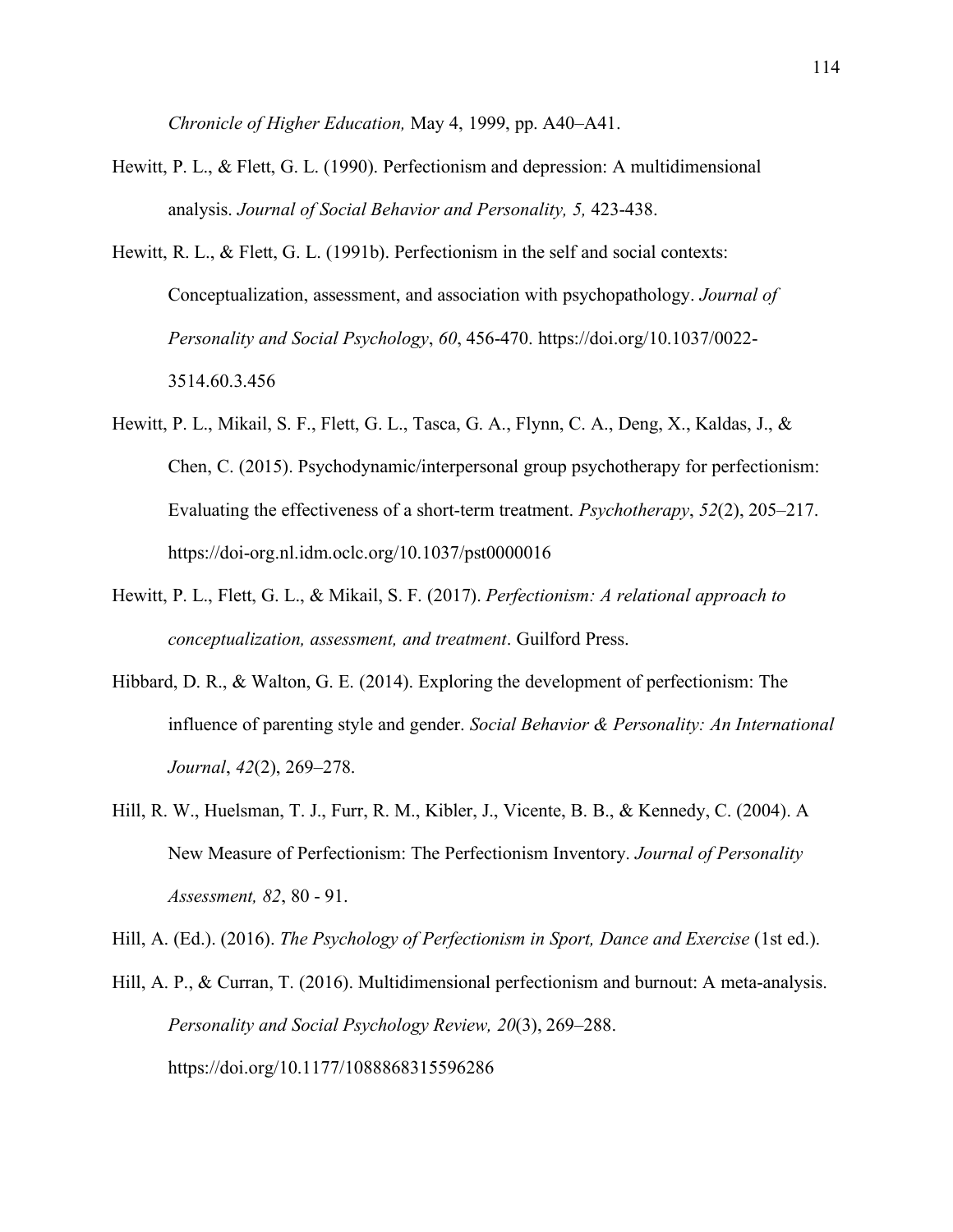*Chronicle of Higher Education,* May 4, 1999, pp. A40–A41.

Hewitt, P. L., & Flett, G. L. (1990). Perfectionism and depression: A multidimensional analysis. *Journal of Social Behavior and Personality, 5,* 423-438.

Hewitt, R. L., & Flett, G. L. (1991b). Perfectionism in the self and social contexts: Conceptualization, assessment, and association with psychopathology. *Journal of Personality and Social Psychology*, *60*, 456-470. https://doi.org/10.1037/0022-3514.60.3.456

Hewitt, P. L., Mikail, S. F., Flett, G. L., Tasca, G. A., Flynn, C. A., Deng, X., Kaldas, J., & Chen, C. (2015). Psychodynamic/interpersonal group psychotherapy for perfectionism: Evaluating the effectiveness of a short-term treatment. *Psychotherapy*, *52*(2), 205–217. https://doi-org.nl.idm.oclc.org/10.1037/pst0000016

Hewitt, P. L., Flett, G. L., & Mikail, S. F. (2017). *Perfectionism: A relational approach to conceptualization, assessment, and treatment*. Guilford Press.

Hibbard, D. R., & Walton, G. E. (2014). Exploring the development of perfectionism: The influence of parenting style and gender. *Social Behavior & Personality: An International Journal*, *42*(2), 269–278.

Hill, R. W., Huelsman, T. J., Furr, R. M., Kibler, J., Vicente, B. B., & Kennedy, C. (2004). A New Measure of Perfectionism: The Perfectionism Inventory. *Journal of Personality Assessment, 82*, 80 - 91.

Hill, A. (Ed.). (2016). *The Psychology of Perfectionism in Sport, Dance and Exercise* (1st ed.).

Hill, A. P., & Curran, T. (2016). Multidimensional perfectionism and burnout: A meta-analysis. *Personality and Social Psychology Review, 20*(3), 269–288. https://doi.org/10.1177/1088868315596286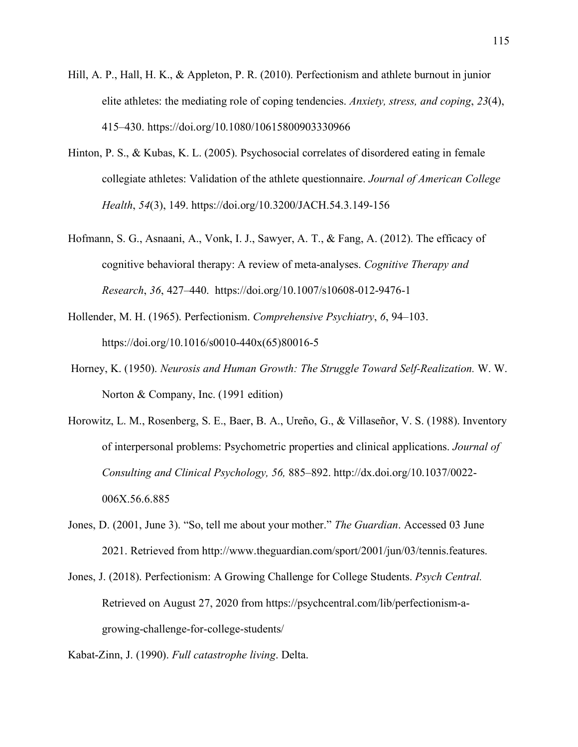Hill, A. P., Hall, H. K., & Appleton, P. R. (2010). Perfectionism and athlete burnout in junior elite athletes: the mediating role of coping tendencies. *Anxiety, stress, and coping*, *23*(4), 415–430. https://doi.org/10.1080/10615800903330966

Hinton, P. S., & Kubas, K. L. (2005). Psychosocial correlates of disordered eating in female collegiate athletes: Validation of the athlete questionnaire. *Journal of American College Health*, *54*(3), 149. https://doi.org/10.3200/JACH.54.3.149-156

Hofmann, S. G., Asnaani, A., Vonk, I. J., Sawyer, A. T., & Fang, A. (2012). The efficacy of cognitive behavioral therapy: A review of meta-analyses. *Cognitive Therapy and Research*, *36*, 427–440. https://doi.org/10.1007/s10608-012-9476-1

Hollender, M. H. (1965). Perfectionism. *Comprehensive Psychiatry*, *6*, 94–103. https://doi.org/10.1016/s0010-440x(65)80016-5

Horney, K. (1950). *Neurosis and Human Growth: The Struggle Toward Self-Realization.* W. W. Norton & Company, Inc. (1991 edition)

Horowitz, L. M., Rosenberg, S. E., Baer, B. A., Ureño, G., & Villaseñor, V. S. (1988). Inventory of interpersonal problems: Psychometric properties and clinical applications. *Journal of Consulting and Clinical Psychology, 56,* 885–892. http://dx.doi.org/10.1037/0022-006X.56.6.885

Jones, D. (2001, June 3). "So, tell me about your mother." *The Guardian*. Accessed 03 June 2021. Retrieved from http://www.theguardian.com/sport/2001/jun/03/tennis.features.

Jones, J. (2018). Perfectionism: A Growing Challenge for College Students. *Psych Central.* Retrieved on August 27, 2020 from https://psychcentral.com/lib/perfectionism-a-growing-challenge-for-college-students/

Kabat-Zinn, J. (1990). *Full catastrophe living*. Delta.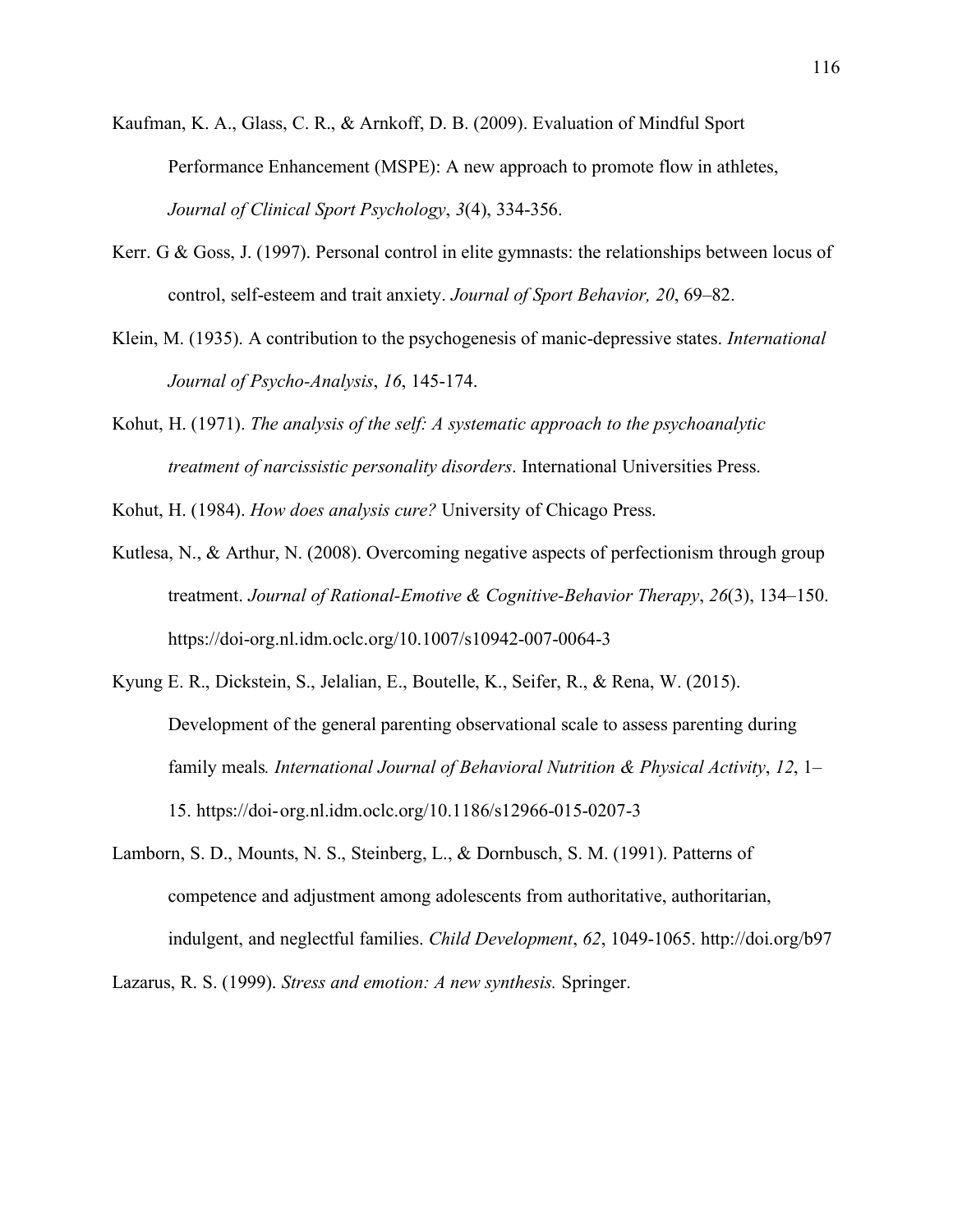Kaufman, K. A., Glass, C. R., & Arnkoff, D. B. (2009). Evaluation of Mindful Sport Performance Enhancement (MSPE): A new approach to promote flow in athletes, *Journal of Clinical Sport Psychology*, *3*(4), 334-356.

Kerr. G & Goss, J. (1997). Personal control in elite gymnasts: the relationships between locus of control, self-esteem and trait anxiety. *Journal of Sport Behavior, 20*, 69–82.

Klein, M. (1935). A contribution to the psychogenesis of manic-depressive states. *International Journal of Psycho-Analysis*, *16*, 145-174.

Kohut, H. (1971). *The analysis of the self: A systematic approach to the psychoanalytic treatment of narcissistic personality disorders*. International Universities Press.

Kohut, H. (1984). *How does analysis cure?* University of Chicago Press.

Kutlesa, N., & Arthur, N. (2008). Overcoming negative aspects of perfectionism through group treatment. *Journal of Rational-Emotive & Cognitive-Behavior Therapy*, *26*(3), 134–150. https://doi-org.nl.idm.oclc.org/10.1007/s10942-007-0064-3

Kyung E. R., Dickstein, S., Jelalian, E., Boutelle, K., Seifer, R., & Rena, W. (2015). Development of the general parenting observational scale to assess parenting during family meals*. International Journal of Behavioral Nutrition & Physical Activity*, *12*, 1–15. https://doi-org.nl.idm.oclc.org/10.1186/s12966-015-0207-3

Lamborn, S. D., Mounts, N. S., Steinberg, L., & Dornbusch, S. M. (1991). Patterns of competence and adjustment among adolescents from authoritative, authoritarian, indulgent, and neglectful families. *Child Development*, *62*, 1049-1065. http://doi.org/b97

Lazarus, R. S. (1999). *Stress and emotion: A new synthesis.* Springer.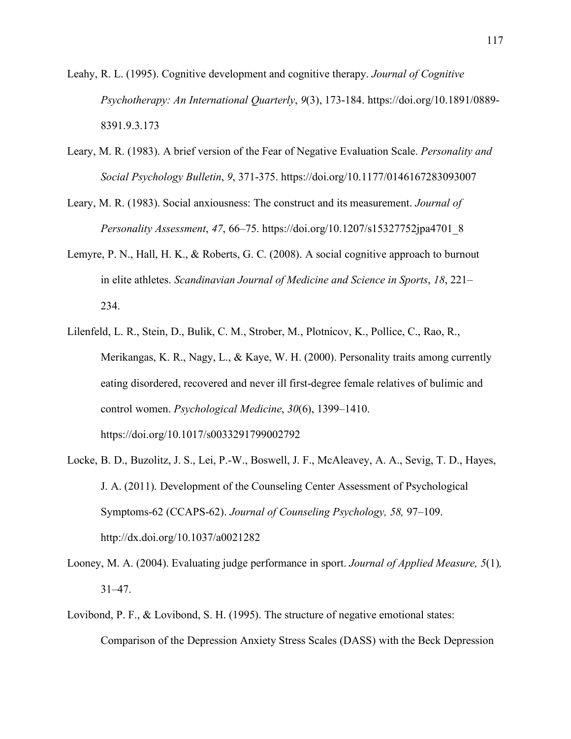Leahy, R. L. (1995). Cognitive development and cognitive therapy. *Journal of Cognitive Psychotherapy: An International Quarterly*, *9*(3), 173-184. https://doi.org/10.1891/0889-8391.9.3.173

Leary, M. R. (1983). A brief version of the Fear of Negative Evaluation Scale. *Personality and Social Psychology Bulletin*, *9*, 371-375. https://doi.org/10.1177/0146167283093007

Leary, M. R. (1983). Social anxiousness: The construct and its measurement. *Journal of Personality Assessment*, *47*, 66–75. https://doi.org/10.1207/s15327752jpa4701_8

Lemyre, P. N., Hall, H. K., & Roberts, G. C. (2008). A social cognitive approach to burnout in elite athletes. *Scandinavian Journal of Medicine and Science in Sports*, *18*, 221–234.

Lilenfeld, L. R., Stein, D., Bulik, C. M., Strober, M., Plotnicov, K., Pollice, C., Rao, R., Merikangas, K. R., Nagy, L., & Kaye, W. H. (2000). Personality traits among currently eating disordered, recovered and never ill first-degree female relatives of bulimic and control women. *Psychological Medicine*, *30*(6), 1399–1410. https://doi.org/10.1017/s0033291799002792

Locke, B. D., Buzolitz, J. S., Lei, P.-W., Boswell, J. F., McAleavey, A. A., Sevig, T. D., Hayes, J. A. (2011). Development of the Counseling Center Assessment of Psychological Symptoms-62 (CCAPS-62). *Journal of Counseling Psychology, 58,* 97–109. http://dx.doi.org/10.1037/a0021282

Looney, M. A. (2004). Evaluating judge performance in sport. *Journal of Applied Measure, 5*(1)*,* 31–47.

Lovibond, P. F., & Lovibond, S. H. (1995). The structure of negative emotional states: Comparison of the Depression Anxiety Stress Scales (DASS) with the Beck Depression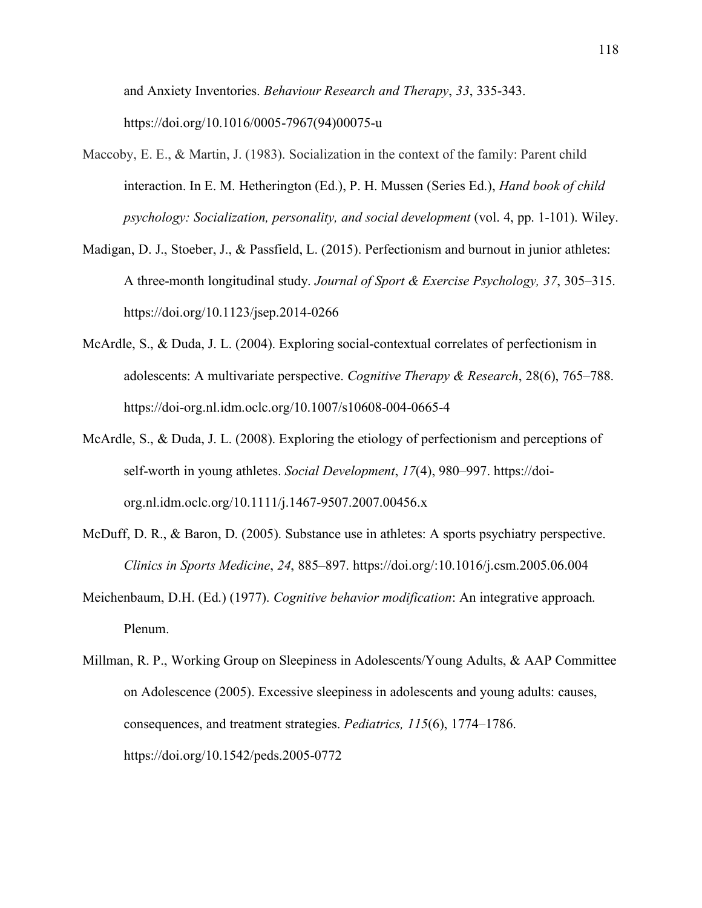and Anxiety Inventories. *Behaviour Research and Therapy*, *33*, 335-343. https://doi.org/10.1016/0005-7967(94)00075-u

Maccoby, E. E., & Martin, J. (1983). Socialization in the context of the family: Parent child interaction. In E. M. Hetherington (Ed.), P. H. Mussen (Series Ed.), *Hand book of child psychology: Socialization, personality, and social development* (vol. 4, pp. 1-101). Wiley.

Madigan, D. J., Stoeber, J., & Passfield, L. (2015). Perfectionism and burnout in junior athletes: A three-month longitudinal study. *Journal of Sport & Exercise Psychology, 37*, 305–315. https://doi.org/10.1123/jsep.2014-0266

McArdle, S., & Duda, J. L. (2004). Exploring social-contextual correlates of perfectionism in adolescents: A multivariate perspective. *Cognitive Therapy & Research*, 28(6), 765–788. https://doi-org.nl.idm.oclc.org/10.1007/s10608-004-0665-4

McArdle, S., & Duda, J. L. (2008). Exploring the etiology of perfectionism and perceptions of self-worth in young athletes. *Social Development*, *17*(4), 980–997. https://doi-org.nl.idm.oclc.org/10.1111/j.1467-9507.2007.00456.x

McDuff, D. R., & Baron, D. (2005). Substance use in athletes: A sports psychiatry perspective. *Clinics in Sports Medicine*, *24*, 885–897. https://doi.org/:10.1016/j.csm.2005.06.004

Meichenbaum, D.H. (Ed.) (1977). *Cognitive behavior modification*: An integrative approach. Plenum.

Millman, R. P., Working Group on Sleepiness in Adolescents/Young Adults, & AAP Committee on Adolescence (2005). Excessive sleepiness in adolescents and young adults: causes, consequences, and treatment strategies. *Pediatrics, 115*(6), 1774–1786. https://doi.org/10.1542/peds.2005-0772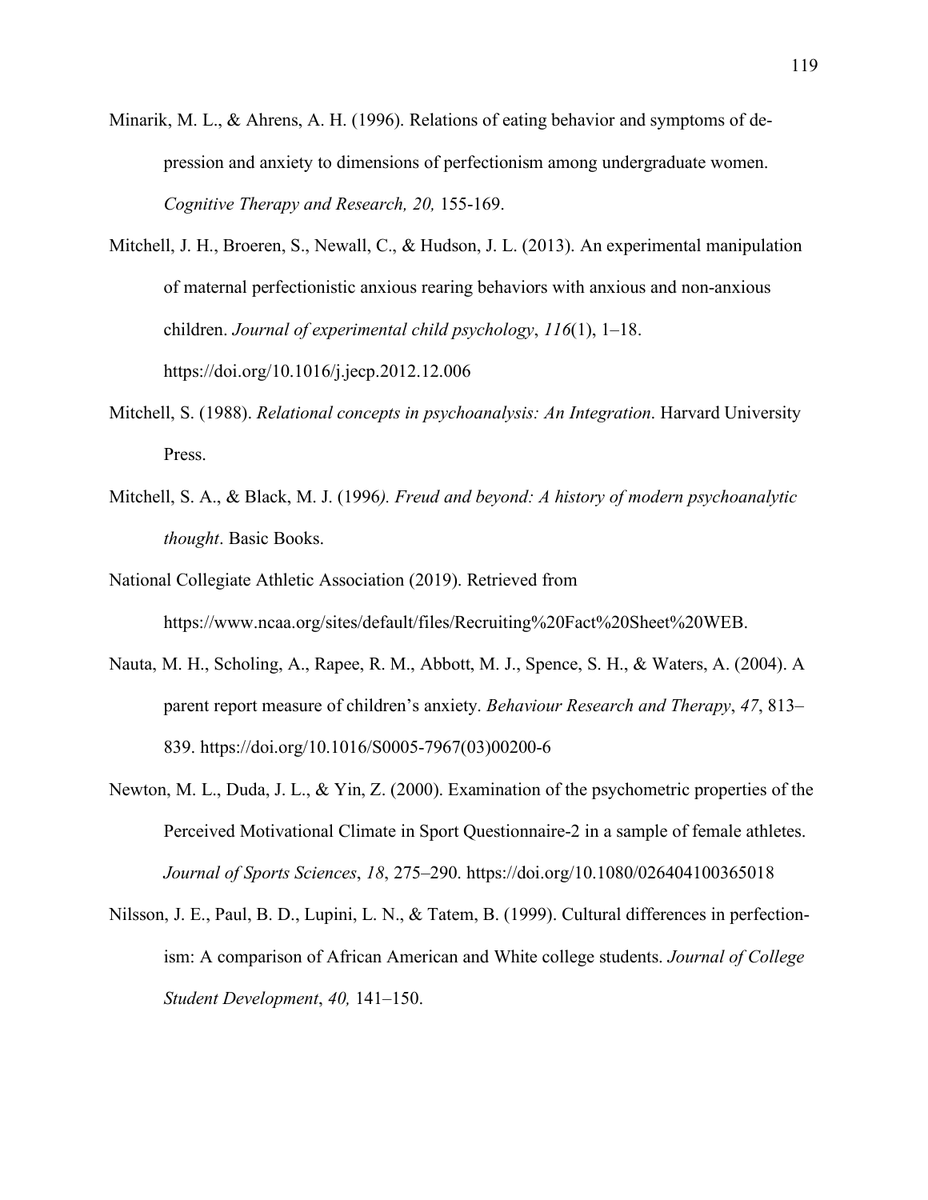Minarik, M. L., & Ahrens, A. H. (1996). Relations of eating behavior and symptoms of depression and anxiety to dimensions of perfectionism among undergraduate women. *Cognitive Therapy and Research, 20,* 155-169.

Mitchell, J. H., Broeren, S., Newall, C., & Hudson, J. L. (2013). An experimental manipulation of maternal perfectionistic anxious rearing behaviors with anxious and non-anxious children. *Journal of experimental child psychology*, *116*(1), 1–18. https://doi.org/10.1016/j.jecp.2012.12.006

Mitchell, S. (1988). *Relational concepts in psychoanalysis: An Integration*. Harvard University Press.

Mitchell, S. A., & Black, M. J. (1996*). Freud and beyond: A history of modern psychoanalytic thought*. Basic Books.

National Collegiate Athletic Association (2019). Retrieved from https://www.ncaa.org/sites/default/files/Recruiting%20Fact%20Sheet%20WEB.

Nauta, M. H., Scholing, A., Rapee, R. M., Abbott, M. J., Spence, S. H., & Waters, A. (2004). A parent report measure of children's anxiety. *Behaviour Research and Therapy*, *47*, 813–839. https://doi.org/10.1016/S0005-7967(03)00200-6

Newton, M. L., Duda, J. L., & Yin, Z. (2000). Examination of the psychometric properties of the Perceived Motivational Climate in Sport Questionnaire-2 in a sample of female athletes. *Journal of Sports Sciences*, *18*, 275–290. https://doi.org/10.1080/026404100365018

Nilsson, J. E., Paul, B. D., Lupini, L. N., & Tatem, B. (1999). Cultural differences in perfectionism: A comparison of African American and White college students. *Journal of College Student Development*, *40,* 141–150.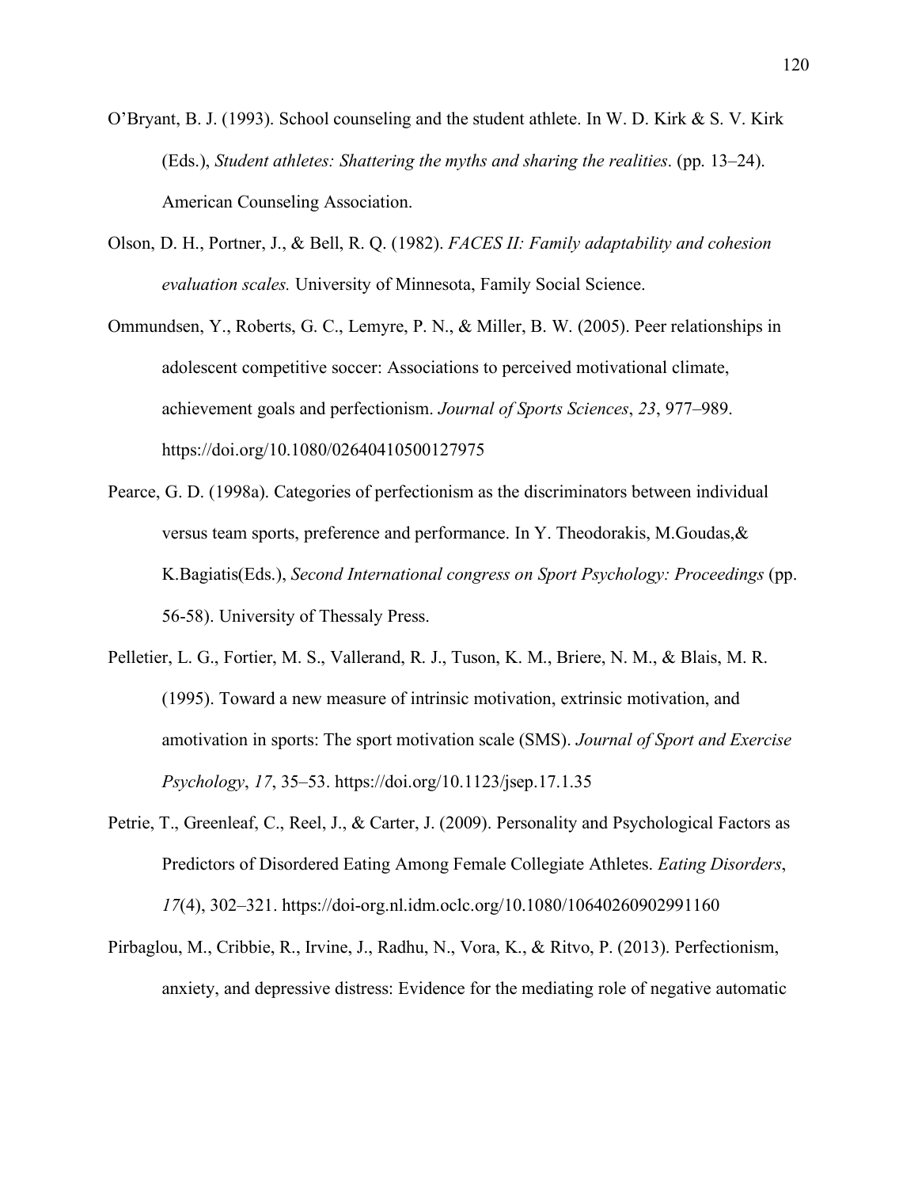O'Bryant, B. J. (1993). School counseling and the student athlete. In W. D. Kirk & S. V. Kirk (Eds.), *Student athletes: Shattering the myths and sharing the realities*. (pp. 13–24). American Counseling Association.

Olson, D. H., Portner, J., & Bell, R. Q. (1982). *FACES II: Family adaptability and cohesion evaluation scales.* University of Minnesota, Family Social Science.

Ommundsen, Y., Roberts, G. C., Lemyre, P. N., & Miller, B. W. (2005). Peer relationships in adolescent competitive soccer: Associations to perceived motivational climate, achievement goals and perfectionism. *Journal of Sports Sciences*, *23*, 977–989. https://doi.org/10.1080/02640410500127975

Pearce, G. D. (1998a). Categories of perfectionism as the discriminators between individual versus team sports, preference and performance. In Y. Theodorakis, M.Goudas,& K.Bagiatis(Eds.), *Second International congress on Sport Psychology: Proceedings* (pp. 56-58). University of Thessaly Press.

Pelletier, L. G., Fortier, M. S., Vallerand, R. J., Tuson, K. M., Briere, N. M., & Blais, M. R. (1995). Toward a new measure of intrinsic motivation, extrinsic motivation, and amotivation in sports: The sport motivation scale (SMS). *Journal of Sport and Exercise Psychology*, *17*, 35–53. https://doi.org/10.1123/jsep.17.1.35

Petrie, T., Greenleaf, C., Reel, J., & Carter, J. (2009). Personality and Psychological Factors as Predictors of Disordered Eating Among Female Collegiate Athletes. *Eating Disorders*, *17*(4), 302–321. https://doi-org.nl.idm.oclc.org/10.1080/10640260902991160

Pirbaglou, M., Cribbie, R., Irvine, J., Radhu, N., Vora, K., & Ritvo, P. (2013). Perfectionism, anxiety, and depressive distress: Evidence for the mediating role of negative automatic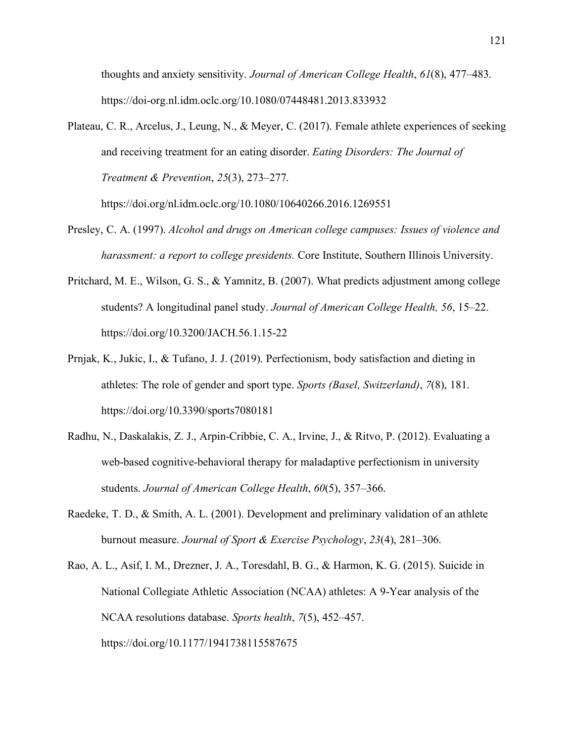thoughts and anxiety sensitivity. *Journal of American College Health*, *61*(8), 477–483. https://doi-org.nl.idm.oclc.org/10.1080/07448481.2013.833932

Plateau, C. R., Arcelus, J., Leung, N., & Meyer, C. (2017). Female athlete experiences of seeking and receiving treatment for an eating disorder. *Eating Disorders: The Journal of Treatment & Prevention*, *25*(3), 273–277. https://doi.org/nl.idm.oclc.org/10.1080/10640266.2016.1269551

Presley, C. A. (1997). *Alcohol and drugs on American college campuses: Issues of violence and harassment: a report to college presidents.* Core Institute, Southern Illinois University.

Pritchard, M. E., Wilson, G. S., & Yamnitz, B. (2007). What predicts adjustment among college students? A longitudinal panel study. *Journal of American College Health, 56*, 15–22. https://doi.org/10.3200/JACH.56.1.15-22

Prnjak, K., Jukic, I., & Tufano, J. J. (2019). Perfectionism, body satisfaction and dieting in athletes: The role of gender and sport type. *Sports (Basel, Switzerland)*, *7*(8), 181. https://doi.org/10.3390/sports7080181

Radhu, N., Daskalakis, Z. J., Arpin-Cribbie, C. A., Irvine, J., & Ritvo, P. (2012). Evaluating a web-based cognitive-behavioral therapy for maladaptive perfectionism in university students. *Journal of American College Health*, *60*(5), 357–366.

Raedeke, T. D., & Smith, A. L. (2001). Development and preliminary validation of an athlete burnout measure. *Journal of Sport & Exercise Psychology*, *23*(4), 281–306.

Rao, A. L., Asif, I. M., Drezner, J. A., Toresdahl, B. G., & Harmon, K. G. (2015). Suicide in National Collegiate Athletic Association (NCAA) athletes: A 9-Year analysis of the NCAA resolutions database. *Sports health*, *7*(5), 452–457. https://doi.org/10.1177/1941738115587675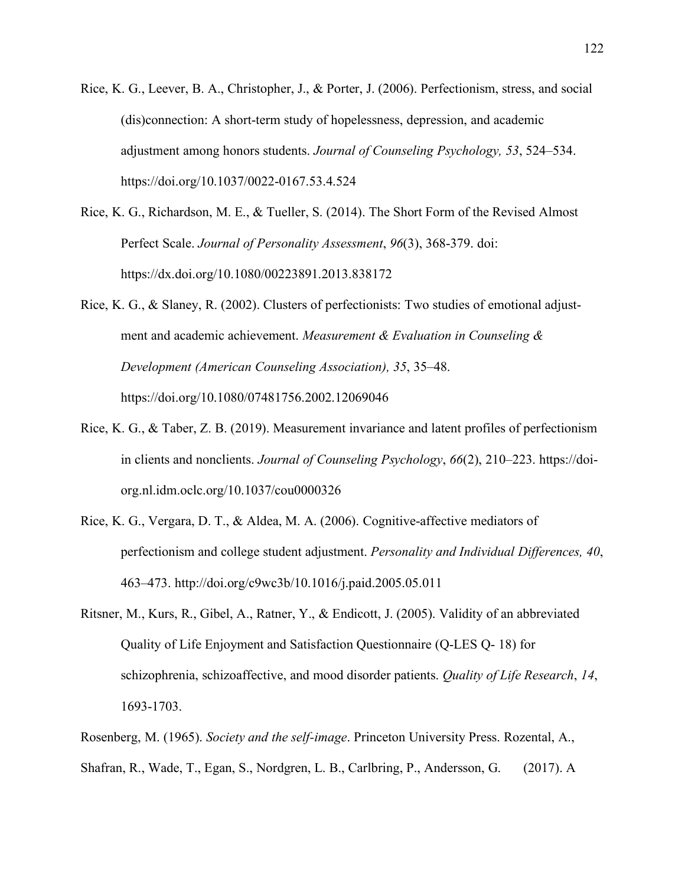Rice, K. G., Leever, B. A., Christopher, J., & Porter, J. (2006). Perfectionism, stress, and social (dis)connection: A short-term study of hopelessness, depression, and academic adjustment among honors students. *Journal of Counseling Psychology, 53*, 524–534. https://doi.org/10.1037/0022-0167.53.4.524

Rice, K. G., Richardson, M. E., & Tueller, S. (2014). The Short Form of the Revised Almost Perfect Scale. *Journal of Personality Assessment*, *96*(3), 368-379. doi: https://dx.doi.org/10.1080/00223891.2013.838172

Rice, K. G., & Slaney, R. (2002). Clusters of perfectionists: Two studies of emotional adjustment and academic achievement. *Measurement & Evaluation in Counseling & Development (American Counseling Association), 35*, 35–48. https://doi.org/10.1080/07481756.2002.12069046

Rice, K. G., & Taber, Z. B. (2019). Measurement invariance and latent profiles of perfectionism in clients and nonclients. *Journal of Counseling Psychology*, *66*(2), 210–223. https://doi-org.nl.idm.oclc.org/10.1037/cou0000326

Rice, K. G., Vergara, D. T., & Aldea, M. A. (2006). Cognitive-affective mediators of perfectionism and college student adjustment. *Personality and Individual Differences, 40*, 463–473. http://doi.org/c9wc3b/10.1016/j.paid.2005.05.011

Ritsner, M., Kurs, R., Gibel, A., Ratner, Y., & Endicott, J. (2005). Validity of an abbreviated Quality of Life Enjoyment and Satisfaction Questionnaire (Q-LES Q- 18) for schizophrenia, schizoaffective, and mood disorder patients. *Quality of Life Research*, *14*, 1693-1703.

Rosenberg, M. (1965). *Society and the self-image*. Princeton University Press. Rozental, A., Shafran, R., Wade, T., Egan, S., Nordgren, L. B., Carlbring, P., Andersson, G. (2017). A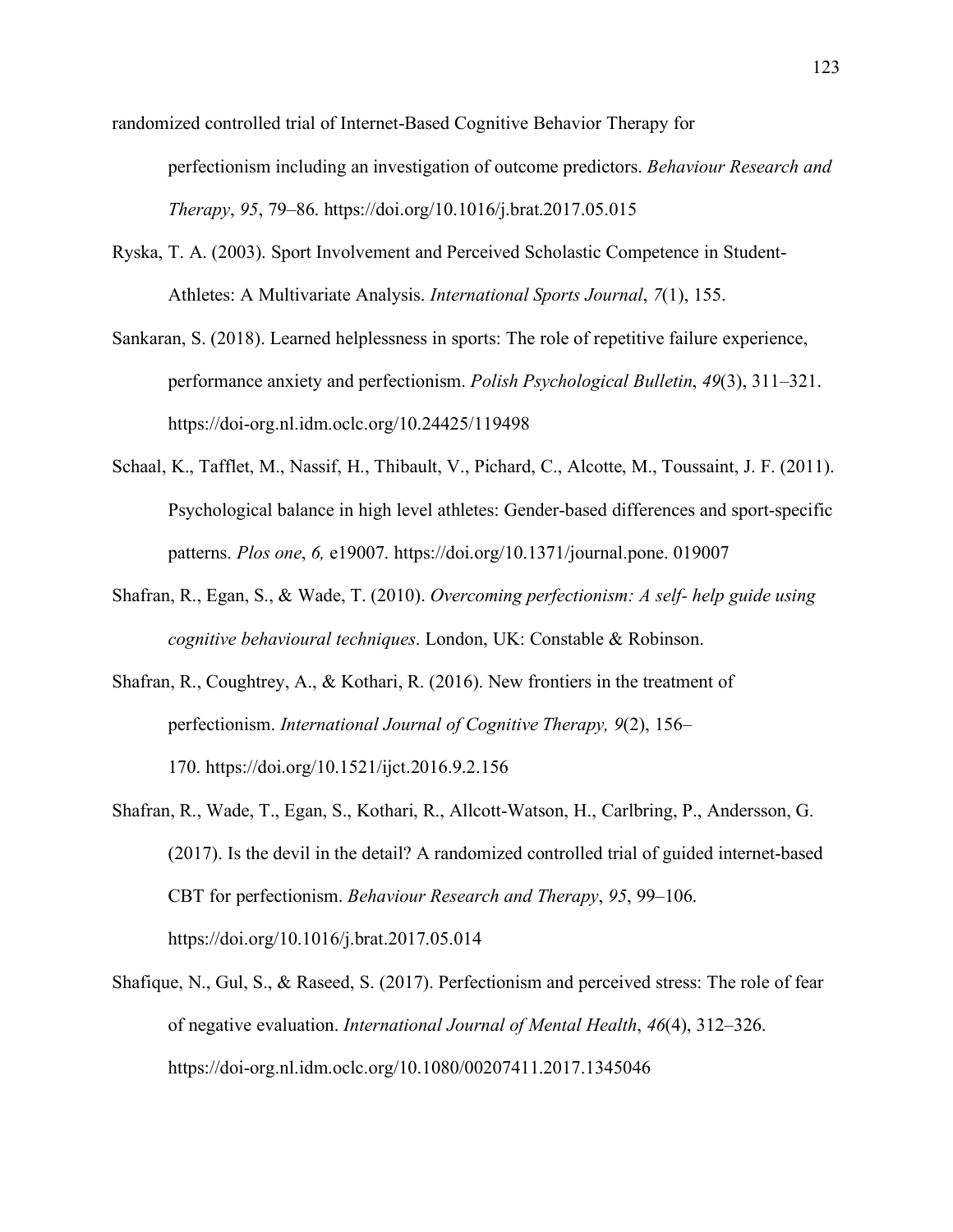randomized controlled trial of Internet-Based Cognitive Behavior Therapy for perfectionism including an investigation of outcome predictors. *Behaviour Research and Therapy*, *95*, 79–86. https://doi.org/10.1016/j.brat.2017.05.015

Ryska, T. A. (2003). Sport Involvement and Perceived Scholastic Competence in Student-Athletes: A Multivariate Analysis. *International Sports Journal*, *7*(1), 155.

Sankaran, S. (2018). Learned helplessness in sports: The role of repetitive failure experience, performance anxiety and perfectionism. *Polish Psychological Bulletin*, *49*(3), 311–321. https://doi-org.nl.idm.oclc.org/10.24425/119498

Schaal, K., Tafflet, M., Nassif, H., Thibault, V., Pichard, C., Alcotte, M., Toussaint, J. F. (2011). Psychological balance in high level athletes: Gender-based differences and sport-specific patterns. *Plos one*, *6,* e19007. https://doi.org/10.1371/journal.pone. 019007

Shafran, R., Egan, S., & Wade, T. (2010). *Overcoming perfectionism: A self- help guide using cognitive behavioural techniques*. London, UK: Constable & Robinson.

Shafran, R., Coughtrey, A., & Kothari, R. (2016). New frontiers in the treatment of perfectionism. *International Journal of Cognitive Therapy, 9*(2), 156–170. https://doi.org/10.1521/ijct.2016.9.2.156

Shafran, R., Wade, T., Egan, S., Kothari, R., Allcott-Watson, H., Carlbring, P., Andersson, G. (2017). Is the devil in the detail? A randomized controlled trial of guided internet-based CBT for perfectionism. *Behaviour Research and Therapy*, *95*, 99–106. https://doi.org/10.1016/j.brat.2017.05.014

Shafique, N., Gul, S., & Raseed, S. (2017). Perfectionism and perceived stress: The role of fear of negative evaluation. *International Journal of Mental Health*, *46*(4), 312–326. https://doi-org.nl.idm.oclc.org/10.1080/00207411.2017.1345046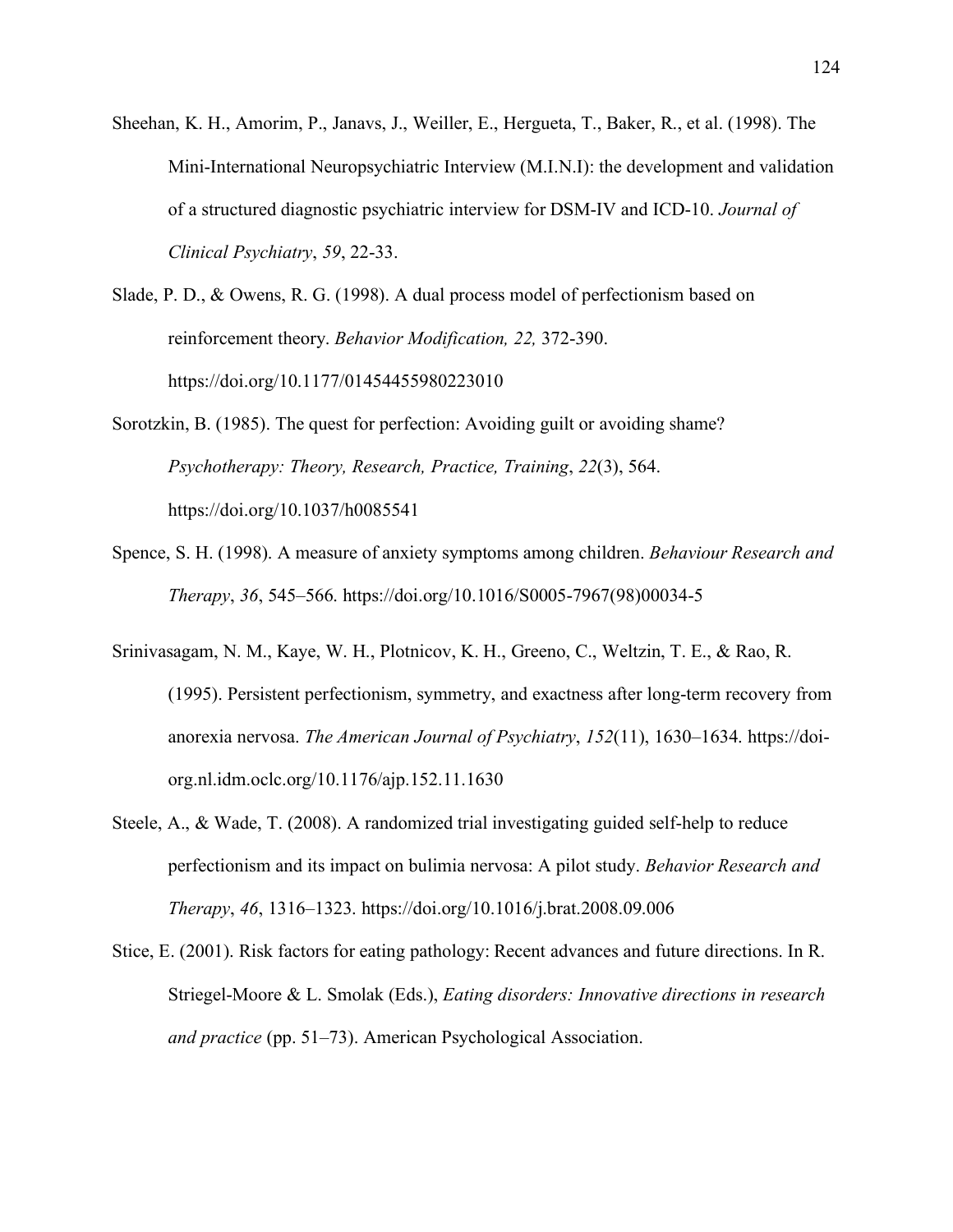Sheehan, K. H., Amorim, P., Janavs, J., Weiller, E., Hergueta, T., Baker, R., et al. (1998). The Mini-International Neuropsychiatric Interview (M.I.N.I): the development and validation of a structured diagnostic psychiatric interview for DSM-IV and ICD-10. *Journal of Clinical Psychiatry*, *59*, 22-33.

Slade, P. D., & Owens, R. G. (1998). A dual process model of perfectionism based on reinforcement theory. *Behavior Modification, 22,* 372-390. https://doi.org/10.1177/01454455980223010

Sorotzkin, B. (1985). The quest for perfection: Avoiding guilt or avoiding shame? *Psychotherapy: Theory, Research, Practice, Training*, *22*(3), 564. https://doi.org/10.1037/h0085541

Spence, S. H. (1998). A measure of anxiety symptoms among children. *Behaviour Research and Therapy*, *36*, 545–566. https://doi.org/10.1016/S0005-7967(98)00034-5

Srinivasagam, N. M., Kaye, W. H., Plotnicov, K. H., Greeno, C., Weltzin, T. E., & Rao, R. (1995). Persistent perfectionism, symmetry, and exactness after long-term recovery from anorexia nervosa. *The American Journal of Psychiatry*, *152*(11), 1630–1634. https://doi-org.nl.idm.oclc.org/10.1176/ajp.152.11.1630

Steele, A., & Wade, T. (2008). A randomized trial investigating guided self-help to reduce perfectionism and its impact on bulimia nervosa: A pilot study. *Behavior Research and Therapy*, *46*, 1316–1323. https://doi.org/10.1016/j.brat.2008.09.006

Stice, E. (2001). Risk factors for eating pathology: Recent advances and future directions. In R. Striegel-Moore & L. Smolak (Eds.), *Eating disorders: Innovative directions in research and practice* (pp. 51–73). American Psychological Association.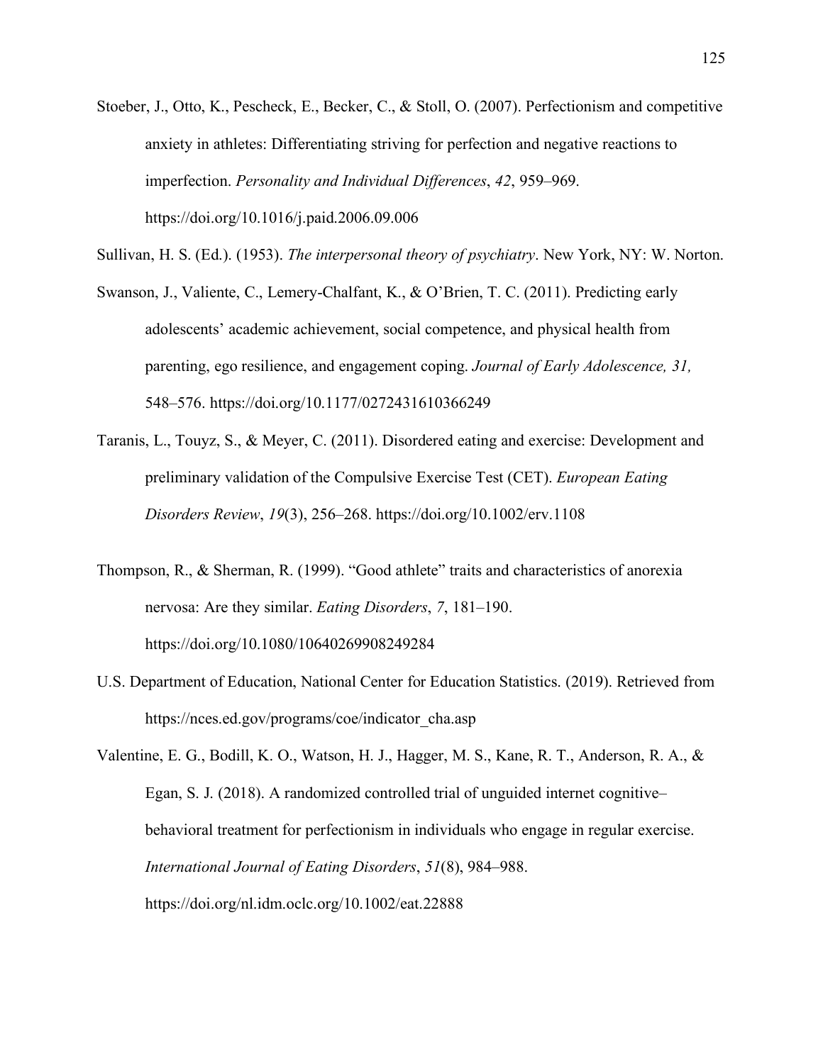Stoeber, J., Otto, K., Pescheck, E., Becker, C., & Stoll, O. (2007). Perfectionism and competitive anxiety in athletes: Differentiating striving for perfection and negative reactions to imperfection. *Personality and Individual Differences*, *42*, 959–969. https://doi.org/10.1016/j.paid.2006.09.006

Sullivan, H. S. (Ed.). (1953). *The interpersonal theory of psychiatry*. New York, NY: W. Norton.

Swanson, J., Valiente, C., Lemery-Chalfant, K., & O'Brien, T. C. (2011). Predicting early adolescents' academic achievement, social competence, and physical health from parenting, ego resilience, and engagement coping. *Journal of Early Adolescence, 31,* 548–576. https://doi.org/10.1177/0272431610366249

Taranis, L., Touyz, S., & Meyer, C. (2011). Disordered eating and exercise: Development and preliminary validation of the Compulsive Exercise Test (CET). *European Eating Disorders Review*, *19*(3), 256–268. https://doi.org/10.1002/erv.1108

Thompson, R., & Sherman, R. (1999). "Good athlete" traits and characteristics of anorexia nervosa: Are they similar. *Eating Disorders*, *7*, 181–190. https://doi.org/10.1080/10640269908249284

U.S. Department of Education, National Center for Education Statistics. (2019). Retrieved from https://nces.ed.gov/programs/coe/indicator_cha.asp

Valentine, E. G., Bodill, K. O., Watson, H. J., Hagger, M. S., Kane, R. T., Anderson, R. A., & Egan, S. J. (2018). A randomized controlled trial of unguided internet cognitive–behavioral treatment for perfectionism in individuals who engage in regular exercise. *International Journal of Eating Disorders*, *51*(8), 984–988. https://doi.org/nl.idm.oclc.org/10.1002/eat.22888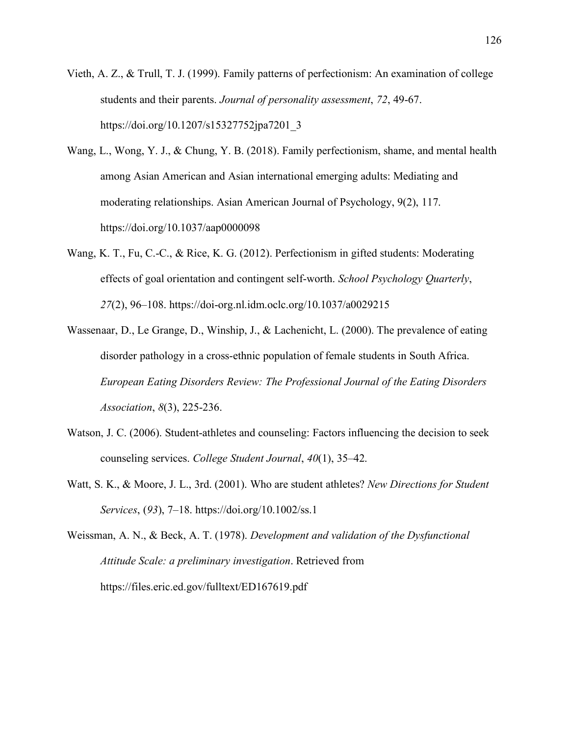Vieth, A. Z., & Trull, T. J. (1999). Family patterns of perfectionism: An examination of college students and their parents. *Journal of personality assessment*, *72*, 49-67. https://doi.org/10.1207/s15327752jpa7201_3

Wang, L., Wong, Y. J., & Chung, Y. B. (2018). Family perfectionism, shame, and mental health among Asian American and Asian international emerging adults: Mediating and moderating relationships. Asian American Journal of Psychology, 9(2), 117. https://doi.org/10.1037/aap0000098

Wang, K. T., Fu, C.-C., & Rice, K. G. (2012). Perfectionism in gifted students: Moderating effects of goal orientation and contingent self-worth. *School Psychology Quarterly*, *27*(2), 96–108. https://doi-org.nl.idm.oclc.org/10.1037/a0029215

Wassenaar, D., Le Grange, D., Winship, J., & Lachenicht, L. (2000). The prevalence of eating disorder pathology in a cross-ethnic population of female students in South Africa. *European Eating Disorders Review: The Professional Journal of the Eating Disorders Association*, *8*(3), 225-236.

Watson, J. C. (2006). Student-athletes and counseling: Factors influencing the decision to seek counseling services. *College Student Journal*, *40*(1), 35–42.

Watt, S. K., & Moore, J. L., 3rd. (2001). Who are student athletes? *New Directions for Student Services*, (*93*), 7–18. https://doi.org/10.1002/ss.1

Weissman, A. N., & Beck, A. T. (1978). *Development and validation of the Dysfunctional Attitude Scale: a preliminary investigation*. Retrieved from https://files.eric.ed.gov/fulltext/ED167619.pdf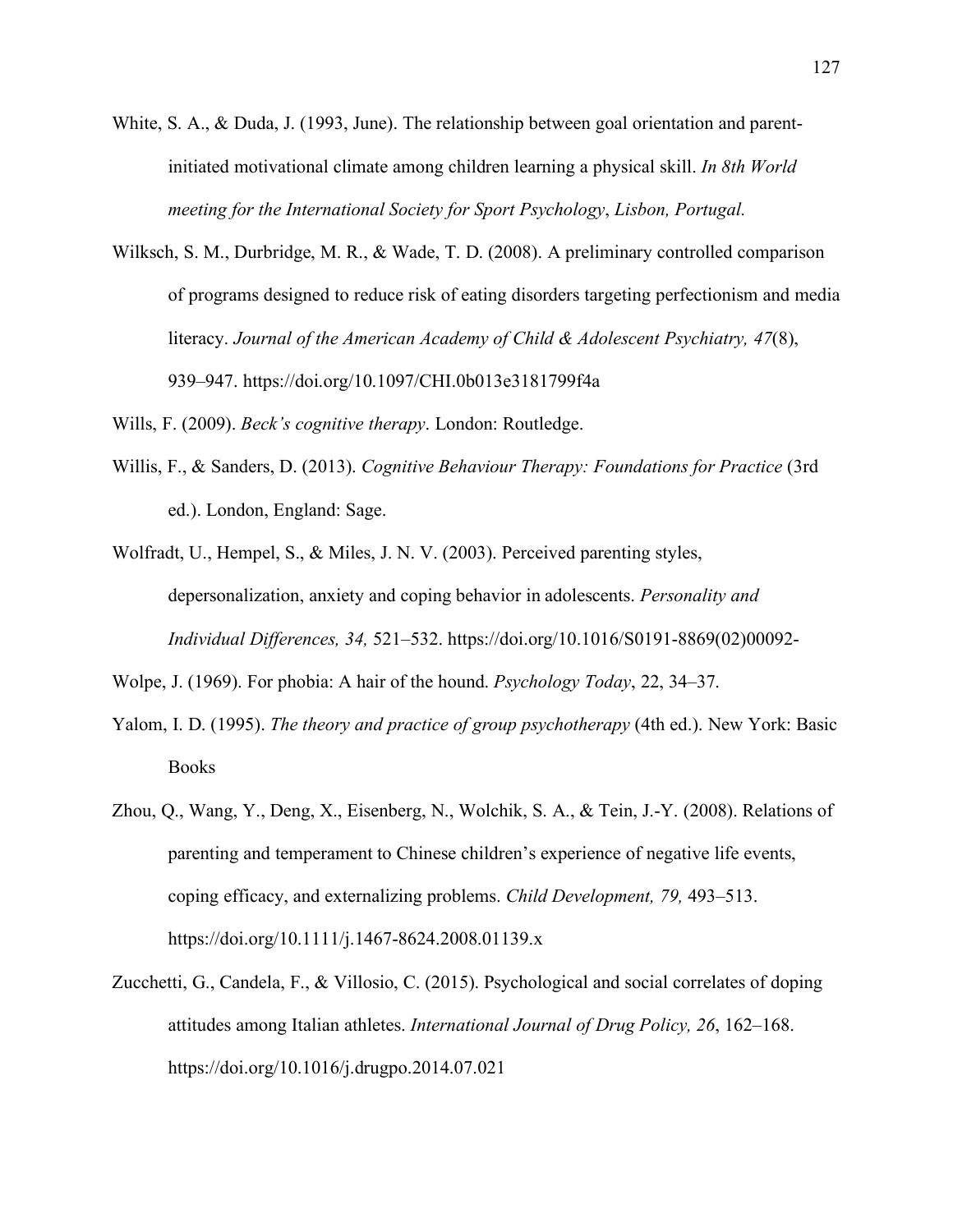White, S. A., & Duda, J. (1993, June). The relationship between goal orientation and parent-initiated motivational climate among children learning a physical skill. *In 8th World meeting for the International Society for Sport Psychology*, *Lisbon, Portugal.*

Wilksch, S. M., Durbridge, M. R., & Wade, T. D. (2008). A preliminary controlled comparison of programs designed to reduce risk of eating disorders targeting perfectionism and media literacy. *Journal of the American Academy of Child & Adolescent Psychiatry, 47*(8), 939–947. https://doi.org/10.1097/CHI.0b013e3181799f4a

Wills, F. (2009). *Beck's cognitive therapy*. London: Routledge.

Willis, F., & Sanders, D. (2013). *Cognitive Behaviour Therapy: Foundations for Practice* (3rd ed.). London, England: Sage.

Wolfradt, U., Hempel, S., & Miles, J. N. V. (2003). Perceived parenting styles, depersonalization, anxiety and coping behavior in adolescents. *Personality and Individual Differences, 34,* 521–532. https://doi.org/10.1016/S0191-8869(02)00092-

Wolpe, J. (1969). For phobia: A hair of the hound. *Psychology Today*, 22, 34–37.

Yalom, I. D. (1995). *The theory and practice of group psychotherapy* (4th ed.). New York: Basic Books

Zhou, Q., Wang, Y., Deng, X., Eisenberg, N., Wolchik, S. A., & Tein, J.-Y. (2008). Relations of parenting and temperament to Chinese children's experience of negative life events, coping efficacy, and externalizing problems. *Child Development, 79,* 493–513. https://doi.org/10.1111/j.1467-8624.2008.01139.x

Zucchetti, G., Candela, F., & Villosio, C. (2015). Psychological and social correlates of doping attitudes among Italian athletes. *International Journal of Drug Policy, 26*, 162–168. https://doi.org/10.1016/j.drugpo.2014.07.021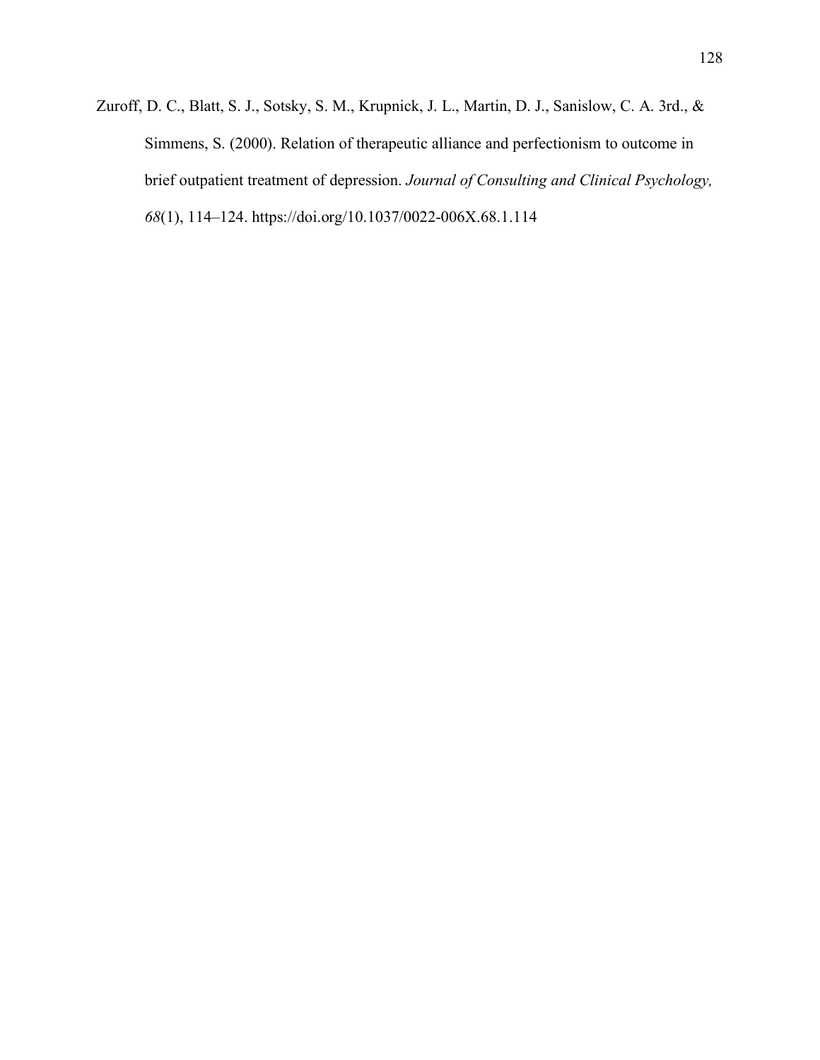Zuroff, D. C., Blatt, S. J., Sotsky, S. M., Krupnick, J. L., Martin, D. J., Sanislow, C. A. 3rd., & Simmens, S. (2000). Relation of therapeutic alliance and perfectionism to outcome in brief outpatient treatment of depression. *Journal of Consulting and Clinical Psychology, 68*(1), 114–124. https://doi.org/10.1037/0022-006X.68.1.114